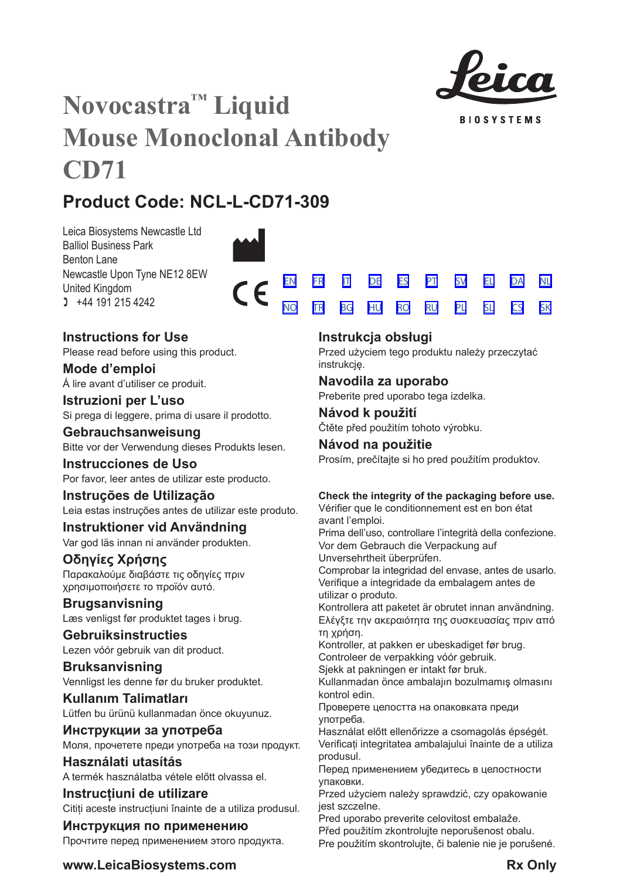# Novocastra™ Liquid Mouse Monoclonal Antibody CD71

Leica BIOSYSTEMS

## Product Code: NCL-L-CD71-309

Leica Biosystems Newcastle Ltd
Balliol Business Park
Benton Lane
Newcastle Upon Tyne NE12 8EW
United Kingdom
☎ +44 191 215 4242

CE

EN FR IT DE ES PT SV EL DA NL
NO TR BG HU RO RU PL SL CS SK

### Instructions for Use
Please read before using this product.

### Mode d'emploi
Á lire avant d'utiliser ce produit.

### Istruzioni per L'uso
Si prega di leggere, prima di usare il prodotto.

### Gebrauchsanweisung
Bitte vor der Verwendung dieses Produkts lesen.

### Instrucciones de Uso
Por favor, leer antes de utilizar este producto.

### Instruções de Utilização
Leia estas instruções antes de utilizar este produto.

### Instruktioner vid Användning
Var god läs innan ni använder produkten.

### Οδηγίες Χρήσης
Παρακαλούμε διαβάστε τις οδηγίες πριν χρησιμοποιήσετε το προϊόν αυτό.

### Brugsanvisning
Læs venligst før produktet tages i brug.

### Gebruiksinstructies
Lezen vóór gebruik van dit product.

### Bruksanvisning
Vennligst les denne før du bruker produktet.

### Kullanım Talimatları
Lütfen bu ürünü kullanmadan önce okuyunuz.

### Инструкции за употреба
Моля, прочетете преди употреба на този продукт.

### Használati utasítás
A termék használatba vétele előtt olvassa el.

### Instrucțiuni de utilizare
Citiți aceste instrucțiuni înainte de a utiliza produsul.

### Инструкция по применению
Прочтите перед применением этого продукта.

### Instrukcja obsługi
Przed użyciem tego produktu należy przeczytać instrukcję.

### Navodila za uporabo
Preberite pred uporabo tega izdelka.

### Návod k použití
Čtěte před použitím tohoto výrobku.

### Návod na použitie
Prosím, prečítajte si ho pred použitím produktov.

**Check the integrity of the packaging before use.**
Vérifier que le conditionnement est en bon état avant l'emploi.
Prima dell'uso, controllare l'integrità della confezione.
Vor dem Gebrauch die Verpackung auf Unversehrtheit überprüfen.
Comprobar la integridad del envase, antes de usarlo.
Verifique a integridade da embalagem antes de utilizar o produto.
Kontrollera att paketet är obrutet innan användning.
Ελέγξτε την ακεραιότητα της συσκευασίας πριν από τη χρήση.
Kontroller, at pakken er ubeskadiget før brug.
Controleer de verpakking vóór gebruik.
Sjekk at pakningen er intakt før bruk.
Kullanmadan önce ambalajın bozulmamış olmasını kontrol edin.
Проверете целостта на опаковката преди употреба.
Használat előtt ellenőrizze a csomagolás épségét.
Verificați integritatea ambalajului înainte de a utiliza produsul.
Перед применением убедитесь в целостности упаковки.
Przed użyciem należy sprawdzić, czy opakowanie jest szczelne.
Pred uporabo preverite celovitost embalaže.
Před použitím zkontrolujte neporušenost obalu.
Pre použitím skontrolujte, či balenie nie je porušené.

**www.LeicaBiosystems.com** **Rx Only**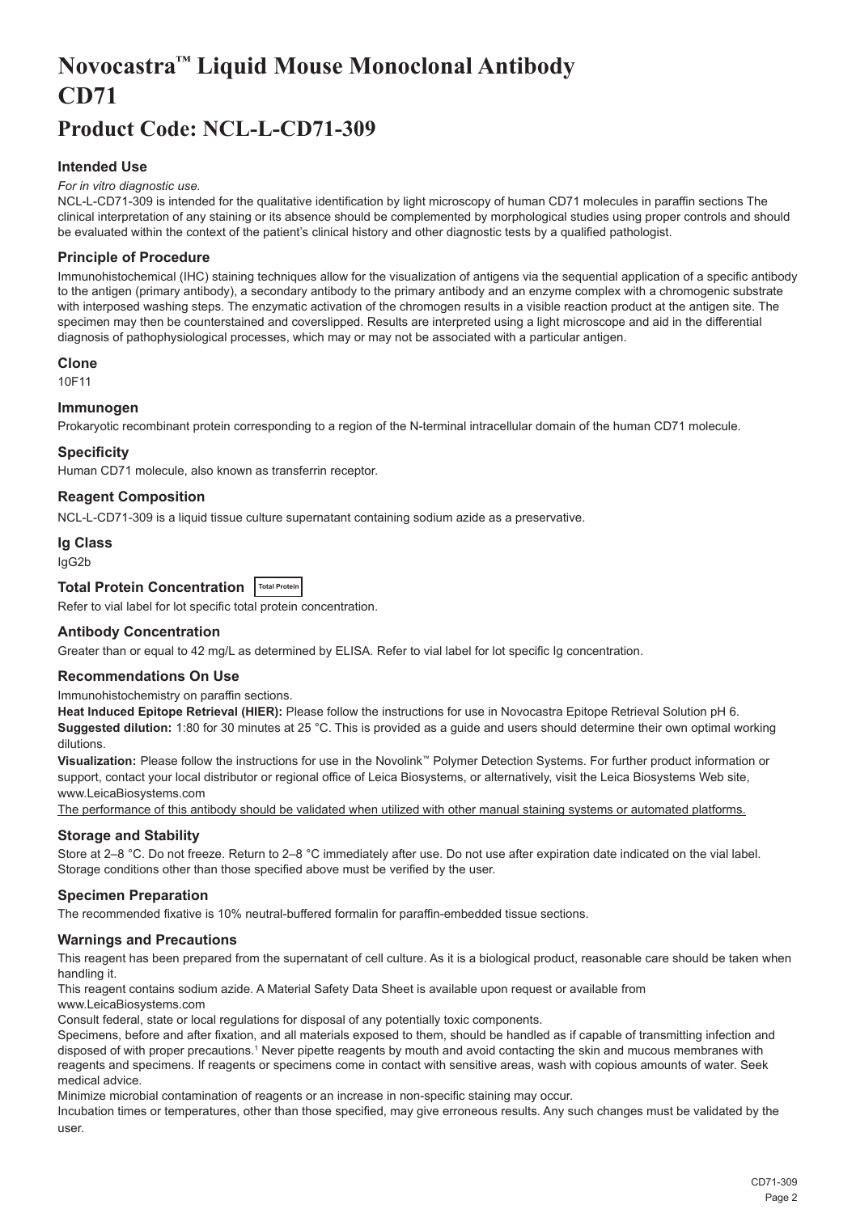# Novocastra™ Liquid Mouse Monoclonal Antibody CD71

# Product Code: NCL-L-CD71-309

### Intended Use

*For in vitro diagnostic use.*

NCL-L-CD71-309 is intended for the qualitative identification by light microscopy of human CD71 molecules in paraffin sections The clinical interpretation of any staining or its absence should be complemented by morphological studies using proper controls and should be evaluated within the context of the patient's clinical history and other diagnostic tests by a qualified pathologist.

### Principle of Procedure

Immunohistochemical (IHC) staining techniques allow for the visualization of antigens via the sequential application of a specific antibody to the antigen (primary antibody), a secondary antibody to the primary antibody and an enzyme complex with a chromogenic substrate with interposed washing steps. The enzymatic activation of the chromogen results in a visible reaction product at the antigen site. The specimen may then be counterstained and coverslipped. Results are interpreted using a light microscope and aid in the differential diagnosis of pathophysiological processes, which may or may not be associated with a particular antigen.

### Clone

10F11

### Immunogen

Prokaryotic recombinant protein corresponding to a region of the N-terminal intracellular domain of the human CD71 molecule.

### Specificity

Human CD71 molecule, also known as transferrin receptor.

### Reagent Composition

NCL-L-CD71-309 is a liquid tissue culture supernatant containing sodium azide as a preservative.

### Ig Class

IgG2b

### Total Protein Concentration Total Protein

Refer to vial label for lot specific total protein concentration.

### Antibody Concentration

Greater than or equal to 42 mg/L as determined by ELISA. Refer to vial label for lot specific Ig concentration.

### Recommendations On Use

Immunohistochemistry on paraffin sections.

**Heat Induced Epitope Retrieval (HIER):** Please follow the instructions for use in Novocastra Epitope Retrieval Solution pH 6.

**Suggested dilution:** 1:80 for 30 minutes at 25 °C. This is provided as a guide and users should determine their own optimal working dilutions.

**Visualization:** Please follow the instructions for use in the Novolink™ Polymer Detection Systems. For further product information or support, contact your local distributor or regional office of Leica Biosystems, or alternatively, visit the Leica Biosystems Web site, www.LeicaBiosystems.com

The performance of this antibody should be validated when utilized with other manual staining systems or automated platforms.

### Storage and Stability

Store at 2–8 °C. Do not freeze. Return to 2–8 °C immediately after use. Do not use after expiration date indicated on the vial label. Storage conditions other than those specified above must be verified by the user.

### Specimen Preparation

The recommended fixative is 10% neutral-buffered formalin for paraffin-embedded tissue sections.

### Warnings and Precautions

This reagent has been prepared from the supernatant of cell culture. As it is a biological product, reasonable care should be taken when handling it.

This reagent contains sodium azide. A Material Safety Data Sheet is available upon request or available from www.LeicaBiosystems.com

Consult federal, state or local regulations for disposal of any potentially toxic components.

Specimens, before and after fixation, and all materials exposed to them, should be handled as if capable of transmitting infection and disposed of with proper precautions.[1] Never pipette reagents by mouth and avoid contacting the skin and mucous membranes with reagents and specimens. If reagents or specimens come in contact with sensitive areas, wash with copious amounts of water. Seek medical advice.

Minimize microbial contamination of reagents or an increase in non-specific staining may occur.

Incubation times or temperatures, other than those specified, may give erroneous results. Any such changes must be validated by the user.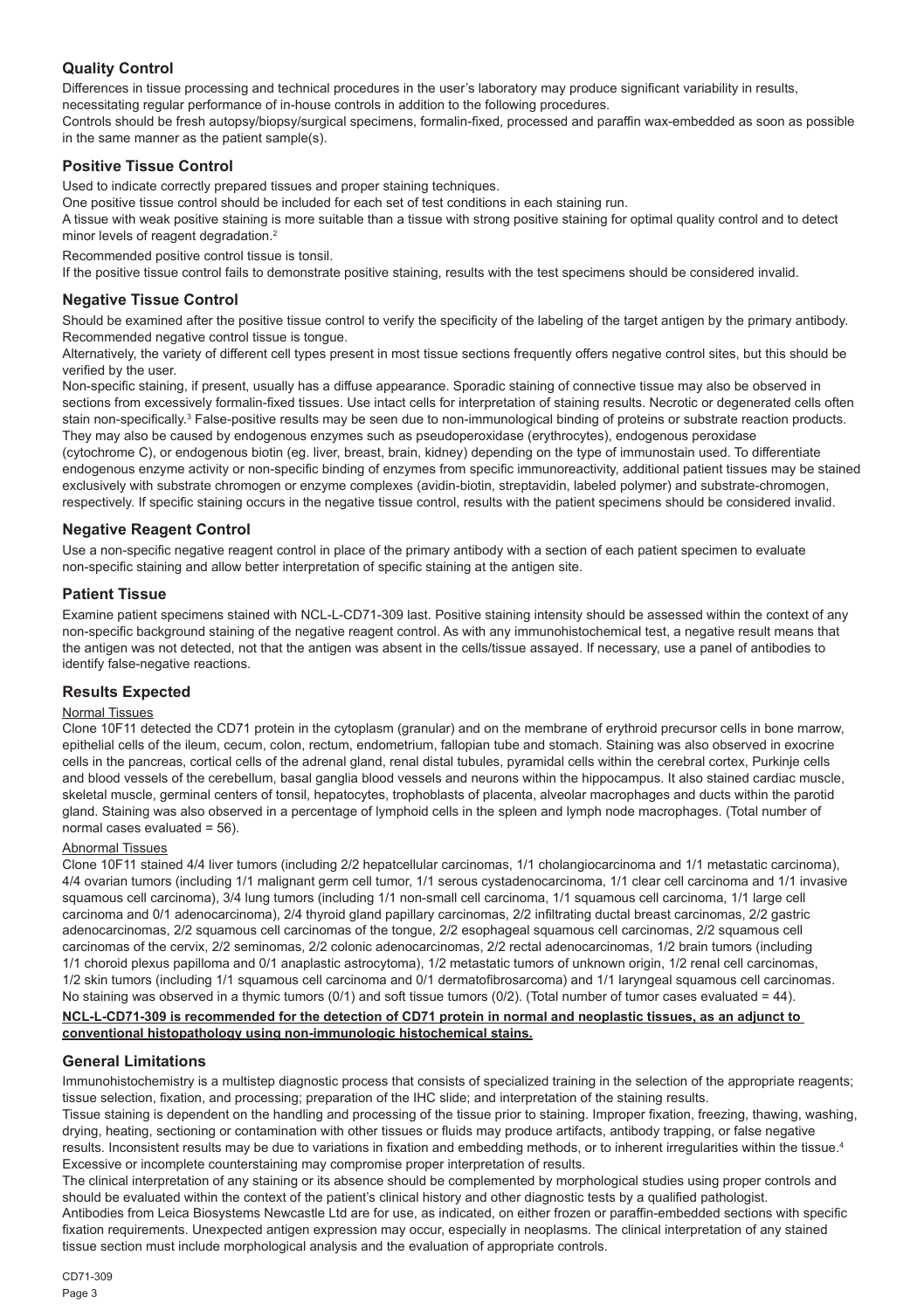## Quality Control

Differences in tissue processing and technical procedures in the user's laboratory may produce significant variability in results, necessitating regular performance of in-house controls in addition to the following procedures.

Controls should be fresh autopsy/biopsy/surgical specimens, formalin-fixed, processed and paraffin wax-embedded as soon as possible in the same manner as the patient sample(s).

## Positive Tissue Control

Used to indicate correctly prepared tissues and proper staining techniques.

One positive tissue control should be included for each set of test conditions in each staining run.

A tissue with weak positive staining is more suitable than a tissue with strong positive staining for optimal quality control and to detect minor levels of reagent degradation.[2]

Recommended positive control tissue is tonsil.

If the positive tissue control fails to demonstrate positive staining, results with the test specimens should be considered invalid.

## Negative Tissue Control

Should be examined after the positive tissue control to verify the specificity of the labeling of the target antigen by the primary antibody.

Recommended negative control tissue is tongue.

Alternatively, the variety of different cell types present in most tissue sections frequently offers negative control sites, but this should be verified by the user.

Non-specific staining, if present, usually has a diffuse appearance. Sporadic staining of connective tissue may also be observed in sections from excessively formalin-fixed tissues. Use intact cells for interpretation of staining results. Necrotic or degenerated cells often stain non-specifically.[3] False-positive results may be seen due to non-immunological binding of proteins or substrate reaction products. They may also be caused by endogenous enzymes such as pseudoperoxidase (erythrocytes), endogenous peroxidase (cytochrome C), or endogenous biotin (eg. liver, breast, brain, kidney) depending on the type of immunostain used. To differentiate endogenous enzyme activity or non-specific binding of enzymes from specific immunoreactivity, additional patient tissues may be stained exclusively with substrate chromogen or enzyme complexes (avidin-biotin, streptavidin, labeled polymer) and substrate-chromogen, respectively. If specific staining occurs in the negative tissue control, results with the patient specimens should be considered invalid.

## Negative Reagent Control

Use a non-specific negative reagent control in place of the primary antibody with a section of each patient specimen to evaluate non-specific staining and allow better interpretation of specific staining at the antigen site.

## Patient Tissue

Examine patient specimens stained with NCL-L-CD71-309 last. Positive staining intensity should be assessed within the context of any non-specific background staining of the negative reagent control. As with any immunohistochemical test, a negative result means that the antigen was not detected, not that the antigen was absent in the cells/tissue assayed. If necessary, use a panel of antibodies to identify false-negative reactions.

## Results Expected

### Normal Tissues

Clone 10F11 detected the CD71 protein in the cytoplasm (granular) and on the membrane of erythroid precursor cells in bone marrow, epithelial cells of the ileum, cecum, colon, rectum, endometrium, fallopian tube and stomach. Staining was also observed in exocrine cells in the pancreas, cortical cells of the adrenal gland, renal distal tubules, pyramidal cells within the cerebral cortex, Purkinje cells and blood vessels of the cerebellum, basal ganglia blood vessels and neurons within the hippocampus. It also stained cardiac muscle, skeletal muscle, germinal centers of tonsil, hepatocytes, trophoblasts of placenta, alveolar macrophages and ducts within the parotid gland. Staining was also observed in a percentage of lymphoid cells in the spleen and lymph node macrophages. (Total number of normal cases evaluated = 56).

### Abnormal Tissues

Clone 10F11 stained 4/4 liver tumors (including 2/2 hepatocellular carcinomas, 1/1 cholangiocarcinoma and 1/1 metastatic carcinoma), 4/4 ovarian tumors (including 1/1 malignant germ cell tumor, 1/1 serous cystadenocarcinoma, 1/1 clear cell carcinoma and 1/1 invasive squamous cell carcinoma), 3/4 lung tumors (including 1/1 non-small cell carcinoma, 1/1 squamous cell carcinoma, 1/1 large cell carcinoma and 0/1 adenocarcinoma), 2/4 thyroid gland papillary carcinomas, 2/2 infiltrating ductal breast carcinomas, 2/2 gastric adenocarcinomas, 2/2 squamous cell carcinomas of the tongue, 2/2 esophageal squamous cell carcinomas, 2/2 squamous cell carcinomas of the cervix, 2/2 seminomas, 2/2 colonic adenocarcinomas, 2/2 rectal adenocarcinomas, 1/2 brain tumors (including 1/1 choroid plexus papilloma and 0/1 anaplastic astrocytoma), 1/2 metastatic tumors of unknown origin, 1/2 renal cell carcinomas, 1/2 skin tumors (including 1/1 squamous cell carcinoma and 0/1 dermatofibrosarcoma) and 1/1 laryngeal squamous cell carcinomas. No staining was observed in a thymic tumors (0/1) and soft tissue tumors (0/2). (Total number of tumor cases evaluated = 44).

**NCL-L-CD71-309 is recommended for the detection of CD71 protein in normal and neoplastic tissues, as an adjunct to conventional histopathology using non-immunologic histochemical stains.**

## General Limitations

Immunohistochemistry is a multistep diagnostic process that consists of specialized training in the selection of the appropriate reagents; tissue selection, fixation, and processing; preparation of the IHC slide; and interpretation of the staining results.

Tissue staining is dependent on the handling and processing of the tissue prior to staining. Improper fixation, freezing, thawing, washing, drying, heating, sectioning or contamination with other tissues or fluids may produce artifacts, antibody trapping, or false negative results. Inconsistent results may be due to variations in fixation and embedding methods, or to inherent irregularities within the tissue.[4]

Excessive or incomplete counterstaining may compromise proper interpretation of results.

The clinical interpretation of any staining or its absence should be complemented by morphological studies using proper controls and should be evaluated within the context of the patient's clinical history and other diagnostic tests by a qualified pathologist.

Antibodies from Leica Biosystems Newcastle Ltd are for use, as indicated, on either frozen or paraffin-embedded sections with specific fixation requirements. Unexpected antigen expression may occur, especially in neoplasms. The clinical interpretation of any stained tissue section must include morphological analysis and the evaluation of appropriate controls.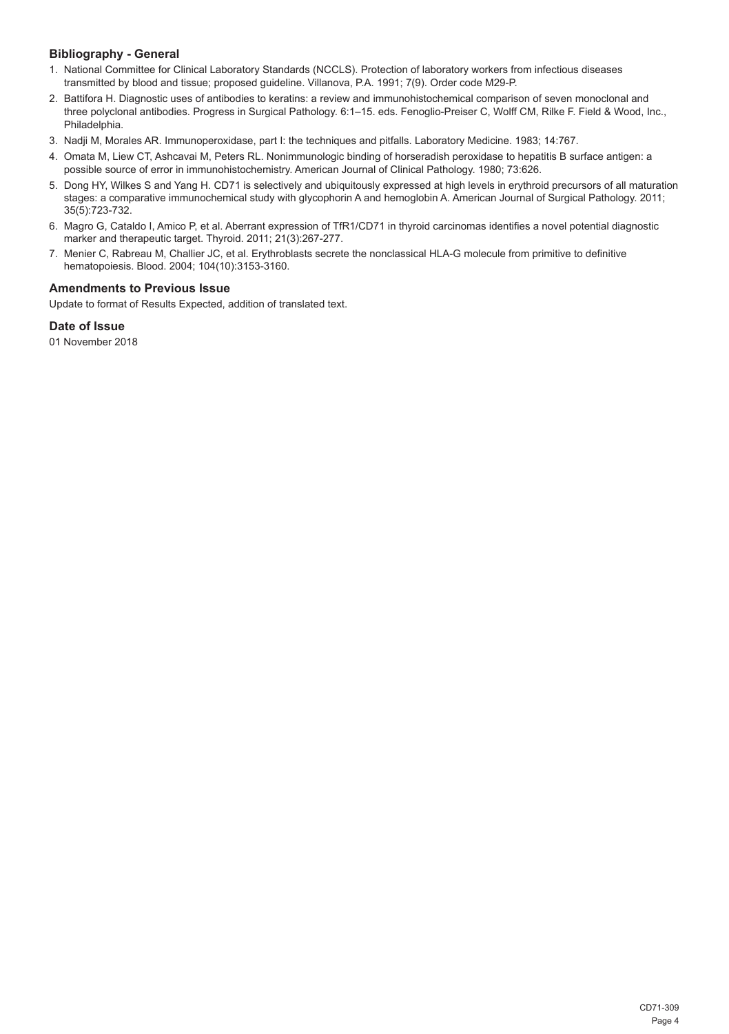### Bibliography - General

1. National Committee for Clinical Laboratory Standards (NCCLS). Protection of laboratory workers from infectious diseases transmitted by blood and tissue; proposed guideline. Villanova, P.A. 1991; 7(9). Order code M29-P.
2. Battifora H. Diagnostic uses of antibodies to keratins: a review and immunohistochemical comparison of seven monoclonal and three polyclonal antibodies. Progress in Surgical Pathology. 6:1–15. eds. Fenoglio-Preiser C, Wolff CM, Rilke F. Field & Wood, Inc., Philadelphia.
3. Nadji M, Morales AR. Immunoperoxidase, part I: the techniques and pitfalls. Laboratory Medicine. 1983; 14:767.
4. Omata M, Liew CT, Ashcavai M, Peters RL. Nonimmunologic binding of horseradish peroxidase to hepatitis B surface antigen: a possible source of error in immunohistochemistry. American Journal of Clinical Pathology. 1980; 73:626.
5. Dong HY, Wilkes S and Yang H. CD71 is selectively and ubiquitously expressed at high levels in erythroid precursors of all maturation stages: a comparative immunochemical study with glycophorin A and hemoglobin A. American Journal of Surgical Pathology. 2011; 35(5):723-732.
6. Magro G, Cataldo I, Amico P, et al. Aberrant expression of TfR1/CD71 in thyroid carcinomas identifies a novel potential diagnostic marker and therapeutic target. Thyroid. 2011; 21(3):267-277.
7. Menier C, Rabreau M, Challier JC, et al. Erythroblasts secrete the nonclassical HLA-G molecule from primitive to definitive hematopoiesis. Blood. 2004; 104(10):3153-3160.

### Amendments to Previous Issue

Update to format of Results Expected, addition of translated text.

### Date of Issue

01 November 2018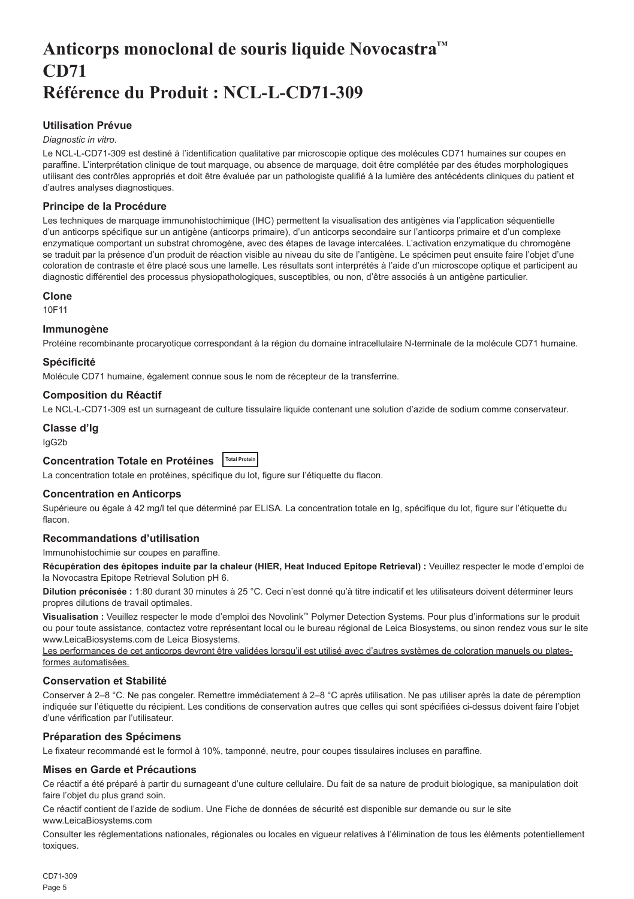# Anticorps monoclonal de souris liquide Novocastra™ CD71 Référence du Produit : NCL-L-CD71-309

### Utilisation Prévue

*Diagnostic in vitro*.

Le NCL-L-CD71-309 est destiné à l'identification qualitative par microscopie optique des molécules CD71 humaines sur coupes en paraffine. L'interprétation clinique de tout marquage, ou absence de marquage, doit être complétée par des études morphologiques utilisant des contrôles appropriés et doit être évaluée par un pathologiste qualifié à la lumière des antécédents cliniques du patient et d'autres analyses diagnostiques.

### Principe de la Procédure

Les techniques de marquage immunohistochimique (IHC) permettent la visualisation des antigènes via l'application séquentielle d'un anticorps spécifique sur un antigène (anticorps primaire), d'un anticorps secondaire sur l'anticorps primaire et d'un complexe enzymatique comportant un substrat chromogène, avec des étapes de lavage intercalées. L'activation enzymatique du chromogène se traduit par la présence d'un produit de réaction visible au niveau du site de l'antigène. Le spécimen peut ensuite faire l'objet d'une coloration de contraste et être placé sous une lamelle. Les résultats sont interprétés à l'aide d'un microscope optique et participent au diagnostic différentiel des processus physiopathologiques, susceptibles, ou non, d'être associés à un antigène particulier.

### Clone

10F11

### Immunogène

Protéine recombinante procaryotique correspondant à la région du domaine intracellulaire N-terminale de la molécule CD71 humaine.

### Spécificité

Molécule CD71 humaine, également connue sous le nom de récepteur de la transferrine.

### Composition du Réactif

Le NCL-L-CD71-309 est un surnageant de culture tissulaire liquide contenant une solution d'azide de sodium comme conservateur.

### Classe d'Ig

IgG2b

### Concentration Totale en Protéines Total Protein

La concentration totale en protéines, spécifique du lot, figure sur l'étiquette du flacon.

### Concentration en Anticorps

Supérieure ou égale à 42 mg/l tel que déterminé par ELISA. La concentration totale en Ig, spécifique du lot, figure sur l'étiquette du flacon.

### Recommandations d'utilisation

Immunohistochimie sur coupes en paraffine.

**Récupération des épitopes induite par la chaleur (HIER, Heat Induced Epitope Retrieval) :** Veuillez respecter le mode d'emploi de la Novocastra Epitope Retrieval Solution pH 6.

**Dilution préconisée :** 1:80 durant 30 minutes à 25 °C. Ceci n'est donné qu'à titre indicatif et les utilisateurs doivent déterminer leurs propres dilutions de travail optimales.

**Visualisation :** Veuillez respecter le mode d'emploi des Novolink™ Polymer Detection Systems. Pour plus d'informations sur le produit ou pour toute assistance, contactez votre représentant local ou le bureau régional de Leica Biosystems, ou sinon rendez vous sur le site www.LeicaBiosystems.com de Leica Biosystems.

Les performances de cet anticorps devront être validées lorsqu'il est utilisé avec d'autres systèmes de coloration manuels ou plates-formes automatisées.

### Conservation et Stabilité

Conserver à 2–8 °C. Ne pas congeler. Remettre immédiatement à 2–8 °C après utilisation. Ne pas utiliser après la date de péremption indiquée sur l'étiquette du récipient. Les conditions de conservation autres que celles qui sont spécifiées ci-dessus doivent faire l'objet d'une vérification par l'utilisateur.

### Préparation des Spécimens

Le fixateur recommandé est le formol à 10%, tamponné, neutre, pour coupes tissulaires incluses en paraffine.

### Mises en Garde et Précautions

Ce réactif a été préparé à partir du surnageant d'une culture cellulaire. Du fait de sa nature de produit biologique, sa manipulation doit faire l'objet du plus grand soin.

Ce réactif contient de l'azide de sodium. Une Fiche de données de sécurité est disponible sur demande ou sur le site www.LeicaBiosystems.com

Consulter les réglementations nationales, régionales ou locales en vigueur relatives à l'élimination de tous les éléments potentiellement toxiques.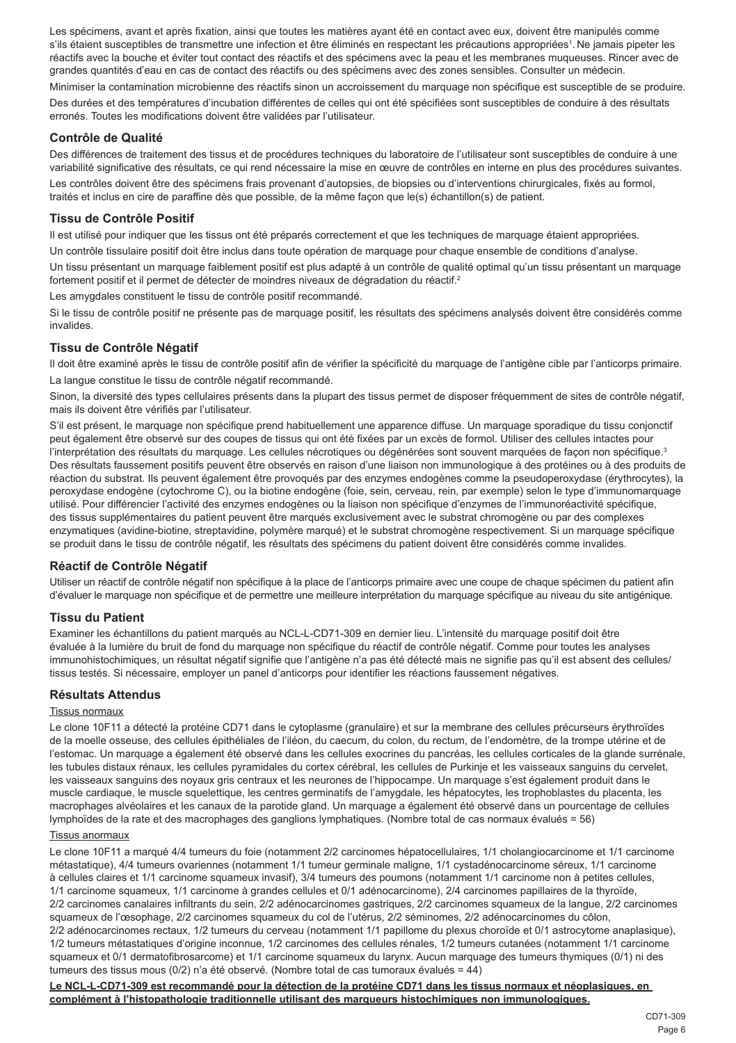Les spécimens, avant et après fixation, ainsi que toutes les matières ayant été en contact avec eux, doivent être manipulés comme s'ils étaient susceptibles de transmettre une infection et être éliminés en respectant les précautions appropriées[1]. Ne jamais pipeter les réactifs avec la bouche et éviter tout contact des réactifs et des spécimens avec la peau et les membranes muqueuses. Rincer avec de grandes quantités d'eau en cas de contact des réactifs ou des spécimens avec des zones sensibles. Consulter un médecin.

Minimiser la contamination microbienne des réactifs sinon un accroissement du marquage non spécifique est susceptible de se produire.

Des durées et des températures d'incubation différentes de celles qui ont été spécifiées sont susceptibles de conduire à des résultats erronés. Toutes les modifications doivent être validées par l'utilisateur.

### Contrôle de Qualité

Des différences de traitement des tissus et de procédures techniques du laboratoire de l'utilisateur sont susceptibles de conduire à une variabilité significative des résultats, ce qui rend nécessaire la mise en œuvre de contrôles en interne en plus des procédures suivantes.

Les contrôles doivent être des spécimens frais provenant d'autopsies, de biopsies ou d'interventions chirurgicales, fixés au formol, traités et inclus en cire de paraffine dès que possible, de la même façon que le(s) échantillon(s) de patient.

### Tissu de Contrôle Positif

Il est utilisé pour indiquer que les tissus ont été préparés correctement et que les techniques de marquage étaient appropriées.

Un contrôle tissulaire positif doit être inclus dans toute opération de marquage pour chaque ensemble de conditions d'analyse.

Un tissu présentant un marquage faiblement positif est plus adapté à un contrôle de qualité optimal qu'un tissu présentant un marquage fortement positif et il permet de détecter de moindres niveaux de dégradation du réactif.[2]

Les amygdales constituent le tissu de contrôle positif recommandé.

Si le tissu de contrôle positif ne présente pas de marquage positif, les résultats des spécimens analysés doivent être considérés comme invalides.

### Tissu de Contrôle Négatif

Il doit être examiné après le tissu de contrôle positif afin de vérifier la spécificité du marquage de l'antigène cible par l'anticorps primaire.

La langue constitue le tissu de contrôle négatif recommandé.

Sinon, la diversité des types cellulaires présents dans la plupart des tissus permet de disposer fréquemment de sites de contrôle négatif, mais ils doivent être vérifiés par l'utilisateur.

S'il est présent, le marquage non spécifique prend habituellement une apparence diffuse. Un marquage sporadique du tissu conjonctif peut également être observé sur des coupes de tissus qui ont été fixées par un excès de formol. Utiliser des cellules intactes pour l'interprétation des résultats du marquage. Les cellules nécrotiques ou dégénérées sont souvent marquées de façon non spécifique.[3] Des résultats faussement positifs peuvent être observés en raison d'une liaison non immunologique à des protéines ou à des produits de réaction du substrat. Ils peuvent également être provoqués par des enzymes endogènes comme la pseudoperoxydase (érythrocytes), la peroxydase endogène (cytochrome C), ou la biotine endogène (foie, sein, cerveau, rein, par exemple) selon le type d'immunomarquage utilisé. Pour différencier l'activité des enzymes endogènes ou la liaison non spécifique d'enzymes de l'immunoréactivité spécifique, des tissus supplémentaires du patient peuvent être marqués exclusivement avec le substrat chromogène ou par des complexes enzymatiques (avidine-biotine, streptavidine, polymère marqué) et le substrat chromogène respectivement. Si un marquage spécifique se produit dans le tissu de contrôle négatif, les résultats des spécimens du patient doivent être considérés comme invalides.

### Réactif de Contrôle Négatif

Utiliser un réactif de contrôle négatif non spécifique à la place de l'anticorps primaire avec une coupe de chaque spécimen du patient afin d'évaluer le marquage non spécifique et de permettre une meilleure interprétation du marquage spécifique au niveau du site antigénique.

### Tissu du Patient

Examiner les échantillons du patient marqués au NCL-L-CD71-309 en dernier lieu. L'intensité du marquage positif doit être évaluée à la lumière du bruit de fond du marquage non spécifique du réactif de contrôle négatif. Comme pour toutes les analyses immunohistochimiques, un résultat négatif signifie que l'antigène n'a pas été détecté mais ne signifie pas qu'il est absent des cellules/tissus testés. Si nécessaire, employer un panel d'anticorps pour identifier les réactions faussement négatives.

### Résultats Attendus

Tissus normaux

Le clone 10F11 a détecté la protéine CD71 dans le cytoplasme (granulaire) et sur la membrane des cellules précurseurs érythroïdes de la moelle osseuse, des cellules épithéliales de l'iléon, du caecum, du colon, du rectum, de l'endomètre, de la trompe utérine et de l'estomac. Un marquage a également été observé dans les cellules exocrines du pancréas, les cellules corticales de la glande surrénale, les tubules distaux rénaux, les cellules pyramidales du cortex cérébral, les cellules de Purkinje et les vaisseaux sanguins du cervelet, les vaisseaux sanguins des noyaux gris centraux et les neurones de l'hippocampe. Un marquage s'est également produit dans le muscle cardiaque, le muscle squelettique, les centres germinatifs de l'amygdale, les hépatocytes, les trophoblastes du placenta, les macrophages alvéolaires et les canaux de la parotide gland. Un marquage a également été observé dans un pourcentage de cellules lymphoïdes de la rate et des macrophages des ganglions lymphatiques. (Nombre total de cas normaux évalués = 56)

Tissus anormaux

Le clone 10F11 a marqué 4/4 tumeurs du foie (notamment 2/2 carcinomes hépatocellulaires, 1/1 cholangiocarcinome et 1/1 carcinome métastatique), 4/4 tumeurs ovariennes (notamment 1/1 tumeur germinale maligne, 1/1 cystadénocarcinome séreux, 1/1 carcinome à cellules claires et 1/1 carcinome squameux invasif), 3/4 tumeurs des poumons (notamment 1/1 carcinome non à petites cellules, 1/1 carcinome squameux, 1/1 carcinome à grandes cellules et 0/1 adénocarcinome), 2/4 carcinomes papillaires de la thyroïde, 2/2 carcinomes canalaires infiltrants du sein, 2/2 adénocarcinomes gastriques, 2/2 carcinomes squameux de la langue, 2/2 carcinomes squameux de l'œsophage, 2/2 carcinomes squameux du col de l'utérus, 2/2 séminomes, 2/2 adénocarcinomes du côlon, 2/2 adénocarcinomes rectaux, 1/2 tumeurs du cerveau (notamment 1/1 papillome du plexus choroïde et 0/1 astrocytome anaplasique), 1/2 tumeurs métastatiques d'origine inconnue, 1/2 carcinomes des cellules rénales, 1/2 tumeurs cutanées (notamment 1/1 carcinome squameux et 0/1 dermatofibrosarcome) et 1/1 carcinome squameux du larynx. Aucun marquage des tumeurs thymiques (0/1) ni des tumeurs des tissus mous (0/2) n'a été observé. (Nombre total de cas tumoraux évalués = 44)

**Le NCL-L-CD71-309 est recommandé pour la détection de la protéine CD71 dans les tissus normaux et néoplasiques, en complément à l'histopathologie traditionnelle utilisant des marqueurs histochimiques non immunologiques.**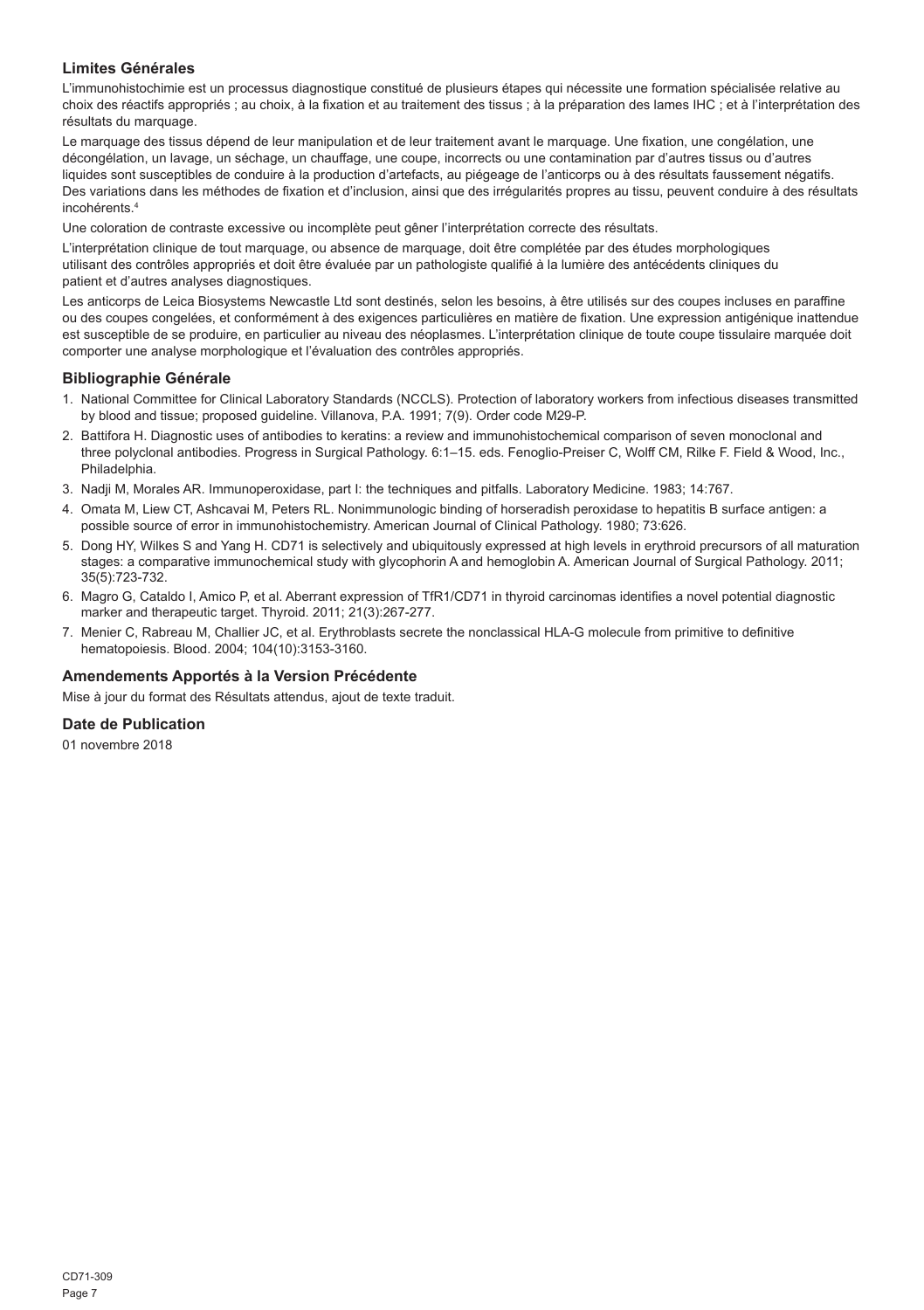## Limites Générales

L'immunohistochimie est un processus diagnostique constitué de plusieurs étapes qui nécessite une formation spécialisée relative au choix des réactifs appropriés ; au choix, à la fixation et au traitement des tissus ; à la préparation des lames IHC ; et à l'interprétation des résultats du marquage.

Le marquage des tissus dépend de leur manipulation et de leur traitement avant le marquage. Une fixation, une congélation, une décongélation, un lavage, un séchage, un chauffage, une coupe, incorrects ou une contamination par d'autres tissus ou d'autres liquides sont susceptibles de conduire à la production d'artefacts, au piégeage de l'anticorps ou à des résultats faussement négatifs. Des variations dans les méthodes de fixation et d'inclusion, ainsi que des irrégularités propres au tissu, peuvent conduire à des résultats incohérents.[4]

Une coloration de contraste excessive ou incomplète peut gêner l'interprétation correcte des résultats.

L'interprétation clinique de tout marquage, ou absence de marquage, doit être complétée par des études morphologiques utilisant des contrôles appropriés et doit être évaluée par un pathologiste qualifié à la lumière des antécédents cliniques du patient et d'autres analyses diagnostiques.

Les anticorps de Leica Biosystems Newcastle Ltd sont destinés, selon les besoins, à être utilisés sur des coupes incluses en paraffine ou des coupes congelées, et conformément à des exigences particulières en matière de fixation. Une expression antigénique inattendue est susceptible de se produire, en particulier au niveau des néoplasmes. L'interprétation clinique de toute coupe tissulaire marquée doit comporter une analyse morphologique et l'évaluation des contrôles appropriés.

## Bibliographie Générale

1. National Committee for Clinical Laboratory Standards (NCCLS). Protection of laboratory workers from infectious diseases transmitted by blood and tissue; proposed guideline. Villanova, P.A. 1991; 7(9). Order code M29-P.
2. Battifora H. Diagnostic uses of antibodies to keratins: a review and immunohistochemical comparison of seven monoclonal and three polyclonal antibodies. Progress in Surgical Pathology. 6:1–15. eds. Fenoglio-Preiser C, Wolff CM, Rilke F. Field & Wood, Inc., Philadelphia.
3. Nadji M, Morales AR. Immunoperoxidase, part I: the techniques and pitfalls. Laboratory Medicine. 1983; 14:767.
4. Omata M, Liew CT, Ashcavai M, Peters RL. Nonimmunologic binding of horseradish peroxidase to hepatitis B surface antigen: a possible source of error in immunohistochemistry. American Journal of Clinical Pathology. 1980; 73:626.
5. Dong HY, Wilkes S and Yang H. CD71 is selectively and ubiquitously expressed at high levels in erythroid precursors of all maturation stages: a comparative immunochemical study with glycophorin A and hemoglobin A. American Journal of Surgical Pathology. 2011; 35(5):723-732.
6. Magro G, Cataldo I, Amico P, et al. Aberrant expression of TfR1/CD71 in thyroid carcinomas identifies a novel potential diagnostic marker and therapeutic target. Thyroid. 2011; 21(3):267-277.
7. Menier C, Rabreau M, Challier JC, et al. Erythroblasts secrete the nonclassical HLA-G molecule from primitive to definitive hematopoiesis. Blood. 2004; 104(10):3153-3160.

## Amendements Apportés à la Version Précédente

Mise à jour du format des Résultats attendus, ajout de texte traduit.

## Date de Publication

01 novembre 2018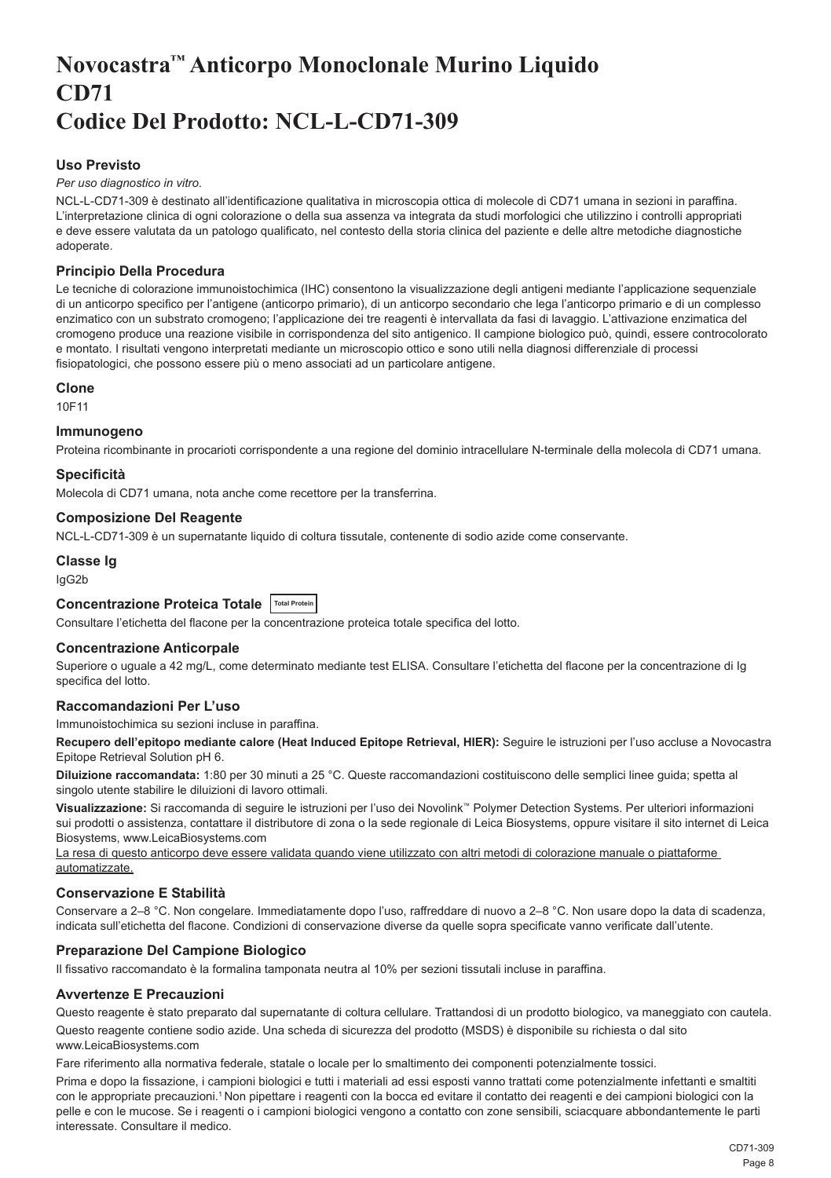# Novocastra™ Anticorpo Monoclonale Murino Liquido CD71 Codice Del Prodotto: NCL-L-CD71-309

## Uso Previsto

*Per uso diagnostico in vitro.*

NCL-L-CD71-309 è destinato all'identificazione qualitativa in microscopia ottica di molecole di CD71 umana in sezioni in paraffina. L'interpretazione clinica di ogni colorazione o della sua assenza va integrata da studi morfologici che utilizzino i controlli appropriati e deve essere valutata da un patologo qualificato, nel contesto della storia clinica del paziente e delle altre metodiche diagnostiche adoperate.

## Principio Della Procedura

Le tecniche di colorazione immunoistochimica (IHC) consentono la visualizzazione degli antigeni mediante l'applicazione sequenziale di un anticorpo specifico per l'antigene (anticorpo primario), di un anticorpo secondario che lega l'anticorpo primario e di un complesso enzimatico con un substrato cromogeno; l'applicazione dei tre reagenti è intervallata da fasi di lavaggio. L'attivazione enzimatica del cromogeno produce una reazione visibile in corrispondenza del sito antigenico. Il campione biologico può, quindi, essere controcolorato e montato. I risultati vengono interpretati mediante un microscopio ottico e sono utili nella diagnosi differenziale di processi fisiopatologici, che possono essere più o meno associati ad un particolare antigene.

## Clone

10F11

## Immunogeno

Proteina ricombinante in procarioti corrispondente a una regione del dominio intracellulare N-terminale della molecola di CD71 umana.

## Specificità

Molecola di CD71 umana, nota anche come recettore per la transferrina.

## Composizione Del Reagente

NCL-L-CD71-309 è un supernatante liquido di coltura tissutale, contenente di sodio azide come conservante.

## Classe Ig

IgG2b

## Concentrazione Proteica Totale Total Protein

Consultare l'etichetta del flacone per la concentrazione proteica totale specifica del lotto.

## Concentrazione Anticorpale

Superiore o uguale a 42 mg/L, come determinato mediante test ELISA. Consultare l'etichetta del flacone per la concentrazione di Ig specifica del lotto.

## Raccomandazioni Per L'uso

Immunoistochimica su sezioni incluse in paraffina.

**Recupero dell'epitopo mediante calore (Heat Induced Epitope Retrieval, HIER):** Seguire le istruzioni per l'uso accluse a Novocastra Epitope Retrieval Solution pH 6.

**Diluizione raccomandata:** 1:80 per 30 minuti a 25 °C. Queste raccomandazioni costituiscono delle semplici linee guida; spetta al singolo utente stabilire le diluizioni di lavoro ottimali.

**Visualizzazione:** Si raccomanda di seguire le istruzioni per l'uso dei Novolink™ Polymer Detection Systems. Per ulteriori informazioni sui prodotti o assistenza, contattare il distributore di zona o la sede regionale di Leica Biosystems, oppure visitare il sito internet di Leica Biosystems, www.LeicaBiosystems.com

La resa di questo anticorpo deve essere validata quando viene utilizzato con altri metodi di colorazione manuale o piattaforme automatizzate.

## Conservazione E Stabilità

Conservare a 2–8 °C. Non congelare. Immediatamente dopo l'uso, raffreddare di nuovo a 2–8 °C. Non usare dopo la data di scadenza, indicata sull'etichetta del flacone. Condizioni di conservazione diverse da quelle sopra specificate vanno verificate dall'utente.

## Preparazione Del Campione Biologico

Il fissativo raccomandato è la formalina tamponata neutra al 10% per sezioni tissutali incluse in paraffina.

## Avvertenze E Precauzioni

Questo reagente è stato preparato dal supernatante di coltura cellulare. Trattandosi di un prodotto biologico, va maneggiato con cautela.

Questo reagente contiene sodio azide. Una scheda di sicurezza del prodotto (MSDS) è disponibile su richiesta o dal sito www.LeicaBiosystems.com

Fare riferimento alla normativa federale, statale o locale per lo smaltimento dei componenti potenzialmente tossici.

Prima e dopo la fissazione, i campioni biologici e tutti i materiali ad essi esposti vanno trattati come potenzialmente infettanti e smaltiti con le appropriate precauzioni.[1] Non pipettare i reagenti con la bocca ed evitare il contatto dei reagenti e dei campioni biologici con la pelle e con le mucose. Se i reagenti o i campioni biologici vengono a contatto con zone sensibili, sciacquare abbondantemente le parti interessate. Consultare il medico.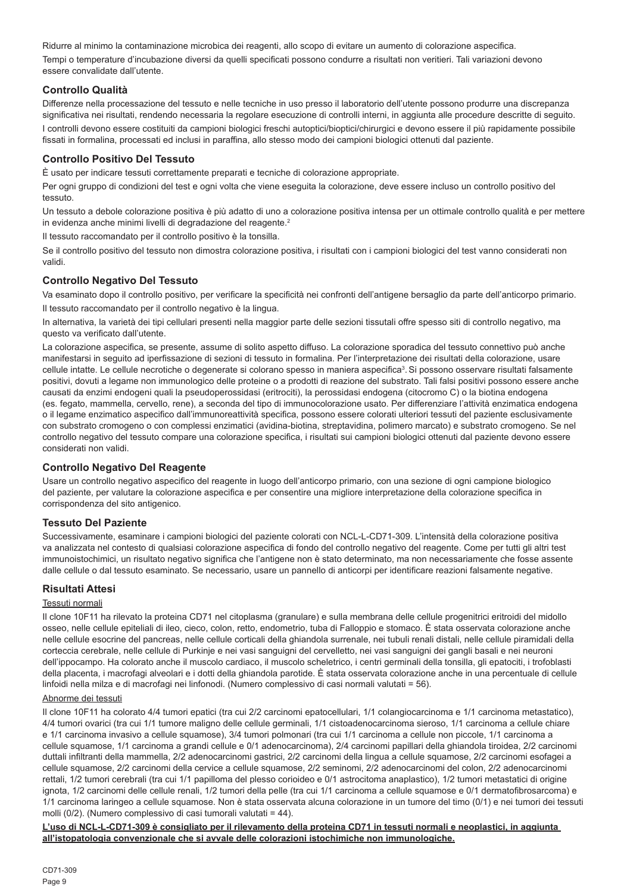Ridurre al minimo la contaminazione microbica dei reagenti, allo scopo di evitare un aumento di colorazione aspecifica.

Tempi o temperature d'incubazione diversi da quelli specificati possono condurre a risultati non veritieri. Tali variazioni devono essere convalidate dall'utente.

### Controllo Qualità

Differenze nella processazione del tessuto e nelle tecniche in uso presso il laboratorio dell'utente possono produrre una discrepanza significativa nei risultati, rendendo necessaria la regolare esecuzione di controlli interni, in aggiunta alle procedure descritte di seguito.

I controlli devono essere costituiti da campioni biologici freschi autoptici/bioptici/chirurgici e devono essere il più rapidamente possibile fissati in formalina, processati ed inclusi in paraffina, allo stesso modo dei campioni biologici ottenuti dal paziente.

### Controllo Positivo Del Tessuto

È usato per indicare tessuti correttamente preparati e tecniche di colorazione appropriate.

Per ogni gruppo di condizioni del test e ogni volta che viene eseguita la colorazione, deve essere incluso un controllo positivo del tessuto.

Un tessuto a debole colorazione positiva è più adatto di uno a colorazione positiva intensa per un ottimale controllo qualità e per mettere in evidenza anche minimi livelli di degradazione del reagente.[2]

Il tessuto raccomandato per il controllo positivo è la tonsilla.

Se il controllo positivo del tessuto non dimostra colorazione positiva, i risultati con i campioni biologici del test vanno considerati non validi.

### Controllo Negativo Del Tessuto

Va esaminato dopo il controllo positivo, per verificare la specificità nei confronti dell'antigene bersaglio da parte dell'anticorpo primario.

Il tessuto raccomandato per il controllo negativo è la lingua.

In alternativa, la varietà dei tipi cellulari presenti nella maggior parte delle sezioni tissutali offre spesso siti di controllo negativo, ma questo va verificato dall'utente.

La colorazione aspecifica, se presente, assume di solito aspetto diffuso. La colorazione sporadica del tessuto connettivo può anche manifestarsi in seguito ad iperfissazione di sezioni di tessuto in formalina. Per l'interpretazione dei risultati della colorazione, usare cellule intatte. Le cellule necrotiche o degenerate si colorano spesso in maniera aspecifica[3]. Si possono osservare risultati falsamente positivi, dovuti a legame non immunologico delle proteine o a prodotti di reazione del substrato. Tali falsi positivi possono essere anche causati da enzimi endogeni quali la pseudoperossidasi (eritrociti), la perossidasi endogena (citocromo C) o la biotina endogena (es. fegato, mammella, cervello, rene), a seconda del tipo di immunocolorazione usato. Per differenziare l'attività enzimatica endogena o il legame enzimatico aspecifico dall'immunoreattività specifica, possono essere colorati ulteriori tessuti del paziente esclusivamente con substrato cromogeno o con complessi enzimatici (avidina-biotina, streptavidina, polimero marcato) e substrato cromogeno. Se nel controllo negativo del tessuto compare una colorazione specifica, i risultati sui campioni biologici ottenuti dal paziente devono essere considerati non validi.

### Controllo Negativo Del Reagente

Usare un controllo negativo aspecifico del reagente in luogo dell'anticorpo primario, con una sezione di ogni campione biologico del paziente, per valutare la colorazione aspecifica e per consentire una migliore interpretazione della colorazione specifica in corrispondenza del sito antigenico.

### Tessuto Del Paziente

Successivamente, esaminare i campioni biologici del paziente colorati con NCL-L-CD71-309. L'intensità della colorazione positiva va analizzata nel contesto di qualsiasi colorazione aspecifica di fondo del controllo negativo del reagente. Come per tutti gli altri test immunoistochimici, un risultato negativo significa che l'antigene non è stato determinato, ma non necessariamente che fosse assente dalle cellule o dal tessuto esaminato. Se necessario, usare un pannello di anticorpi per identificare reazioni falsamente negative.

### Risultati Attesi

Tessuti normali

Il clone 10F11 ha rilevato la proteina CD71 nel citoplasma (granulare) e sulla membrana delle cellule progenitrici eritroidi del midollo osseo, nelle cellule epiteliali di ileo, cieco, colon, retto, endometrio, tuba di Falloppio e stomaco. È stata osservata colorazione anche nelle cellule esocrine del pancreas, nelle cellule corticali della ghiandola surrenale, nei tubuli renali distali, nelle cellule piramidali della corteccia cerebrale, nelle cellule di Purkinje e nei vasi sanguigni del cervelletto, nei vasi sanguigni dei gangli basali e nei neuroni dell'ippocampo. Ha colorato anche il muscolo cardiaco, il muscolo scheletrico, i centri germinali della tonsilla, gli epatociti, i trofoblasti della placenta, i macrofagi alveolari e i dotti della ghiandola parotide. È stata osservata colorazione anche in una percentuale di cellule linfoidi nella milza e di macrofagi nei linfonodi. (Numero complessivo di casi normali valutati = 56).

Abnorme dei tessuti

Il clone 10F11 ha colorato 4/4 tumori epatici (tra cui 2/2 carcinomi epatocellulari, 1/1 colangiocarcinoma e 1/1 carcinoma metastatico), 4/4 tumori ovarici (tra cui 1/1 tumore maligno delle cellule germinali, 1/1 cistoadenocarcinoma sieroso, 1/1 carcinoma a cellule chiare e 1/1 carcinoma invasivo a cellule squamose), 3/4 tumori polmonari (tra cui 1/1 carcinoma a cellule non piccole, 1/1 carcinoma a cellule squamose, 1/1 carcinoma a grandi cellule e 0/1 adenocarcinoma), 2/4 carcinomi papillari della ghiandola tiroidea, 2/2 carcinomi duttali infiltranti della mammella, 2/2 adenocarcinomi gastrici, 2/2 carcinomi della lingua a cellule squamose, 2/2 carcinomi esofagei a cellule squamose, 2/2 carcinomi della cervice a cellule squamose, 2/2 seminomi, 2/2 adenocarcinomi del colon, 2/2 adenocarcinomi rettali, 1/2 tumori cerebrali (tra cui 1/1 papilloma del plesso corioideo e 0/1 astrocitoma anaplastico), 1/2 tumori metastatici di origine ignota, 1/2 carcinomi delle cellule renali, 1/2 tumori della pelle (tra cui 1/1 carcinoma a cellule squamose e 0/1 dermatofibrosarcoma) e 1/1 carcinoma laringeo a cellule squamose. Non è stata osservata alcuna colorazione in un tumore del timo (0/1) e nei tumori dei tessuti molli (0/2). (Numero complessivo di casi tumorali valutati = 44).

**L'uso di NCL-L-CD71-309 è consigliato per il rilevamento della proteina CD71 in tessuti normali e neoplastici, in aggiunta all'istopatologia convenzionale che si avvale delle colorazioni istochimiche non immunologiche.**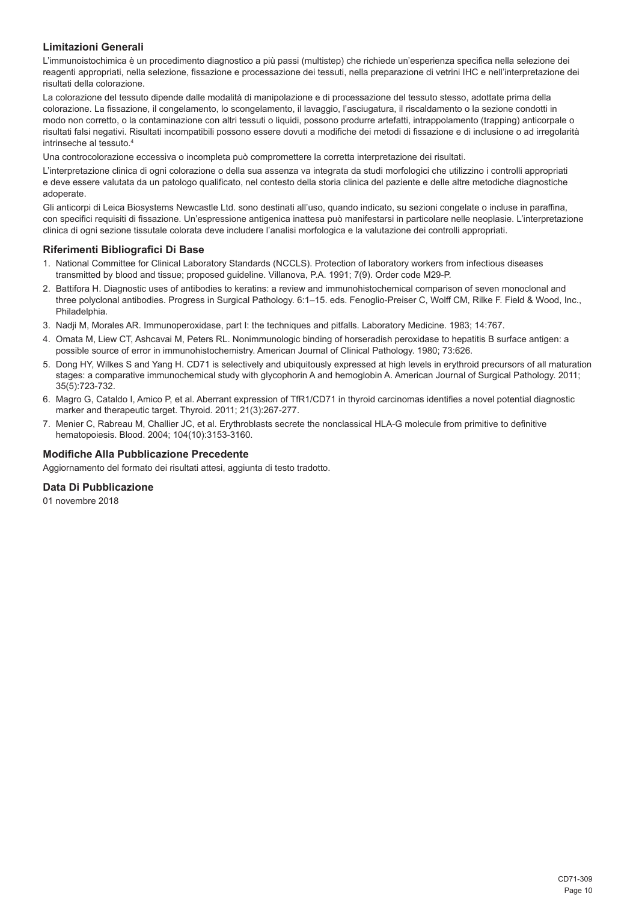## Limitazioni Generali

L'immunoistochimica è un procedimento diagnostico a più passi (multistep) che richiede un'esperienza specifica nella selezione dei reagenti appropriati, nella selezione, fissazione e processazione dei tessuti, nella preparazione di vetrini IHC e nell'interpretazione dei risultati della colorazione.

La colorazione del tessuto dipende dalle modalità di manipolazione e di processazione del tessuto stesso, adottate prima della colorazione. La fissazione, il congelamento, lo scongelamento, il lavaggio, l'asciugatura, il riscaldamento o la sezione condotti in modo non corretto, o la contaminazione con altri tessuti o liquidi, possono produrre artefatti, intrappolamento (trapping) anticorpale o risultati falsi negativi. Risultati incompatibili possono essere dovuti a modifiche dei metodi di fissazione e di inclusione o ad irregolarità intrinseche al tessuto.[4]

Una controcolorazione eccessiva o incompleta può compromettere la corretta interpretazione dei risultati.

L'interpretazione clinica di ogni colorazione o della sua assenza va integrata da studi morfologici che utilizzino i controlli appropriati e deve essere valutata da un patologo qualificato, nel contesto della storia clinica del paziente e delle altre metodiche diagnostiche adoperate.

Gli anticorpi di Leica Biosystems Newcastle Ltd. sono destinati all'uso, quando indicato, su sezioni congelate o incluse in paraffina, con specifici requisiti di fissazione. Un'espressione antigenica inattesa può manifestarsi in particolare nelle neoplasie. L'interpretazione clinica di ogni sezione tissutale colorata deve includere l'analisi morfologica e la valutazione dei controlli appropriati.

## Riferimenti Bibliografici Di Base

1. National Committee for Clinical Laboratory Standards (NCCLS). Protection of laboratory workers from infectious diseases transmitted by blood and tissue; proposed guideline. Villanova, P.A. 1991; 7(9). Order code M29-P.
2. Battifora H. Diagnostic uses of antibodies to keratins: a review and immunohistochemical comparison of seven monoclonal and three polyclonal antibodies. Progress in Surgical Pathology. 6:1–15. eds. Fenoglio-Preiser C, Wolff CM, Rilke F. Field & Wood, Inc., Philadelphia.
3. Nadji M, Morales AR. Immunoperoxidase, part I: the techniques and pitfalls. Laboratory Medicine. 1983; 14:767.
4. Omata M, Liew CT, Ashcavai M, Peters RL. Nonimmunologic binding of horseradish peroxidase to hepatitis B surface antigen: a possible source of error in immunohistochemistry. American Journal of Clinical Pathology. 1980; 73:626.
5. Dong HY, Wilkes S and Yang H. CD71 is selectively and ubiquitously expressed at high levels in erythroid precursors of all maturation stages: a comparative immunochemical study with glycophorin A and hemoglobin A. American Journal of Surgical Pathology. 2011; 35(5):723-732.
6. Magro G, Cataldo I, Amico P, et al. Aberrant expression of TfR1/CD71 in thyroid carcinomas identifies a novel potential diagnostic marker and therapeutic target. Thyroid. 2011; 21(3):267-277.
7. Menier C, Rabreau M, Challier JC, et al. Erythroblasts secrete the nonclassical HLA-G molecule from primitive to definitive hematopoiesis. Blood. 2004; 104(10):3153-3160.

## Modifiche Alla Pubblicazione Precedente

Aggiornamento del formato dei risultati attesi, aggiunta di testo tradotto.

## Data Di Pubblicazione

01 novembre 2018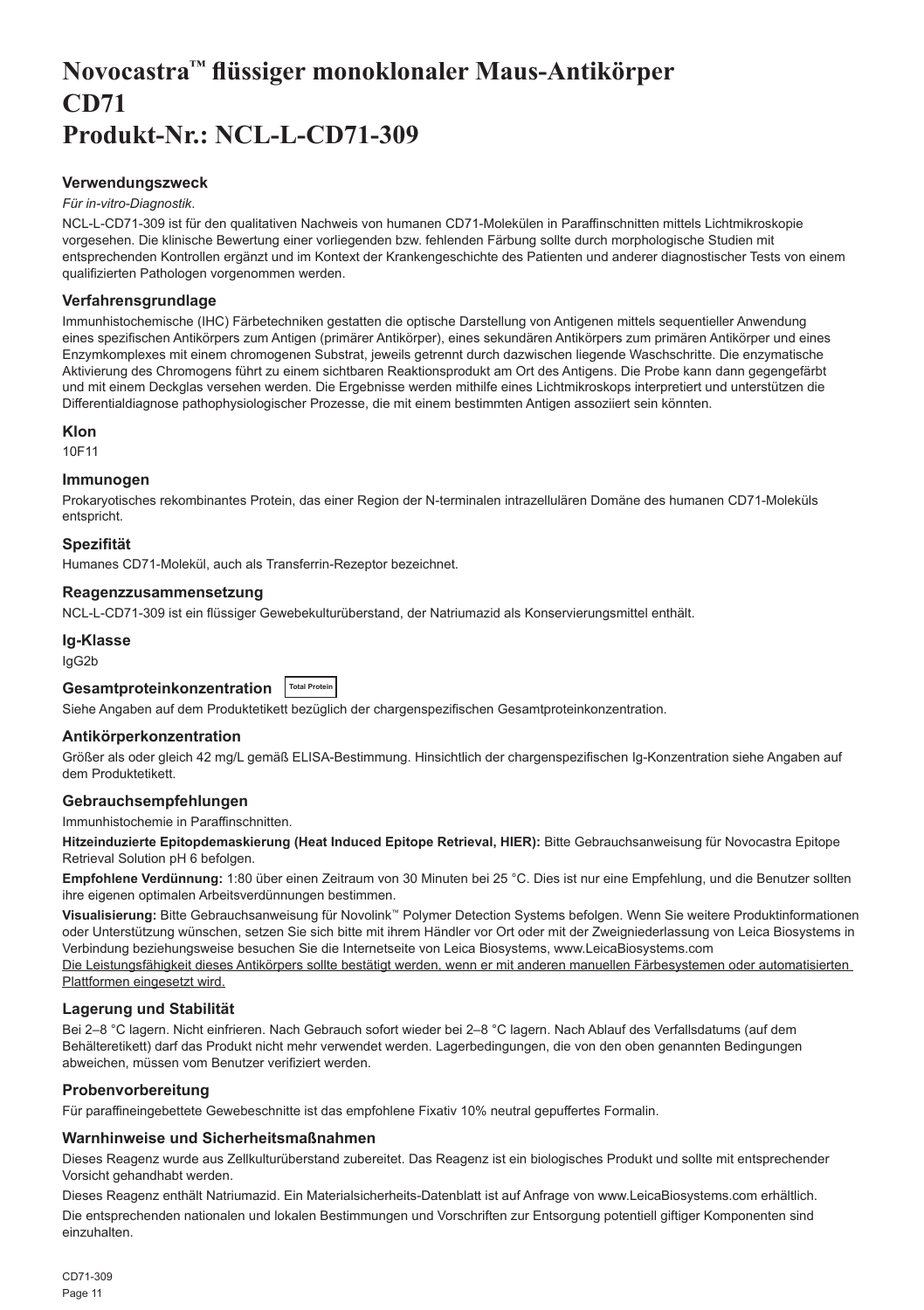# Novocastra™ flüssiger monoklonaler Maus-Antikörper CD71
# Produkt-Nr.: NCL-L-CD71-309

## Verwendungszweck

*Für in-vitro-Diagnostik*.

NCL-L-CD71-309 ist für den qualitativen Nachweis von humanen CD71-Molekülen in Paraffinschnitten mittels Lichtmikroskopie vorgesehen. Die klinische Bewertung einer vorliegenden bzw. fehlenden Färbung sollte durch morphologische Studien mit entsprechenden Kontrollen ergänzt und im Kontext der Krankengeschichte des Patienten und anderer diagnostischer Tests von einem qualifizierten Pathologen vorgenommen werden.

## Verfahrensgrundlage

Immunhistochemische (IHC) Färbetechniken gestatten die optische Darstellung von Antigenen mittels sequentieller Anwendung eines spezifischen Antikörpers zum Antigen (primärer Antikörper), eines sekundären Antikörpers zum primären Antikörper und eines Enzymkomplexes mit einem chromogenen Substrat, jeweils getrennt durch dazwischen liegende Waschschritte. Die enzymatische Aktivierung des Chromogens führt zu einem sichtbaren Reaktionsprodukt am Ort des Antigens. Die Probe kann dann gegengefärbt und mit einem Deckglas versehen werden. Die Ergebnisse werden mithilfe eines Lichtmikroskops interpretiert und unterstützen die Differentialdiagnose pathophysiologischer Prozesse, die mit einem bestimmten Antigen assoziiert sein könnten.

## Klon

10F11

## Immunogen

Prokaryotisches rekombinantes Protein, das einer Region der N-terminalen intrazellulären Domäne des humanen CD71-Moleküls entspricht.

## Spezifität

Humanes CD71-Molekül, auch als Transferrin-Rezeptor bezeichnet.

## Reagenzzusammensetzung

NCL-L-CD71-309 ist ein flüssiger Gewebekulturüberstand, der Natriumazid als Konservierungsmittel enthält.

## Ig-Klasse

IgG2b

## Gesamtproteinkonzentration Total Protein

Siehe Angaben auf dem Produktetikett bezüglich der chargenspezifischen Gesamtproteinkonzentration.

## Antikörperkonzentration

Größer als oder gleich 42 mg/L gemäß ELISA-Bestimmung. Hinsichtlich der chargenspezifischen Ig-Konzentration siehe Angaben auf dem Produktetikett.

## Gebrauchsempfehlungen

Immunhistochemie in Paraffinschnitten.

**Hitzeinduzierte Epitopdemaskierung (Heat Induced Epitope Retrieval, HIER):** Bitte Gebrauchsanweisung für Novocastra Epitope Retrieval Solution pH 6 befolgen.

**Empfohlene Verdünnung:** 1:80 über einen Zeitraum von 30 Minuten bei 25 °C. Dies ist nur eine Empfehlung, und die Benutzer sollten ihre eigenen optimalen Arbeitsverdünnungen bestimmen.

**Visualisierung:** Bitte Gebrauchsanweisung für Novolink™ Polymer Detection Systems befolgen. Wenn Sie weitere Produktinformationen oder Unterstützung wünschen, setzen Sie sich bitte mit ihrem Händler vor Ort oder mit der Zweigniederlassung von Leica Biosystems in Verbindung beziehungsweise besuchen Sie die Internetseite von Leica Biosystems, www.LeicaBiosystems.com

Die Leistungsfähigkeit dieses Antikörpers sollte bestätigt werden, wenn er mit anderen manuellen Färbesystemen oder automatisierten Plattformen eingesetzt wird.

## Lagerung und Stabilität

Bei 2–8 °C lagern. Nicht einfrieren. Nach Gebrauch sofort wieder bei 2–8 °C lagern. Nach Ablauf des Verfallsdatums (auf dem Behälteretikett) darf das Produkt nicht mehr verwendet werden. Lagerbedingungen, die von den oben genannten Bedingungen abweichen, müssen vom Benutzer verifiziert werden.

## Probenvorbereitung

Für paraffineingebettete Gewebeschnitte ist das empfohlene Fixativ 10% neutral gepuffertes Formalin.

## Warnhinweise und Sicherheitsmaßnahmen

Dieses Reagenz wurde aus Zellkulturüberstand zubereitet. Das Reagenz ist ein biologisches Produkt und sollte mit entsprechender Vorsicht gehandhabt werden.

Dieses Reagenz enthält Natriumazid. Ein Materialsicherheits-Datenblatt ist auf Anfrage von www.LeicaBiosystems.com erhältlich.

Die entsprechenden nationalen und lokalen Bestimmungen und Vorschriften zur Entsorgung potentiell giftiger Komponenten sind einzuhalten.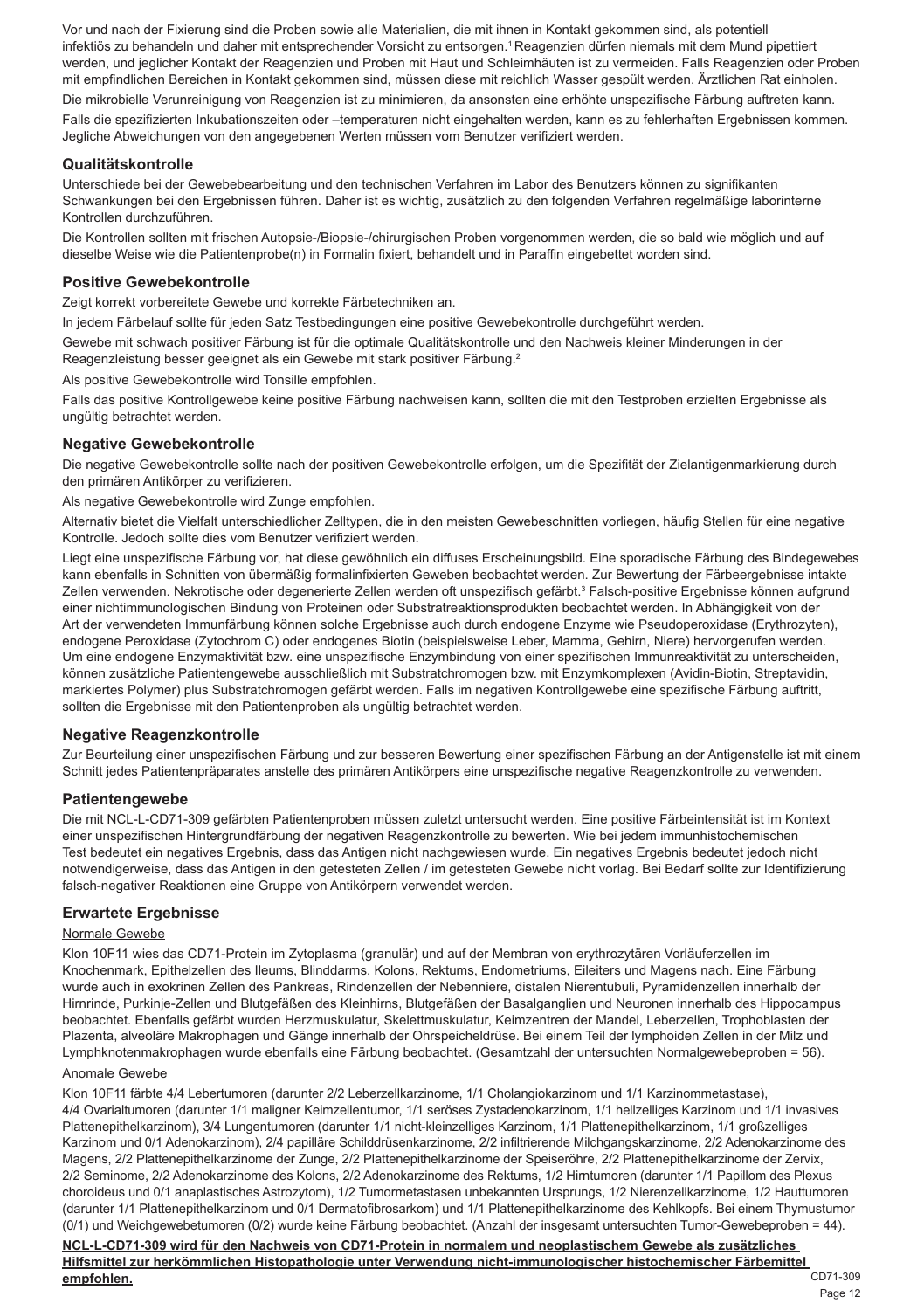Vor und nach der Fixierung sind die Proben sowie alle Materialien, die mit ihnen in Kontakt gekommen sind, als potentiell infektiös zu behandeln und daher mit entsprechender Vorsicht zu entsorgen.[1] Reagenzien dürfen niemals mit dem Mund pipettiert werden, und jeglicher Kontakt der Reagenzien und Proben mit Haut und Schleimhäuten ist zu vermeiden. Falls Reagenzien oder Proben mit empfindlichen Bereichen in Kontakt gekommen sind, müssen diese mit reichlich Wasser gespült werden. Ärztlichen Rat einholen.

Die mikrobielle Verunreinigung von Reagenzien ist zu minimieren, da ansonsten eine erhöhte unspezifische Färbung auftreten kann.

Falls die spezifizierten Inkubationszeiten oder –temperaturen nicht eingehalten werden, kann es zu fehlerhaften Ergebnissen kommen. Jegliche Abweichungen von den angegebenen Werten müssen vom Benutzer verifiziert werden.

## Qualitätskontrolle

Unterschiede bei der Gewebebearbeitung und den technischen Verfahren im Labor des Benutzers können zu signifikanten Schwankungen bei den Ergebnissen führen. Daher ist es wichtig, zusätzlich zu den folgenden Verfahren regelmäßige laborinterne Kontrollen durchzuführen.

Die Kontrollen sollten mit frischen Autopsie-/Biopsie-/chirurgischen Proben vorgenommen werden, die so bald wie möglich und auf dieselbe Weise wie die Patientenprobe(n) in Formalin fixiert, behandelt und in Paraffin eingebettet worden sind.

## Positive Gewebekontrolle

Zeigt korrekt vorbereitete Gewebe und korrekte Färbetechniken an.

In jedem Färbelauf sollte für jeden Satz Testbedingungen eine positive Gewebekontrolle durchgeführt werden.

Gewebe mit schwach positiver Färbung ist für die optimale Qualitätskontrolle und den Nachweis kleiner Minderungen in der Reagenzleistung besser geeignet als ein Gewebe mit stark positiver Färbung.[2]

Als positive Gewebekontrolle wird Tonsille empfohlen.

Falls das positive Kontrollgewebe keine positive Färbung nachweisen kann, sollten die mit den Testproben erzielten Ergebnisse als ungültig betrachtet werden.

## Negative Gewebekontrolle

Die negative Gewebekontrolle sollte nach der positiven Gewebekontrolle erfolgen, um die Spezifität der Zielantigenmarkierung durch den primären Antikörper zu verifizieren.

Als negative Gewebekontrolle wird Zunge empfohlen.

Alternativ bietet die Vielfalt unterschiedlicher Zelltypen, die in den meisten Gewebeschnitten vorliegen, häufig Stellen für eine negative Kontrolle. Jedoch sollte dies vom Benutzer verifiziert werden.

Liegt eine unspezifische Färbung vor, hat diese gewöhnlich ein diffuses Erscheinungsbild. Eine sporadische Färbung des Bindegewebes kann ebenfalls in Schnitten von übermäßig formalinfixierten Geweben beobachtet werden. Zur Bewertung der Färbeergebnisse intakte Zellen verwenden. Nekrotische oder degenerierte Zellen werden oft unspezifisch gefärbt.[3] Falsch-positive Ergebnisse können aufgrund einer nichtimmunologischen Bindung von Proteinen oder Substratreaktionsprodukten beobachtet werden. In Abhängigkeit von der Art der verwendeten Immunfärbung können solche Ergebnisse auch durch endogene Enzyme wie Pseudoperoxidase (Erythrozyten), endogene Peroxidase (Zytochrom C) oder endogenes Biotin (beispielsweise Leber, Mamma, Gehirn, Niere) hervorgerufen werden. Um eine endogene Enzymaktivität bzw. eine unspezifische Enzymbindung von einer spezifischen Immunreaktivität zu unterscheiden, können zusätzliche Patientengewebe ausschließlich mit Substratchromogen bzw. mit Enzymkomplexen (Avidin-Biotin, Streptavidin, markiertes Polymer) plus Substratchromogen gefärbt werden. Falls im negativen Kontrollgewebe eine spezifische Färbung auftritt, sollten die Ergebnisse mit den Patientenproben als ungültig betrachtet werden.

## Negative Reagenzkontrolle

Zur Beurteilung einer unspezifischen Färbung und zur besseren Bewertung einer spezifischen Färbung an der Antigenstelle ist mit einem Schnitt jedes Patientenpräparates anstelle des primären Antikörpers eine unspezifische negative Reagenzkontrolle zu verwenden.

## Patientengewebe

Die mit NCL-L-CD71-309 gefärbten Patientenproben müssen zuletzt untersucht werden. Eine positive Färbeintensität ist im Kontext einer unspezifischen Hintergrundfärbung der negativen Reagenzkontrolle zu bewerten. Wie bei jedem immunhistochemischen Test bedeutet ein negatives Ergebnis, dass das Antigen nicht nachgewiesen wurde. Ein negatives Ergebnis bedeutet jedoch nicht notwendigerweise, dass das Antigen in den getesteten Zellen / im getesteten Gewebe nicht vorlag. Bei Bedarf sollte zur Identifizierung falsch-negativer Reaktionen eine Gruppe von Antikörpern verwendet werden.

## Erwartete Ergebnisse

### Normale Gewebe

Klon 10F11 wies das CD71-Protein im Zytoplasma (granulär) und auf der Membran von erythrozytären Vorläuferzellen im Knochenmark, Epithelzellen des Ileums, Blinddarms, Kolons, Rektums, Endometriums, Eileiters und Magens nach. Eine Färbung wurde auch in exokrinen Zellen des Pankreas, Rindenzellen der Nebenniere, distalen Nierentubuli, Pyramidenzellen innerhalb der Hirnrinde, Purkinje-Zellen und Blutgefäßen des Kleinhirns, Blutgefäßen der Basalganglien und Neuronen innerhalb des Hippocampus beobachtet. Ebenfalls gefärbt wurden Herzmuskulatur, Skelettmuskulatur, Keimzentren der Mandel, Leberzellen, Trophoblasten der Plazenta, alveoläre Makrophagen und Gänge innerhalb der Ohrspeicheldrüse. Bei einem Teil der lymphoiden Zellen in der Milz und Lymphknotenmakrophagen wurde ebenfalls eine Färbung beobachtet. (Gesamtzahl der untersuchten Normalgewebeproben = 56).

### Anomale Gewebe

Klon 10F11 färbte 4/4 Lebertumoren (darunter 2/2 Leberzellkarzinome, 1/1 Cholangiokarzinom und 1/1 Karzinommetastase), 4/4 Ovarialtumoren (darunter 1/1 maligner Keimzellentumor, 1/1 seröses Zystadenokarzinom, 1/1 hellzelliges Karzinom und 1/1 invasives Plattenepithelkarzinom), 3/4 Lungentumoren (darunter 1/1 nicht-kleinzelliges Karzinom, 1/1 Plattenepithelkarzinom, 1/1 großzelliges Karzinom und 0/1 Adenokarzinom), 2/4 papilläre Schilddrüsenkarzinome, 2/2 infiltrierende Milchgangskarzinome, 2/2 Adenokarzinome des Magens, 2/2 Plattenepithelkarzinome der Zunge, 2/2 Plattenepithelkarzinome der Speiseröhre, 2/2 Plattenepithelkarzinome der Zervix, 2/2 Seminome, 2/2 Adenokarzinome des Kolons, 2/2 Adenokarzinome des Rektums, 1/2 Hirntumoren (darunter 1/1 Papillom des Plexus choroideus und 0/1 anaplastisches Astrozytom), 1/2 Tumormetastasen unbekannten Ursprungs, 1/2 Nierenzellkarzinome, 1/2 Hauttumoren (darunter 1/1 Plattenepithelkarzinom und 0/1 Dermatofibrosarkom) und 1/1 Plattenepithelkarzinome des Kehlkopfs. Bei einem Thymustumor (0/1) und Weichgewebetumoren (0/2) wurde keine Färbung beobachtet. (Anzahl der insgesamt untersuchten Tumor-Gewebeproben = 44).

**NCL-L-CD71-309 wird für den Nachweis von CD71-Protein in normalem und neoplastischem Gewebe als zusätzliches Hilfsmittel zur herkömmlichen Histopathologie unter Verwendung nicht-immunologischer histochemischer Färbemittel empfohlen.**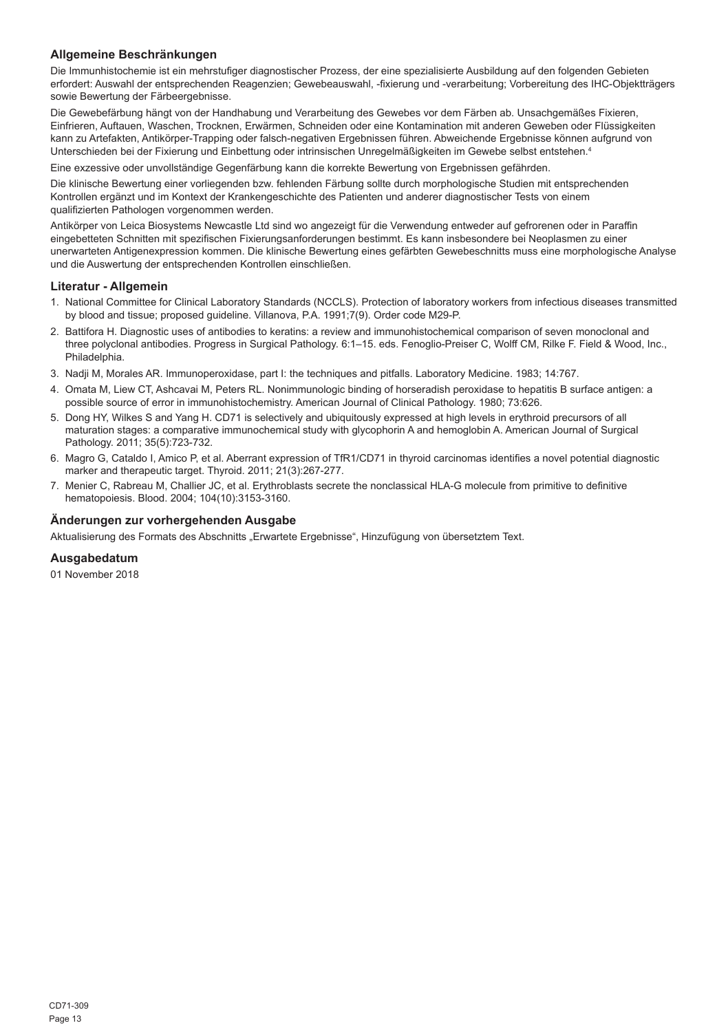## Allgemeine Beschränkungen

Die Immunhistochemie ist ein mehrstufiger diagnostischer Prozess, der eine spezialisierte Ausbildung auf den folgenden Gebieten erfordert: Auswahl der entsprechenden Reagenzien; Gewebeauswahl, -fixierung und -verarbeitung; Vorbereitung des IHC-Objektträgers sowie Bewertung der Färbeergebnisse.

Die Gewebefärbung hängt von der Handhabung und Verarbeitung des Gewebes vor dem Färben ab. Unsachgemäßes Fixieren, Einfrieren, Auftauen, Waschen, Trocknen, Erwärmen, Schneiden oder eine Kontamination mit anderen Geweben oder Flüssigkeiten kann zu Artefakten, Antikörper-Trapping oder falsch-negativen Ergebnissen führen. Abweichende Ergebnisse können aufgrund von Unterschieden bei der Fixierung und Einbettung oder intrinsischen Unregelmäßigkeiten im Gewebe selbst entstehen.[4]

Eine exzessive oder unvollständige Gegenfärbung kann die korrekte Bewertung von Ergebnissen gefährden.

Die klinische Bewertung einer vorliegenden bzw. fehlenden Färbung sollte durch morphologische Studien mit entsprechenden Kontrollen ergänzt und im Kontext der Krankengeschichte des Patienten und anderer diagnostischer Tests von einem qualifizierten Pathologen vorgenommen werden.

Antikörper von Leica Biosystems Newcastle Ltd sind wo angezeigt für die Verwendung entweder auf gefrorenen oder in Paraffin eingebetteten Schnitten mit spezifischen Fixierungsanforderungen bestimmt. Es kann insbesondere bei Neoplasmen zu einer unerwarteten Antigenexpression kommen. Die klinische Bewertung eines gefärbten Gewebeschnitts muss eine morphologische Analyse und die Auswertung der entsprechenden Kontrollen einschließen.

## Literatur - Allgemein

1. National Committee for Clinical Laboratory Standards (NCCLS). Protection of laboratory workers from infectious diseases transmitted by blood and tissue; proposed guideline. Villanova, P.A. 1991;7(9). Order code M29-P.
2. Battifora H. Diagnostic uses of antibodies to keratins: a review and immunohistochemical comparison of seven monoclonal and three polyclonal antibodies. Progress in Surgical Pathology. 6:1–15. eds. Fenoglio-Preiser C, Wolff CM, Rilke F. Field & Wood, Inc., Philadelphia.
3. Nadji M, Morales AR. Immunoperoxidase, part I: the techniques and pitfalls. Laboratory Medicine. 1983; 14:767.
4. Omata M, Liew CT, Ashcavai M, Peters RL. Nonimmunologic binding of horseradish peroxidase to hepatitis B surface antigen: a possible source of error in immunohistochemistry. American Journal of Clinical Pathology. 1980; 73:626.
5. Dong HY, Wilkes S and Yang H. CD71 is selectively and ubiquitously expressed at high levels in erythroid precursors of all maturation stages: a comparative immunochemical study with glycophorin A and hemoglobin A. American Journal of Surgical Pathology. 2011; 35(5):723-732.
6. Magro G, Cataldo I, Amico P, et al. Aberrant expression of TfR1/CD71 in thyroid carcinomas identifies a novel potential diagnostic marker and therapeutic target. Thyroid. 2011; 21(3):267-277.
7. Menier C, Rabreau M, Challier JC, et al. Erythroblasts secrete the nonclassical HLA-G molecule from primitive to definitive hematopoiesis. Blood. 2004; 104(10):3153-3160.

## Änderungen zur vorhergehenden Ausgabe

Aktualisierung des Formats des Abschnitts „Erwartete Ergebnisse", Hinzufügung von übersetztem Text.

## Ausgabedatum

01 November 2018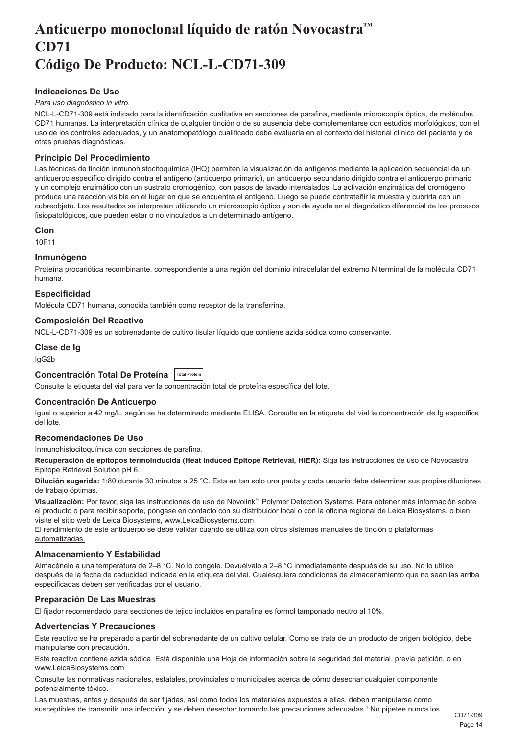# Anticuerpo monoclonal líquido de ratón Novocastra™ CD71 Código De Producto: NCL-L-CD71-309

### Indicaciones De Uso

*Para uso diagnóstico in vitro*.

NCL-L-CD71-309 está indicado para la identificación cualitativa en secciones de parafina, mediante microscopía óptica, de moléculas CD71 humanas. La interpretación clínica de cualquier tinción o de su ausencia debe complementarse con estudios morfológicos, con el uso de los controles adecuados, y un anatomopatólogo cualificado debe evaluarla en el contexto del historial clínico del paciente y de otras pruebas diagnósticas.

### Principio Del Procedimiento

Las técnicas de tinción inmunohistocitoquímica (IHQ) permiten la visualización de antígenos mediante la aplicación secuencial de un anticuerpo específico dirigido contra el antígeno (anticuerpo primario), un anticuerpo secundario dirigido contra el anticuerpo primario y un complejo enzimático con un sustrato cromogénico, con pasos de lavado intercalados. La activación enzimática del cromógeno produce una reacción visible en el lugar en que se encuentra el antígeno. Luego se puede contrateñir la muestra y cubrirla con un cubreobjeto. Los resultados se interpretan utilizando un microscopio óptico y son de ayuda en el diagnóstico diferencial de los procesos fisiopatológicos, que pueden estar o no vinculados a un determinado antígeno.

### Clon

10F11

### Inmunógeno

Proteína procariótica recombinante, correspondiente a una región del dominio intracelular del extremo N terminal de la molécula CD71 humana.

### Especificidad

Molécula CD71 humana, conocida también como receptor de la transferrina.

### Composición Del Reactivo

NCL-L-CD71-309 es un sobrenadante de cultivo tisular líquido que contiene azida sódica como conservante.

### Clase de Ig

IgG2b

### Concentración Total De Proteína Total Protein

Consulte la etiqueta del vial para ver la concentración total de proteína específica del lote.

### Concentración De Anticuerpo

Igual o superior a 42 mg/L, según se ha determinado mediante ELISA. Consulte en la etiqueta del vial la concentración de Ig específica del lote.

### Recomendaciones De Uso

Inmunohistocitoquímica con secciones de parafina.

**Recuperación de epítopos termoinducida (Heat Induced Epitope Retrieval, HIER):** Siga las instrucciones de uso de Novocastra Epitope Retrieval Solution pH 6.

**Dilución sugerida:** 1:80 durante 30 minutos a 25 °C. Esta es tan solo una pauta y cada usuario debe determinar sus propias diluciones de trabajo óptimas.

**Visualización:** Por favor, siga las instrucciones de uso de Novolink™ Polymer Detection Systems. Para obtener más información sobre el producto o para recibir soporte, póngase en contacto con su distribuidor local o con la oficina regional de Leica Biosystems, o bien visite el sitio web de Leica Biosystems, www.LeicaBiosystems.com

El rendimiento de este anticuerpo se debe validar cuando se utiliza con otros sistemas manuales de tinción o plataformas automatizadas.

### Almacenamiento Y Estabilidad

Almacénelo a una temperatura de 2–8 °C. No lo congele. Devuélvalo a 2–8 °C inmediatamente después de su uso. No lo utilice después de la fecha de caducidad indicada en la etiqueta del vial. Cualesquiera condiciones de almacenamiento que no sean las arriba especificadas deben ser verificadas por el usuario.

### Preparación De Las Muestras

El fijador recomendado para secciones de tejido incluidos en parafina es formol tamponado neutro al 10%.

### Advertencias Y Precauciones

Este reactivo se ha preparado a partir del sobrenadante de un cultivo celular. Como se trata de un producto de origen biológico, debe manipularse con precaución.

Este reactivo contiene azida sódica. Está disponible una Hoja de información sobre la seguridad del material, previa petición, o en www.LeicaBiosystems.com

Consulte las normativas nacionales, estatales, provinciales o municipales acerca de cómo desechar cualquier componente potencialmente tóxico.

Las muestras, antes y después de ser fijadas, así como todos los materiales expuestos a ellas, deben manipularse como susceptibles de transmitir una infección, y se deben desechar tomando las precauciones adecuadas.[1] No pipetee nunca los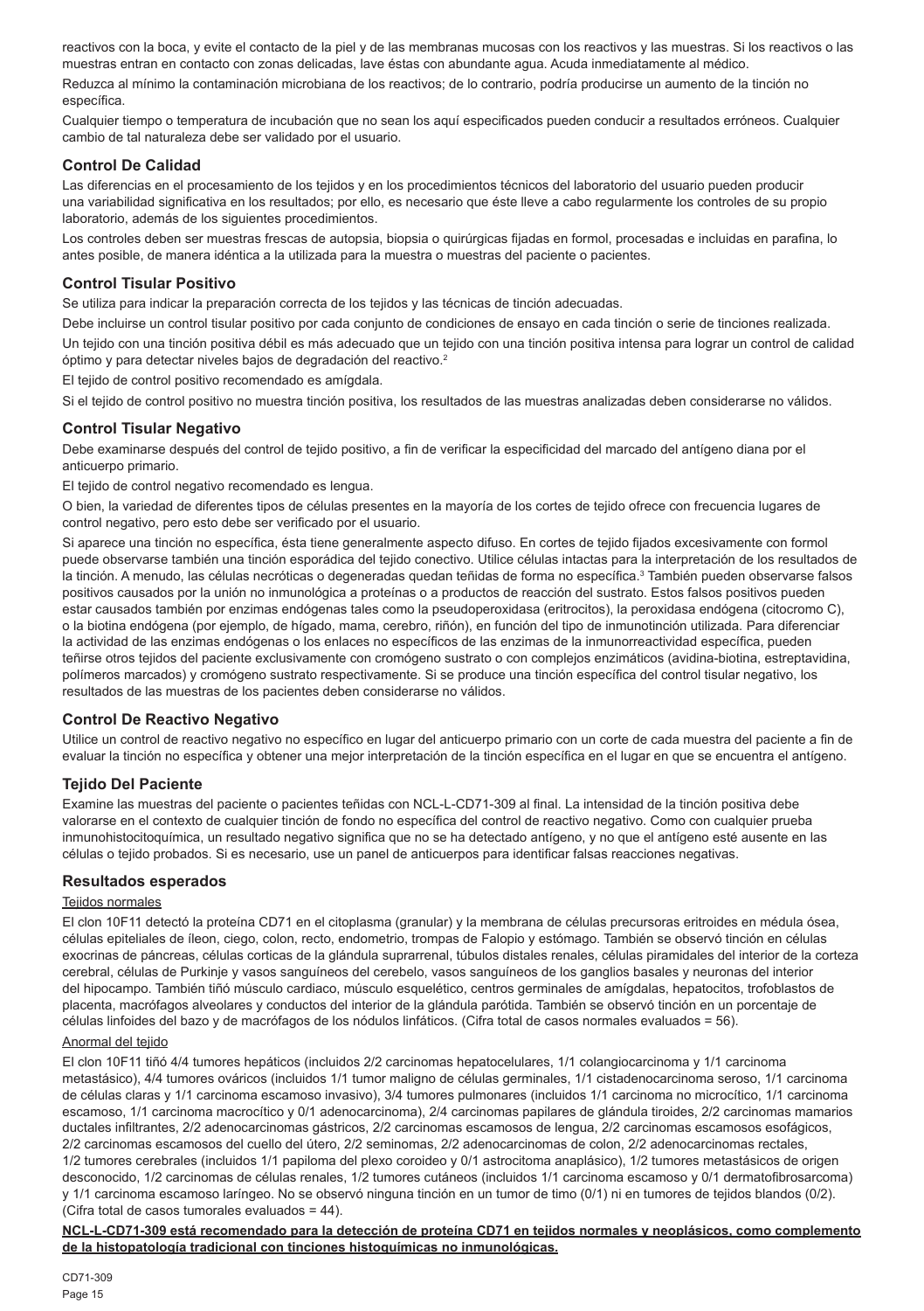reactivos con la boca, y evite el contacto de la piel y de las membranas mucosas con los reactivos y las muestras. Si los reactivos o las muestras entran en contacto con zonas delicadas, lave éstas con abundante agua. Acuda inmediatamente al médico.

Reduzca al mínimo la contaminación microbiana de los reactivos; de lo contrario, podría producirse un aumento de la tinción no específica.

Cualquier tiempo o temperatura de incubación que no sean los aquí especificados pueden conducir a resultados erróneos. Cualquier cambio de tal naturaleza debe ser validado por el usuario.

### Control De Calidad

Las diferencias en el procesamiento de los tejidos y en los procedimientos técnicos del laboratorio del usuario pueden producir una variabilidad significativa en los resultados; por ello, es necesario que éste lleve a cabo regularmente los controles de su propio laboratorio, además de los siguientes procedimientos.

Los controles deben ser muestras frescas de autopsia, biopsia o quirúrgicas fijadas en formol, procesadas e incluidas en parafina, lo antes posible, de manera idéntica a la utilizada para la muestra o muestras del paciente o pacientes.

### Control Tisular Positivo

Se utiliza para indicar la preparación correcta de los tejidos y las técnicas de tinción adecuadas.

Debe incluirse un control tisular positivo por cada conjunto de condiciones de ensayo en cada tinción o serie de tinciones realizada.

Un tejido con una tinción positiva débil es más adecuado que un tejido con una tinción positiva intensa para lograr un control de calidad óptimo y para detectar niveles bajos de degradación del reactivo.[2]

El tejido de control positivo recomendado es amígdala.

Si el tejido de control positivo no muestra tinción positiva, los resultados de las muestras analizadas deben considerarse no válidos.

### Control Tisular Negativo

Debe examinarse después del control de tejido positivo, a fin de verificar la especificidad del marcado del antígeno diana por el anticuerpo primario.

El tejido de control negativo recomendado es lengua.

O bien, la variedad de diferentes tipos de células presentes en la mayoría de los cortes de tejido ofrece con frecuencia lugares de control negativo, pero esto debe ser verificado por el usuario.

Si aparece una tinción no específica, ésta tiene generalmente aspecto difuso. En cortes de tejido fijados excesivamente con formol puede observarse también una tinción esporádica del tejido conectivo. Utilice células intactas para la interpretación de los resultados de la tinción. A menudo, las células necróticas o degeneradas quedan teñidas de forma no específica.[3] También pueden observarse falsos positivos causados por la unión no inmunológica a proteínas o a productos de reacción del sustrato. Estos falsos positivos pueden estar causados también por enzimas endógenas tales como la pseudoperoxidasa (eritrocitos), la peroxidasa endógena (citocromo C), o la biotina endógena (por ejemplo, de hígado, mama, cerebro, riñón), en función del tipo de inmunotinción utilizada. Para diferenciar la actividad de las enzimas endógenas o los enlaces no específicos de las enzimas de la inmunorreactividad específica, pueden teñirse otros tejidos del paciente exclusivamente con cromógeno sustrato o con complejos enzimáticos (avidina-biotina, estreptavidina, polímeros marcados) y cromógeno sustrato respectivamente. Si se produce una tinción específica del control tisular negativo, los resultados de las muestras de los pacientes deben considerarse no válidos.

### Control De Reactivo Negativo

Utilice un control de reactivo negativo no específico en lugar del anticuerpo primario con un corte de cada muestra del paciente a fin de evaluar la tinción no específica y obtener una mejor interpretación de la tinción específica en el lugar en que se encuentra el antígeno.

### Tejido Del Paciente

Examine las muestras del paciente o pacientes teñidas con NCL-L-CD71-309 al final. La intensidad de la tinción positiva debe valorarse en el contexto de cualquier tinción de fondo no específica del control de reactivo negativo. Como con cualquier prueba inmunohistocitoquímica, un resultado negativo significa que no se ha detectado antígeno, y no que el antígeno esté ausente en las células o tejido probados. Si es necesario, use un panel de anticuerpos para identificar falsas reacciones negativas.

### Resultados esperados

#### Tejidos normales

El clon 10F11 detectó la proteína CD71 en el citoplasma (granular) y la membrana de células precursoras eritroides en médula ósea, células epiteliales de íleon, ciego, colon, recto, endometrio, trompas de Falopio y estómago. También se observó tinción en células exocrinas de páncreas, células corticas de la glándula suprarrenal, túbulos distales renales, células piramidales del interior de la corteza cerebral, células de Purkinje y vasos sanguíneos del cerebelo, vasos sanguíneos de los ganglios basales y neuronas del interior del hipocampo. También tiñó músculo cardiaco, músculo esquelético, centros germinales de amígdalas, hepatocitos, trofoblastos de placenta, macrófagos alveolares y conductos del interior de la glándula parótida. También se observó tinción en un porcentaje de células linfoides del bazo y de macrófagos de los nódulos linfáticos. (Cifra total de casos normales evaluados = 56).

#### Anormal del tejido

El clon 10F11 tiñó 4/4 tumores hepáticos (incluidos 2/2 carcinomas hepatocelulares, 1/1 colangiocarcinoma y 1/1 carcinoma metastásico), 4/4 tumores ováricos (incluidos 1/1 tumor maligno de células germinales, 1/1 cistadenocarcinoma seroso, 1/1 carcinoma de células claras y 1/1 carcinoma escamoso invasivo), 3/4 tumores pulmonares (incluidos 1/1 carcinoma no microcítico, 1/1 carcinoma escamoso, 1/1 carcinoma macrocítico y 0/1 adenocarcinoma), 2/4 carcinomas papilares de glándula tiroides, 2/2 carcinomas mamarios ductales infiltrantes, 2/2 adenocarcinomas gástricos, 2/2 carcinomas escamosos de lengua, 2/2 carcinomas escamosos esofágicos, 2/2 carcinomas escamosos del cuello del útero, 2/2 seminomas, 2/2 adenocarcinomas de colon, 2/2 adenocarcinomas rectales, 1/2 tumores cerebrales (incluidos 1/1 papiloma del plexo coroideo y 0/1 astrocitoma anaplásico), 1/2 tumores metastásicos de origen desconocido, 1/2 carcinomas de células renales, 1/2 tumores cutáneos (incluidos 1/1 carcinoma escamoso y 0/1 dermatofibrosarcoma) y 1/1 carcinoma escamoso laríngeo. No se observó ninguna tinción en un tumor de timo (0/1) ni en tumores de tejidos blandos (0/2). (Cifra total de casos tumorales evaluados = 44).

**NCL-L-CD71-309 está recomendado para la detección de proteína CD71 en tejidos normales y neoplásicos, como complemento de la histopatología tradicional con tinciones histoquímicas no inmunológicas.**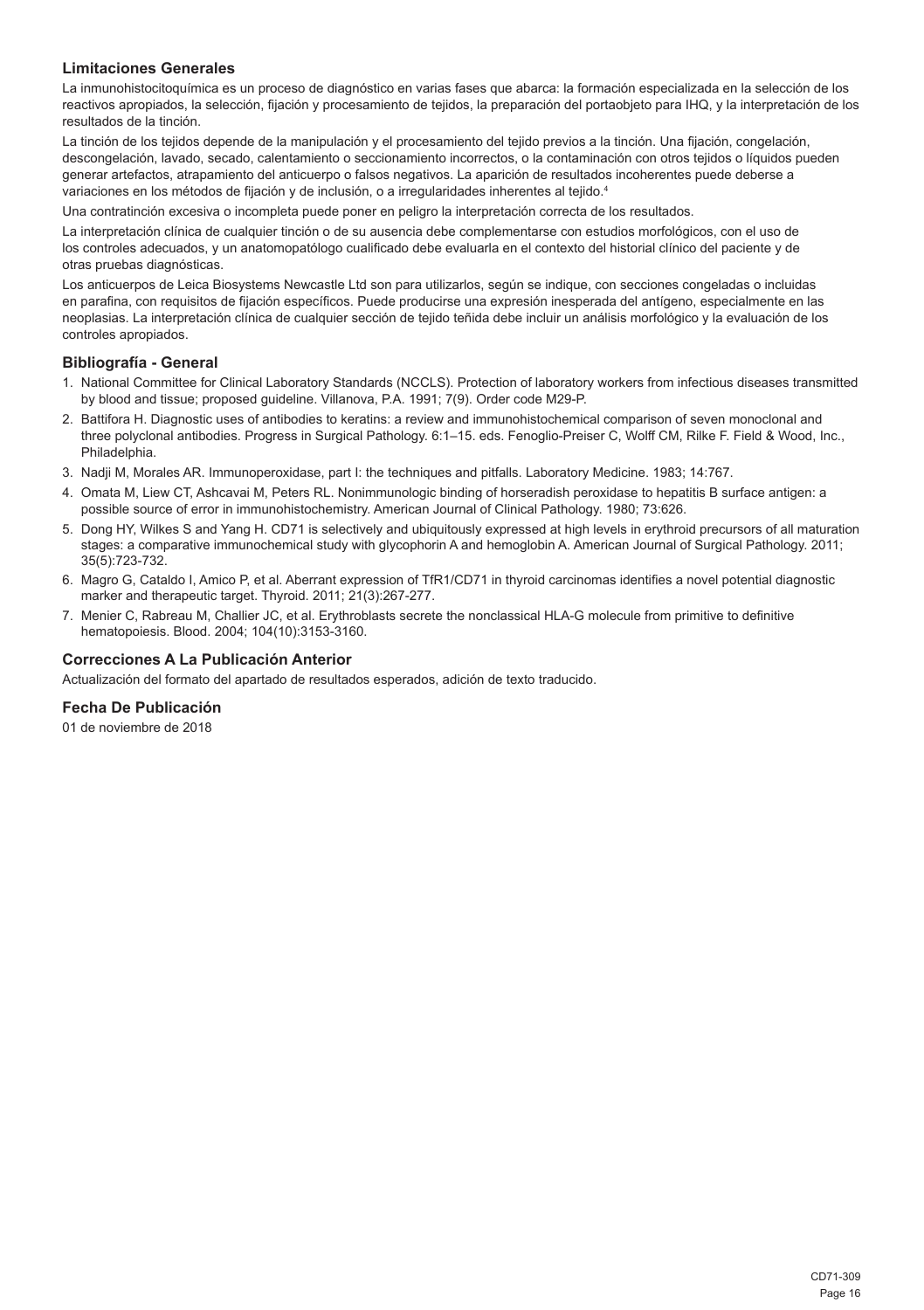### Limitaciones Generales

La inmunohistocitoquímica es un proceso de diagnóstico en varias fases que abarca: la formación especializada en la selección de los reactivos apropiados, la selección, fijación y procesamiento de tejidos, la preparación del portaobjeto para IHQ, y la interpretación de los resultados de la tinción.

La tinción de los tejidos depende de la manipulación y el procesamiento del tejido previos a la tinción. Una fijación, congelación, descongelación, lavado, secado, calentamiento o seccionamiento incorrectos, o la contaminación con otros tejidos o líquidos pueden generar artefactos, atrapamiento del anticuerpo o falsos negativos. La aparición de resultados incoherentes puede deberse a variaciones en los métodos de fijación y de inclusión, o a irregularidades inherentes al tejido.[4]

Una contratinción excesiva o incompleta puede poner en peligro la interpretación correcta de los resultados.

La interpretación clínica de cualquier tinción o de su ausencia debe complementarse con estudios morfológicos, con el uso de los controles adecuados, y un anatomopatólogo cualificado debe evaluarla en el contexto del historial clínico del paciente y de otras pruebas diagnósticas.

Los anticuerpos de Leica Biosystems Newcastle Ltd son para utilizarlos, según se indique, con secciones congeladas o incluidas en parafina, con requisitos de fijación específicos. Puede producirse una expresión inesperada del antígeno, especialmente en las neoplasias. La interpretación clínica de cualquier sección de tejido teñida debe incluir un análisis morfológico y la evaluación de los controles apropiados.

### Bibliografía - General

1. National Committee for Clinical Laboratory Standards (NCCLS). Protection of laboratory workers from infectious diseases transmitted by blood and tissue; proposed guideline. Villanova, P.A. 1991; 7(9). Order code M29-P.
2. Battifora H. Diagnostic uses of antibodies to keratins: a review and immunohistochemical comparison of seven monoclonal and three polyclonal antibodies. Progress in Surgical Pathology. 6:1–15. eds. Fenoglio-Preiser C, Wolff CM, Rilke F. Field & Wood, Inc., Philadelphia.
3. Nadji M, Morales AR. Immunoperoxidase, part I: the techniques and pitfalls. Laboratory Medicine. 1983; 14:767.
4. Omata M, Liew CT, Ashcavai M, Peters RL. Nonimmunologic binding of horseradish peroxidase to hepatitis B surface antigen: a possible source of error in immunohistochemistry. American Journal of Clinical Pathology. 1980; 73:626.
5. Dong HY, Wilkes S and Yang H. CD71 is selectively and ubiquitously expressed at high levels in erythroid precursors of all maturation stages: a comparative immunochemical study with glycophorin A and hemoglobin A. American Journal of Surgical Pathology. 2011; 35(5):723-732.
6. Magro G, Cataldo I, Amico P, et al. Aberrant expression of TfR1/CD71 in thyroid carcinomas identifies a novel potential diagnostic marker and therapeutic target. Thyroid. 2011; 21(3):267-277.
7. Menier C, Rabreau M, Challier JC, et al. Erythroblasts secrete the nonclassical HLA-G molecule from primitive to definitive hematopoiesis. Blood. 2004; 104(10):3153-3160.

### Correcciones A La Publicación Anterior

Actualización del formato del apartado de resultados esperados, adición de texto traducido.

### Fecha De Publicación

01 de noviembre de 2018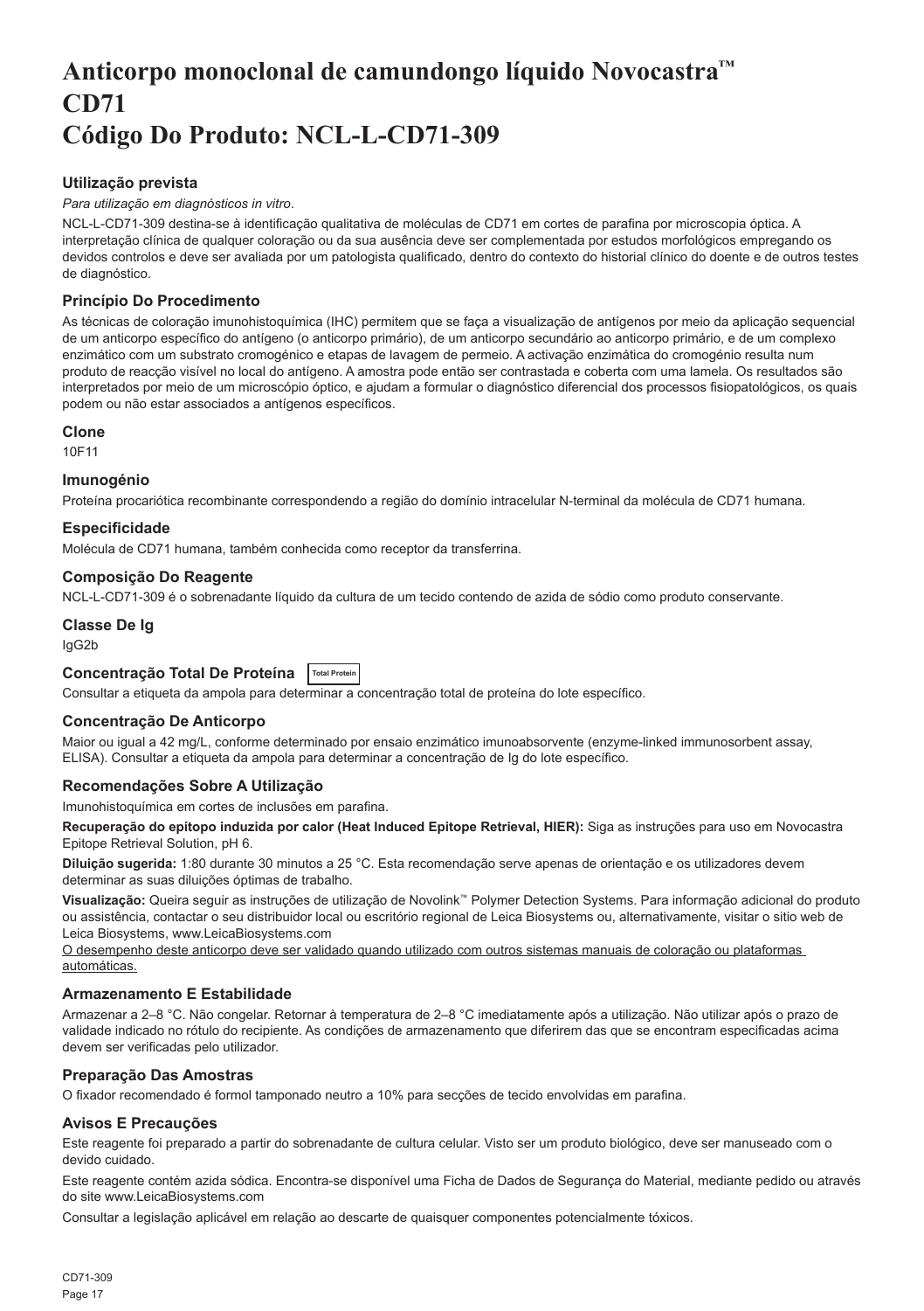# Anticorpo monoclonal de camundongo líquido Novocastra™ CD71 Código Do Produto: NCL-L-CD71-309

### Utilização prevista

*Para utilização em diagnósticos in vitro*.

NCL-L-CD71-309 destina-se à identificação qualitativa de moléculas de CD71 em cortes de parafina por microscopia óptica. A interpretação clínica de qualquer coloração ou da sua ausência deve ser complementada por estudos morfológicos empregando os devidos controlos e deve ser avaliada por um patologista qualificado, dentro do contexto do historial clínico do doente e de outros testes de diagnóstico.

### Princípio Do Procedimento

As técnicas de coloração imunohistoquímica (IHC) permitem que se faça a visualização de antígenos por meio da aplicação sequencial de um anticorpo específico do antígeno (o anticorpo primário), de um anticorpo secundário ao anticorpo primário, e de um complexo enzimático com um substrato cromogénico e etapas de lavagem de permeio. A activação enzimática do cromogénio resulta num produto de reacção visível no local do antígeno. A amostra pode então ser contrastada e coberta com uma lamela. Os resultados são interpretados por meio de um microscópio óptico, e ajudam a formular o diagnóstico diferencial dos processos fisiopatológicos, os quais podem ou não estar associados a antígenos específicos.

### Clone

10F11

### Imunogénio

Proteína procariótica recombinante correspondendo a região do domínio intracelular N-terminal da molécula de CD71 humana.

### Especificidade

Molécula de CD71 humana, também conhecida como receptor da transferrina.

### Composição Do Reagente

NCL-L-CD71-309 é o sobrenadante líquido da cultura de um tecido contendo de azida de sódio como produto conservante.

### Classe De Ig

IgG2b

### Concentração Total De Proteína Total Protein

Consultar a etiqueta da ampola para determinar a concentração total de proteína do lote específico.

### Concentração De Anticorpo

Maior ou igual a 42 mg/L, conforme determinado por ensaio enzimático imunoabsorvente (enzyme-linked immunosorbent assay, ELISA). Consultar a etiqueta da ampola para determinar a concentração de Ig do lote específico.

### Recomendações Sobre A Utilização

Imunohistoquímica em cortes de inclusões em parafina.

**Recuperação do epítopo induzida por calor (Heat Induced Epitope Retrieval, HIER):** Siga as instruções para uso em Novocastra Epitope Retrieval Solution, pH 6.

**Diluição sugerida:** 1:80 durante 30 minutos a 25 °C. Esta recomendação serve apenas de orientação e os utilizadores devem determinar as suas diluições óptimas de trabalho.

**Visualização:** Queira seguir as instruções de utilização de Novolink™ Polymer Detection Systems. Para informação adicional do produto ou assistência, contactar o seu distribuidor local ou escritório regional de Leica Biosystems ou, alternativamente, visitar o sitio web de Leica Biosystems, www.LeicaBiosystems.com

O desempenho deste anticorpo deve ser validado quando utilizado com outros sistemas manuais de coloração ou plataformas automáticas.

### Armazenamento E Estabilidade

Armazenar a 2–8 °C. Não congelar. Retornar à temperatura de 2–8 °C imediatamente após a utilização. Não utilizar após o prazo de validade indicado no rótulo do recipiente. As condições de armazenamento que diferirem das que se encontram especificadas acima devem ser verificadas pelo utilizador.

### Preparação Das Amostras

O fixador recomendado é formol tamponado neutro a 10% para secções de tecido envolvidas em parafina.

### Avisos E Precauções

Este reagente foi preparado a partir do sobrenadante de cultura celular. Visto ser um produto biológico, deve ser manuseado com o devido cuidado.

Este reagente contém azida sódica. Encontra-se disponível uma Ficha de Dados de Segurança do Material, mediante pedido ou através do site www.LeicaBiosystems.com

Consultar a legislação aplicável em relação ao descarte de quaisquer componentes potencialmente tóxicos.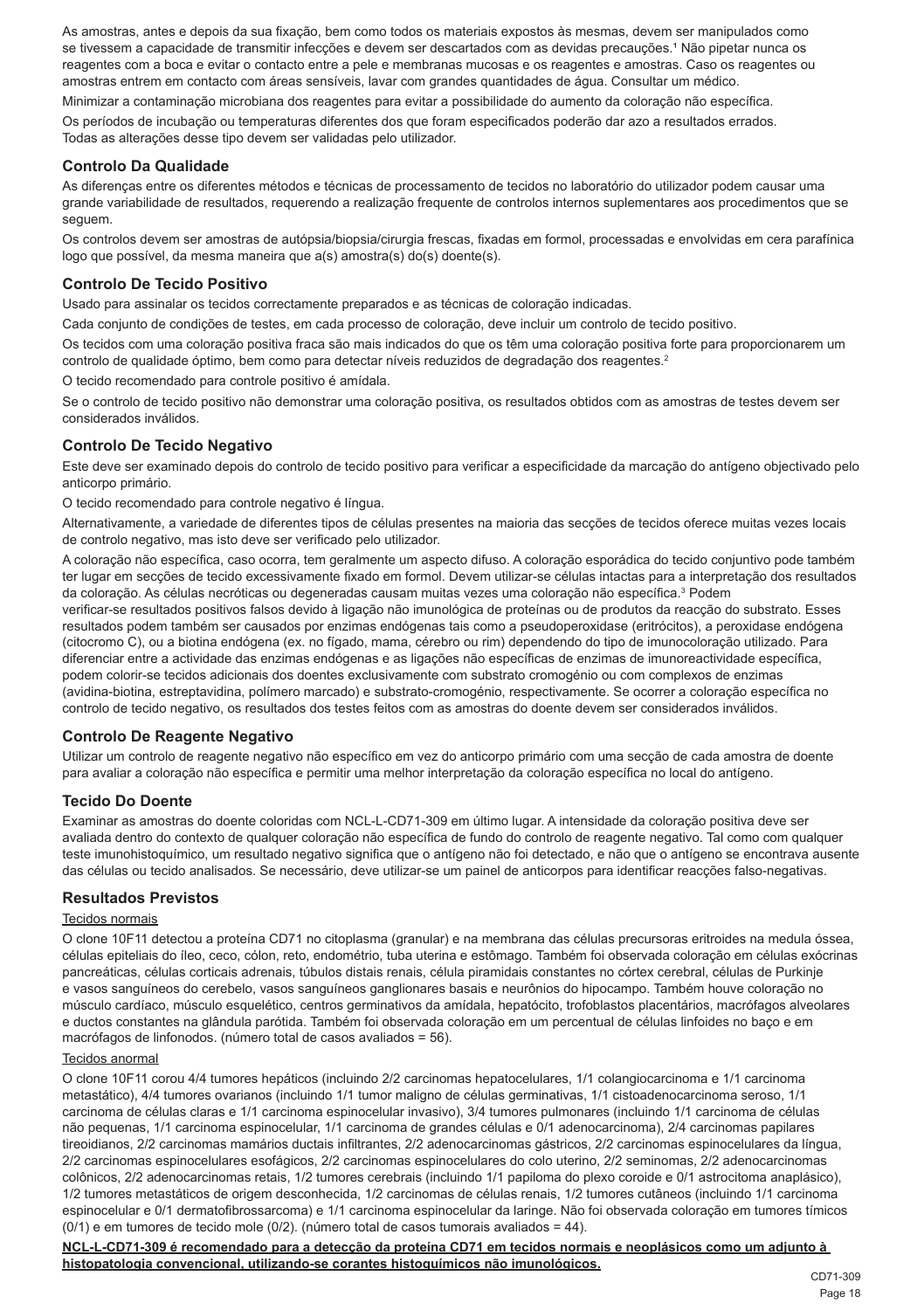As amostras, antes e depois da sua fixação, bem como todos os materiais expostos às mesmas, devem ser manipulados como se tivessem a capacidade de transmitir infecções e devem ser descartados com as devidas precauções.[1] Não pipetar nunca os reagentes com a boca e evitar o contacto entre a pele e membranas mucosas e os reagentes e amostras. Caso os reagentes ou amostras entrem em contacto com áreas sensíveis, lavar com grandes quantidades de água. Consultar um médico.

Minimizar a contaminação microbiana dos reagentes para evitar a possibilidade do aumento da coloração não específica.

Os períodos de incubação ou temperaturas diferentes dos que foram especificados poderão dar azo a resultados errados. Todas as alterações desse tipo devem ser validadas pelo utilizador.

## Controlo Da Qualidade

As diferenças entre os diferentes métodos e técnicas de processamento de tecidos no laboratório do utilizador podem causar uma grande variabilidade de resultados, requerendo a realização frequente de controlos internos suplementares aos procedimentos que se seguem.

Os controlos devem ser amostras de autópsia/biopsia/cirurgia frescas, fixadas em formol, processadas e envolvidas em cera parafínica logo que possível, da mesma maneira que a(s) amostra(s) do(s) doente(s).

## Controlo De Tecido Positivo

Usado para assinalar os tecidos correctamente preparados e as técnicas de coloração indicadas.

Cada conjunto de condições de testes, em cada processo de coloração, deve incluir um controlo de tecido positivo.

Os tecidos com uma coloração positiva fraca são mais indicados do que os têm uma coloração positiva forte para proporcionarem um controlo de qualidade óptimo, bem como para detectar níveis reduzidos de degradação dos reagentes.[2]

O tecido recomendado para controle positivo é amídala.

Se o controlo de tecido positivo não demonstrar uma coloração positiva, os resultados obtidos com as amostras de testes devem ser considerados inválidos.

## Controlo De Tecido Negativo

Este deve ser examinado depois do controlo de tecido positivo para verificar a especificidade da marcação do antígeno objectivado pelo anticorpo primário.

O tecido recomendado para controle negativo é língua.

Alternativamente, a variedade de diferentes tipos de células presentes na maioria das secções de tecidos oferece muitas vezes locais de controlo negativo, mas isto deve ser verificado pelo utilizador.

A coloração não específica, caso ocorra, tem geralmente um aspecto difuso. A coloração esporádica do tecido conjuntivo pode também ter lugar em secções de tecido excessivamente fixado em formol. Devem utilizar-se células intactas para a interpretação dos resultados da coloração. As células necróticas ou degeneradas causam muitas vezes uma coloração não específica.[3] Podem verificar-se resultados positivos falsos devido à ligação não imunológica de proteínas ou de produtos da reacção do substrato. Esses resultados podem também ser causados por enzimas endógenas tais como a pseudoperoxidase (eritrócitos), a peroxidase endógena (citocromo C), ou a biotina endógena (ex. no fígado, mama, cérebro ou rim) dependendo do tipo de imunocoloração utilizado. Para diferenciar entre a actividade das enzimas endógenas e as ligações não específicas de enzimas de imunoreactividade específica, podem colorir-se tecidos adicionais dos doentes exclusivamente com substrato cromogénio ou com complexos de enzimas (avidina-biotina, estreptavidina, polímero marcado) e substrato-cromogénio, respectivamente. Se ocorrer a coloração específica no controlo de tecido negativo, os resultados dos testes feitos com as amostras do doente devem ser considerados inválidos.

## Controlo De Reagente Negativo

Utilizar um controlo de reagente negativo não específico em vez do anticorpo primário com uma secção de cada amostra de doente para avaliar a coloração não específica e permitir uma melhor interpretação da coloração específica no local do antígeno.

## Tecido Do Doente

Examinar as amostras do doente coloridas com NCL-L-CD71-309 em último lugar. A intensidade da coloração positiva deve ser avaliada dentro do contexto de qualquer coloração não específica de fundo do controlo de reagente negativo. Tal como com qualquer teste imunohistoquímico, um resultado negativo significa que o antígeno não foi detectado, e não que o antígeno se encontrava ausente das células ou tecido analisados. Se necessário, deve utilizar-se um painel de anticorpos para identificar reacções falso-negativas.

## Resultados Previstos

Tecidos normais

O clone 10F11 detectou a proteína CD71 no citoplasma (granular) e na membrana das células precursoras eritroides na medula óssea, células epiteliais do íleo, ceco, cólon, reto, endométrio, tuba uterina e estômago. Também foi observada coloração em células exócrinas pancreáticas, células corticais adrenais, túbulos distais renais, célula piramidais constantes no córtex cerebral, células de Purkinje e vasos sanguíneos do cerebelo, vasos sanguíneos ganglionares basais e neurônios do hipocampo. Também houve coloração no músculo cardíaco, músculo esquelético, centros germinativos da amídala, hepatócito, trofoblastos placentários, macrófagos alveolares e ductos constantes na glândula parótida. Também foi observada coloração em um percentual de células linfoides no baço e em macrófagos de linfonodos. (número total de casos avaliados = 56).

Tecidos anormal

O clone 10F11 corou 4/4 tumores hepáticos (incluindo 2/2 carcinomas hepatocelulares, 1/1 colangiocarcinoma e 1/1 carcinoma metastático), 4/4 tumores ovarianos (incluindo 1/1 tumor maligno de células germinativas, 1/1 cistoadenocarcinoma seroso, 1/1 carcinoma de células claras e 1/1 carcinoma espinocelular invasivo), 3/4 tumores pulmonares (incluindo 1/1 carcinoma de células não pequenas, 1/1 carcinoma espinocelular, 1/1 carcinoma de grandes células e 0/1 adenocarcinoma), 2/4 carcinomas papilares tireoidianos, 2/2 carcinomas mamários ductais infiltrantes, 2/2 adenocarcinomas gástricos, 2/2 carcinomas espinocelulares da língua, 2/2 carcinomas espinocelulares esofágicos, 2/2 carcinomas espinocelulares do colo uterino, 2/2 seminomas, 2/2 adenocarcinomas colônicos, 2/2 adenocarcinomas retais, 1/2 tumores cerebrais (incluindo 1/1 papiloma do plexo coroide e 0/1 astrocitoma anaplásico), 1/2 tumores metastáticos de origem desconhecida, 1/2 carcinomas de células renais, 1/2 tumores cutâneos (incluindo 1/1 carcinoma espinocelular e 0/1 dermatofibrossarcoma) e 1/1 carcinoma espinocelular da laringe. Não foi observada coloração em tumores tímicos (0/1) e em tumores de tecido mole (0/2). (número total de casos tumorais avaliados = 44).

**NCL-L-CD71-309 é recomendado para a detecção da proteína CD71 em tecidos normais e neoplásicos como um adjunto à histopatologia convencional, utilizando-se corantes histoquímicos não imunológicos.**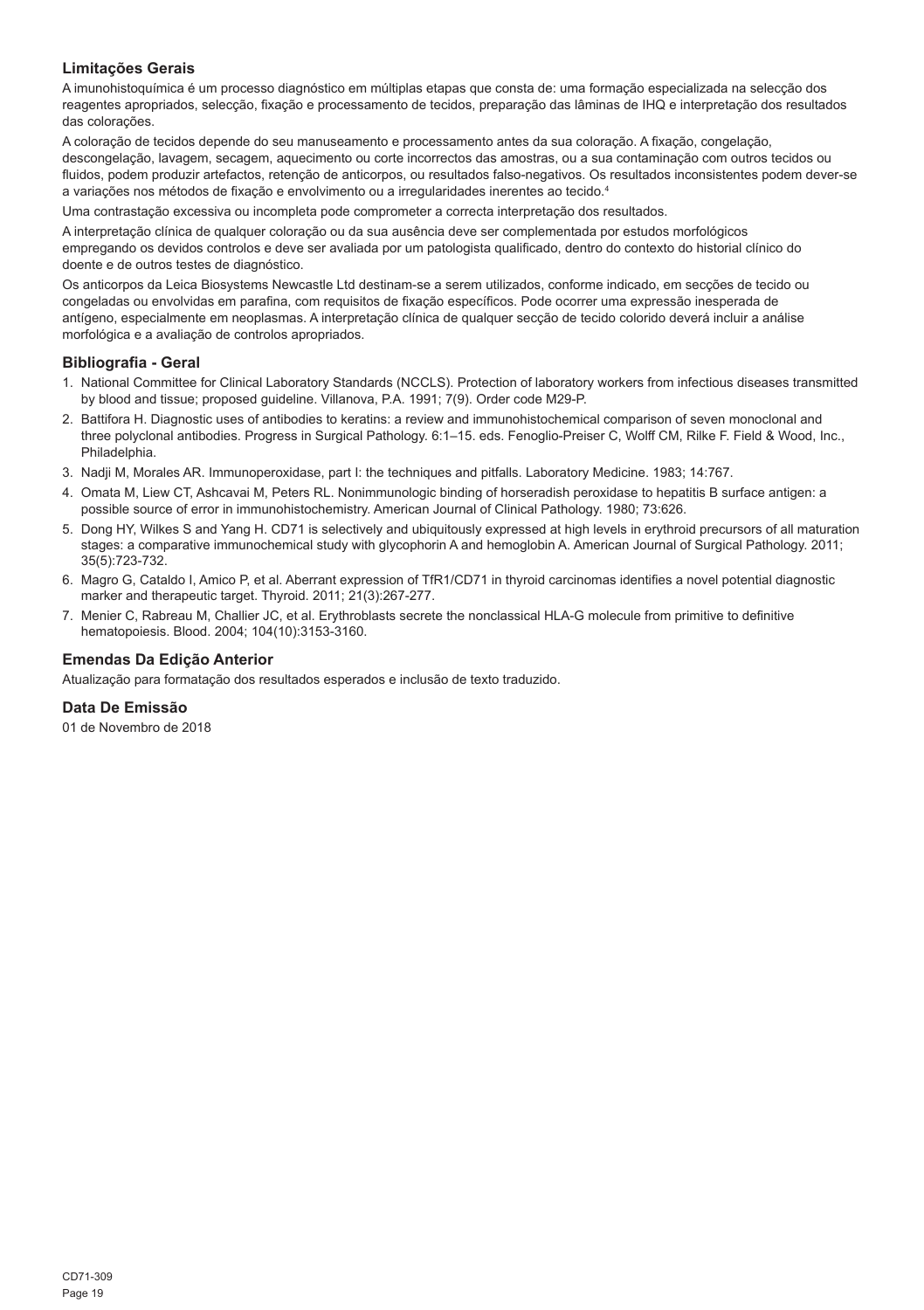## Limitações Gerais

A imunohistoquímica é um processo diagnóstico em múltiplas etapas que consta de: uma formação especializada na selecção dos reagentes apropriados, selecção, fixação e processamento de tecidos, preparação das lâminas de IHQ e interpretação dos resultados das colorações.

A coloração de tecidos depende do seu manuseamento e processamento antes da sua coloração. A fixação, congelação, descongelação, lavagem, secagem, aquecimento ou corte incorrectos das amostras, ou a sua contaminação com outros tecidos ou fluidos, podem produzir artefactos, retenção de anticorpos, ou resultados falso-negativos. Os resultados inconsistentes podem dever-se a variações nos métodos de fixação e envolvimento ou a irregularidades inerentes ao tecido.[4]

Uma contrastação excessiva ou incompleta pode comprometer a correcta interpretação dos resultados.

A interpretação clínica de qualquer coloração ou da sua ausência deve ser complementada por estudos morfológicos empregando os devidos controlos e deve ser avaliada por um patologista qualificado, dentro do contexto do historial clínico do doente e de outros testes de diagnóstico.

Os anticorpos da Leica Biosystems Newcastle Ltd destinam-se a serem utilizados, conforme indicado, em secções de tecido ou congeladas ou envolvidas em parafina, com requisitos de fixação específicos. Pode ocorrer uma expressão inesperada de antígeno, especialmente em neoplasmas. A interpretação clínica de qualquer secção de tecido colorido deverá incluir a análise morfológica e a avaliação de controlos apropriados.

## Bibliografia - Geral

1. National Committee for Clinical Laboratory Standards (NCCLS). Protection of laboratory workers from infectious diseases transmitted by blood and tissue; proposed guideline. Villanova, P.A. 1991; 7(9). Order code M29-P.
2. Battifora H. Diagnostic uses of antibodies to keratins: a review and immunohistochemical comparison of seven monoclonal and three polyclonal antibodies. Progress in Surgical Pathology. 6:1–15. eds. Fenoglio-Preiser C, Wolff CM, Rilke F. Field & Wood, Inc., Philadelphia.
3. Nadji M, Morales AR. Immunoperoxidase, part I: the techniques and pitfalls. Laboratory Medicine. 1983; 14:767.
4. Omata M, Liew CT, Ashcavai M, Peters RL. Nonimmunologic binding of horseradish peroxidase to hepatitis B surface antigen: a possible source of error in immunohistochemistry. American Journal of Clinical Pathology. 1980; 73:626.
5. Dong HY, Wilkes S and Yang H. CD71 is selectively and ubiquitously expressed at high levels in erythroid precursors of all maturation stages: a comparative immunochemical study with glycophorin A and hemoglobin A. American Journal of Surgical Pathology. 2011; 35(5):723-732.
6. Magro G, Cataldo I, Amico P, et al. Aberrant expression of TfR1/CD71 in thyroid carcinomas identifies a novel potential diagnostic marker and therapeutic target. Thyroid. 2011; 21(3):267-277.
7. Menier C, Rabreau M, Challier JC, et al. Erythroblasts secrete the nonclassical HLA-G molecule from primitive to definitive hematopoiesis. Blood. 2004; 104(10):3153-3160.

## Emendas Da Edição Anterior

Atualização para formatação dos resultados esperados e inclusão de texto traduzido.

## Data De Emissão

01 de Novembro de 2018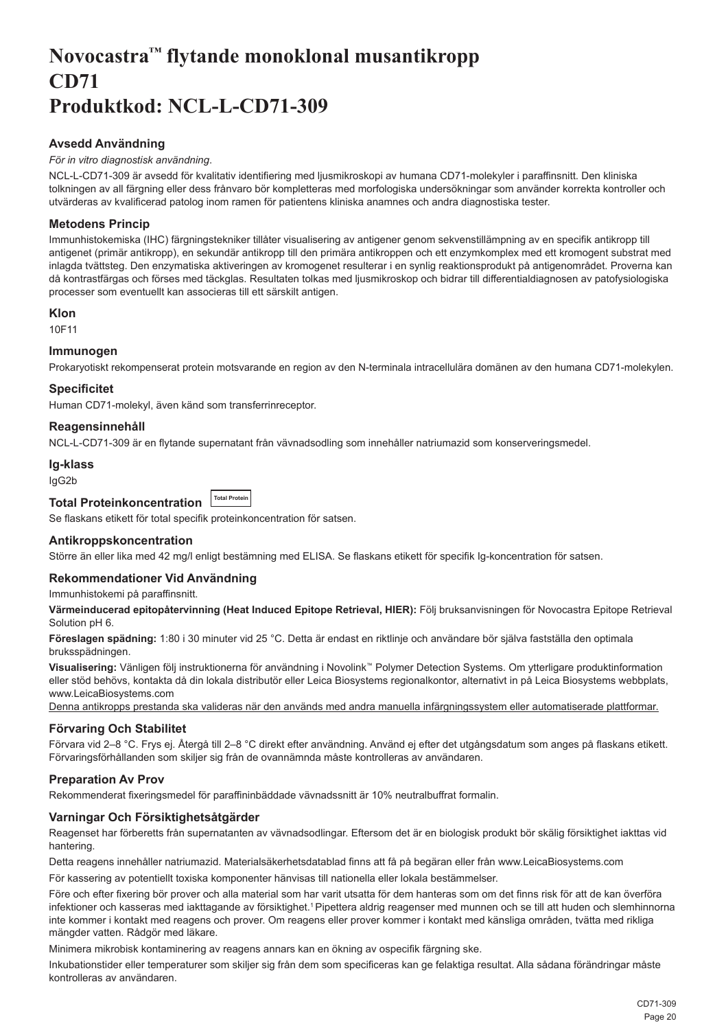# Novocastra™ flytande monoklonal musantikropp CD71 Produktkod: NCL-L-CD71-309

## Avsedd Användning

*För in vitro diagnostisk användning.*

NCL-L-CD71-309 är avsedd för kvalitativ identifiering med ljusmikroskopi av humana CD71-molekyler i paraffinsnitt. Den kliniska tolkningen av all färgning eller dess frånvaro bör kompletteras med morfologiska undersökningar som använder korrekta kontroller och utvärderas av kvalificerad patolog inom ramen för patientens kliniska anamnes och andra diagnostiska tester.

## Metodens Princip

Immunhistokemiska (IHC) färgningstekniker tillåter visualisering av antigener genom sekvenstillämpning av en specifik antikropp till antigenet (primär antikropp), en sekundär antikropp till den primära antikroppen och ett enzymkomplex med ett kromogent substrat med inlagda tvättsteg. Den enzymatiska aktiveringen av kromogenet resulterar i en synlig reaktionsprodukt på antigenområdet. Proverna kan då kontrastfärgas och förses med täckglas. Resultaten tolkas med ljusmikroskop och bidrar till differentialdiagnosen av patofysiologiska processer som eventuellt kan associeras till ett särskilt antigen.

## Klon

10F11

## Immunogen

Prokaryotiskt rekompenserat protein motsvarande en region av den N-terminala intracellulära domänen av den humana CD71-molekylen.

## Specificitet

Human CD71-molekyl, även känd som transferrinreceptor.

## Reagensinnehåll

NCL-L-CD71-309 är en flytande supernatant från vävnadsodling som innehåller natriumazid som konserveringsmedel.

## Ig-klass

IgG2b

## Total Proteinkoncentration Total Protein

Se flaskans etikett för total specifik proteinkoncentration för satsen.

## Antikroppskoncentration

Större än eller lika med 42 mg/l enligt bestämning med ELISA. Se flaskans etikett för specifik Ig-koncentration för satsen.

## Rekommendationer Vid Användning

Immunhistokemi på paraffinsnitt.

**Värmeinducerad epitopåtervinning (Heat Induced Epitope Retrieval, HIER):** Följ bruksanvisningen för Novocastra Epitope Retrieval Solution pH 6.

**Föreslagen spädning:** 1:80 i 30 minuter vid 25 °C. Detta är endast en riktlinje och användare bör själva fastställa den optimala bruksspädningen.

**Visualisering:** Vänligen följ instruktionerna för användning i Novolink™ Polymer Detection Systems. Om ytterligare produktinformation eller stöd behövs, kontakta då din lokala distributör eller Leica Biosystems regionalkontor, alternativt in på Leica Biosystems webbplats, www.LeicaBiosystems.com

Denna antikropps prestanda ska valideras när den används med andra manuella infärgningssystem eller automatiserade plattformar.

## Förvaring Och Stabilitet

Förvara vid 2–8 °C. Frys ej. Återgå till 2–8 °C direkt efter användning. Använd ej efter det utgångsdatum som anges på flaskans etikett. Förvaringsförhållanden som skiljer sig från de ovannämnda måste kontrolleras av användaren.

## Preparation Av Prov

Rekommenderat fixeringsmedel för paraffininbäddade vävnadssnitt är 10% neutralbuffrat formalin.

## Varningar Och Försiktighetsåtgärder

Reagenset har förberetts från supernatanten av vävnadsodlingar. Eftersom det är en biologisk produkt bör skälig försiktighet iakttas vid hantering.

Detta reagens innehåller natriumazid. Materialsäkerhetsdatablad finns att få på begäran eller från www.LeicaBiosystems.com

För kassering av potentiellt toxiska komponenter hänvisas till nationella eller lokala bestämmelser.

Före och efter fixering bör prover och alla material som har varit utsatta för dem hanteras som om det finns risk för att de kan överföra infektioner och kasseras med iakttagande av försiktighet.[1] Pipettera aldrig reagenser med munnen och se till att huden och slemhinnorna inte kommer i kontakt med reagens och prover. Om reagens eller prover kommer i kontakt med känsliga områden, tvätta med rikliga mängder vatten. Rådgör med läkare.

Minimera mikrobisk kontaminering av reagens annars kan en ökning av ospecifik färgning ske.

Inkubationstider eller temperaturer som skiljer sig från dem som specificeras kan ge felaktiga resultat. Alla sådana förändringar måste kontrolleras av användaren.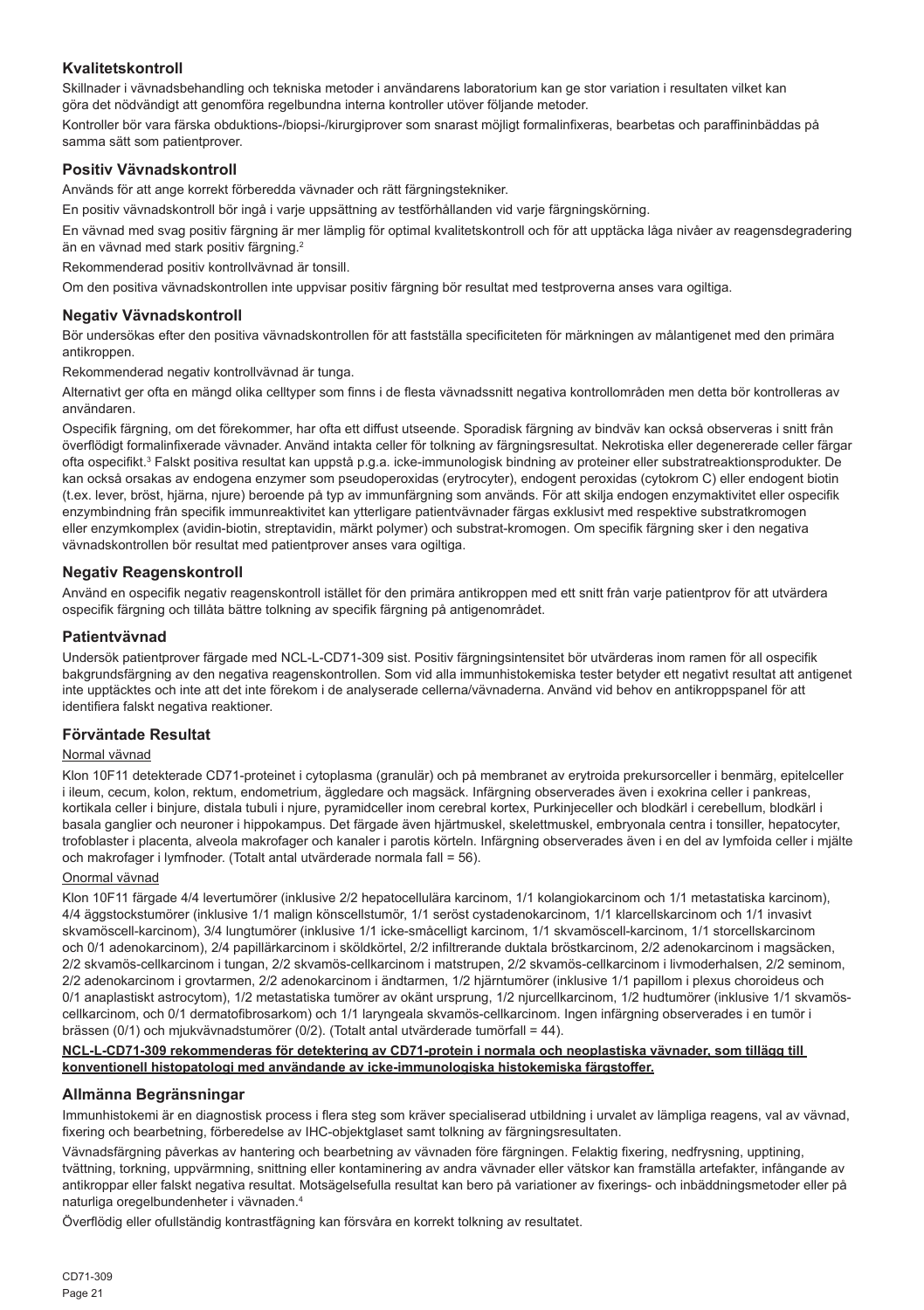## Kvalitetskontroll

Skillnader i vävnadsbehandling och tekniska metoder i användarens laboratorium kan ge stor variation i resultaten vilket kan göra det nödvändigt att genomföra regelbundna interna kontroller utöver följande metoder.

Kontroller bör vara färska obduktions-/biopsi-/kirurgiprover som snarast möjligt formalinfixeras, bearbetas och paraffininbäddas på samma sätt som patientprover.

## Positiv Vävnadskontroll

Används för att ange korrekt förberedda vävnader och rätt färgningstekniker.

En positiv vävnadskontroll bör ingå i varje uppsättning av testförhållanden vid varje färgningskörning.

En vävnad med svag positiv färgning är mer lämplig för optimal kvalitetskontroll och för att upptäcka låga nivåer av reagensdegradering än en vävnad med stark positiv färgning.[2]

Rekommenderad positiv kontrollvävnad är tonsill.

Om den positiva vävnadskontrollen inte uppvisar positiv färgning bör resultat med testproverna anses vara ogiltiga.

## Negativ Vävnadskontroll

Bör undersökas efter den positiva vävnadskontrollen för att fastställa specificiteten för märkningen av målantigenet med den primära antikroppen.

Rekommenderad negativ kontrollvävnad är tunga.

Alternativt ger ofta en mängd olika celltyper som finns i de flesta vävnadssnitt negativa kontrollområden men detta bör kontrolleras av användaren.

Ospecifik färgning, om det förekommer, har ofta ett diffust utseende. Sporadisk färgning av bindväv kan också observeras i snitt från överflödigt formalinfixerade vävnader. Använd intakta celler för tolkning av färgningsresultat. Nekrotiska eller degenererade celler färgar ofta ospecifikt.[3] Falskt positiva resultat kan uppstå p.g.a. icke-immunologisk bindning av proteiner eller substratreaktionsprodukter. De kan också orsakas av endogena enzymer som pseudoperoxidas (erytrocyter), endogent peroxidas (cytokrom C) eller endogent biotin (t.ex. lever, bröst, hjärna, njure) beroende på typ av immunfärgning som används. För att skilja endogen enzymaktivitet eller ospecifik enzymbindning från specifik immunreaktivitet kan ytterligare patientvävnader färgas exklusivt med respektive substratkromogen eller enzymkomplex (avidin-biotin, streptavidin, märkt polymer) och substrat-kromogen. Om specifik färgning sker i den negativa vävnadskontrollen bör resultat med patientprover anses vara ogiltiga.

## Negativ Reagenskontroll

Använd en ospecifik negativ reagenskontroll istället för den primära antikroppen med ett snitt från varje patientprov för att utvärdera ospecifik färgning och tillåta bättre tolkning av specifik färgning på antigenområdet.

## Patientvävnad

Undersök patientprover färgade med NCL-L-CD71-309 sist. Positiv färgningsintensitet bör utvärderas inom ramen för all ospecifik bakgrundsfärgning av den negativa reagenskontrollen. Som vid alla immunhistokemiska tester betyder ett negativt resultat att antigenet inte upptäcktes och inte att det inte förekom i de analyserade cellerna/vävnaderna. Använd vid behov en antikroppspanel för att identifiera falskt negativa reaktioner.

## Förväntade Resultat

Normal vävnad

Klon 10F11 detekterade CD71-proteinet i cytoplasma (granulär) och på membranet av erytroida prekursorceller i benmärg, epitelceller i ileum, cecum, kolon, rektum, endometrium, äggledare och magsäck. Infärgning observerades även i exokrina celler i pankreas, kortikala celler i binjure, distala tubuli i njure, pyramidceller inom cerebral kortex, Purkinjeceller och blodkärl i cerebellum, blodkärl i basala ganglier och neuroner i hippokampus. Det färgade även hjärtmuskel, skelettmuskel, embryonala centra i tonsiller, hepatocyter, trofoblaster i placenta, alveola makrofager och kanaler i parotis körteln. Infärgning observerades även i en del av lymfoida celler i mjälte och makrofager i lymfnoder. (Totalt antal utvärderade normala fall = 56).

Onormal vävnad

Klon 10F11 färgade 4/4 levertumörer (inklusive 2/2 hepatocellulära karcinom, 1/1 kolangiokarcinom och 1/1 metastatiska karcinom), 4/4 äggstockstumörer (inklusive 1/1 malign könscellstumör, 1/1 seröst cystadenokarcinom, 1/1 klarcellskarcinom och 1/1 invasivt skvamöscell-karcinom), 3/4 lungtumörer (inklusive 1/1 icke-småcelligt karcinom, 1/1 skvamöscell-karcinom, 1/1 storcellskarcinom och 0/1 adenokarcinom), 2/4 papillärkarcinom i sköldkörtel, 2/2 infiltrerande duktala bröstkarcinom, 2/2 adenokarcinom i magsäcken, 2/2 skvamös-cellkarcinom i tungan, 2/2 skvamös-cellkarcinom i matstrupen, 2/2 skvamös-cellkarcinom i livmoderhalsen, 2/2 seminom, 2/2 adenokarcinom i grovtarmen, 2/2 adenokarcinom i ändtarmen, 1/2 hjärntumörer (inklusive 1/1 papillom i plexus choroideus och 0/1 anaplastiskt astrocytom), 1/2 metastatiska tumörer av okänt ursprung, 1/2 njurcellkarcinom, 1/2 hudtumörer (inklusive 1/1 skvamös-cellkarcinom, och 0/1 dermatofibrosarkom) och 1/1 laryngeala skvamös-cellkarcinom. Ingen infärgning observerades i en tumör i brässen (0/1) och mjukvävnadstumörer (0/2). (Totalt antal utvärderade tumörfall = 44).

**NCL-L-CD71-309 rekommenderas för detektering av CD71-protein i normala och neoplastiska vävnader, som tillägg till konventionell histopatologi med användande av icke-immunologiska histokemiska färgstoffer.**

## Allmänna Begränsningar

Immunhistokemi är en diagnostisk process i flera steg som kräver specialiserad utbildning i urvalet av lämpliga reagens, val av vävnad, fixering och bearbetning, förberedelse av IHC-objektglaset samt tolkning av färgningsresultaten.

Vävnadsfärgning påverkas av hantering och bearbetning av vävnaden före färgningen. Felaktig fixering, nedfrysning, upptining, tvättning, torkning, uppvärmning, snittning eller kontaminering av andra vävnader eller vätskor kan framställa artefakter, infångande av antikroppar eller falskt negativa resultat. Motsägelsefulla resultat kan bero på variationer av fixerings- och inbäddningsmetoder eller på naturliga oregelbundenheter i vävnaden.[4]

Överflödig eller ofullständig kontrastfägning kan försvåra en korrekt tolkning av resultatet.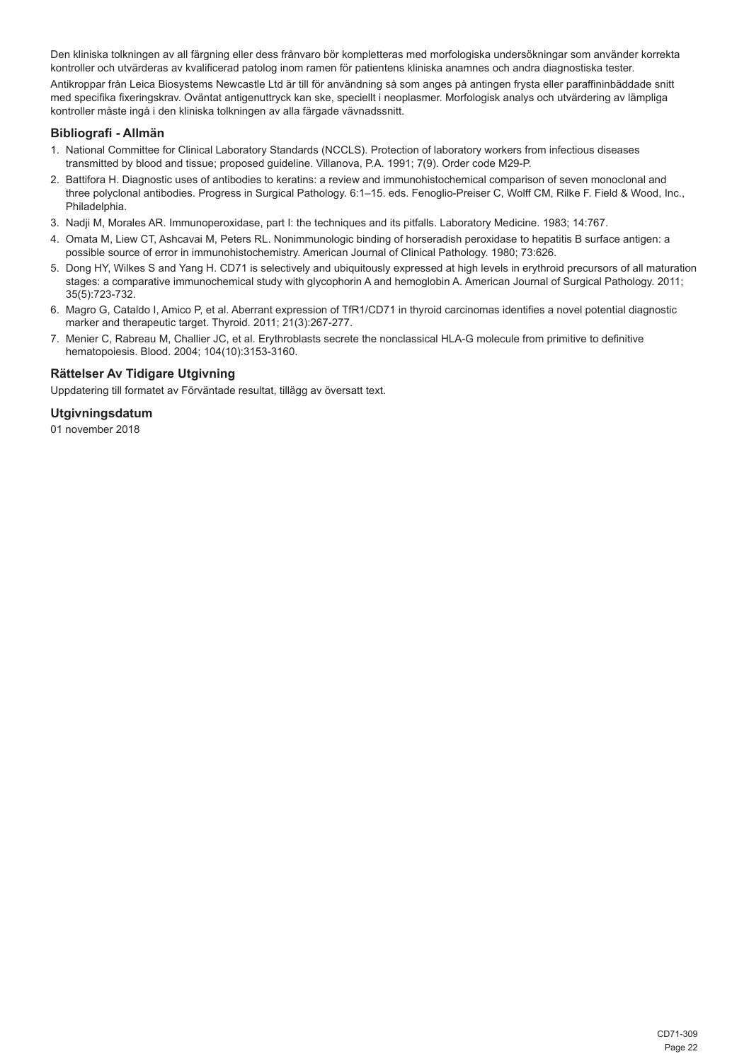Den kliniska tolkningen av all färgning eller dess frånvaro bör kompletteras med morfologiska undersökningar som använder korrekta kontroller och utvärderas av kvalificerad patolog inom ramen för patientens kliniska anamnes och andra diagnostiska tester.

Antikroppar från Leica Biosystems Newcastle Ltd är till för användning så som anges på antingen frysta eller paraffininbäddade snitt med specifika fixeringskrav. Oväntat antigenuttryck kan ske, speciellt i neoplasmer. Morfologisk analys och utvärdering av lämpliga kontroller måste ingå i den kliniska tolkningen av alla färgade vävnadssnitt.

## Bibliografi - Allmän

1. National Committee for Clinical Laboratory Standards (NCCLS). Protection of laboratory workers from infectious diseases transmitted by blood and tissue; proposed guideline. Villanova, P.A. 1991; 7(9). Order code M29-P.
2. Battifora H. Diagnostic uses of antibodies to keratins: a review and immunohistochemical comparison of seven monoclonal and three polyclonal antibodies. Progress in Surgical Pathology. 6:1–15. eds. Fenoglio-Preiser C, Wolff CM, Rilke F. Field & Wood, Inc., Philadelphia.
3. Nadji M, Morales AR. Immunoperoxidase, part I: the techniques and its pitfalls. Laboratory Medicine. 1983; 14:767.
4. Omata M, Liew CT, Ashcavai M, Peters RL. Nonimmunologic binding of horseradish peroxidase to hepatitis B surface antigen: a possible source of error in immunohistochemistry. American Journal of Clinical Pathology. 1980; 73:626.
5. Dong HY, Wilkes S and Yang H. CD71 is selectively and ubiquitously expressed at high levels in erythroid precursors of all maturation stages: a comparative immunochemical study with glycophorin A and hemoglobin A. American Journal of Surgical Pathology. 2011; 35(5):723-732.
6. Magro G, Cataldo I, Amico P, et al. Aberrant expression of TfR1/CD71 in thyroid carcinomas identifies a novel potential diagnostic marker and therapeutic target. Thyroid. 2011; 21(3):267-277.
7. Menier C, Rabreau M, Challier JC, et al. Erythroblasts secrete the nonclassical HLA-G molecule from primitive to definitive hematopoiesis. Blood. 2004; 104(10):3153-3160.

## Rättelser Av Tidigare Utgivning

Uppdatering till formatet av Förväntade resultat, tillägg av översatt text.

## Utgivningsdatum

01 november 2018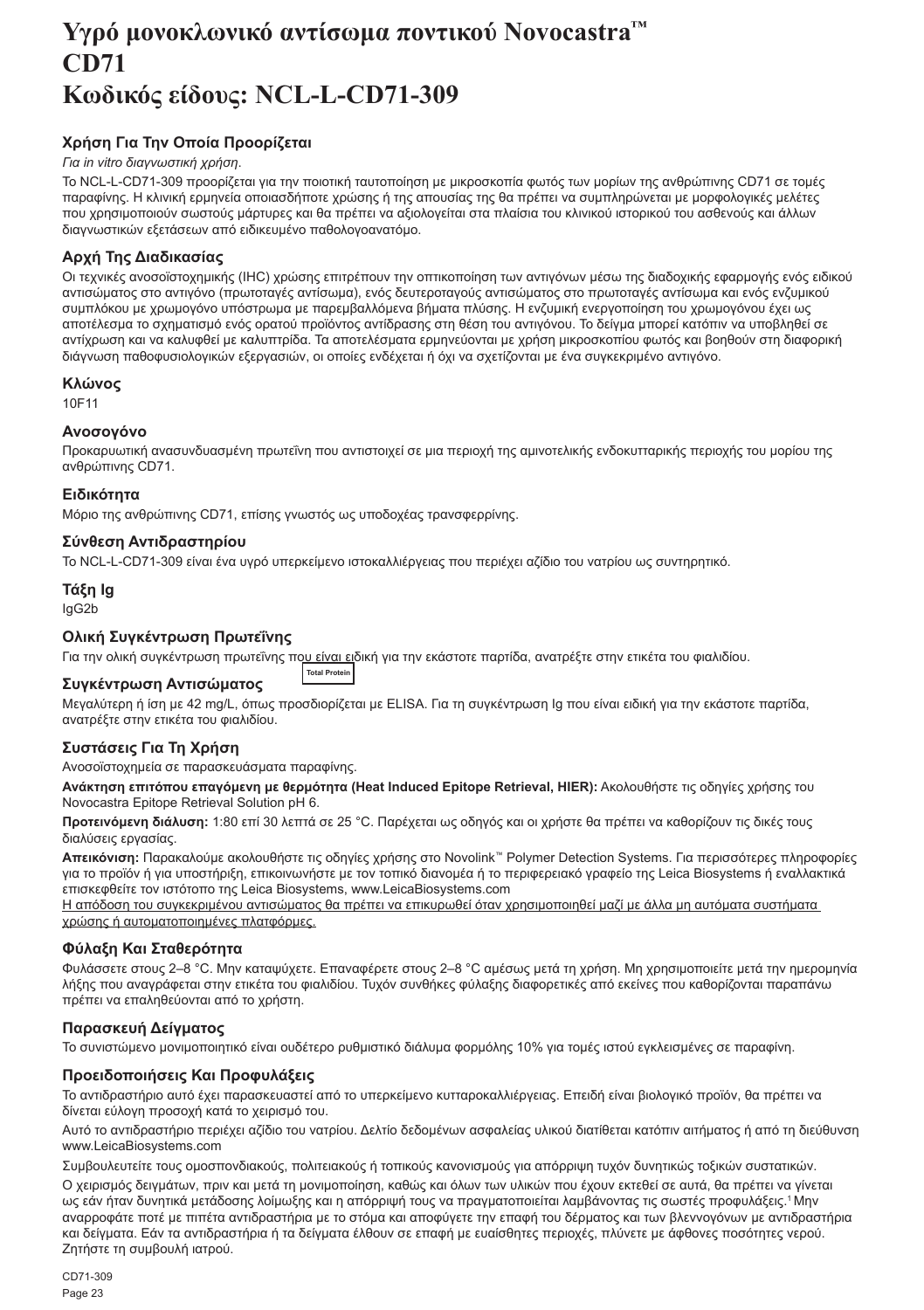# Υγρό μονοκλωνικό αντίσωμα ποντικού Novocastra™ CD71 Κωδικός είδους: NCL-L-CD71-309

### Χρήση Για Την Οποία Προορίζεται

*Για in vitro διαγνωστική χρήση.*

Το NCL-L-CD71-309 προορίζεται για την ποιοτική ταυτοποίηση με μικροσκοπία φωτός των μορίων της ανθρώπινης CD71 σε τομές παραφίνης. Η κλινική ερμηνεία οποιασδήποτε χρώσης ή της απουσίας της θα πρέπει να συμπληρώνεται με μορφολογικές μελέτες που χρησιμοποιούν σωστούς μάρτυρες και θα πρέπει να αξιολογείται στα πλαίσια του κλινικού ιστορικού του ασθενούς και άλλων διαγνωστικών εξετάσεων από ειδικευμένο παθολογοανατόμο.

### Αρχή Της Διαδικασίας

Οι τεχνικές ανοσοϊστοχημικής (IHC) χρώσης επιτρέπουν την οπτικοποίηση των αντιγόνων μέσω της διαδοχικής εφαρμογής ενός ειδικού αντισώματος στο αντιγόνο (πρωτοταγές αντίσωμα), ενός δευτεροταγούς αντισώματος στο πρωτοταγές αντίσωμα και ενός ενζυμικού συμπλόκου με χρωμογόνο υπόστρωμα με παρεμβαλλόμενα βήματα πλύσης. Η ενζυμική ενεργοποίηση του χρωμογόνου έχει ως αποτέλεσμα το σχηματισμό ενός ορατού προϊόντος αντίδρασης στη θέση του αντιγόνου. Το δείγμα μπορεί κατόπιν να υποβληθεί σε αντίχρωση και να καλυφθεί με καλυπτρίδα. Τα αποτελέσματα ερμηνεύονται με χρήση μικροσκοπίου φωτός και βοηθούν στη διαφορική διάγνωση παθοφυσιολογικών εξεργασιών, οι οποίες ενδέχεται ή όχι να σχετίζονται με ένα συγκεκριμένο αντιγόνο.

### Κλώνος

10F11

### Ανοσογόνο

Προκαρυωτική ανασυνδυασμένη πρωτεΐνη που αντιστοιχεί σε μια περιοχή της αμινοτελικής ενδοκυτταρικής περιοχής του μορίου της ανθρώπινης CD71.

### Ειδικότητα

Μόριο της ανθρώπινης CD71, επίσης γνωστός ως υποδοχέας τρανσφερρίνης.

### Σύνθεση Αντιδραστηρίου

Το NCL-L-CD71-309 είναι ένα υγρό υπερκείμενο ιστοκαλλιέργειας που περιέχει αζίδιο του νατρίου ως συντηρητικό.

### Τάξη Ig

IgG2b

### Ολική Συγκέντρωση Πρωτεΐνης

Για την ολική συγκέντρωση πρωτεΐνης που είναι ειδική για την εκάστοτε παρτίδα, ανατρέξτε στην ετικέτα του φιαλιδίου. Total Protein

### Συγκέντρωση Αντισώματος

Μεγαλύτερη ή ίση με 42 mg/L, όπως προσδιορίζεται με ELISA. Για τη συγκέντρωση Ig που είναι ειδική για την εκάστοτε παρτίδα, ανατρέξτε στην ετικέτα του φιαλιδίου.

### Συστάσεις Για Τη Χρήση

Ανοσοϊστοχημεία σε παρασκευάσματα παραφίνης.

**Ανάκτηση επιτόπου επαγόμενη με θερμότητα (Heat Induced Epitope Retrieval, HIER):** Ακολουθήστε τις οδηγίες χρήσης του Novocastra Epitope Retrieval Solution pH 6.

**Προτεινόμενη διάλυση:** 1:80 επί 30 λεπτά σε 25 °C. Παρέχεται ως οδηγός και οι χρήστε θα πρέπει να καθορίζουν τις δικές τους διαλύσεις εργασίας.

**Απεικόνιση:** Παρακαλούμε ακολουθήστε τις οδηγίες χρήσης στο Novolink™ Polymer Detection Systems. Για περισσότερες πληροφορίες για το προϊόν ή για υποστήριξη, επικοινωνήστε με τον τοπικό διανομέα ή το περιφερειακό γραφείο της Leica Biosystems ή εναλλακτικά επισκεφθείτε τον ιστότοπο της Leica Biosystems, www.LeicaBiosystems.com

Η απόδοση του συγκεκριμένου αντισώματος θα πρέπει να επικυρωθεί όταν χρησιμοποιηθεί μαζί με άλλα μη αυτόματα συστήματα χρώσης ή αυτοματοποιημένες πλατφόρμες.

### Φύλαξη Και Σταθερότητα

Φυλάσσετε στους 2–8 °C. Μην καταψύχετε. Επαναφέρετε στους 2–8 °C αμέσως μετά τη χρήση. Μη χρησιμοποιείτε μετά την ημερομηνία λήξης που αναγράφεται στην ετικέτα του φιαλιδίου. Τυχόν συνθήκες φύλαξης διαφορετικές από εκείνες που καθορίζονται παραπάνω πρέπει να επαληθεύονται από το χρήστη.

### Παρασκευή Δείγματος

Το συνιστώμενο μονιμοποιητικό είναι ουδέτερο ρυθμιστικό διάλυμα φορμόλης 10% για τομές ιστού εγκλεισμένες σε παραφίνη.

### Προειδοποιήσεις Και Προφυλάξεις

Το αντιδραστήριο αυτό έχει παρασκευαστεί από το υπερκείμενο κυτταροκαλλιέργειας. Επειδή είναι βιολογικό προϊόν, θα πρέπει να δίνεται εύλογη προσοχή κατά το χειρισμό του.

Αυτό το αντιδραστήριο περιέχει αζίδιο του νατρίου. Δελτίο δεδομένων ασφαλείας υλικού διατίθεται κατόπιν αιτήματος ή από τη διεύθυνση www.LeicaBiosystems.com

Συμβουλευτείτε τους ομοσπονδιακούς, πολιτειακούς ή τοπικούς κανονισμούς για απόρριψη τυχόν δυνητικώς τοξικών συστατικών.

Ο χειρισμός δειγμάτων, πριν και μετά τη μονιμοποίηση, καθώς και όλων των υλικών που έχουν εκτεθεί σε αυτά, θα πρέπει να γίνεται ως εάν ήταν δυνητικά μετάδοσης λοίμωξης και η απόρριψή τους να πραγματοποιείται λαμβάνοντας τις σωστές προφυλάξεις.[1] Μην αναρροφάτε ποτέ με πιπέτα αντιδραστήρια με το στόμα και αποφύγετε την επαφή του δέρματος και των βλεννογόνων με αντιδραστήρια και δείγματα. Εάν τα αντιδραστήρια ή τα δείγματα έλθουν σε επαφή με ευαίσθητες περιοχές, πλύνετε με άφθονες ποσότητες νερού. Ζητήστε τη συμβουλή ιατρού.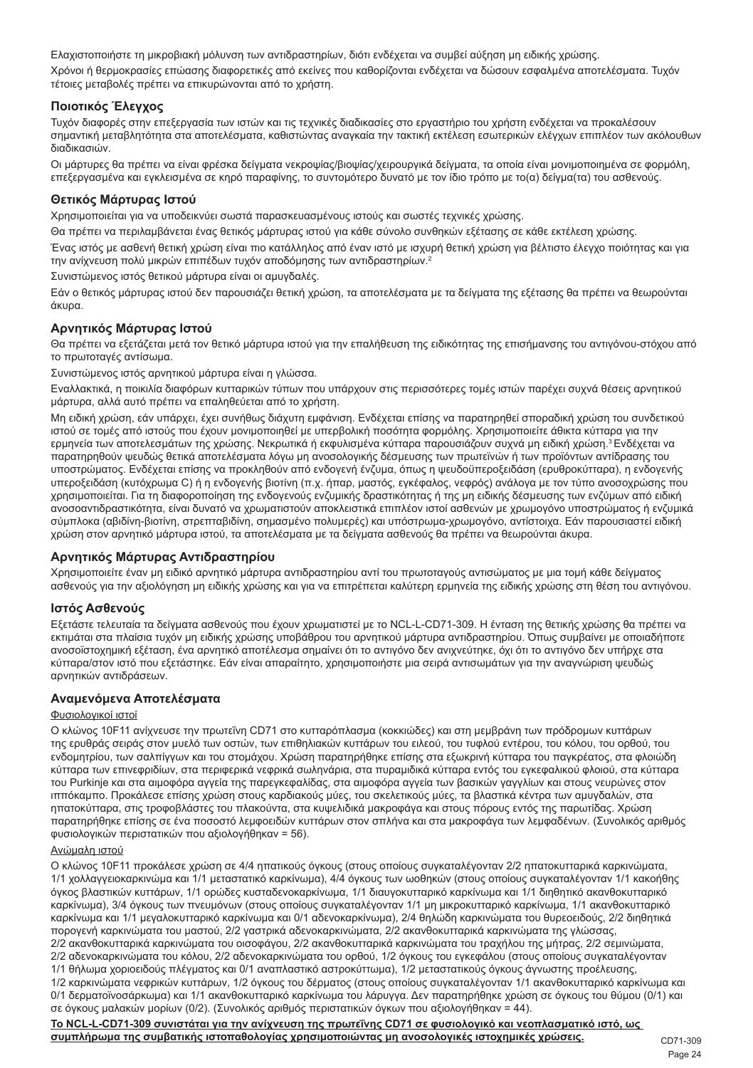Ελαχιστοποιήστε τη μικροβιακή μόλυνση των αντιδραστηρίων, διότι ενδέχεται να συμβεί αύξηση μη ειδικής χρώσης.

Χρόνοι ή θερμοκρασίες επώασης διαφορετικές από εκείνες που καθορίζονται ενδέχεται να δώσουν εσφαλμένα αποτελέσματα. Τυχόν τέτοιες μεταβολές πρέπει να επικυρώνονται από το χρήστη.

### Ποιοτικός Έλεγχος

Τυχόν διαφορές στην επεξεργασία των ιστών και τις τεχνικές διαδικασίες στο εργαστήριο του χρήστη ενδέχεται να προκαλέσουν σημαντική μεταβλητότητα στα αποτελέσματα, καθιστώντας αναγκαία την τακτική εκτέλεση εσωτερικών ελέγχων επιπλέον των ακόλουθων διαδικασιών.

Οι μάρτυρες θα πρέπει να είναι φρέσκα δείγματα νεκροψίας/βιοψίας/χειρουργικά δείγματα, τα οποία είναι μονιμοποιημένα σε φορμόλη, επεξεργασμένα και εγκλεισμένα σε κηρό παραφίνης, το συντομότερο δυνατό με τον ίδιο τρόπο με το(α) δείγμα(τα) του ασθενούς.

### Θετικός Μάρτυρας Ιστού

Χρησιμοποιείται για να υποδεικνύει σωστά παρασκευασμένους ιστούς και σωστές τεχνικές χρώσης.

Θα πρέπει να περιλαμβάνεται ένας θετικός μάρτυρας ιστού για κάθε σύνολο συνθηκών εξέτασης σε κάθε εκτέλεση χρώσης.

Ένας ιστός με ασθενή θετική χρώση είναι πιο κατάλληλος από έναν ιστό με ισχυρή θετική χρώση για βέλτιστο έλεγχο ποιότητας και για την ανίχνευση πολύ μικρών επιπέδων τυχόν αποδόμησης των αντιδραστηρίων.[2]

Συνιστώμενος ιστός θετικού μάρτυρα είναι οι αμυγδαλές.

Εάν ο θετικός μάρτυρας ιστού δεν παρουσιάζει θετική χρώση, τα αποτελέσματα με τα δείγματα της εξέτασης θα πρέπει να θεωρούνται άκυρα.

### Αρνητικός Μάρτυρας Ιστού

Θα πρέπει να εξετάζεται μετά τον θετικό μάρτυρα ιστού για την επαλήθευση της ειδικότητας της επισήμανσης του αντιγόνου-στόχου από το πρωτοταγές αντίσωμα.

Συνιστώμενος ιστός αρνητικού μάρτυρα είναι η γλώσσα.

Εναλλακτικά, η ποικιλία διαφόρων κυτταρικών τύπων που υπάρχουν στις περισσότερες τομές ιστών παρέχει συχνά θέσεις αρνητικού μάρτυρα, αλλά αυτό πρέπει να επαληθεύεται από το χρήστη.

Μη ειδική χρώση, εάν υπάρχει, έχει συνήθως διάχυτη εμφάνιση. Ενδέχεται επίσης να παρατηρηθεί σποραδική χρώση του συνδετικού ιστού σε τομές από ιστούς που έχουν μονιμοποιηθεί με υπερβολική ποσότητα φορμόλης. Χρησιμοποιείτε άθικτα κύτταρα για την ερμηνεία των αποτελεσμάτων της χρώσης. Νεκρωτικά ή εκφυλισμένα κύτταρα παρουσιάζουν συχνά μη ειδική χρώση.[3] Ενδέχεται να παρατηρηθούν ψευδώς θετικά αποτελέσματα λόγω μη ανοσολογικής δέσμευσης των πρωτεϊνών ή των προϊόντων αντίδρασης του υποστρώματος. Ενδέχεται επίσης να προκληθούν από ενδογενή ένζυμα, όπως η ψευδοϋπεροξειδάση (ερυθροκύτταρα), η ενδογενής υπεροξειδάση (κυτόχρωμα C) ή η ενδογενής βιοτίνη (π.χ. ήπαρ, μαστός, εγκέφαλος, νεφρός) ανάλογα με τον τύπο ανοσοχρώσης που χρησιμοποιείται. Για τη διαφοροποίηση της ενδογενούς ενζυμικής δραστικότητας ή της μη ειδικής δέσμευσης των ενζύμων από ειδική ανοσοαντιδραστικότητα, είναι δυνατό να χρωματιστούν αποκλειστικά επιπλέον ιστοί ασθενών με χρωμογόνο υποστρώματος ή ενζυμικά σύμπλοκα (αβιδίνη-βιοτίνη, στρεπταβιδίνη, σημασμένο πολυμερές) και υπόστρωμα-χρωμογόνο, αντίστοιχα. Εάν παρουσιαστεί ειδική χρώση στον αρνητικό μάρτυρα ιστού, τα αποτελέσματα με τα δείγματα ασθενούς θα πρέπει να θεωρούνται άκυρα.

### Αρνητικός Μάρτυρας Αντιδραστηρίου

Χρησιμοποιείτε έναν μη ειδικό αρνητικό μάρτυρα αντιδραστηρίου αντί του πρωτοταγούς αντισώματος με μια τομή κάθε δείγματος ασθενούς για την αξιολόγηση μη ειδικής χρώσης και για να επιτρέπεται καλύτερη ερμηνεία της ειδικής χρώσης στη θέση του αντιγόνου.

### Ιστός Ασθενούς

Εξετάστε τελευταία τα δείγματα ασθενούς που έχουν χρωματιστεί με το NCL-L-CD71-309. Η ένταση της θετικής χρώσης θα πρέπει να εκτιμάται στα πλαίσια τυχόν μη ειδικής χρώσης υποβάθρου του αρνητικού μάρτυρα αντιδραστηρίου. Όπως συμβαίνει με οποιαδήποτε ανοσοϊστοχημική εξέταση, ένα αρνητικό αποτέλεσμα σημαίνει ότι το αντιγόνο δεν ανιχνεύτηκε, όχι ότι το αντιγόνο δεν υπήρχε στα κύτταρα/στον ιστό που εξετάστηκε. Εάν είναι απαραίτητο, χρησιμοποιήστε μια σειρά αντισωμάτων για την αναγνώριση ψευδώς αρνητικών αντιδράσεων.

### Αναμενόμενα Αποτελέσματα

Φυσιολογικοί ιστοί

Ο κλώνος 10F11 ανίχνευσε την πρωτεΐνη CD71 στο κυτταρόπλασμα (κοκκιώδες) και στη μεμβράνη των πρόδρομων κυττάρων της ερυθράς σειράς στον μυελό των οστών, των επιθηλιακών κυττάρων του ειλεού, του τυφλού εντέρου, του κόλου, του ορθού, του ενδομητρίου, των σαλπίγγων και του στομάχου. Χρώση παρατηρήθηκε επίσης στα εξωκρινή κύτταρα του παγκρέατος, στα φλοιώδη κύτταρα των επινεφριδίων, στα περιφερικά νεφρικά σωληνάρια, στα πυραμιδικά κύτταρα εντός του εγκεφαλικού φλοιού, στα κύτταρα του Purkinje και στα αιμοφόρα αγγεία της παρεγκεφαλίδας, στα αιμοφόρα αγγεία των βασικών γαγγλίων και στους νευρώνες στον ιππόκαμπο. Προκάλεσε επίσης χρώση στους καρδιακούς μύες, του σκελετικούς μύες, τα βλαστικά κέντρα των αμυγδαλών, στα ηπατοκύτταρα, στις τροφοβλάστες του πλακούντα, στα κυψελιδικά μακροφάγα και στους πόρους εντός της παρωτίδας. Χρώση παρατηρήθηκε επίσης σε ένα ποσοστό λεμφοειδών κυττάρων στον σπλήνα και στα μακροφάγα των λεμφαδένων. (Συνολικός αριθμός φυσιολογικών περιστατικών που αξιολογήθηκαν = 56).

Ανώμαλη ιστού

Ο κλώνος 10F11 προκάλεσε χρώση σε 4/4 ηπατικούς όγκους (στους οποίους συγκαταλέγονταν 2/2 ηπατοκυτταρικά καρκινώματα, 1/1 χολλαγγειοκαρκινώμα και 1/1 μεταστατικό καρκίνωμα), 4/4 όγκους των ωοθηκών (στους οποίους συγκαταλέγονταν 1/1 κακοήθης όγκος βλαστικών κυττάρων, 1/1 ορώδες κυσταδενοκαρκίνωμα, 1/1 διαυγοκυτταρικό καρκίνωμα και 1/1 διηθητικό ακανθοκυτταρικό καρκίνωμα), 3/4 όγκους των πνευμόνων (στους οποίους συγκαταλέγονταν 1/1 μη μικροκυτταρικό καρκίνωμα, 1/1 ακανθοκυτταρικό καρκίνωμα και 1/1 μεγαλοκυτταρικό καρκίνωμα και 0/1 αδενοκαρκίνωμα), 2/4 θηλώδη καρκινώματα του θυρεοειδούς, 2/2 διηθητικά πορογενή καρκινώματα του μαστού, 2/2 γαστρικά αδενοκαρκινώματα, 2/2 ακανθοκυτταρικά καρκινώματα της γλώσσας, 2/2 ακανθοκυτταρικά καρκινώματα του οισοφάγου, 2/2 ακανθοκυτταρικά καρκινώματα του τραχήλου της μήτρας, 2/2 σεμινώματα, 2/2 αδενοκαρκινώματα του κόλου, 2/2 αδενοκαρκινώματα του ορθού, 1/2 όγκους του εγκεφάλου (στους οποίους συγκαταλέγονταν 1/1 θήλωμα χοριοειδούς πλέγματος και 0/1 αναπλαστικό αστροκύττωμα), 1/2 μεταστατικούς όγκους άγνωστης προέλευσης, 1/2 καρκινώματα νεφρικών κυττάρων, 1/2 όγκους του δέρματος (στους οποίους συγκαταλέγονταν 1/1 ακανθοκυτταρικό καρκίνωμα και 0/1 δερματοϊνοσάρκωμα) και 1/1 ακανθοκυτταρικό καρκίνωμα του λάρυγγα. Δεν παρατηρήθηκε χρώση σε όγκους του θύμου (0/1) και σε όγκους μαλακών μορίων (0/2). (Συνολικός αριθμός περιστατικών όγκων που αξιολογήθηκαν = 44).

**Το NCL-L-CD71-309 συνιστάται για την ανίχνευση της πρωτεΐνης CD71 σε φυσιολογικό και νεοπλασματικό ιστό, ως συμπλήρωμα της συμβατικής ιστοπαθολογίας χρησιμοποιώντας μη ανοσολογικές ιστοχημικές χρώσεις.**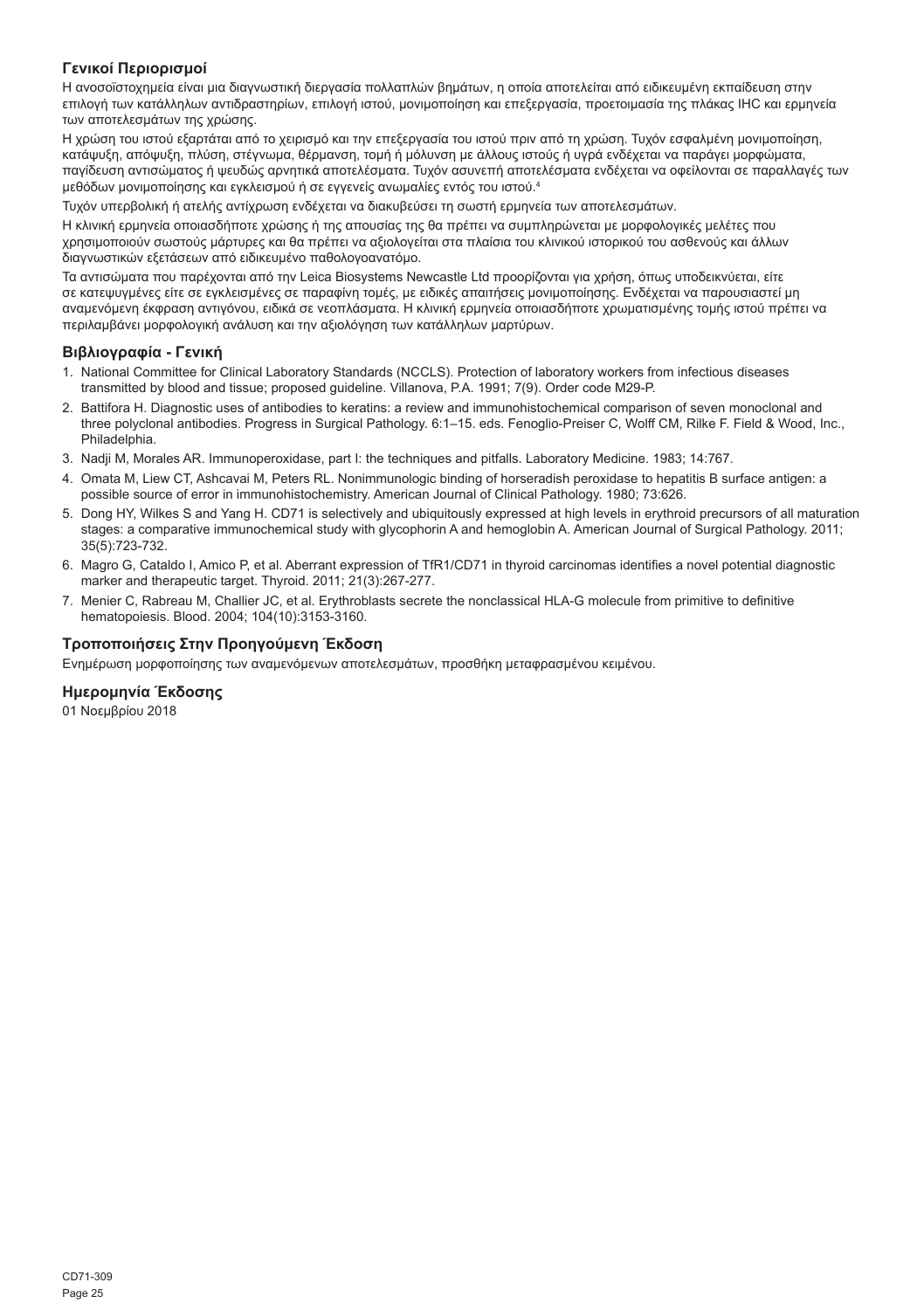### Γενικοί Περιορισμοί

Η ανοσοϊστοχημεία είναι μια διαγνωστική διεργασία πολλαπλών βημάτων, η οποία αποτελείται από ειδικευμένη εκπαίδευση στην επιλογή των κατάλληλων αντιδραστηρίων, επιλογή ιστού, μονιμοποίηση και επεξεργασία, προετοιμασία της πλάκας IHC και ερμηνεία των αποτελεσμάτων της χρώσης.

Η χρώση του ιστού εξαρτάται από το χειρισμό και την επεξεργασία του ιστού πριν από τη χρώση. Τυχόν εσφαλμένη μονιμοποίηση, κατάψυξη, απόψυξη, πλύση, στέγνωμα, θέρμανση, τομή ή μόλυνση με άλλους ιστούς ή υγρά ενδέχεται να παράγει μορφώματα, παγίδευση αντισώματος ή ψευδώς αρνητικά αποτελέσματα. Τυχόν ασυνεπή αποτελέσματα ενδέχεται να οφείλονται σε παραλλαγές των μεθόδων μονιμοποίησης και εγκλεισμού ή σε εγγενείς ανωμαλίες εντός του ιστού.[4]

Τυχόν υπερβολική ή ατελής αντίχρωση ενδέχεται να διακυβεύσει τη σωστή ερμηνεία των αποτελεσμάτων.

Η κλινική ερμηνεία οποιασδήποτε χρώσης ή της απουσίας της θα πρέπει να συμπληρώνεται με μορφολογικές μελέτες που χρησιμοποιούν σωστούς μάρτυρες και θα πρέπει να αξιολογείται στα πλαίσια του κλινικού ιστορικού του ασθενούς και άλλων διαγνωστικών εξετάσεων από ειδικευμένο παθολογοανατόμο.

Τα αντισώματα που παρέχονται από την Leica Biosystems Newcastle Ltd προορίζονται για χρήση, όπως υποδεικνύεται, είτε σε κατεψυγμένες είτε σε εγκλεισμένες σε παραφίνη τομές, με ειδικές απαιτήσεις μονιμοποίησης. Ενδέχεται να παρουσιαστεί μη αναμενόμενη έκφραση αντιγόνου, ειδικά σε νεοπλάσματα. Η κλινική ερμηνεία οποιασδήποτε χρωματισμένης τομής ιστού πρέπει να περιλαμβάνει μορφολογική ανάλυση και την αξιολόγηση των κατάλληλων μαρτύρων.

### Βιβλιογραφία - Γενική

1. National Committee for Clinical Laboratory Standards (NCCLS). Protection of laboratory workers from infectious diseases transmitted by blood and tissue; proposed guideline. Villanova, P.A. 1991; 7(9). Order code M29-P.
2. Battifora H. Diagnostic uses of antibodies to keratins: a review and immunohistochemical comparison of seven monoclonal and three polyclonal antibodies. Progress in Surgical Pathology. 6:1–15. eds. Fenoglio-Preiser C, Wolff CM, Rilke F. Field & Wood, Inc., Philadelphia.
3. Nadji M, Morales AR. Immunoperoxidase, part I: the techniques and pitfalls. Laboratory Medicine. 1983; 14:767.
4. Omata M, Liew CT, Ashcavai M, Peters RL. Nonimmunologic binding of horseradish peroxidase to hepatitis B surface antigen: a possible source of error in immunohistochemistry. American Journal of Clinical Pathology. 1980; 73:626.
5. Dong HY, Wilkes S and Yang H. CD71 is selectively and ubiquitously expressed at high levels in erythroid precursors of all maturation stages: a comparative immunochemical study with glycophorin A and hemoglobin A. American Journal of Surgical Pathology. 2011; 35(5):723-732.
6. Magro G, Cataldo I, Amico P, et al. Aberrant expression of TfR1/CD71 in thyroid carcinomas identifies a novel potential diagnostic marker and therapeutic target. Thyroid. 2011; 21(3):267-277.
7. Menier C, Rabreau M, Challier JC, et al. Erythroblasts secrete the nonclassical HLA-G molecule from primitive to definitive hematopoiesis. Blood. 2004; 104(10):3153-3160.

### Τροποποιήσεις Στην Προηγούμενη Έκδοση

Ενημέρωση μορφοποίησης των αναμενόμενων αποτελεσμάτων, προσθήκη μεταφρασμένου κειμένου.

### Ημερομηνία Έκδοσης

01 Νοεμβρίου 2018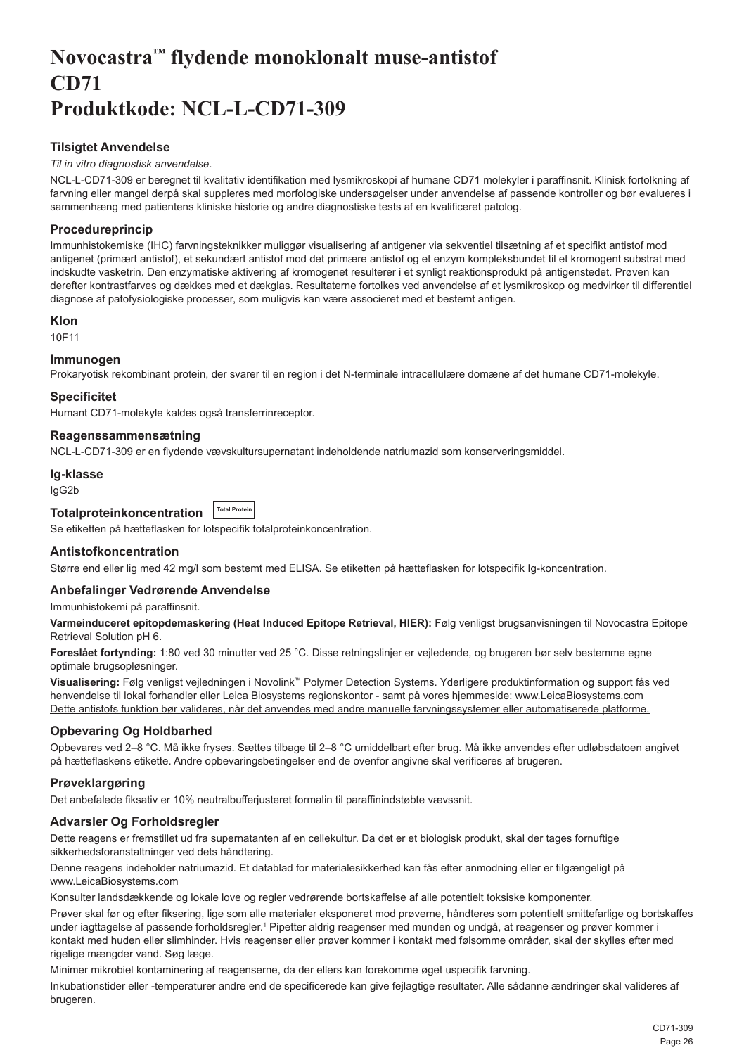# Novocastra™ flydende monoklonalt muse-antistof CD71 Produktkode: NCL-L-CD71-309

## Tilsigtet Anvendelse

*Til in vitro diagnostisk anvendelse*.

NCL-L-CD71-309 er beregnet til kvalitativ identifikation med lysmikroskopi af humane CD71 molekyler i paraffinsnit. Klinisk fortolkning af farvning eller mangel derpå skal suppleres med morfologiske undersøgelser under anvendelse af passende kontroller og bør evalueres i sammenhæng med patientens kliniske historie og andre diagnostiske tests af en kvalificeret patolog.

## Procedureprincip

Immunhistokemiske (IHC) farvningsteknikker muliggør visualisering af antigener via sekventiel tilsætning af et specifikt antistof mod antigenet (primært antistof), et sekundært antistof mod det primære antistof og et enzym kompleksbundet til et kromogent substrat med indskudte vasketrin. Den enzymatiske aktivering af kromogenet resulterer i et synligt reaktionsprodukt på antigenstedet. Prøven kan derefter kontrastfarves og dækkes med et dækglas. Resultaterne fortolkes ved anvendelse af et lysmikroskop og medvirker til differentiel diagnose af patofysiologiske processer, som muligvis kan være associeret med et bestemt antigen.

## Klon

10F11

## Immunogen

Prokaryotisk rekombinant protein, der svarer til en region i det N-terminale intracellulære domæne af det humane CD71-molekyle.

## Specificitet

Humant CD71-molekyle kaldes også transferrinreceptor.

## Reagenssammensætning

NCL-L-CD71-309 er en flydende vævskultursupernatant indeholdende natriumazid som konserveringsmiddel.

## Ig-klasse

IgG2b

## Totalproteinkoncentration Total Protein

Se etiketten på hætteflasken for lotspecifik totalproteinkoncentration.

## Antistofkoncentration

Større end eller lig med 42 mg/l som bestemt med ELISA. Se etiketten på hætteflasken for lotspecifik Ig-koncentration.

## Anbefalinger Vedrørende Anvendelse

Immunhistokemi på paraffinsnit.

**Varmeinduceret epitopdemaskering (Heat Induced Epitope Retrieval, HIER):** Følg venligst brugsanvisningen til Novocastra Epitope Retrieval Solution pH 6.

**Foreslået fortynding:** 1:80 ved 30 minutter ved 25 °C. Disse retningslinjer er vejledende, og brugeren bør selv bestemme egne optimale brugsopløsninger.

**Visualisering:** Følg venligst vejledningen i Novolink™ Polymer Detection Systems. Yderligere produktinformation og support fås ved henvendelse til lokal forhandler eller Leica Biosystems regionskontor - samt på vores hjemmeside: www.LeicaBiosystems.com

Dette antistofs funktion bør valideres, når det anvendes med andre manuelle farvningssystemer eller automatiserede platforme.

## Opbevaring Og Holdbarhed

Opbevares ved 2–8 °C. Må ikke fryses. Sættes tilbage til 2–8 °C umiddelbart efter brug. Må ikke anvendes efter udløbsdatoen angivet på hætteflaskens etikette. Andre opbevaringsbetingelser end de ovenfor angivne skal verificeres af brugeren.

## Prøveklargøring

Det anbefalede fiksativ er 10% neutralbufferjusteret formalin til paraffinindstøbte vævssnit.

## Advarsler Og Forholdsregler

Dette reagens er fremstillet ud fra supernatanten af en cellekultur. Da det er et biologisk produkt, skal der tages fornuftige sikkerhedsforanstaltninger ved dets håndtering.

Denne reagens indeholder natriumazid. Et datablad for materialesikkerhed kan fås efter anmodning eller er tilgængeligt på www.LeicaBiosystems.com

Konsulter landsdækkende og lokale love og regler vedrørende bortskaffelse af alle potentielt toksiske komponenter.

Prøver skal før og efter fiksering, lige som alle materialer eksponeret mod prøverne, håndteres som potentielt smittefarlige og bortskaffes under iagttagelse af passende forholdsregler.[1] Pipetter aldrig reagenser med munden og undgå, at reagenser og prøver kommer i kontakt med huden eller slimhinder. Hvis reagenser eller prøver kommer i kontakt med følsomme områder, skal der skylles efter med rigelige mængder vand. Søg læge.

Minimer mikrobiel kontaminering af reagenserne, da der ellers kan forekomme øget uspecifik farvning.

Inkubationstider eller -temperaturer andre end de specificerede kan give fejlagtige resultater. Alle sådanne ændringer skal valideres af brugeren.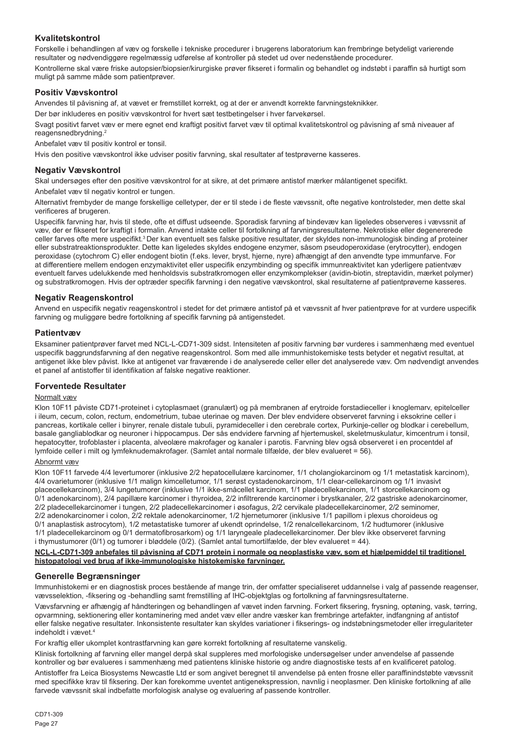## Kvalitetskontrol

Forskelle i behandlingen af væv og forskelle i tekniske procedurer i brugerens laboratorium kan frembringe betydeligt varierende resultater og nødvendiggøre regelmæssig udførelse af kontroller på stedet ud over nedenstående procedurer.

Kontrollerne skal være friske autopsier/biopsier/kirurgiske prøver fikseret i formalin og behandlet og indstøbt i paraffin så hurtigt som muligt på samme måde som patientprøver.

## Positiv Vævskontrol

Anvendes til påvisning af, at vævet er fremstillet korrekt, og at der er anvendt korrekte farvningsteknikker.

Der bør inkluderes en positiv vævskontrol for hvert sæt testbetingelser i hver farvekørsel.

Svagt positivt farvet væv er mere egnet end kraftigt positivt farvet væv til optimal kvalitetskontrol og påvisning af små niveauer af reagensnedbrydning.[2]

Anbefalet væv til positiv kontrol er tonsil.

Hvis den positive vævskontrol ikke udviser positiv farvning, skal resultater af testprøverne kasseres.

## Negativ Vævskontrol

Skal undersøges efter den positive vævskontrol for at sikre, at det primære antistof mærker målantigenet specifikt.

Anbefalet væv til negativ kontrol er tungen.

Alternativt frembyder de mange forskellige celletyper, der er til stede i de fleste vævssnit, ofte negative kontrolsteder, men dette skal verificeres af brugeren.

Uspecifik farvning har, hvis til stede, ofte et diffust udseende. Sporadisk farvning af bindevæv kan ligeledes observeres i vævssnit af væv, der er fikseret for kraftigt i formalin. Anvend intakte celler til fortolkning af farvningsresultaterne. Nekrotiske eller degenererede celler farves ofte mere uspecifikt.[3] Der kan eventuelt ses falske positive resultater, der skyldes non-immunologisk binding af proteiner eller substratreaktionsprodukter. Dette kan ligeledes skyldes endogene enzymer, såsom pseudoperoxidase (erytrocytter), endogen peroxidase (cytochrom C) eller endogent biotin (f.eks. lever, bryst, hjerne, nyre) afhængigt af den anvendte type immunfarve. For at differentiere mellem endogen enzymaktivitet eller uspecifik enzymbinding og specifik immunreaktivitet kan yderligere patientvæv eventuelt farves udelukkende med henholdsvis substratkromogen eller enzymkomplekser (avidin-biotin, streptavidin, mærket polymer) og substratkromogen. Hvis der optræder specifik farvning i den negative vævskontrol, skal resultaterne af patientprøverne kasseres.

## Negativ Reagenskontrol

Anvend en uspecifik negativ reagenskontrol i stedet for det primære antistof på et vævssnit af hver patientprøve for at vurdere uspecifik farvning og muliggøre bedre fortolkning af specifik farvning på antigenstedet.

## Patientvæv

Eksaminer patientprøver farvet med NCL-L-CD71-309 sidst. Intensiteten af positiv farvning bør vurderes i sammenhæng med eventuel uspecifik baggrundsfarvning af den negative reagenskontrol. Som med alle immunhistokemiske tests betyder et negativt resultat, at antigenet ikke blev påvist. Ikke at antigenet var fraværende i de analyserede celler eller det analyserede væv. Om nødvendigt anvendes et panel af antistoffer til identifikation af falske negative reaktioner.

## Forventede Resultater

Normalt væv

Klon 10F11 påviste CD71-proteinet i cytoplasmaet (granulært) og på membranen af erytroide forstadieceller i knoglemarv, epitelceller i ileum, cecum, colon, rectum, endometrium, tubae uterinae og maven. Der blev endvidere observeret farvning i eksokrine celler i pancreas, kortikale celler i binyrer, renale distale tubuli, pyramideceller i den cerebrale cortex, Purkinje-celler og blodkar i cerebellum, basale gangliablodkar og neuroner i hippocampus. Der sås endvidere farvning af hjertemuskel, skeletmuskulatur, kimcentrum i tonsil, hepatocytter, trofoblaster i placenta, alveolære makrofager og kanaler i parotis. Farvning blev også observeret i en procentdel af lymfoide celler i milt og lymfeknudemakrofager. (Samlet antal normale tilfælde, der blev evalueret = 56).

Abnormt væv

Klon 10F11 farvede 4/4 levertumorer (inklusive 2/2 hepatocellulære karcinomer, 1/1 cholangiokarcinom og 1/1 metastatisk karcinom), 4/4 ovarietumorer (inklusive 1/1 malign kimcelletumor, 1/1 serøst cystadenokarcinom, 1/1 clear-cellekarcinom og 1/1 invasivt placentacellekarcinom), 3/4 lungetumorer (inklusive 1/1 ikke-småcellet karcinom, 1/1 pladecellekarcinom, 1/1 storcellekarcinom og 0/1 adenokarcinom), 2/4 papillære karcinomer i thyroidea, 2/2 infiltrerende karcinomer i brystkanaler, 2/2 gastriske adenokarcinomer, 2/2 pladecellekarcinomer i tungen, 2/2 pladecellekarcinomer i øsofagus, 2/2 cervikale pladecellekarcinomer, 2/2 seminomer, 2/2 adenokarcinomer i colon, 2/2 rektale adenokarcinomer, 1/2 hjernetumorer (inklusive 1/1 papillom i plexus choroideus og 0/1 anaplastisk astrocytom), 1/2 metastatiske tumorer af ukendt oprindelse, 1/2 renalcellekarcinom, 1/2 hudtumorer (inklusive 1/1 pladecellekarcinom og 0/1 dermatofibrosarkom) og 1/1 laryngeale pladecellekarcinomer. Der blev ikke observeret farvning i thymustumorer (0/1) og tumorer i bløddele (0/2). (Samlet antal tumortilfælde, der blev evalueret = 44).

**NCL-L-CD71-309 anbefales til påvisning af CD71 protein i normale og neoplastiske væv, som et hjælpemiddel til traditionel histopatologi ved brug af ikke-immunologiske histokemiske farvninger.**

## Generelle Begrænsninger

Immunhistokemi er en diagnostisk proces bestående af mange trin, der omfatter specialiseret uddannelse i valg af passende reagenser, vævsselektion, -fiksering og -behandling samt fremstilling af IHC-objektglas og fortolkning af farvningsresultaterne.

Vævsfarvning er afhængig af håndteringen og behandlingen af vævet inden farvning. Forkert fiksering, frysning, optøning, vask, tørring, opvarmning, sektionering eller kontaminering med andet væv eller andre væsker kan frembringe artefakter, indfangning af antistof eller falske negative resultater. Inkonsistente resultater kan skyldes variationer i fikserings- og indstøbningsmetoder eller irregulariteter indeholdt i vævet.[4]

For kraftig eller ukomplet kontrastfarvning kan gøre korrekt fortolkning af resultaterne vanskelig.

Klinisk fortolkning af farvning eller mangel derpå skal suppleres med morfologiske undersøgelser under anvendelse af passende kontroller og bør evalueres i sammenhæng med patientens kliniske historie og andre diagnostiske tests af en kvalificeret patolog.

Antistoffer fra Leica Biosystems Newcastle Ltd er som angivet beregnet til anvendelse på enten frosne eller paraffinindstøbte vævssnit med specifikke krav til fiksering. Der kan forekomme uventet antigenekspression, navnlig i neoplasmer. Den kliniske fortolkning af alle farvede vævssnit skal indbefatte morfologisk analyse og evaluering af passende kontroller.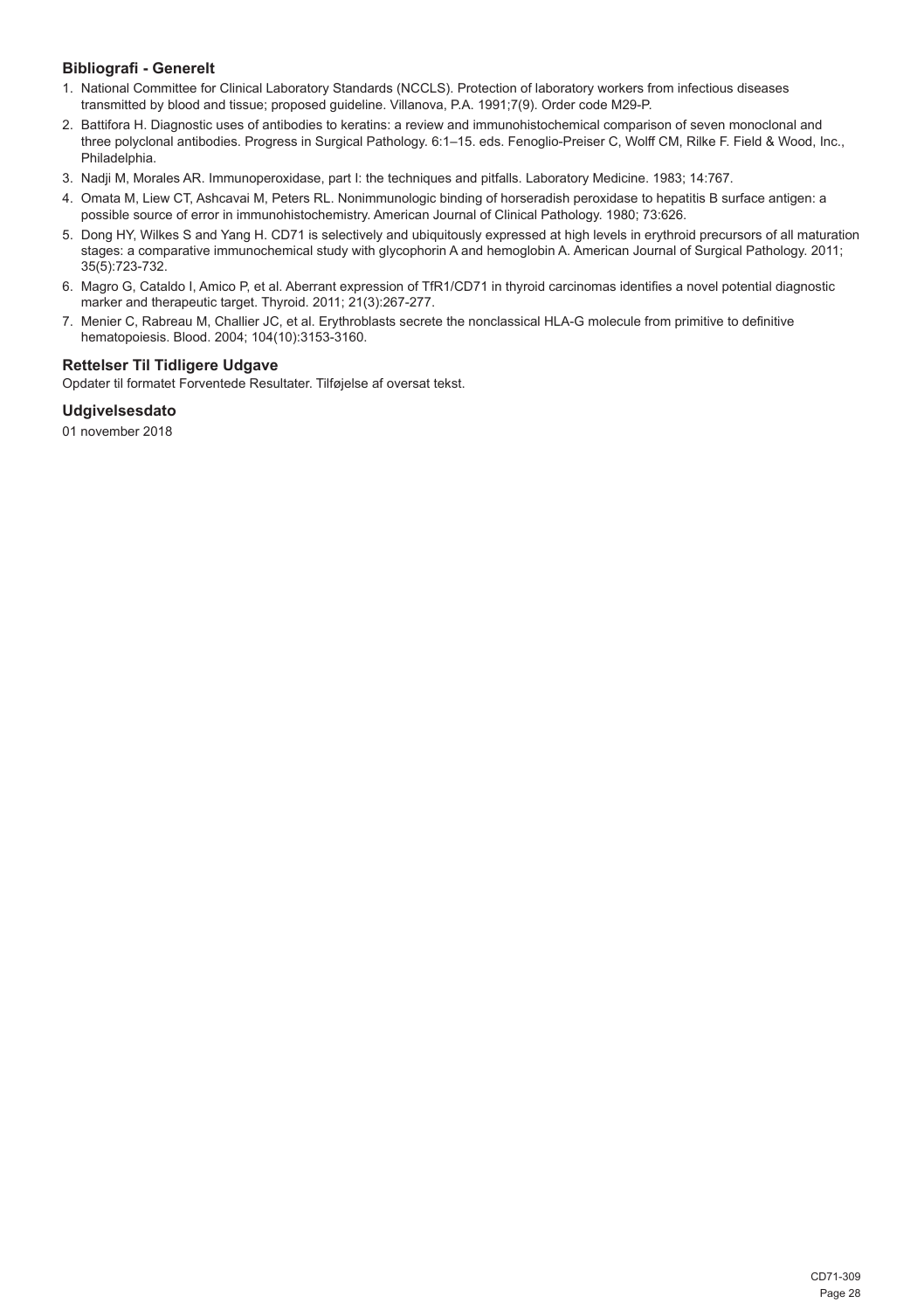## Bibliografi - Generelt

1. National Committee for Clinical Laboratory Standards (NCCLS). Protection of laboratory workers from infectious diseases transmitted by blood and tissue; proposed guideline. Villanova, P.A. 1991;7(9). Order code M29-P.
2. Battifora H. Diagnostic uses of antibodies to keratins: a review and immunohistochemical comparison of seven monoclonal and three polyclonal antibodies. Progress in Surgical Pathology. 6:1–15. eds. Fenoglio-Preiser C, Wolff CM, Rilke F. Field & Wood, Inc., Philadelphia.
3. Nadji M, Morales AR. Immunoperoxidase, part I: the techniques and pitfalls. Laboratory Medicine. 1983; 14:767.
4. Omata M, Liew CT, Ashcavai M, Peters RL. Nonimmunologic binding of horseradish peroxidase to hepatitis B surface antigen: a possible source of error in immunohistochemistry. American Journal of Clinical Pathology. 1980; 73:626.
5. Dong HY, Wilkes S and Yang H. CD71 is selectively and ubiquitously expressed at high levels in erythroid precursors of all maturation stages: a comparative immunochemical study with glycophorin A and hemoglobin A. American Journal of Surgical Pathology. 2011; 35(5):723-732.
6. Magro G, Cataldo I, Amico P, et al. Aberrant expression of TfR1/CD71 in thyroid carcinomas identifies a novel potential diagnostic marker and therapeutic target. Thyroid. 2011; 21(3):267-277.
7. Menier C, Rabreau M, Challier JC, et al. Erythroblasts secrete the nonclassical HLA-G molecule from primitive to definitive hematopoiesis. Blood. 2004; 104(10):3153-3160.

## Rettelser Til Tidligere Udgave

Opdater til formatet Forventede Resultater. Tilføjelse af oversat tekst.

## Udgivelsesdato

01 november 2018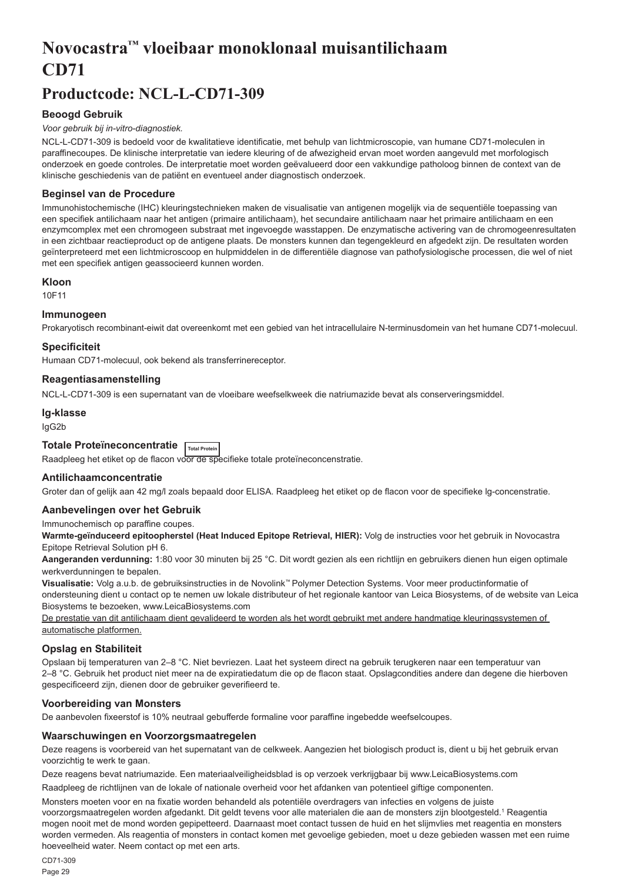# Novocastra™ vloeibaar monoklonaal muisantilichaam CD71

## Productcode: NCL-L-CD71-309

### Beoogd Gebruik

*Voor gebruik bij in-vitro-diagnostiek.*

NCL-L-CD71-309 is bedoeld voor de kwalitatieve identificatie, met behulp van lichtmicroscopie, van humane CD71-moleculen in paraffinecoupes. De klinische interpretatie van iedere kleuring of de afwezigheid ervan moet worden aangevuld met morfologisch onderzoek en goede controles. De interpretatie moet worden geëvalueerd door een vakkundige patholoog binnen de context van de klinische geschiedenis van de patiënt en eventueel ander diagnostisch onderzoek.

### Beginsel van de Procedure

Immunohistochemische (IHC) kleuringstechnieken maken de visualisatie van antigenen mogelijk via de sequentiële toepassing van een specifiek antilichaam naar het antigen (primaire antilichaam), het secundaire antilichaam naar het primaire antilichaam en een enzymcomplex met een chromogeen substraat met ingevoegde wasstappen. De enzymatische activering van de chromogeenresultaten in een zichtbaar reactieproduct op de antigene plaats. De monsters kunnen dan tegengekleurd en afgedekt zijn. De resultaten worden geïnterpreteerd met een lichtmicroscoop en hulpmiddelen in de differentiële diagnose van pathofysiologische processen, die wel of niet met een specifiek antigen geassocieerd kunnen worden.

### Kloon

10F11

### Immunogeen

Prokaryotisch recombinant-eiwit dat overeenkomt met een gebied van het intracellulaire N-terminusdomein van het humane CD71-molecuul.

### Specificiteit

Humaan CD71-molecuul, ook bekend als transferrinereceptor.

### Reagentiasamenstelling

NCL-L-CD71-309 is een supernatant van de vloeibare weefselkweek die natriumazide bevat als conserveringsmiddel.

### Ig-klasse

IgG2b

### Totale Proteïneconcentratie Total Protein

Raadpleeg het etiket op de flacon voor de specifieke totale proteïneconcentratie.

### Antilichaamconcentratie

Groter dan of gelijk aan 42 mg/l zoals bepaald door ELISA. Raadpleeg het etiket op de flacon voor de specifieke lg-concentratie.

### Aanbevelingen over het Gebruik

Immunochemisch op paraffine coupes.

**Warmte-geïnduceerd epitoopherstel (Heat Induced Epitope Retrieval, HIER):** Volg de instructies voor het gebruik in Novocastra Epitope Retrieval Solution pH 6.

**Aangeranden verdunning:** 1:80 voor 30 minuten bij 25 °C. Dit wordt gezien als een richtlijn en gebruikers dienen hun eigen optimale werkverdunningen te bepalen.

**Visualisatie:** Volg a.u.b. de gebruiksinstructies in de Novolink™ Polymer Detection Systems. Voor meer productinformatie of ondersteuning dient u contact op te nemen uw lokale distributeur of het regionale kantoor van Leica Biosystems, of de website van Leica Biosystems te bezoeken, www.LeicaBiosystems.com

De prestatie van dit antilichaam dient gevalideerd te worden als het wordt gebruikt met andere handmatige kleuringssystemen of automatische platformen.

### Opslag en Stabiliteit

Opslaan bij temperaturen van 2–8 °C. Niet bevriezen. Laat het systeem direct na gebruik terugkeren naar een temperatuur van 2–8 °C. Gebruik het product niet meer na de expiratiedatum die op de flacon staat. Opslagcondities andere dan degene die hierboven gespecificeerd zijn, dienen door de gebruiker geverifieerd te.

### Voorbereiding van Monsters

De aanbevolen fixeerstof is 10% neutraal gebufferde formaline voor paraffine ingebedde weefselcoupes.

### Waarschuwingen en Voorzorgsmaatregelen

Deze reagens is voorbereid van het supernatant van de celkweek. Aangezien het biologisch product is, dient u bij het gebruik ervan voorzichtig te werk te gaan.

Deze reagens bevat natriumazide. Een materiaalveiligheidsblad is op verzoek verkrijgbaar bij www.LeicaBiosystems.com

Raadpleeg de richtlijnen van de lokale of nationale overheid voor het afdanken van potentieel giftige componenten.

Monsters moeten voor en na fixatie worden behandeld als potentiële overdragers van infecties en volgens de juiste voorzorgsmaatregelen worden afgedankt. Dit geldt tevens voor alle materialen die aan de monsters zijn blootgesteld.[1] Reagentia mogen nooit met de mond worden gepipetteerd. Daarnaast moet contact tussen de huid en het slijmvlies met reagentia en monsters worden vermeden. Als reagentia of monsters in contact komen met gevoelige gebieden, moet u deze gebieden wassen met een ruime hoeveelheid water. Neem contact op met een arts.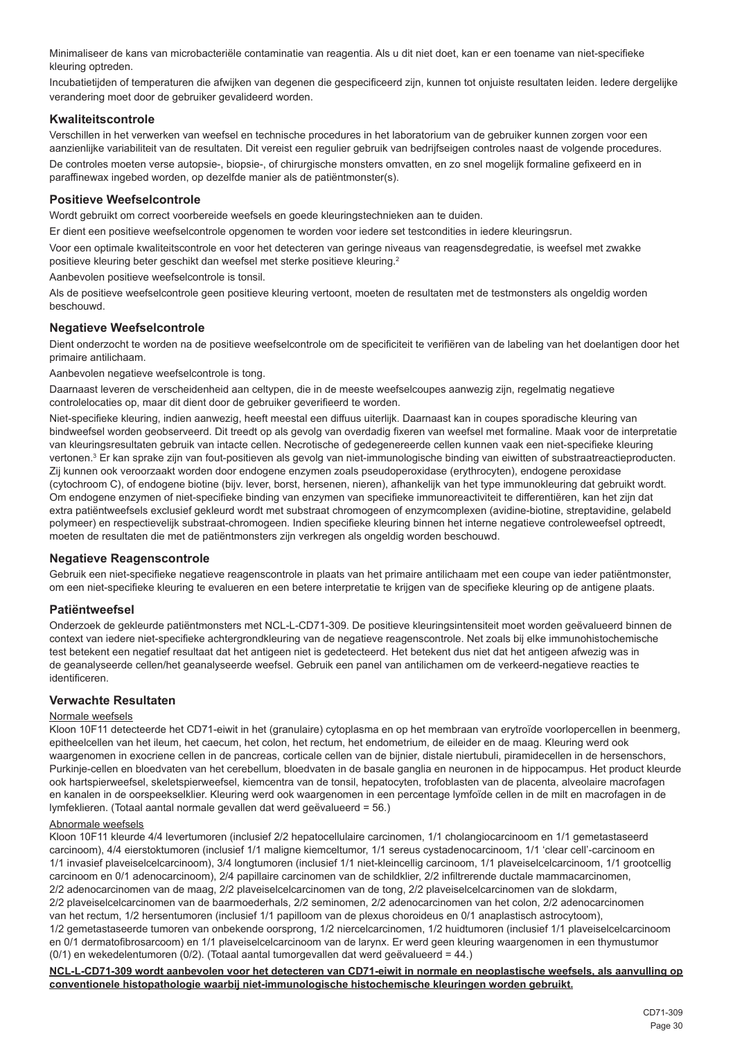Minimaliseer de kans van microbacteriële contaminatie van reagentia. Als u dit niet doet, kan er een toename van niet-specifieke kleuring optreden.

Incubatietijden of temperaturen die afwijken van degenen die gespecificeerd zijn, kunnen tot onjuiste resultaten leiden. Iedere dergelijke verandering moet door de gebruiker gevalideerd worden.

### Kwaliteitscontrole

Verschillen in het verwerken van weefsel en technische procedures in het laboratorium van de gebruiker kunnen zorgen voor een aanzienlijke variabiliteit van de resultaten. Dit vereist een regulier gebruik van bedrijfseigen controles naast de volgende procedures.

De controles moeten verse autopsie-, biopsie-, of chirurgische monsters omvatten, en zo snel mogelijk formaline gefixeerd en in paraffinewax ingebed worden, op dezelfde manier als de patiëntmonster(s).

### Positieve Weefselcontrole

Wordt gebruikt om correct voorbereide weefsels en goede kleuringstechnieken aan te duiden.

Er dient een positieve weefselcontrole opgenomen te worden voor iedere set testcondities in iedere kleuringsrun.

Voor een optimale kwaliteitscontrole en voor het detecteren van geringe niveaus van reagensdegradatie, is weefsel met zwakke positieve kleuring beter geschikt dan weefsel met sterke positieve kleuring.[2]

Aanbevolen positieve weefselcontrole is tonsil.

Als de positieve weefselcontrole geen positieve kleuring vertoont, moeten de resultaten met de testmonsters als ongeldig worden beschouwd.

### Negatieve Weefselcontrole

Dient onderzocht te worden na de positieve weefselcontrole om de specificiteit te verifiëren van de labeling van het doelantigen door het primaire antilichaam.

Aanbevolen negatieve weefselcontrole is tong.

Daarnaast leveren de verscheidenheid aan celtypen, die in de meeste weefselcoupes aanwezig zijn, regelmatig negatieve controlelocaties op, maar dit dient door de gebruiker geverifieerd te worden.

Niet-specifieke kleuring, indien aanwezig, heeft meestal een diffuus uiterlijk. Daarnaast kan in coupes sporadische kleuring van bindweefsel worden geobserveerd. Dit treedt op als gevolg van overdadig fixeren van weefsel met formaline. Maak voor de interpretatie van kleuringsresultaten gebruik van intacte cellen. Necrotische of gedegenereerde cellen kunnen vaak een niet-specifieke kleuring vertonen.[3] Er kan sprake zijn van fout-positieven als gevolg van niet-immunologische binding van eiwitten of substraatreactieproducten. Zij kunnen ook veroorzaakt worden door endogene enzymen zoals pseudoperoxidase (erythrocyten), endogene peroxidase (cytochroom C), of endogene biotine (bijv. lever, borst, hersenen, nieren), afhankelijk van het type immunokleuring dat gebruikt wordt. Om endogene enzymen of niet-specifieke binding van enzymen van specifieke immunoreactiviteit te differentiëren, kan het zijn dat extra patiëntweefsels exclusief gekleurd wordt met substraat chromogeen of enzymcomplexen (avidine-biotine, streptavidine, gelabeld polymeer) en respectievelijk substraat-chromogeen. Indien specifieke kleuring binnen het interne negatieve controleweefsel optreedt, moeten de resultaten die met de patiëntmonsters zijn verkregen als ongeldig worden beschouwd.

### Negatieve Reagenscontrole

Gebruik een niet-specifieke negatieve reagenscontrole in plaats van het primaire antilichaam met een coupe van ieder patiëntmonster, om een niet-specifieke kleuring te evalueren en een betere interpretatie te krijgen van de specifieke kleuring op de antigene plaats.

### Patiëntweefsel

Onderzoek de gekleurde patiëntmonsters met NCL-L-CD71-309. De positieve kleuringsintensiteit moet worden geëvalueerd binnen de context van iedere niet-specifieke achtergrondkleuring van de negatieve reagenscontrole. Net zoals bij elke immunohistochemische test betekent een negatief resultaat dat het antigeen niet is gedetecteerd. Het betekent dus niet dat het antigeen afwezig was in de geanalyseerde cellen/het geanalyseerde weefsel. Gebruik een panel van antilichamen om de verkeerd-negatieve reacties te identificeren.

### Verwachte Resultaten

Normale weefsels

Kloon 10F11 detecteerde het CD71-eiwit in het (granulaire) cytoplasma en op het membraan van erytroïde voorlopercellen in beenmerg, epitheelcellen van het ileum, het caecum, het colon, het rectum, het endometrium, de eileider en de maag. Kleuring werd ook waargenomen in exocriene cellen in de pancreas, corticale cellen van de bijnier, distale niertubuli, piramidecellen in de hersenschors, Purkinje-cellen en bloedvaten van het cerebellum, bloedvaten in de basale ganglia en neuronen in de hippocampus. Het product kleurde ook hartspierweefsel, skeletspierweefsel, kiemcentra van de tonsil, hepatocyten, trofoblasten van de placenta, alveolaire macrofagen en kanalen in de oorspeekselklier. Kleuring werd ook waargenomen in een percentage lymfoïde cellen in de milt en macrofagen in de lymfeklieren. (Totaal aantal normale gevallen dat werd geëvalueerd = 56.)

Abnormale weefsels

Kloon 10F11 kleurde 4/4 levertumoren (inclusief 2/2 hepatocellulaire carcinomen, 1/1 cholangiocarcinoom en 1/1 gemetastaseerd carcinoom), 4/4 eierstoktumoren (inclusief 1/1 maligne kiemceltumor, 1/1 sereus cystadenocarcinoom, 1/1 'clear cell'-carcinoom en 1/1 invasief plaveiselcelcarcinoom), 3/4 longtumoren (inclusief 1/1 niet-kleincellig carcinoom, 1/1 plaveiselcelcarcinoom, 1/1 grootcellig carcinoom en 0/1 adenocarcinoom), 2/4 papillaire carcinomen van de schildklier, 2/2 infiltrerende ductale mammacarcinomen, 2/2 adenocarcinomen van de maag, 2/2 plaveiselcelcarcinomen van de tong, 2/2 plaveiselcelcarcinomen van de slokdarm, 2/2 plaveiselcelcarcinomen van de baarmoederhals, 2/2 seminomen, 2/2 adenocarcinomen van het colon, 2/2 adenocarcinomen van het rectum, 1/2 hersentumoren (inclusief 1/1 papilloom van de plexus choroideus en 0/1 anaplastisch astrocytoom), 1/2 gemetastaseerde tumoren van onbekende oorsprong, 1/2 niercelcarcinomen, 1/2 huidtumoren (inclusief 1/1 plaveiselcelcarcinoom en 0/1 dermatofibrosarcoom) en 1/1 plaveiselcelcarcinoom van de larynx. Er werd geen kleuring waargenomen in een thymustumor (0/1) en wekedelentumoren (0/2). (Totaal aantal tumorgevallen dat werd geëvalueerd = 44.)

**NCL-L-CD71-309 wordt aanbevolen voor het detecteren van CD71-eiwit in normale en neoplastische weefsels, als aanvulling op conventionele histopathologie waarbij niet-immunologische histochemische kleuringen worden gebruikt.**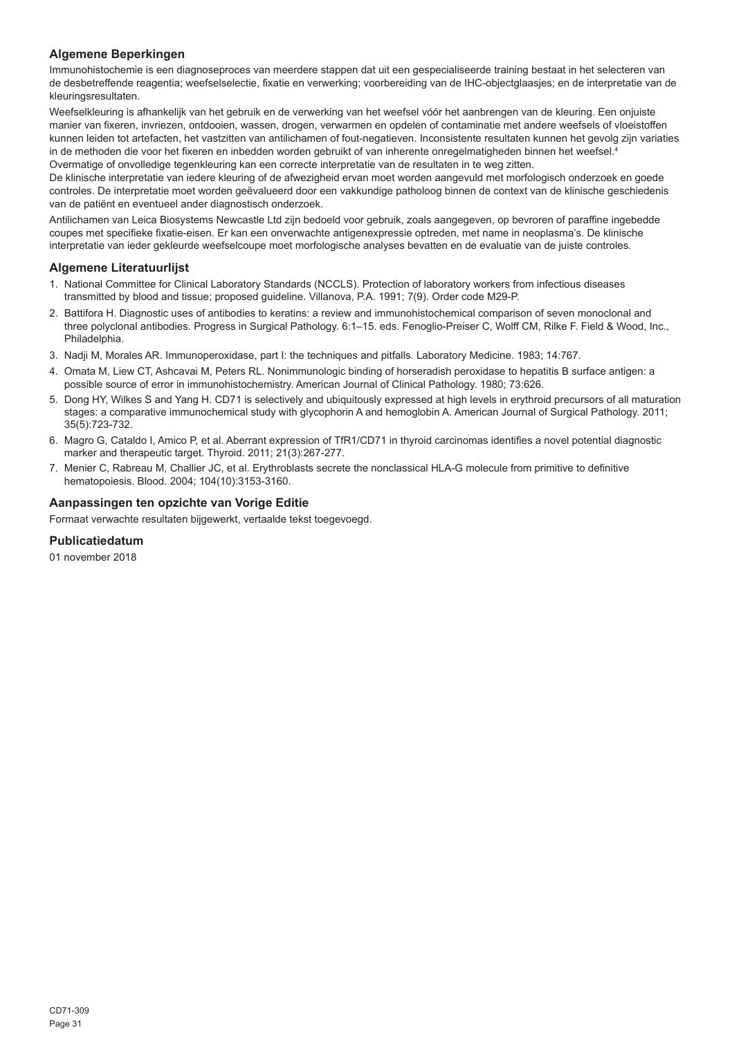## Algemene Beperkingen

Immunohistochemie is een diagnoseproces van meerdere stappen dat uit een gespecialiseerde training bestaat in het selecteren van de desbetreffende reagentia; weefselselectie, fixatie en verwerking; voorbereiding van de IHC-objectglaasjes; en de interpretatie van de kleuringsresultaten.

Weefselkleuring is afhankelijk van het gebruik en de verwerking van het weefsel vóór het aanbrengen van de kleuring. Een onjuiste manier van fixeren, invriezen, ontdooien, wassen, drogen, verwarmen en opdelen of contaminatie met andere weefsels of vloeistoffen kunnen leiden tot artefacten, het vastzitten van antilichamen of fout-negatieven. Inconsistente resultaten kunnen het gevolg zijn van variaties in de methoden die voor het fixeren en inbedden worden gebruikt of van inherente onregelmatigheden binnen het weefsel.[4]

Overmatige of onvolledige tegenkleuring kan een correcte interpretatie van de resultaten in te weg zitten.

De klinische interpretatie van iedere kleuring of de afwezigheid ervan moet worden aangevuld met morfologisch onderzoek en goede controles. De interpretatie moet worden geëvalueerd door een vakkundige patholoog binnen de context van de klinische geschiedenis van de patiënt en eventueel ander diagnostisch onderzoek.

Antilichamen van Leica Biosystems Newcastle Ltd zijn bedoeld voor gebruik, zoals aangegeven, op bevroren of paraffine ingebedde coupes met specifieke fixatie-eisen. Er kan een onverwachte antigenexpressie optreden, met name in neoplasma's. De klinische interpretatie van ieder gekleurde weefselcoupe moet morfologische analyses bevatten en de evaluatie van de juiste controles.

## Algemene Literatuurlijst

1. National Committee for Clinical Laboratory Standards (NCCLS). Protection of laboratory workers from infectious diseases transmitted by blood and tissue; proposed guideline. Villanova, P.A. 1991; 7(9). Order code M29-P.
2. Battifora H. Diagnostic uses of antibodies to keratins: a review and immunohistochemical comparison of seven monoclonal and three polyclonal antibodies. Progress in Surgical Pathology. 6:1–15. eds. Fenoglio-Preiser C, Wolff CM, Rilke F. Field & Wood, Inc., Philadelphia.
3. Nadji M, Morales AR. Immunoperoxidase, part I: the techniques and pitfalls. Laboratory Medicine. 1983; 14:767.
4. Omata M, Liew CT, Ashcavai M, Peters RL. Nonimmunologic binding of horseradish peroxidase to hepatitis B surface antigen: a possible source of error in immunohistochemistry. American Journal of Clinical Pathology. 1980; 73:626.
5. Dong HY, Wilkes S and Yang H. CD71 is selectively and ubiquitously expressed at high levels in erythroid precursors of all maturation stages: a comparative immunochemical study with glycophorin A and hemoglobin A. American Journal of Surgical Pathology. 2011; 35(5):723-732.
6. Magro G, Cataldo I, Amico P, et al. Aberrant expression of TfR1/CD71 in thyroid carcinomas identifies a novel potential diagnostic marker and therapeutic target. Thyroid. 2011; 21(3):267-277.
7. Menier C, Rabreau M, Challier JC, et al. Erythroblasts secrete the nonclassical HLA-G molecule from primitive to definitive hematopoiesis. Blood. 2004; 104(10):3153-3160.

## Aanpassingen ten opzichte van Vorige Editie

Formaat verwachte resultaten bijgewerkt, vertaalde tekst toegevoegd.

## Publicatiedatum

01 november 2018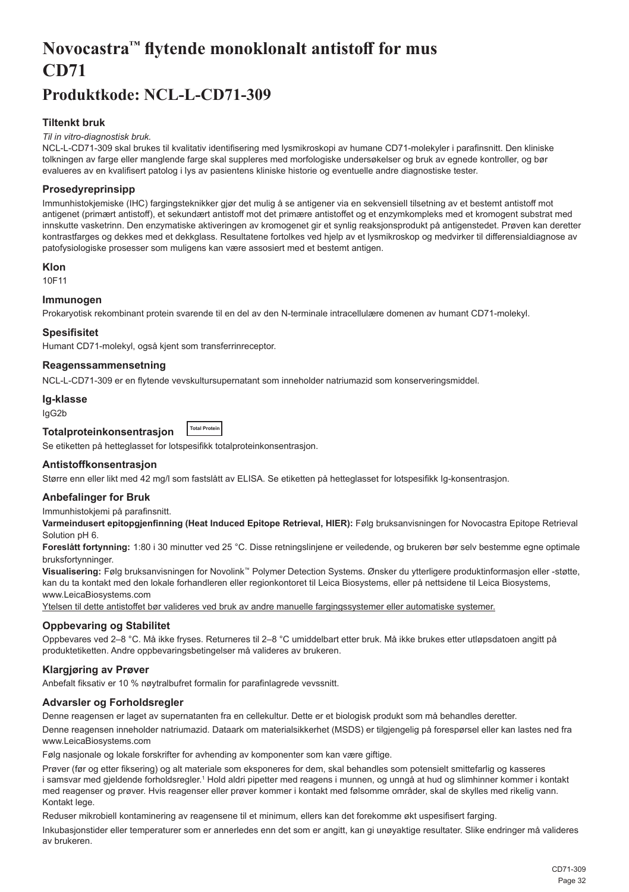# Novocastra™ flytende monoklonalt antistoff for mus CD71

## Produktkode: NCL-L-CD71-309

### Tiltenkt bruk

*Til in vitro-diagnostisk bruk.*

NCL-L-CD71-309 skal brukes til kvalitativ identifisering med lysmikroskopi av humane CD71-molekyler i parafinsnitt. Den kliniske tolkningen av farge eller manglende farge skal suppleres med morfologiske undersøkelser og bruk av egnede kontroller, og bør evalueres av en kvalifisert patolog i lys av pasientens kliniske historie og eventuelle andre diagnostiske tester.

### Prosedyreprinsipp

Immunhistokjemiske (IHC) fargingsteknikker gjør det mulig å se antigener via en sekvensiell tilsetning av et bestemt antistoff mot antigenet (primært antistoff), et sekundært antistoff mot det primære antistoffet og et enzymkompleks med et kromogent substrat med innskutte vasketrinn. Den enzymatiske aktiveringen av kromogenet gir et synlig reaksjonsprodukt på antigenstedet. Prøven kan deretter kontrastfarges og dekkes med et dekkglass. Resultatene fortolkes ved hjelp av et lysmikroskop og medvirker til differensialdiagnose av patofysiologiske prosesser som muligens kan være assosiert med et bestemt antigen.

### Klon

10F11

### Immunogen

Prokaryotisk rekombinant protein svarende til en del av den N-terminale intracellulære domenen av humant CD71-molekyl.

### Spesifisitet

Humant CD71-molekyl, også kjent som transferrinreceptor.

### Reagenssammensetning

NCL-L-CD71-309 er en flytende vevskultursupernatant som inneholder natriumazid som konserveringsmiddel.

### Ig-klasse

IgG2b

### Totalproteinkonsentrasjon

Total Protein

Se etiketten på hetteglasset for lotspesifikk totalproteinkonsentrasjon.

### Antistoffkonsentrasjon

Større enn eller likt med 42 mg/l som fastslått av ELISA. Se etiketten på hetteglasset for lotspesifikk Ig-konsentrasjon.

### Anbefalinger for Bruk

Immunhistokjemi på parafinsnitt.

**Varmeindusert epitopgjenfinning (Heat Induced Epitope Retrieval, HIER):** Følg bruksanvisningen for Novocastra Epitope Retrieval Solution pH 6.

**Foreslått fortynning:** 1:80 i 30 minutter ved 25 °C. Disse retningslinjene er veiledende, og brukeren bør selv bestemme egne optimale bruksfortynninger.

**Visualisering:** Følg bruksanvisningen for Novolink™ Polymer Detection Systems. Ønsker du ytterligere produktinformasjon eller -støtte, kan du ta kontakt med den lokale forhandleren eller regionkontoret til Leica Biosystems, eller på nettsidene til Leica Biosystems, www.LeicaBiosystems.com

Ytelsen til dette antistoffet bør valideres ved bruk av andre manuelle fargingssystemer eller automatiske systemer.

### Oppbevaring og Stabilitet

Oppbevares ved 2–8 °C. Må ikke fryses. Returneres til 2–8 °C umiddelbart etter bruk. Må ikke brukes etter utløpsdatoen angitt på produktetiketten. Andre oppbevaringsbetingelser må valideres av brukeren.

### Klargjøring av Prøver

Anbefalt fiksativ er 10 % nøytralbufret formalin for parafinlagrede vevssnitt.

### Advarsler og Forholdsregler

Denne reagensen er laget av supernatanten fra en cellekultur. Dette er et biologisk produkt som må behandles deretter.

Denne reagensen inneholder natriumazid. Dataark om materialsikkerhet (MSDS) er tilgjengelig på forespørsel eller kan lastes ned fra www.LeicaBiosystems.com

Følg nasjonale og lokale forskrifter for avhending av komponenter som kan være giftige.

Prøver (før og etter fiksering) og alt materiale som eksponeres for dem, skal behandles som potensielt smittefarlig og kasseres i samsvar med gjeldende forholdsregler.[1] Hold aldri pipetter med reagens i munnen, og unngå at hud og slimhinner kommer i kontakt med reagenser og prøver. Hvis reagenser eller prøver kommer i kontakt med følsomme områder, skal de skylles med rikelig vann. Kontakt lege.

Reduser mikrobiell kontaminering av reagensene til et minimum, ellers kan det forekomme økt uspesifisert farging.

Inkubasjonstider eller temperaturer som er annerledes enn det som er angitt, kan gi unøyaktige resultater. Slike endringer må valideres av brukeren.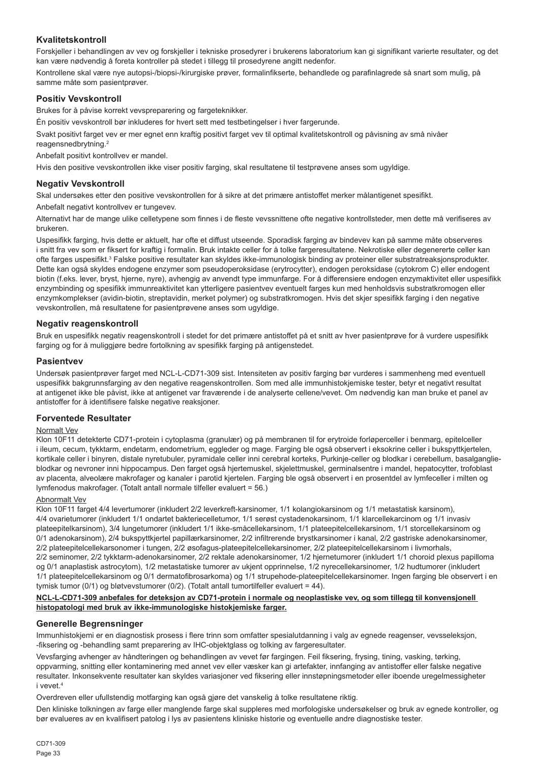## Kvalitetskontroll

Forskjeller i behandlingen av vev og forskjeller i tekniske prosedyrer i brukerens laboratorium kan gi signifikant varierte resultater, og det kan være nødvendig å foreta kontroller på stedet i tillegg til prosedyrene angitt nedenfor.

Kontrollene skal være nye autopsi-/biopsi-/kirurgiske prøver, formalinfikserte, behandlede og parafinlagrede så snart som mulig, på samme måte som pasientprøver.

## Positiv Vevskontroll

Brukes for å påvise korrekt vevspreparering og fargeteknikker.

Én positiv vevskontroll bør inkluderes for hvert sett med testbetingelser i hver fargerunde.

Svakt positivt farget vev er mer egnet enn kraftig positivt farget vev til optimal kvalitetskontroll og påvisning av små nivåer reagensnedbrytning.[2]

Anbefalt positivt kontrollvev er mandel.

Hvis den positive vevskontrollen ikke viser positiv farging, skal resultatene til testprøvene anses som ugyldige.

## Negativ Vevskontroll

Skal undersøkes etter den positive vevskontrollen for å sikre at det primære antistoffet merker målantigenet spesifikt.

Anbefalt negativt kontrollvev er tungevev.

Alternativt har de mange ulike celletypene som finnes i de fleste vevssnittene ofte negative kontrollsteder, men dette må verifiseres av brukeren.

Uspesifikk farging, hvis dette er aktuelt, har ofte et diffust utseende. Sporadisk farging av bindevev kan på samme måte observeres i snitt fra vev som er fiksert for kraftig i formalin. Bruk intakte celler for å tolke fargeresultatene. Nekrotiske eller degenererte celler kan ofte farges uspesifikt.[3] Falske positive resultater kan skyldes ikke-immunologisk binding av proteiner eller substratreaksjonsprodukter. Dette kan også skyldes endogene enzymer som pseudoperoksidase (erytrocytter), endogen peroksidase (cytokrom C) eller endogent biotin (f.eks. lever, bryst, hjerne, nyre), avhengig av anvendt type immunfarge. For å differensiere endogen enzymaktivitet eller uspesifikk enzymbinding og spesifikk immunreaktivitet kan ytterligere pasientvev eventuelt farges kun med henholdsvis substratkromogen eller enzymkomplekser (avidin-biotin, streptavidin, merket polymer) og substratkromogen. Hvis det skjer spesifikk farging i den negative vevskontrollen, må resultatene for pasientprøvene anses som ugyldige.

## Negativ reagenskontroll

Bruk en uspesifikk negativ reagenskontroll i stedet for det primære antistoffet på et snitt av hver pasientprøve for å vurdere uspesifikk farging og for å muliggjøre bedre fortolkning av spesifikk farging på antigenstedet.

## Pasientvev

Undersøk pasientprøver farget med NCL-L-CD71-309 sist. Intensiteten av positiv farging bør vurderes i sammenheng med eventuell uspesifikk bakgrunnsfarging av den negative reagenskontrollen. Som med alle immunhistokjemiske tester, betyr et negativt resultat at antigenet ikke ble påvist, ikke at antigenet var fraværende i de analyserte cellene/vevet. Om nødvendig kan man bruke et panel av antistoffer for å identifisere falske negative reaksjoner.

## Forventede Resultater

<u>Normalt Vev</u>

Klon 10F11 detekterte CD71-protein i cytoplasma (granulær) og på membranen til for erytroide forløperceller i benmarg, epitelceller i ileum, cecum, tykktarm, endetarm, endometrium, eggleder og mage. Farging ble også observert i eksokrine celler i bukspyttkjertelen, kortikale celler i binyren, distale nyretubuler, pyramidale celler inni cerebral korteks, Purkinje-celler og blodkar i cerebellum, basalganglie-blodkar og nevroner inni hippocampus. Den farget også hjertemuskel, skjelettmuskel, germinalsentre i mandel, hepatocytter, trofoblast av placenta, alveolære makrofager og kanaler i parotid kjertelen. Farging ble også observert i en prosentdel av lymfeceller i milten og lymfenodus makrofager. (Totalt antall normale tilfeller evaluert = 56.)

<u>Abnormalt Vev</u>

Klon 10F11 farget 4/4 levertumorer (inkludert 2/2 leverkreft-karsinomer, 1/1 kolangiokarsinom og 1/1 metastatisk karsinom), 4/4 ovarietumorer (inkludert 1/1 ondartet bakteriecelletumor, 1/1 serøst cystadenokarsinom, 1/1 klarcellekarcinom og 1/1 invasiv plateepitelkarsinom), 3/4 lungetumorer (inkludert 1/1 ikke-småcellekarsinom, 1/1 plateepitelcellekarsinom, 1/1 storcellekarsinom og 0/1 adenokarsinom), 2/4 bukspyttkjertel papillærkarsinomer, 2/2 infiltrerende brystkarsinomer i kanal, 2/2 gastriske adenokarsinomer, 2/2 plateepitelcellekarsonomer i tungen, 2/2 øsofagus-plateepitelcellekarsinomer, 2/2 plateepitelcellekarsinom i livmorhals, 2/2 seminomer, 2/2 tykktarm-adenokarsinomer, 2/2 rektale adenokarsinomer, 1/2 hjernetumorer (inkludert 1/1 choroid plexus papilloma og 0/1 anaplastisk astrocytom), 1/2 metastatiske tumorer av ukjent opprinnelse, 1/2 nyrecellekarsinomer, 1/2 hudtumorer (inkludert 1/1 plateepitelcellekarsinom og 0/1 dermatofibrosarkoma) og 1/1 strupehode-plateepitelcellekarsinomer. Ingen farging ble observert i en tymisk tumor (0/1) og bløtvevstumorer (0/2). (Totalt antall tumortilfeller evaluert = 44).

**<u>NCL-L-CD71-309 anbefales for deteksjon av CD71-protein i normale og neoplastiske vev, og som tillegg til konvensjonell histopatologi med bruk av ikke-immunologiske histokjemiske farger.</u>**

## Generelle Begrensninger

Immunhistokjemi er en diagnostisk prosess i flere trinn som omfatter spesialutdanning i valg av egnede reagenser, vevsseleksjon, -fiksering og -behandling samt preparering av IHC-objektglass og tolking av fargeresultater.

Vevsfarging avhenger av håndteringen og behandlingen av vevet før fargingen. Feil fiksering, frysing, tining, vasking, tørking, oppvarming, snitting eller kontaminering med annet vev eller væsker kan gi artefakter, innfanging av antistoffer eller falske negative resultater. Inkonsekvente resultater kan skyldes variasjoner ved fiksering eller innstøpningsmetoder eller iboende uregelmessigheter i vevet.[4]

Overdreven eller ufullstendig motfarging kan også gjøre det vanskelig å tolke resultatene riktig.

Den kliniske tolkningen av farge eller manglende farge skal suppleres med morfologiske undersøkelser og bruk av egnede kontroller, og bør evalueres av en kvalifisert patolog i lys av pasientens kliniske historie og eventuelle andre diagnostiske tester.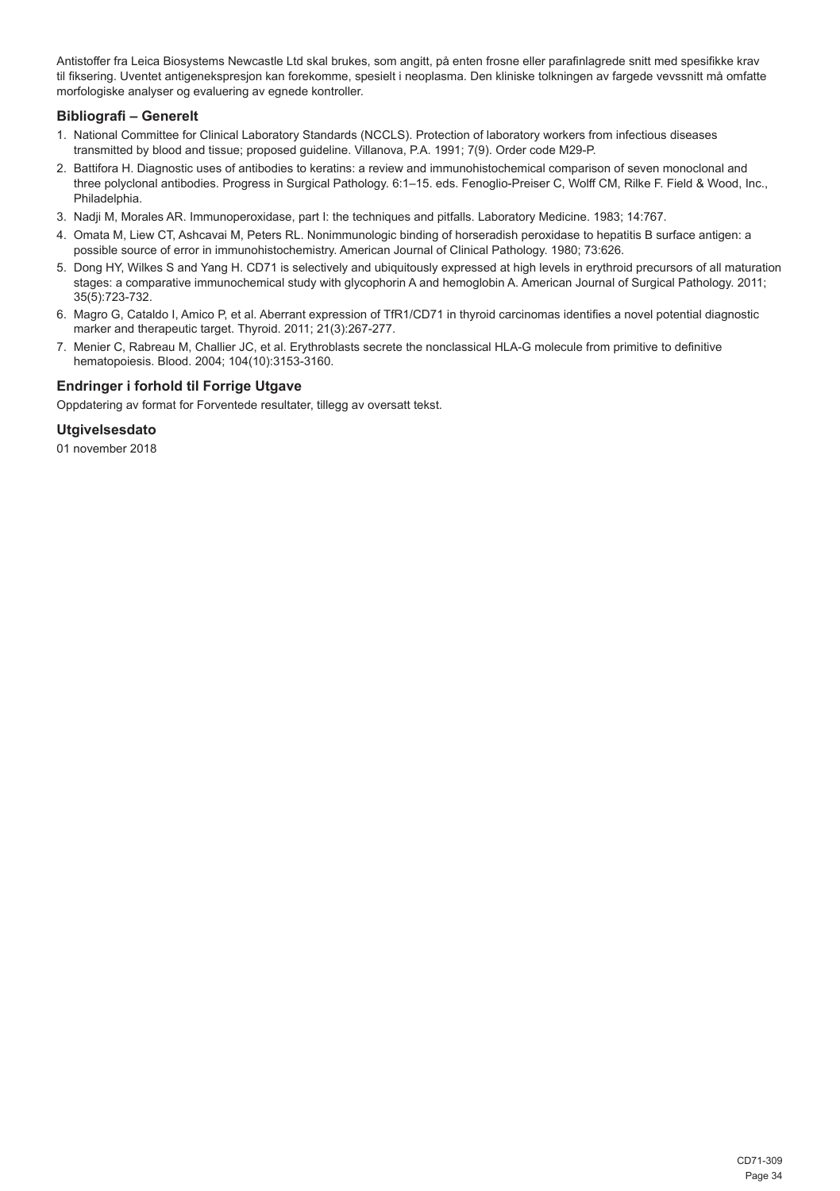Antistoffer fra Leica Biosystems Newcastle Ltd skal brukes, som angitt, på enten frosne eller parafinlagrede snitt med spesifikke krav til fiksering. Uventet antigenekspresjon kan forekomme, spesielt i neoplasma. Den kliniske tolkningen av fargede vevssnitt må omfatte morfologiske analyser og evaluering av egnede kontroller.

### Bibliografi – Generelt

1. National Committee for Clinical Laboratory Standards (NCCLS). Protection of laboratory workers from infectious diseases transmitted by blood and tissue; proposed guideline. Villanova, P.A. 1991; 7(9). Order code M29-P.
2. Battifora H. Diagnostic uses of antibodies to keratins: a review and immunohistochemical comparison of seven monoclonal and three polyclonal antibodies. Progress in Surgical Pathology. 6:1–15. eds. Fenoglio-Preiser C, Wolff CM, Rilke F. Field & Wood, Inc., Philadelphia.
3. Nadji M, Morales AR. Immunoperoxidase, part I: the techniques and pitfalls. Laboratory Medicine. 1983; 14:767.
4. Omata M, Liew CT, Ashcavai M, Peters RL. Nonimmunologic binding of horseradish peroxidase to hepatitis B surface antigen: a possible source of error in immunohistochemistry. American Journal of Clinical Pathology. 1980; 73:626.
5. Dong HY, Wilkes S and Yang H. CD71 is selectively and ubiquitously expressed at high levels in erythroid precursors of all maturation stages: a comparative immunochemical study with glycophorin A and hemoglobin A. American Journal of Surgical Pathology. 2011; 35(5):723-732.
6. Magro G, Cataldo I, Amico P, et al. Aberrant expression of TfR1/CD71 in thyroid carcinomas identifies a novel potential diagnostic marker and therapeutic target. Thyroid. 2011; 21(3):267-277.
7. Menier C, Rabreau M, Challier JC, et al. Erythroblasts secrete the nonclassical HLA-G molecule from primitive to definitive hematopoiesis. Blood. 2004; 104(10):3153-3160.

### Endringer i forhold til Forrige Utgave

Oppdatering av format for Forventede resultater, tillegg av oversatt tekst.

### Utgivelsesdato

01 november 2018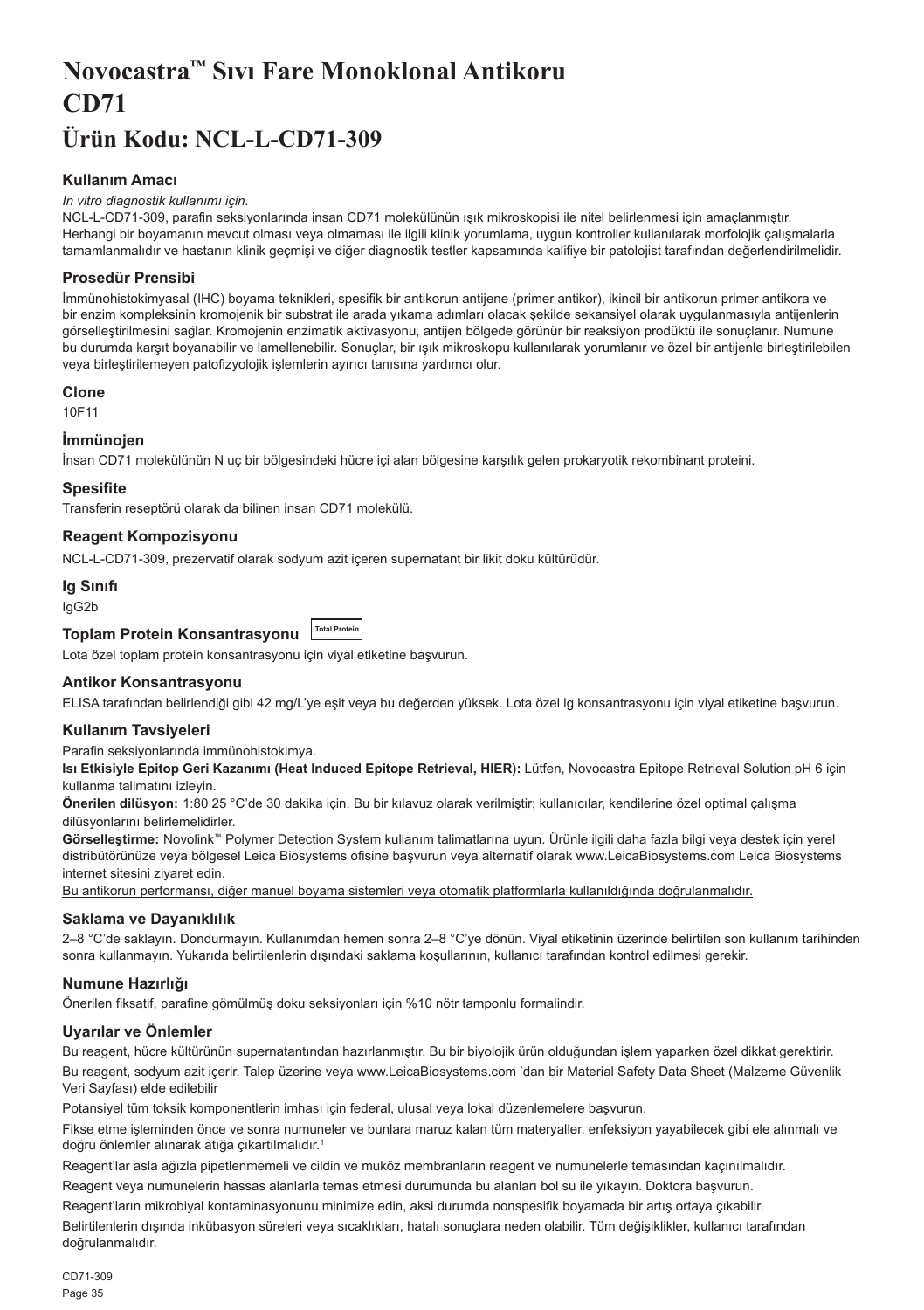# Novocastra™ Sıvı Fare Monoklonal Antikoru CD71

# Ürün Kodu: NCL-L-CD71-309

### Kullanım Amacı

*In vitro diagnostik kullanımı için.*

NCL-L-CD71-309, parafin seksiyonlarında insan CD71 molekülünün ışık mikroskopisi ile nitel belirlenmesi için amaçlanmıştır. Herhangi bir boyamanın mevcut olması veya olmaması ile ilgili klinik yorumlama, uygun kontroller kullanılarak morfolojik çalışmalarla tamamlanmalıdır ve hastanın klinik geçmişi ve diğer diagnostik testler kapsamında kalifiye bir patolojist tarafından değerlendirilmelidir.

### Prosedür Prensibi

İmmünohistokimyasal (IHC) boyama teknikleri, spesifik bir antikorun antijene (primer antikor), ikincil bir antikorun primer antikora ve bir enzim kompleksinin kromojenik bir substrat ile arada yıkama adımları olacak şekilde sekansiyel olarak uygulanmasıyla antijenlerin görselleştirilmesini sağlar. Kromojenin enzimatik aktivasyonu, antijen bölgede görünür bir reaksiyon prodüktü ile sonuçlanır. Numune bu durumda karşıt boyanabilir ve lamellenebilir. Sonuçlar, bir ışık mikroskopu kullanılarak yorumlanır ve özel bir antijenle birleştirilebilen veya birleştirilemeyen patofizyolojik işlemlerin ayırıcı tanısına yardımcı olur.

### Clone

10F11

### İmmünojen

İnsan CD71 molekülünün N uç bir bölgesindeki hücre içi alan bölgesine karşılık gelen prokaryotik rekombinant proteini.

### Spesifite

Transferin reseptörü olarak da bilinen insan CD71 molekülü.

### Reagent Kompozisyonu

NCL-L-CD71-309, prezervatif olarak sodyum azit içeren supernatant bir likit doku kültürüdür.

### Ig Sınıfı

IgG2b

### Toplam Protein Konsantrasyonu Total Protein

Lota özel toplam protein konsantrasyonu için viyal etiketine başvurun.

### Antikor Konsantrasyonu

ELISA tarafından belirlendiği gibi 42 mg/L'ye eşit veya bu değerden yüksek. Lota özel Ig konsantrasyonu için viyal etiketine başvurun.

### Kullanım Tavsiyeleri

Parafin seksiyonlarında immünohistokimya.

**Isı Etkisiyle Epitop Geri Kazanımı (Heat Induced Epitope Retrieval, HIER):** Lütfen, Novocastra Epitope Retrieval Solution pH 6 için kullanma talimatını izleyin.

**Önerilen dilüsyon:** 1:80 25 °C'de 30 dakika için. Bu bir kılavuz olarak verilmiştir; kullanıcılar, kendilerine özel optimal çalışma dilüsyonlarını belirlemelidirler.

**Görselleştirme:** Novolink™ Polymer Detection System kullanım talimatlarına uyun. Ürünle ilgili daha fazla bilgi veya destek için yerel distribütörünüze veya bölgesel Leica Biosystems ofisine başvurun veya alternatif olarak www.LeicaBiosystems.com Leica Biosystems internet sitesini ziyaret edin.

<u>Bu antikorun performansı, diğer manuel boyama sistemleri veya otomatik platformlarla kullanıldığında doğrulanmalıdır.</u>

### Saklama ve Dayanıklılık

2–8 °C'de saklayın. Dondurmayın. Kullanımdan hemen sonra 2–8 °C'ye dönün. Viyal etiketinin üzerinde belirtilen son kullanım tarihinden sonra kullanmayın. Yukarıda belirtilenlerin dışındaki saklama koşullarının, kullanıcı tarafından kontrol edilmesi gerekir.

### Numune Hazırlığı

Önerilen fiksatif, parafine gömülmüş doku seksiyonları için %10 nötr tamponlu formalindir.

### Uyarılar ve Önlemler

Bu reagent, hücre kültürünün supernatantından hazırlanmıştır. Bu bir biyolojik ürün olduğundan işlem yaparken özel dikkat gerektirir.

Bu reagent, sodyum azit içerir. Talep üzerine veya www.LeicaBiosystems.com 'dan bir Material Safety Data Sheet (Malzeme Güvenlik Veri Sayfası) elde edilebilir

Potansiyel tüm toksik komponentlerin imhası için federal, ulusal veya lokal düzenlemelere başvurun.

Fikse etme işleminden önce ve sonra numuneler ve bunlara maruz kalan tüm materyaller, enfeksiyon yayabilecek gibi ele alınmalı ve doğru önlemler alınarak atığa çıkartılmalıdır.[1]

Reagent'lar asla ağızla pipetlenmemeli ve cildin ve muköz membranların reagent ve numunelerle temasından kaçınılmalıdır.

Reagent veya numunelerin hassas alanlarla temas etmesi durumunda bu alanları bol su ile yıkayın. Doktora başvurun.

Reagent'ların mikrobiyal kontaminasyonunu minimize edin, aksi durumda nonspesifik boyamada bir artış ortaya çıkabilir.

Belirtilenlerin dışında inkübasyon süreleri veya sıcaklıkları, hatalı sonuçlara neden olabilir. Tüm değişiklikler, kullanıcı tarafından doğrulanmalıdır.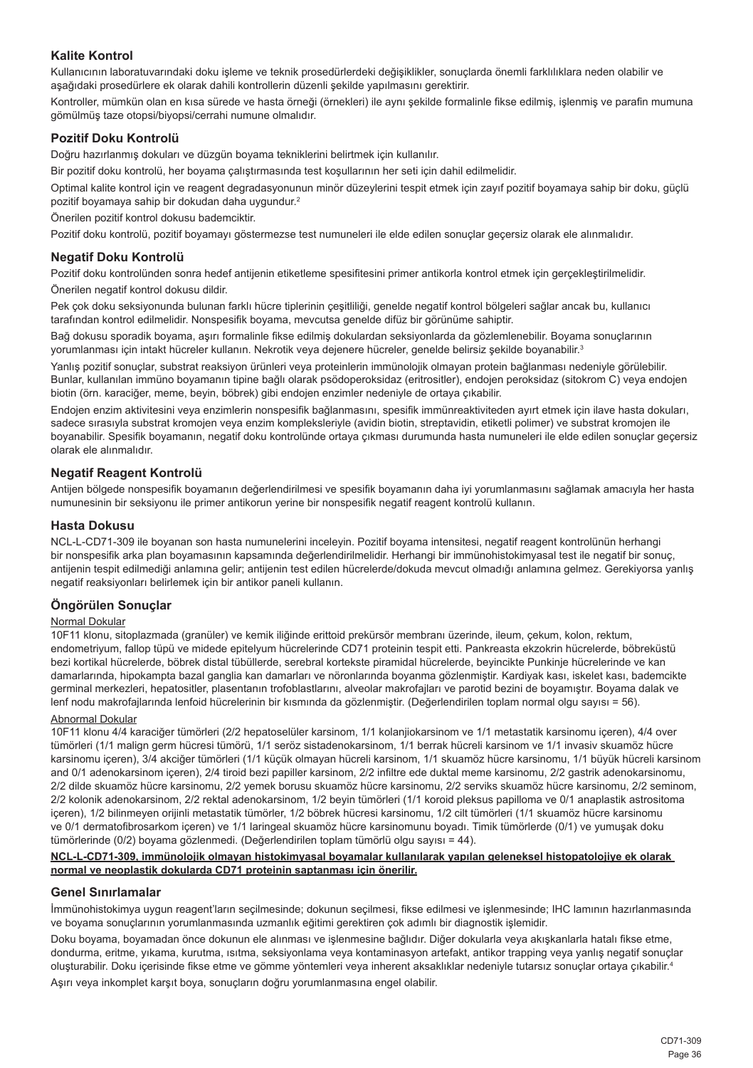## Kalite Kontrol

Kullanıcının laboratuvarındaki doku işleme ve teknik prosedürlerdeki değişiklikler, sonuçlarda önemli farklılıklara neden olabilir ve aşağıdaki prosedürlere ek olarak dahili kontrollerin düzenli şekilde yapılmasını gerektirir.

Kontroller, mümkün olan en kısa sürede ve hasta örneği (örnekleri) ile aynı şekilde formalinle fikse edilmiş, işlenmiş ve parafin mumuna gömülmüş taze otopsi/biyopsi/cerrahi numune olmalıdır.

## Pozitif Doku Kontrolü

Doğru hazırlanmış dokuları ve düzgün boyama tekniklerini belirtmek için kullanılır.

Bir pozitif doku kontrolü, her boyama çalıştırmasında test koşullarının her seti için dahil edilmelidir.

Optimal kalite kontrol için ve reagent degradasyonunun minör düzeylerini tespit etmek için zayıf pozitif boyamaya sahip bir doku, güçlü pozitif boyamaya sahip bir dokudan daha uygundur.[2]

Önerilen pozitif kontrol dokusu bademciktir.

Pozitif doku kontrolü, pozitif boyamayı göstermezse test numuneleri ile elde edilen sonuçlar geçersiz olarak ele alınmalıdır.

## Negatif Doku Kontrolü

Pozitif doku kontrolünden sonra hedef antijenin etiketleme spesifitesini primer antikorla kontrol etmek için gerçekleştirilmelidir.

Önerilen negatif kontrol dokusu dildir.

Pek çok doku seksiyonunda bulunan farklı hücre tiplerinin çeşitliliği, genelde negatif kontrol bölgeleri sağlar ancak bu, kullanıcı tarafından kontrol edilmelidir. Nonspesifik boyama, mevcutsa genelde difüz bir görünüme sahiptir.

Bağ dokusu sporadik boyama, aşırı formalinle fikse edilmiş dokulardan seksiyonlarda da gözlemlenebilir. Boyama sonuçlarının yorumlanması için intakt hücreler kullanın. Nekrotik veya dejenere hücreler, genelde belirsiz şekilde boyanabilir.[3]

Yanlış pozitif sonuçlar, substrat reaksiyon ürünleri veya proteinlerin immünolojik olmayan protein bağlanması nedeniyle görülebilir. Bunlar, kullanılan immüno boyamanın tipine bağlı olarak psödoperoksidaz (eritrositler), endojen peroksidaz (sitokrom C) veya endojen biotin (örn. karaciğer, meme, beyin, böbrek) gibi endojen enzimler nedeniyle de ortaya çıkabilir.

Endojen enzim aktivitesini veya enzimlerin nonspesifik bağlanmasını, spesifik immünreaktiviteden ayırt etmek için ilave hasta dokuları, sadece sırasıyla substrat kromojen veya enzim kompleksleriyle (avidin biotin, streptavidin, etiketli polimer) ve substrat kromojen ile boyanabilir. Spesifik boyamanın, negatif doku kontrolünde ortaya çıkması durumunda hasta numuneleri ile elde edilen sonuçlar geçersiz olarak ele alınmalıdır.

## Negatif Reagent Kontrolü

Antijen bölgede nonspesifik boyamanın değerlendirilmesi ve spesifik boyamanın daha iyi yorumlanmasını sağlamak amacıyla her hasta numunesinin bir seksiyonu ile primer antikorun yerine bir nonspesifik negatif reagent kontrolü kullanın.

## Hasta Dokusu

NCL-L-CD71-309 ile boyanan son hasta numunelerini inceleyin. Pozitif boyama intensitesi, negatif reagent kontrolünün herhangi bir nonspesifik arka plan boyamasının kapsamında değerlendirilmelidir. Herhangi bir immünohistokimyasal test ile negatif bir sonuç, antijenin tespit edilmediği anlamına gelir; antijenin test edilen hücrelerde/dokuda mevcut olmadığı anlamına gelmez. Gerekiyorsa yanlış negatif reaksiyonları belirlemek için bir antikor paneli kullanın.

## Öngörülen Sonuçlar

Normal Dokular

10F11 klonu, sitoplazmada (granüler) ve kemik iliğinde erittoid prekürsör membranı üzerinde, ileum, çekum, kolon, rektum, endometriyum, fallop tüpü ve midede epitelyum hücrelerinde CD71 proteinin tespit etti. Pankreasta ekzokrin hücrelerde, böbreküstü bezi kortikal hücrelerde, böbrek distal tübüllerde, serebral kortekste piramidal hücrelerde, beyincikte Punkinje hücrelerinde ve kan damarlarında, hipokampta bazal ganglia kan damarları ve nöronlarında boyanma gözlenmiştir. Kardiyak kası, iskelet kası, bademcikte germinal merkezleri, hepatositler, plasentanın trofoblastlarını, alveolar makrofajları ve parotid bezini de boyamıştır. Boyama dalak ve lenf nodu makrofajlarında lenfoid hücrelerinin bir kısmında da gözlenmiştir. (Değerlendirilen toplam normal olgu sayısı = 56).

Abnormal Dokular

10F11 klonu 4/4 karaciğer tümörleri (2/2 hepatoselüler karsinom, 1/1 kolanjiokarsinom ve 1/1 metastatik karsinomu içeren), 4/4 over tümörleri (1/1 malign germ hücresi tümörü, 1/1 seröz sistadenokarsinom, 1/1 berrak hücreli karsinom ve 1/1 invasiv skuamöz hücre karsinomu içeren), 3/4 akciğer tümörleri (1/1 küçük olmayan hücreli karsinom, 1/1 skuamöz hücre karsinomu, 1/1 büyük hücreli karsinom and 0/1 adenokarsinom içeren), 2/4 tiroid bezi papiller karsinom, 2/2 infiltre ede duktal meme karsinomu, 2/2 gastrik adenokarsinomu, 2/2 dilde skuamöz hücre karsinomu, 2/2 yemek borusu skuamöz hücre karsinomu, 2/2 serviks skuamöz hücre karsinomu, 2/2 seminom, 2/2 kolonik adenokarsinom, 2/2 rektal adenokarsinom, 1/2 beyin tümörleri (1/1 koroid pleksus papilloma ve 0/1 anaplastik astrositoma içeren), 1/2 bilinmeyen orijinli metastatik tümörler, 1/2 böbrek hücresi karsinomu, 1/2 cilt tümörleri (1/1 skuamöz hücre karsinomu ve 0/1 dermatofibrosarkom içeren) ve 1/1 laringeal skuamöz hücre karsinomunu boyadı. Timik tümörlerde (0/1) ve yumuşak doku tümörlerinde (0/2) boyama gözlenmedi. (Değerlendirilen toplam tümörlü olgu sayısı = 44).

**NCL-L-CD71-309, immünolojik olmayan histokimyasal boyamalar kullanılarak yapılan geleneksel histopatolojiye ek olarak normal ve neoplastik dokularda CD71 proteinin saptanması için önerilir.**

## Genel Sınırlamalar

İmmünohistokimya uygun reagent'ların seçilmesinde; dokunun seçilmesi, fikse edilmesi ve işlenmesinde; IHC lamının hazırlanmasında ve boyama sonuçlarının yorumlanmasında uzmanlık eğitimi gerektiren çok adımlı bir diagnostik işlemidir.

Doku boyama, boyamadan önce dokunun ele alınması ve işlenmesine bağlıdır. Diğer dokularla veya akışkanlarla hatalı fikse etme, dondurma, eritme, yıkama, kurutma, ısıtma, seksiyonlama veya kontaminasyon artefakt, antikor trapping veya yanlış negatif sonuçlar oluşturabilir. Doku içerisinde fikse etme ve gömme yöntemleri veya inherent aksaklıklar nedeniyle tutarsız sonuçlar ortaya çıkabilir.[4]

Aşırı veya inkomplet karşıt boya, sonuçların doğru yorumlanmasına engel olabilir.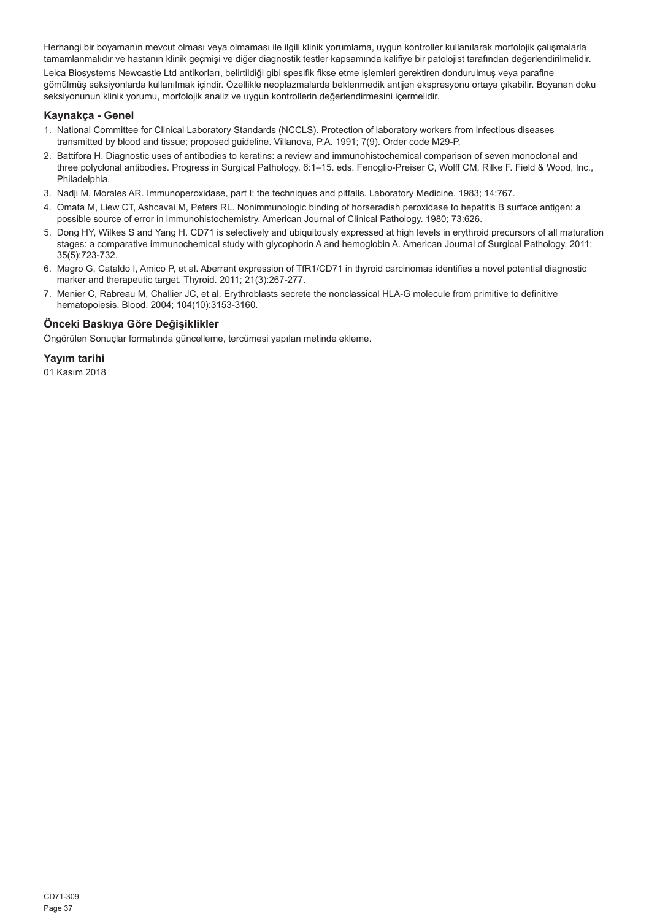Herhangi bir boyamanın mevcut olması veya olmaması ile ilgili klinik yorumlama, uygun kontroller kullanılarak morfolojik çalışmalarla tamamlanmalıdır ve hastanın klinik geçmişi ve diğer diagnostik testler kapsamında kalifiye bir patolojist tarafından değerlendirilmelidir.

Leica Biosystems Newcastle Ltd antikorları, belirtildiği gibi spesifik fikse etme işlemleri gerektiren dondurulmuş veya parafine gömülmüş seksiyonlarda kullanılmak içindir. Özellikle neoplazmalarda beklenmedik antijen ekspresyonu ortaya çıkabilir. Boyanan doku seksiyonunun klinik yorumu, morfolojik analiz ve uygun kontrollerin değerlendirmesini içermelidir.

### Kaynakça - Genel

1. National Committee for Clinical Laboratory Standards (NCCLS). Protection of laboratory workers from infectious diseases transmitted by blood and tissue; proposed guideline. Villanova, P.A. 1991; 7(9). Order code M29-P.
2. Battifora H. Diagnostic uses of antibodies to keratins: a review and immunohistochemical comparison of seven monoclonal and three polyclonal antibodies. Progress in Surgical Pathology. 6:1–15. eds. Fenoglio-Preiser C, Wolff CM, Rilke F. Field & Wood, Inc., Philadelphia.
3. Nadji M, Morales AR. Immunoperoxidase, part I: the techniques and pitfalls. Laboratory Medicine. 1983; 14:767.
4. Omata M, Liew CT, Ashcavai M, Peters RL. Nonimmunologic binding of horseradish peroxidase to hepatitis B surface antigen: a possible source of error in immunohistochemistry. American Journal of Clinical Pathology. 1980; 73:626.
5. Dong HY, Wilkes S and Yang H. CD71 is selectively and ubiquitously expressed at high levels in erythroid precursors of all maturation stages: a comparative immunochemical study with glycophorin A and hemoglobin A. American Journal of Surgical Pathology. 2011; 35(5):723-732.
6. Magro G, Cataldo I, Amico P, et al. Aberrant expression of TfR1/CD71 in thyroid carcinomas identifies a novel potential diagnostic marker and therapeutic target. Thyroid. 2011; 21(3):267-277.
7. Menier C, Rabreau M, Challier JC, et al. Erythroblasts secrete the nonclassical HLA-G molecule from primitive to definitive hematopoiesis. Blood. 2004; 104(10):3153-3160.

### Önceki Baskıya Göre Değişiklikler

Öngörülen Sonuçlar formatında güncelleme, tercümesi yapılan metinde ekleme.

### Yayım tarihi

01 Kasım 2018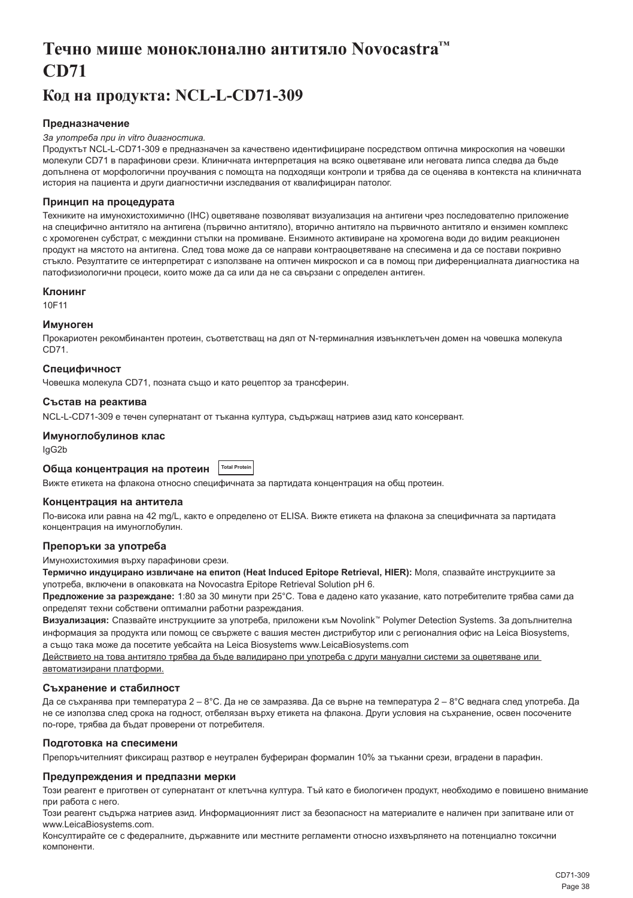// Omitted footer "CD71-309 Page 38" per rules.
# Течно мише моноклонално антитяло Novocastra™ CD71

## Код на продукта: NCL-L-CD71-309

### Предназначение

*За употреба при in vitro диагностика.*

Продуктът NCL-L-CD71-309 е предназначен за качествено идентифициране посредством оптична микроскопия на човешки молекули CD71 в парафинови срези. Клиничната интерпретация на всяко оцветяване или неговата липса следва да бъде допълнена от морфологични проучвания с помощта на подходящи контроли и трябва да се оценява в контекста на клиничната история на пациента и други диагностични изследвания от квалифициран патолог.

### Принцип на процедурата

Техниките на имунохистохимично (IHC) оцветяване позволяват визуализация на антигени чрез последователно приложение на специфично антитяло на антигена (първично антитяло), вторично антитяло на първичното антитяло и ензимен комплекс с хромогенен субстрат, с междинни стъпки на промиване. Ензимното активиране на хромогена води до видим реакционен продукт на мястото на антигена. След това може да се направи контраоцветяване на спесимена и да се постави покривно стъкло. Резултатите се интерпретират с използване на оптичен микроскоп и са в помощ при диференциалната диагностика на патофизиологични процеси, които може да са или да не са свързани с определен антиген.

### Клонинг

10F11

### Имуноген

Прокариотен рекомбинантен протеин, съответстващ на дял от N-терминалния извънклетъчен домен на човешка молекула CD71.

### Специфичност

Човешка молекула CD71, позната също и като рецептор за трансферин.

### Състав на реактива

NCL-L-CD71-309 е течен супернатант от тъканна култура, съдържащ натриев азид като консервант.

### Имуноглобулинов клас

IgG2b

### Обща концентрация на протеин Total Protein

Вижте етикета на флакона относно специфичната за партидата концентрация на общ протеин.

### Концентрация на антитела

По-висока или равна на 42 mg/L, както е определено от ELISA. Вижте етикета на флакона за специфичната за партидата концентрация на имуноглобулин.

### Препоръки за употреба

Имунохистохимия върху парафинови срези.

**Термично индуцирано извличане на епитоп (Heat Induced Epitope Retrieval, HIER):** Моля, спазвайте инструкциите за употреба, включени в опаковката на Novocastra Epitope Retrieval Solution pH 6.

**Предложение за разреждане:** 1:80 за 30 минути при 25°C. Това е дадено като указание, като потребителите трябва сами да определят техни собствени оптимални работни разреждания.

**Визуализация:** Спазвайте инструкциите за употреба, приложени към Novolink™ Polymer Detection Systems. За допълнителна информация за продукта или помощ се свържете с вашия местен дистрибутор или с регионалния офис на Leica Biosystems, а също така може да посетите уебсайта на Leica Biosystems www.LeicaBiosystems.com

Действието на това антитяло трябва да бъде валидирано при употреба с други мануални системи за оцветяване или автоматизирани платформи.

### Съхранение и стабилност

Да се съхранява при температура 2 – 8°C. Да не се замразява. Да се върне на температура 2 – 8°C веднага след употреба. Да не се използва след срока на годност, отбелязан върху етикета на флакона. Други условия на съхранение, освен посочените по-горе, трябва да бъдат проверени от потребителя.

### Подготовка на спесимени

Препоръчителният фиксиращ разтвор е неутрален буфериран формалин 10% за тъканни срези, вградени в парафин.

### Предупреждения и предпазни мерки

Този реагент е приготвен от супернатант от клетъчна култура. Тъй като е биологичен продукт, необходимо е повишено внимание при работа с него.

Този реагент съдържа натриев азид. Информационният лист за безопасност на материалите е наличен при запитване или от www.LeicaBiosystems.com.

Консултирайте се с федералните, държавните или местните регламенти относно изхвърлянето на потенциално токсични компоненти.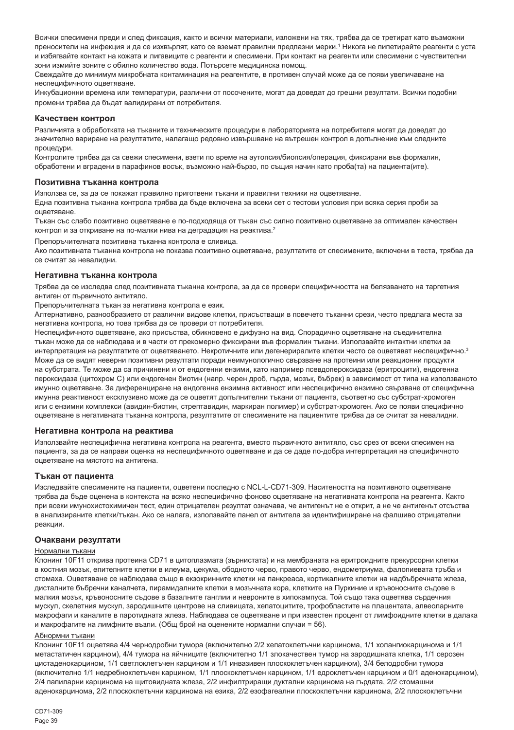Всички спесимени преди и след фиксация, както и всички материали, изложени на тях, трябва да се третират като възможни преносители на инфекция и да се изхвърлят, като се вземат правилни предпазни мерки.[1] Никога не пипетирайте реагенти с уста и избягвайте контакт на кожата и лигавиците с реагенти и спесимени. При контакт на реагенти или спесимени с чувствителни зони измийте зоните с обилно количество вода. Потърсете медицинска помощ.

Свеждайте до минимум микробната контаминация на реагентите, в противен случай може да се появи увеличаване на неспецифичното оцветяване.

Инкубационни времена или температури, различни от посочените, могат да доведат до грешни резултати. Всички подобни промени трябва да бъдат валидирани от потребителя.

### Качествен контрол

Различията в обработката на тъканите и техническите процедури в лабораторията на потребителя могат да доведат до значително вариране на резултатите, налагащо редовно извършване на вътрешен контрол в допълнение към следните процедури.

Контролите трябва да са свежи спесимени, взети по време на аутопсия/биопсия/операция, фиксирани във формалин, обработени и вградени в парафинов восък, възможно най-бързо, по същия начин като проба(та) на пациента(ите).

### Позитивна тъканна контрола

Използва се, за да се покажат правилно приготвени тъкани и правилни техники на оцветяване.

Една позитивна тъканна контрола трябва да бъде включена за всеки сет с тестови условия при всяка серия проби за оцветяване.

Тъкан със слабо позитивно оцветяване е по-подходяща от тъкан със силно позитивно оцветяване за оптимален качествен контрол и за откриване на по-малки нива на деградация на реактива.[2]

Препоръчителната позитивна тъканна контрола е сливица.

Ако позитивната тъканна контрола не показва позитивно оцветяване, резултатите от спесимените, включени в теста, трябва да се считат за невалидни.

### Негативна тъканна контрола

Трябва да се изследва след позитивната тъканна контрола, за да се провери специфичността на белязването на таргетния антиген от първичното антитяло.

Препоръчителната тъкан за негативна контрола е език.

Алтернативно, разнообразието от различни видове клетки, присъстващи в повечето тъканни срези, често предлага места за негативна контрола, но това трябва да се провери от потребителя.

Неспецифичното оцветяване, ако присъства, обикновено е дифузно на вид. Спорадично оцветяване на съединителна тъкан може да се наблюдава и в части от прекомерно фиксирани във формалин тъкани. Използвайте интактни клетки за интерпретация на резултатите от оцветяването. Некротичните или дегенериралите клетки често се оцветяват неспецифично.[3] Може да се видят неверни позитивни резултати поради неимунологично свързване на протеини или реакционни продукти на субстрата. Те може да са причинени и от ендогенни ензими, като например псевдопероксидаза (еритроцити), ендогенна пероксидаза (цитохром C) или ендогенен биотин (напр. черен дроб, гърда, мозък, бъбрек) в зависимост от типа на използваното имунно оцветяване. За диференциране на ендогенна ензимна активност или неспецифично ензимно свързване от специфична имунна реактивност ексклузивно може да се оцветят допълнителни тъкани от пациента, съответно със субстрат-хромоген или с ензимни комплекси (авидин-биотин, стрептавидин, маркиран полимер) и субстрат-хромоген. Ако се появи специфично оцветяване в негативната тъканна контрола, резултатите от спесимените на пациентите трябва да се считат за невалидни.

### Негативна контрола на реактива

Използвайте неспецифична негативна контрола на реагента, вместо първичното антитяло, със срез от всеки спесимен на пациента, за да се направи оценка на неспецифичното оцветяване и да се даде по-добра интерпретация на специфичното оцветяване на мястото на антигена.

### Тъкан от пациента

Изследвайте спесимените на пациенти, оцветени последно с NCL-L-CD71-309. Наситеността на позитивното оцветяване трябва да бъде оценена в контекста на всяко неспецифично фоново оцветяване на негативната контрола на реагента. Както при всеки имунохистохимичен тест, един отрицателен резултат означава, че антигенът не е открит, а не че антигенът отсъства в анализираните клетки/тъкан. Ако се налага, използвайте панел от антитела за идентифициране на фалшиво отрицателни реакции.

### Очаквани резултати

Нормални тъкани

Клонинг 10F11 открива протеина CD71 в цитоплазмата (зърнистата) и на мембраната на еритроидните прекурсорни клетки в костния мозък, епителните клетки в илеума, цекума, ободното черво, правото черво, ендометриума, фалопиевата тръба и стомаха. Оцветяване се наблюдава също в екзокринните клетки на панкреаса, кортикалните клетки на надбъбречната жлеза, дисталните бъбречни каналчета, пирамидалните клетки в мозъчната кора, клетките на Пуркиние и кръвоносните съдове в малкия мозък, кръвоносните съдове в базалните ганглии и невроните в хипокампуса. Той също така оцветява сърдечния мускул, скелетния мускул, зародишните центрове на сливицата, хепатоцитите, трофобластите на плацентата, алвеоларните макрофаги и каналите в паротидната жлеза. Наблюдава се оцветяване и при известен процент от лимфоидните клетки в далака и макрофагите на лимфните възли. (Общ брой на оценените нормални случаи = 56).

Абнормни тъкани

Клонинг 10F11 оцветява 4/4 чернодробни тумора (включително 2/2 хепатоклетъчни карцинома, 1/1 холангиокарцинома и 1/1 метастатичен карцином), 4/4 тумора на яйчниците (включително 1/1 злокачествен тумор на зародишната клетка, 1/1 серозен цистаденокарцином, 1/1 светлоклетъчен карцином и 1/1 инвазивен плоскоклетъчен карцином), 3/4 белодробни тумора (включително 1/1 недребноклетъчен карцином, 1/1 плоскоклетъчен карцином, 1/1 едроклетъчен карцином и 0/1 аденокарцином), 2/4 папиларни карцинома на щитовидната жлеза, 2/2 инфилтриращи дуктални карцинома на гърдата, 2/2 стомашни аденокарцинома, 2/2 плоскоклетъчни карцинома на езика, 2/2 езофагеални плоскоклетъчни карцинома, 2/2 плоскоклетъчни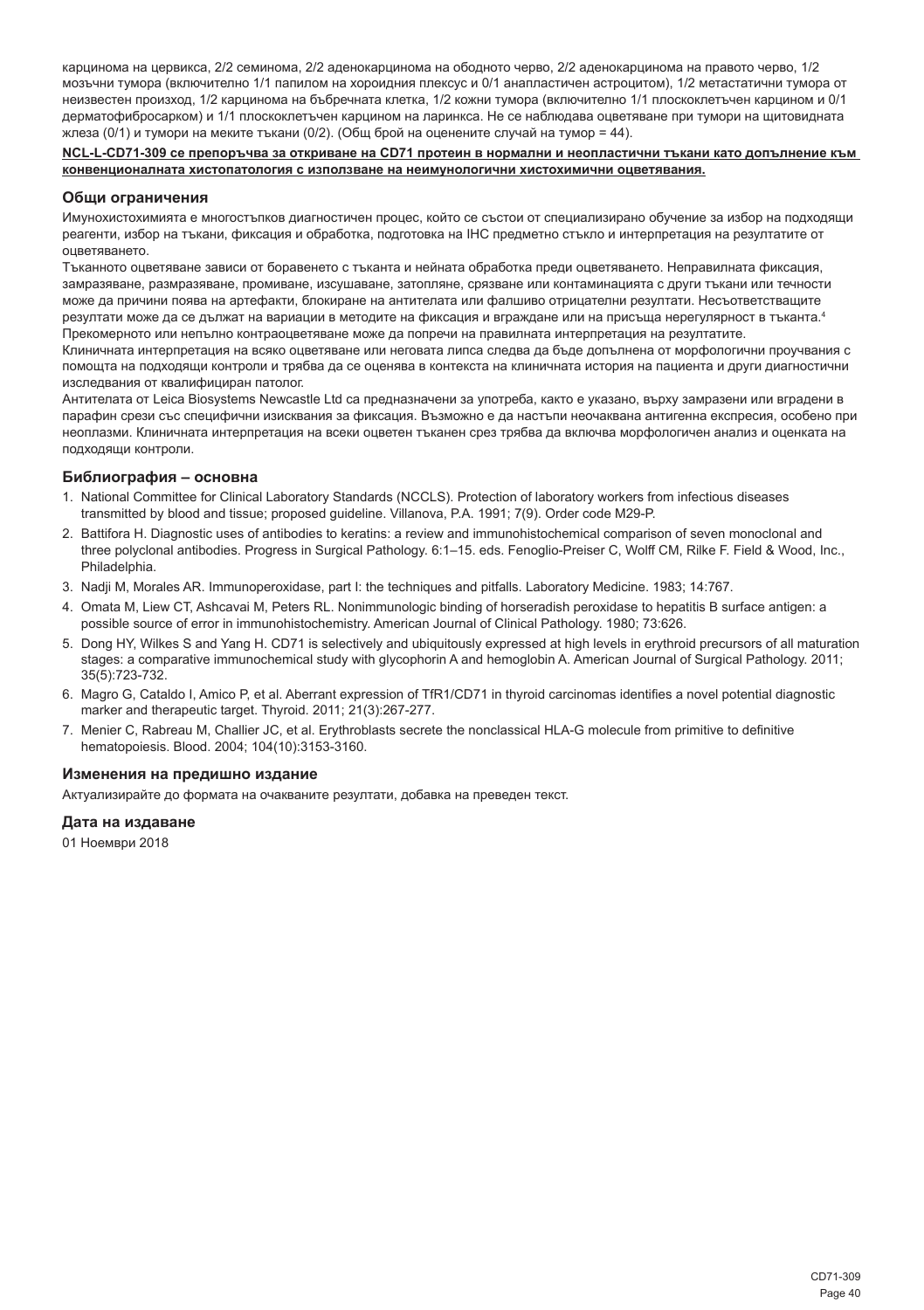карцинома на цервикса, 2/2 семинома, 2/2 аденокарцинома на ободното черво, 2/2 аденокарцинома на правото черво, 1/2 мозъчни тумора (включително 1/1 папилом на хороидния плексус и 0/1 анапластичен астроцитом), 1/2 метастатични тумора от неизвестен произход, 1/2 карцинома на бъбречната клетка, 1/2 кожни тумора (включително 1/1 плоскоклетъчен карцином и 0/1 дерматофибросарком) и 1/1 плоскоклетъчен карцином на ларинкса. Не се наблюдава оцветяване при тумори на щитовидната жлеза (0/1) и тумори на меките тъкани (0/2). (Общ брой на оценените случай на тумор = 44).

**NCL-L-CD71-309 се препоръчва за откриване на CD71 протеин в нормални и неопластични тъкани като допълнение към конвенционалната хистопатология с използване на неимунологични хистохимични оцветявания.**

### Общи ограничения

Имунохистохимията е многостъпков диагностичен процес, който се състои от специализирано обучение за избор на подходящи реагенти, избор на тъкани, фиксация и обработка, подготовка на IHC предметно стъкло и интерпретация на резултатите от оцветяването.

Тъканното оцветяване зависи от боравенето с тъканта и нейната обработка преди оцветяването. Неправилната фиксация, замразяване, размразяване, промиване, изсушаване, затопляне, срязване или контаминацията с други тъкани или течности може да причини поява на артефакти, блокиране на антитялата или фалшиво отрицателни резултати. Несъответстващите резултати може да се дължат на вариации в методите на фиксация и вграждане или на присъща нерегулярност в тъканта.[4]

Прекомерното или непълно контраоцветяване може да попречи на правилната интерпретация на резултатите.

Клиничната интерпретация на всяко оцветяване или неговата липса следва да бъде допълнена от морфологични проучвания с помощта на подходящи контроли и трябва да се оценява в контекста на клиничната история на пациента и други диагностични изследвания от квалифициран патолог.

Антителата от Leica Biosystems Newcastle Ltd са предназначени за употреба, както е указано, върху замразени или вградени в парафин срези със специфични изисквания за фиксация. Възможно е да настъпи неочаквана антигенна експресия, особено при неоплазми. Клиничната интерпретация на всеки оцветен тъканен срез трябва да включва морфологичен анализ и оценката на подходящи контроли.

### Библиография – основна

1. National Committee for Clinical Laboratory Standards (NCCLS). Protection of laboratory workers from infectious diseases transmitted by blood and tissue; proposed guideline. Villanova, P.A. 1991; 7(9). Order code M29-P.
2. Battifora H. Diagnostic uses of antibodies to keratins: a review and immunohistochemical comparison of seven monoclonal and three polyclonal antibodies. Progress in Surgical Pathology. 6:1–15. eds. Fenoglio-Preiser C, Wolff CM, Rilke F. Field & Wood, Inc., Philadelphia.
3. Nadji M, Morales AR. Immunoperoxidase, part I: the techniques and pitfalls. Laboratory Medicine. 1983; 14:767.
4. Omata M, Liew CT, Ashcavai M, Peters RL. Nonimmunologic binding of horseradish peroxidase to hepatitis B surface antigen: a possible source of error in immunohistochemistry. American Journal of Clinical Pathology. 1980; 73:626.
5. Dong HY, Wilkes S and Yang H. CD71 is selectively and ubiquitously expressed at high levels in erythroid precursors of all maturation stages: a comparative immunochemical study with glycophorin A and hemoglobin A. American Journal of Surgical Pathology. 2011; 35(5):723-732.
6. Magro G, Cataldo I, Amico P, et al. Aberrant expression of TfR1/CD71 in thyroid carcinomas identifies a novel potential diagnostic marker and therapeutic target. Thyroid. 2011; 21(3):267-277.
7. Menier C, Rabreau M, Challier JC, et al. Erythroblasts secrete the nonclassical HLA-G molecule from primitive to definitive hematopoiesis. Blood. 2004; 104(10):3153-3160.

### Изменения на предишно издание

Актуализирайте до формата на очакваните резултати, добавка на преведен текст.

### Дата на издаване

01 Ноември 2018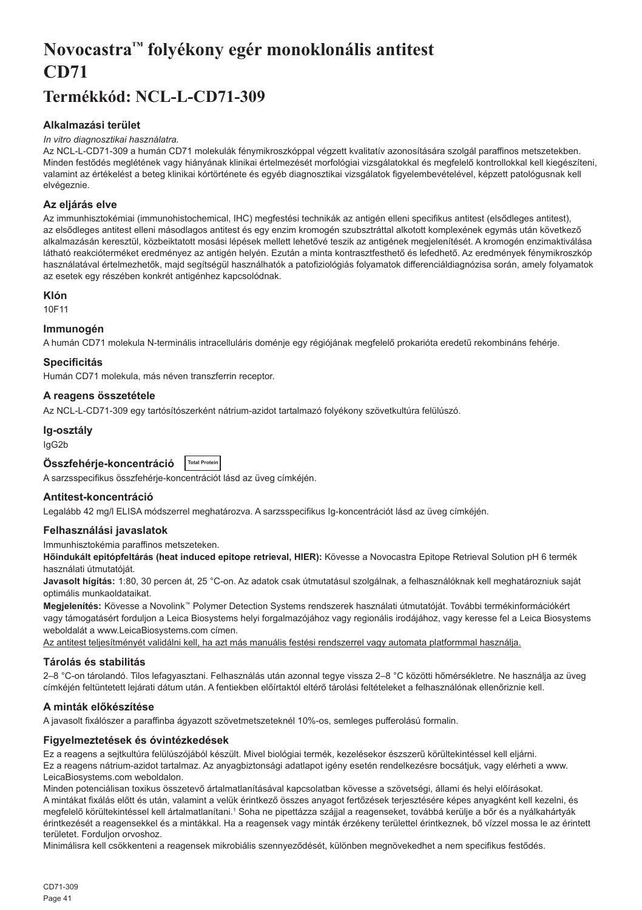# Novocastra™ folyékony egér monoklonális antitest CD71

## Termékkód: NCL-L-CD71-309

### Alkalmazási terület

*In vitro diagnosztikai használatra.*

Az NCL-L-CD71-309 a humán CD71 molekulák fénymikroszkóppal végzett kvalitatív azonosítására szolgál paraffinos metszetekben. Minden festődés meglétének vagy hiányának klinikai értelmezését morfológiai vizsgálatokkal és megfelelő kontrollokkal kell kiegészíteni, valamint az értékelést a beteg klinikai kórtörténete és egyéb diagnosztikai vizsgálatok figyelembevételével, képzett patológusnak kell elvégeznie.

### Az eljárás elve

Az immunhisztokémiai (immunohistochemical, IHC) megfestési technikák az antigén elleni specifikus antitest (elsődleges antitest), az elsődleges antitest elleni másodlagos antitest és egy enzim kromogén szubsztráttal alkotott komplexének egymás után következő alkalmazásán keresztül, közbeiktatott mosási lépések mellett lehetővé teszik az antigének megjelenítését. A kromogén enzimaktiválása látható reakcióterméket eredményez az antigén helyén. Ezután a minta kontrasztfesthető és lefedhető. Az eredmények fénymikroszkóp használatával értelmezhetők, majd segítségül használhatók a patofiziológiás folyamatok differenciáldiagnózisa során, amely folyamatok az esetek egy részében konkrét antigénhez kapcsolódnak.

### Klón

10F11

### Immunogén

A humán CD71 molekula N-terminális intracelluláris doménje egy régiójának megfelelő prokarióta eredetű rekombináns fehérje.

### Specificitás

Humán CD71 molekula, más néven transzferrin receptor.

### A reagens összetétele

Az NCL-L-CD71-309 egy tartósítószerként nátrium-azidot tartalmazó folyékony szövetkultúra felülúszó.

### Ig-osztály

IgG2b

### Összfehérje-koncentráció Total Protein

A sarzsspecifikus összfehérje-koncentrációt lásd az üveg címkéjén.

### Antitest-koncentráció

Legalább 42 mg/l ELISA módszerrel meghatározva. A sarzsspecifikus Ig-koncentrációt lásd az üveg címkéjén.

### Felhasználási javaslatok

Immunhisztokémia paraffinos metszeteken.

**Hőindukált epitópfeltárás (heat induced epitope retrieval, HIER):** Kövesse a Novocastra Epitope Retrieval Solution pH 6 termék használati útmutatóját.

**Javasolt hígítás:** 1:80, 30 percen át, 25 °C-on. Az adatok csak útmutatásul szolgálnak, a felhasználóknak kell meghatározniuk saját optimális munkaoldataikat.

**Megjelenítés:** Kövesse a Novolink™ Polymer Detection Systems rendszerek használati útmutatóját. További termékinformációkért vagy támogatásért forduljon a Leica Biosystems helyi forgalmazójához vagy regionális irodájához, vagy keresse fel a Leica Biosystems weboldalát a www.LeicaBiosystems.com címen.

Az antitest teljesítményét validálni kell, ha azt más manuális festési rendszerrel vagy automata platformmal használja.

### Tárolás és stabilitás

2–8 °C-on tárolandó. Tilos lefagyasztani. Felhasználás után azonnal tegye vissza 2–8 °C közötti hőmérsékletre. Ne használja az üveg címkéjén feltüntetett lejárati dátum után. A fentiekben előírtaktól eltérő tárolási feltételeket a felhasználónak ellenőriznie kell.

### A minták előkészítése

A javasolt fixálószer a paraffinba ágyazott szövetmetszeteknél 10%-os, semleges pufferolású formalin.

### Figyelmeztetések és óvintézkedések

Ez a reagens a sejtkultúra felülúszójából készült. Mivel biológiai termék, kezelésekor észszerű körültekintéssel kell eljárni.

Ez a reagens nátrium-azidot tartalmaz. Az anyagbiztonsági adatlapot igény esetén rendelkezésre bocsátjuk, vagy elérheti a www.LeicaBiosystems.com weboldalon.

Minden potenciálisan toxikus összetevő ártalmatlanításával kapcsolatban kövesse a szövetségi, állami és helyi előírásokat.

A mintákat fixálás előtt és után, valamint a velük érintkező összes anyagot fertőzések terjesztésére képes anyagként kell kezelni, és megfelelő körültekintéssel kell ártalmatlanítani.[1] Soha ne pipettázza szájjal a reagenseket, továbbá kerülje a bőr és a nyálkahártyák érintkezését a reagensekkel és a mintákkal. Ha a reagensek vagy minták érzékeny területtel érintkeznek, bő vízzel mossa le az érintett területet. Forduljon orvoshoz.

Minimálisra kell csökkenteni a reagensek mikrobiális szennyeződését, különben megnövekedhet a nem specifikus festődés.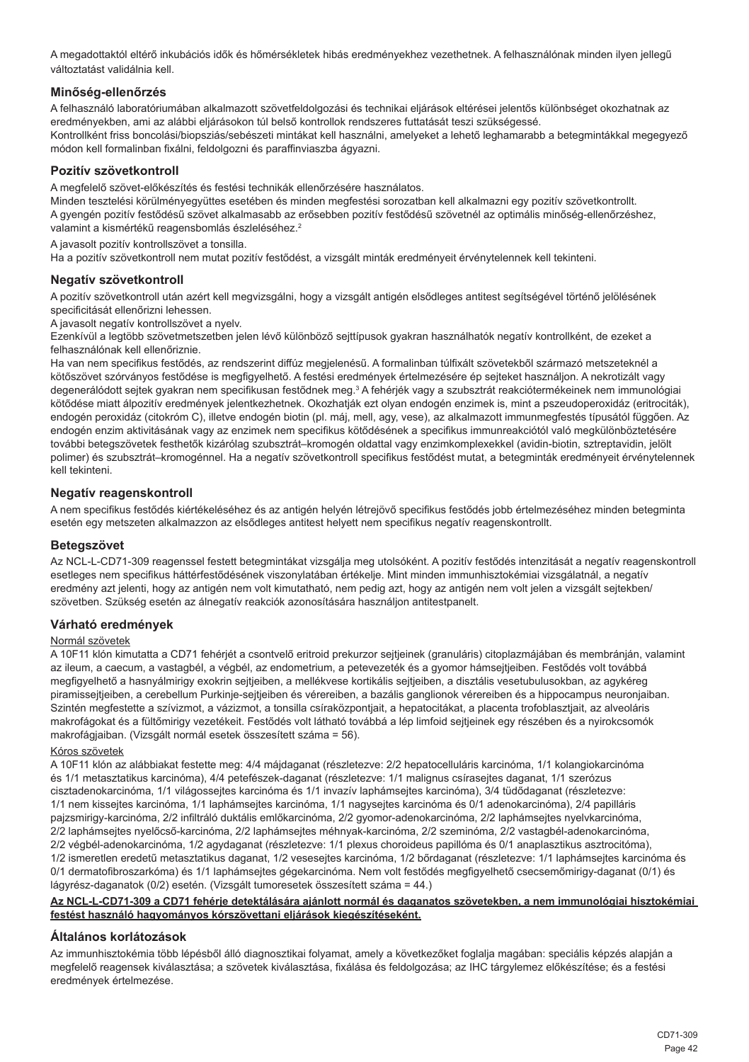A megadottaktól eltérő inkubációs idők és hőmérsékletek hibás eredményekhez vezethetnek. A felhasználónak minden ilyen jellegű változtatást validálnia kell.

### Minőség-ellenőrzés

A felhasználó laboratóriumában alkalmazott szövetfeldolgozási és technikai eljárások eltérései jelentős különbséget okozhatnak az eredményekben, ami az alábbi eljárásokon túl belső kontrollok rendszeres futtatását teszi szükségessé.
Kontrollként friss boncolási/biopsziás/sebészeti mintákat kell használni, amelyeket a lehető leghamarabb a betegmintákkal megegyező módon kell formalinban fixálni, feldolgozni és paraffinviaszba ágyazni.

### Pozitív szövetkontroll

A megfelelő szövet-előkészítés és festési technikák ellenőrzésére használatos.
Minden tesztelési körülményegyüttes esetében és minden megfestési sorozatban kell alkalmazni egy pozitív szövetkontrollt.
A gyengén pozitív festődésű szövet alkalmasabb az erősebben pozitív festődésű szövetnél az optimális minőség-ellenőrzéshez, valamint a kismértékű reagensbomlás észleléséhez.[2]

A javasolt pozitív kontrollszövet a tonsilla.
Ha a pozitív szövetkontroll nem mutat pozitív festődést, a vizsgált minták eredményeit érvénytelennek kell tekinteni.

### Negatív szövetkontroll

A pozitív szövetkontroll után azért kell megvizsgálni, hogy a vizsgált antigén elsődleges antitest segítségével történő jelölésének specificitását ellenőrizni lehessen.
A javasolt negatív kontrollszövet a nyelv.
Ezenkívül a legtöbb szövetmetszetben jelen lévő különböző sejttípusok gyakran használhatók negatív kontrollként, de ezeket a felhasználónak kell ellenőriznie.
Ha van nem specifikus festődés, az rendszerint diffúz megjelenésű. A formalinban túlfixált szövetekből származó metszeteknél a kötőszövet szórványos festődése is megfigyelhető. A festési eredmények értelmezésére ép sejteket használjon. A nekrotizált vagy degenerálódott sejtek gyakran nem specifikusan festődnek meg.[3] A fehérjék vagy a szubsztrát reakciótermékeinek nem immunológiai kötődése miatt álpozitív eredmények jelentkezhetnek. Okozhatják ezt olyan endogén enzimek is, mint a pszeudoperoxidáz (eritrociták), endogén peroxidáz (citokróm C), illetve endogén biotin (pl. máj, mell, agy, vese), az alkalmazott immunmegfestés típusától függően. Az endogén enzim aktivitásának vagy az enzimek nem specifikus kötődésének a specifikus immunreakciótól való megkülönböztetésére további betegszövetek festhetők kizárólag szubsztrát–kromogén oldattal vagy enzimkomplexekkel (avidin-biotin, sztreptavidin, jelölt polimer) és szubsztrát–kromogénnel. Ha a negatív szövetkontroll specifikus festődést mutat, a betegminták eredményeit érvénytelennek kell tekinteni.

### Negatív reagenskontroll

A nem specifikus festődés kiértékeléséhez és az antigén helyén létrejövő specifikus festődés jobb értelmezéséhez minden betegminta esetén egy metszeten alkalmazzon az elsődleges antitest helyett nem specifikus negatív reagenskontrollt.

### Betegszövet

Az NCL-L-CD71-309 reagenssel festett betegmintákat vizsgálja meg utolsóként. A pozitív festődés intenzitását a negatív reagenskontroll esetleges nem specifikus háttérfestődésének viszonylatában értékelje. Mint minden immunhisztokémiai vizsgálatnál, a negatív eredmény azt jelenti, hogy az antigén nem volt kimutatható, nem pedig azt, hogy az antigén nem volt jelen a vizsgált sejtekben/ szövetben. Szükség esetén az álnegatív reakciók azonosítására használjon antitestpanelt.

### Várható eredmények

#### Normál szövetek

A 10F11 klón kimutatta a CD71 fehérjét a csontvelő eritroid prekurzor sejtjeinek (granuláris) citoplazmájában és membránján, valamint az ileum, a caecum, a vastagbél, a végbél, az endometrium, a petevezeték és a gyomor hámsejtjeiben. Festődés volt továbbá megfigyelhető a hasnyálmirigy exokrin sejtjeiben, a mellékvese kortikális sejtjeiben, a disztális vesetubulusokban, az agykéreg piramissejtjeiben, a cerebellum Purkinje-sejtjeiben és vérereiben, a bazális ganglionok vérereiben és a hippocampus neuronjaiban. Szintén megfestette a szívizmot, a vázizmot, a tonsilla csíraközpontjait, a hepatocitákat, a placenta trofoblasztjait, az alveoláris makrofágokat és a fültőmirigy vezetékeit. Festődés volt látható továbbá a lép limfoid sejtjeinek egy részében és a nyirokcsomók makrofágjaiban. (Vizsgált normál esetek összesített száma = 56).

#### Kóros szövetek

A 10F11 klón az alábbiakat festette meg: 4/4 májdaganat (részletezve: 2/2 hepatocelluláris karcinóma, 1/1 kolangiokarcinóma és 1/1 metasztatikus karcinóma), 4/4 petefészek-daganat (részletezve: 1/1 malignus csírasejtes daganat, 1/1 szerózus cisztadenokarcinóma, 1/1 világossejtes karcinóma és 1/1 invazív laphámsejtes karcinóma), 3/4 tüdődaganat (részletezve: 1/1 nem kissejtes karcinóma, 1/1 laphámsejtes karcinóma, 1/1 nagysejtes karcinóma és 0/1 adenokarcinóma), 2/4 papilláris pajzsmirigy-karcinóma, 2/2 infiltráló duktális emlőkarcinóma, 2/2 gyomor-adenokarcinóma, 2/2 laphámsejtes nyelvkarcinóma, 2/2 laphámsejtes nyelőcső-karcinóma, 2/2 laphámsejtes méhnyak-karcinóma, 2/2 szeminóma, 2/2 vastagbél-adenokarcinóma, 2/2 végbél-adenokarcinóma, 1/2 agydaganat (részletezve: 1/1 plexus choroideus papillóma és 0/1 anaplasztikus asztrocitóma), 1/2 ismeretlen eredetű metasztatikus daganat, 1/2 vesesejtes karcinóma, 1/2 bőrdaganat (részletezve: 1/1 laphámsejtes karcinóma és 0/1 dermatofibroszarkóma) és 1/1 laphámsejtes gégekarcinóma. Nem volt festődés megfigyelhető csecsemőmirigy-daganat (0/1) és lágyrész-daganatok (0/2) esetén. (Vizsgált tumoresetek összesített száma = 44.)

**Az NCL-L-CD71-309 a CD71 fehérje detektálására ajánlott normál és daganatos szövetekben, a nem immunológiai hisztokémiai festést használó hagyományos kórszövettani eljárások kiegészítéseként.**

### Általános korlátozások

Az immunhisztokémia több lépésből álló diagnosztikai folyamat, amely a következőket foglalja magában: speciális képzés alapján a megfelelő reagensek kiválasztása; a szövetek kiválasztása, fixálása és feldolgozása; az IHC tárgylemez előkészítése; és a festési eredmények értelmezése.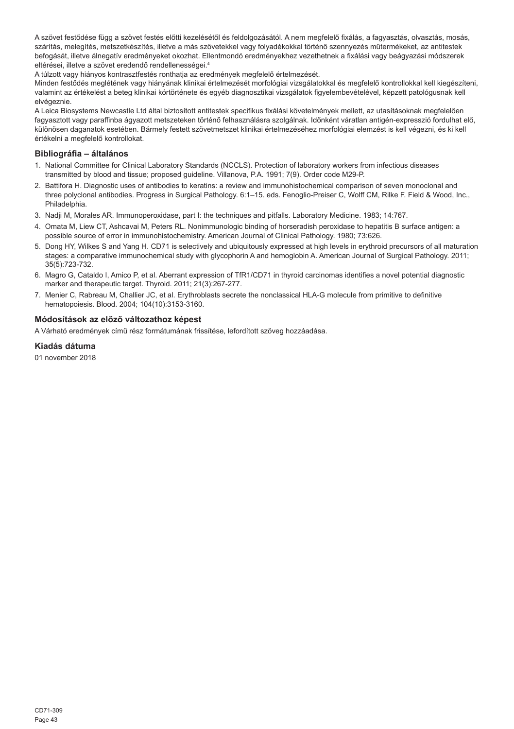A szövet festődése függ a szövet festés előtti kezelésétől és feldolgozásától. A nem megfelelő fixálás, a fagyasztás, olvasztás, mosás, szárítás, melegítés, metszetkészítés, illetve a más szövetekkel vagy folyadékokkal történő szennyezés műtermékeket, az antitestek befogását, illetve álnegatív eredményeket okozhat. Ellentmondó eredményekhez vezethetnek a fixálási vagy beágyazási módszerek eltérései, illetve a szövet eredendő rendellenességei.[4]

A túlzott vagy hiányos kontrasztfestés ronthatja az eredmények megfelelő értelmezését.

Minden festődés meglétének vagy hiányának klinikai értelmezését morfológiai vizsgálatokkal és megfelelő kontrollokkal kell kiegészíteni, valamint az értékelést a beteg klinikai kórtörténete és egyéb diagnosztikai vizsgálatok figyelembevételével, képzett patológusnak kell elvégeznie.

A Leica Biosystems Newcastle Ltd által biztosított antitestek specifikus fixálási követelmények mellett, az utasításoknak megfelelően fagyasztott vagy paraffinba ágyazott metszeteken történő felhasználásra szolgálnak. Időnként váratlan antigén-expresszió fordulhat elő, különösen daganatok esetében. Bármely festett szövetmetszet klinikai értelmezéséhez morfológiai elemzést is kell végezni, és ki kell értékelni a megfelelő kontrollokat.

## Bibliográfia – általános

1. National Committee for Clinical Laboratory Standards (NCCLS). Protection of laboratory workers from infectious diseases transmitted by blood and tissue; proposed guideline. Villanova, P.A. 1991; 7(9). Order code M29-P.
2. Battifora H. Diagnostic uses of antibodies to keratins: a review and immunohistochemical comparison of seven monoclonal and three polyclonal antibodies. Progress in Surgical Pathology. 6:1–15. eds. Fenoglio-Preiser C, Wolff CM, Rilke F. Field & Wood, Inc., Philadelphia.
3. Nadji M, Morales AR. Immunoperoxidase, part I: the techniques and pitfalls. Laboratory Medicine. 1983; 14:767.
4. Omata M, Liew CT, Ashcavai M, Peters RL. Nonimmunologic binding of horseradish peroxidase to hepatitis B surface antigen: a possible source of error in immunohistochemistry. American Journal of Clinical Pathology. 1980; 73:626.
5. Dong HY, Wilkes S and Yang H. CD71 is selectively and ubiquitously expressed at high levels in erythroid precursors of all maturation stages: a comparative immunochemical study with glycophorin A and hemoglobin A. American Journal of Surgical Pathology. 2011; 35(5):723-732.
6. Magro G, Cataldo I, Amico P, et al. Aberrant expression of TfR1/CD71 in thyroid carcinomas identifies a novel potential diagnostic marker and therapeutic target. Thyroid. 2011; 21(3):267-277.
7. Menier C, Rabreau M, Challier JC, et al. Erythroblasts secrete the nonclassical HLA-G molecule from primitive to definitive hematopoiesis. Blood. 2004; 104(10):3153-3160.

## Módosítások az előző változathoz képest

A Várható eredmények című rész formátumának frissítése, lefordított szöveg hozzáadása.

## Kiadás dátuma

01 november 2018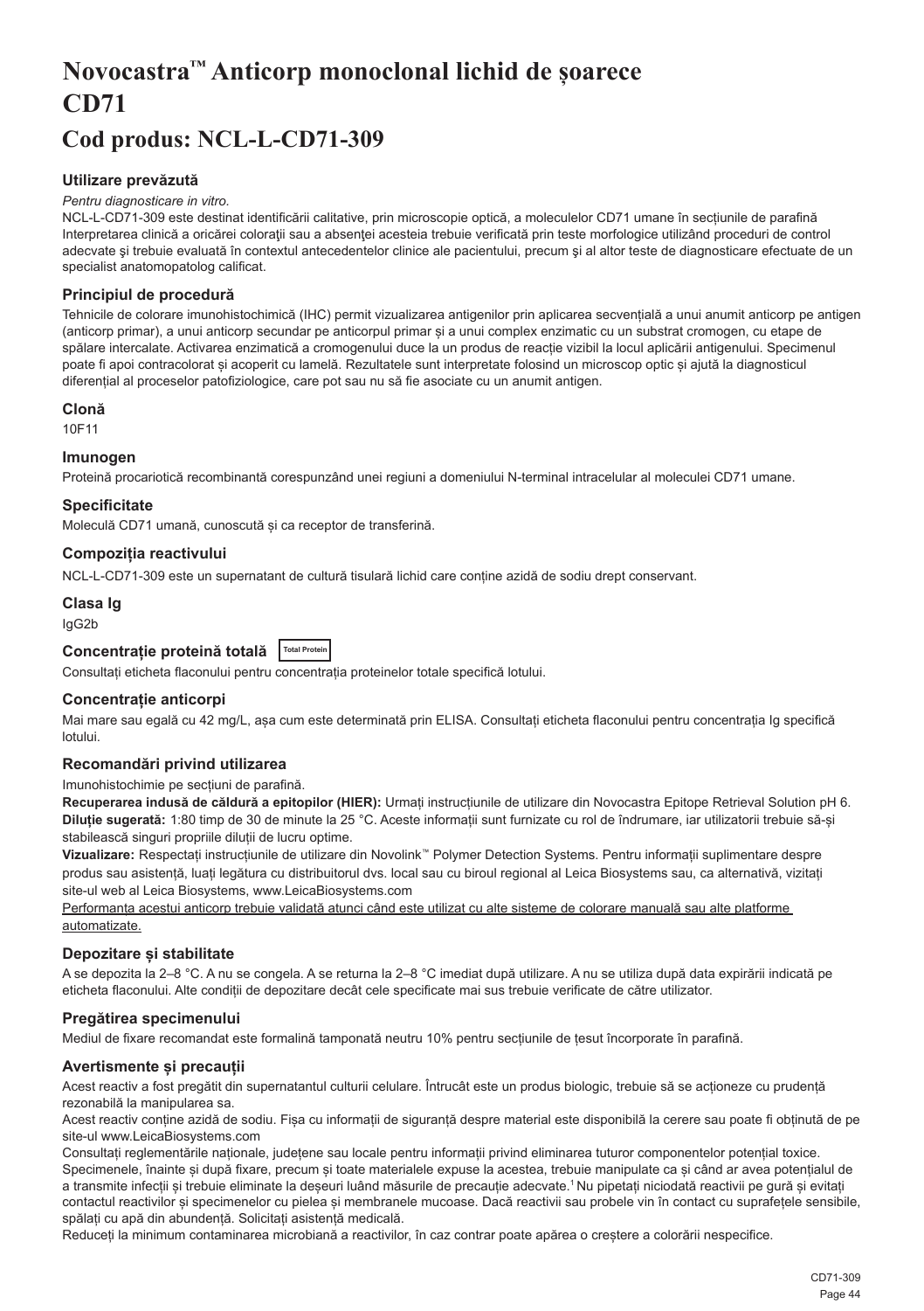# Novocastra™ Anticorp monoclonal lichid de șoarece CD71

## Cod produs: NCL-L-CD71-309

### Utilizare prevăzută

*Pentru diagnosticare in vitro.*

NCL-L-CD71-309 este destinat identificării calitative, prin microscopie optică, a moleculelor CD71 umane în secțiunile de parafină Interpretarea clinică a oricărei colorații sau a absenței acesteia trebuie verificată prin teste morfologice utilizând proceduri de control adecvate și trebuie evaluată în contextul antecedentelor clinice ale pacientului, precum și al altor teste de diagnosticare efectuate de un specialist anatomopatolog calificat.

### Principiul de procedură

Tehnicile de colorare imunohistochimică (IHC) permit vizualizarea antigenilor prin aplicarea secvențială a unui anumit anticorp pe antigen (anticorp primar), a unui anticorp secundar pe anticorpul primar și a unui complex enzimatic cu un substrat cromogen, cu etape de spălare intercalate. Activarea enzimatică a cromogenului duce la un produs de reacție vizibil la locul aplicării antigenului. Specimenul poate fi apoi contracolorat și acoperit cu lamelă. Rezultatele sunt interpretate folosind un microscop optic și ajută la diagnosticul diferențial al proceselor patofiziologice, care pot sau nu să fie asociate cu un anumit antigen.

### Clonă

10F11

### Imunogen

Proteină procariotică recombinantă corespunzând unei regiuni a domeniului N-terminal intracelular al moleculei CD71 umane.

### Specificitate

Moleculă CD71 umană, cunoscută și ca receptor de transferină.

### Compoziția reactivului

NCL-L-CD71-309 este un supernatant de cultură tisulară lichid care conține azidă de sodiu drept conservant.

### Clasa Ig

IgG2b

### Concentrație proteină totală Total Protein

Consultați eticheta flaconului pentru concentrația proteinelor totale specifică lotului.

### Concentrație anticorpi

Mai mare sau egală cu 42 mg/L, așa cum este determinată prin ELISA. Consultați eticheta flaconului pentru concentrația Ig specifică lotului.

### Recomandări privind utilizarea

Imunohistochimie pe secțiuni de parafină.

**Recuperarea indusă de căldură a epitopilor (HIER):** Urmați instrucțiunile de utilizare din Novocastra Epitope Retrieval Solution pH 6.

**Diluție sugerată:** 1:80 timp de 30 de minute la 25 °C. Aceste informații sunt furnizate cu rol de îndrumare, iar utilizatorii trebuie să-și stabilească singuri propriile diluții de lucru optime.

**Vizualizare:** Respectați instrucțiunile de utilizare din Novolink™ Polymer Detection Systems. Pentru informații suplimentare despre produs sau asistență, luați legătura cu distribuitorul dvs. local sau cu biroul regional al Leica Biosystems sau, ca alternativă, vizitați site-ul web al Leica Biosystems, www.LeicaBiosystems.com

Performanța acestui anticorp trebuie validată atunci când este utilizat cu alte sisteme de colorare manuală sau alte platforme automatizate.

### Depozitare și stabilitate

A se depozita la 2–8 °C. A nu se congela. A se returna la 2–8 °C imediat după utilizare. A nu se utiliza după data expirării indicată pe eticheta flaconului. Alte condiții de depozitare decât cele specificate mai sus trebuie verificate de către utilizator.

### Pregătirea specimenului

Mediul de fixare recomandat este formalină tamponată neutru 10% pentru secțiunile de țesut încorporate în parafină.

### Avertismente și precauții

Acest reactiv a fost pregătit din supernatantul culturii celulare. Întrucât este un produs biologic, trebuie să se acționeze cu prudență rezonabilă la manipularea sa.

Acest reactiv conține azidă de sodiu. Fișa cu informații de siguranță despre material este disponibilă la cerere sau poate fi obținută de pe site-ul www.LeicaBiosystems.com

Consultați reglementările naționale, județene sau locale pentru informații privind eliminarea tuturor componentelor potențial toxice. Specimenele, înainte și după fixare, precum și toate materialele expuse la acestea, trebuie manipulate ca și când ar avea potențialul de a transmite infecții și trebuie eliminate la deșeuri luând măsurile de precauție adecvate.[1] Nu pipetați niciodată reactivii pe gură și evitați contactul reactivilor și specimenelor cu pielea și membranele mucoase. Dacă reactivii sau probele vin în contact cu suprafețele sensibile, spălați cu apă din abundență. Solicitați asistență medicală.

Reduceți la minimum contaminarea microbiană a reactivilor, în caz contrar poate apărea o creștere a colorării nespecifice.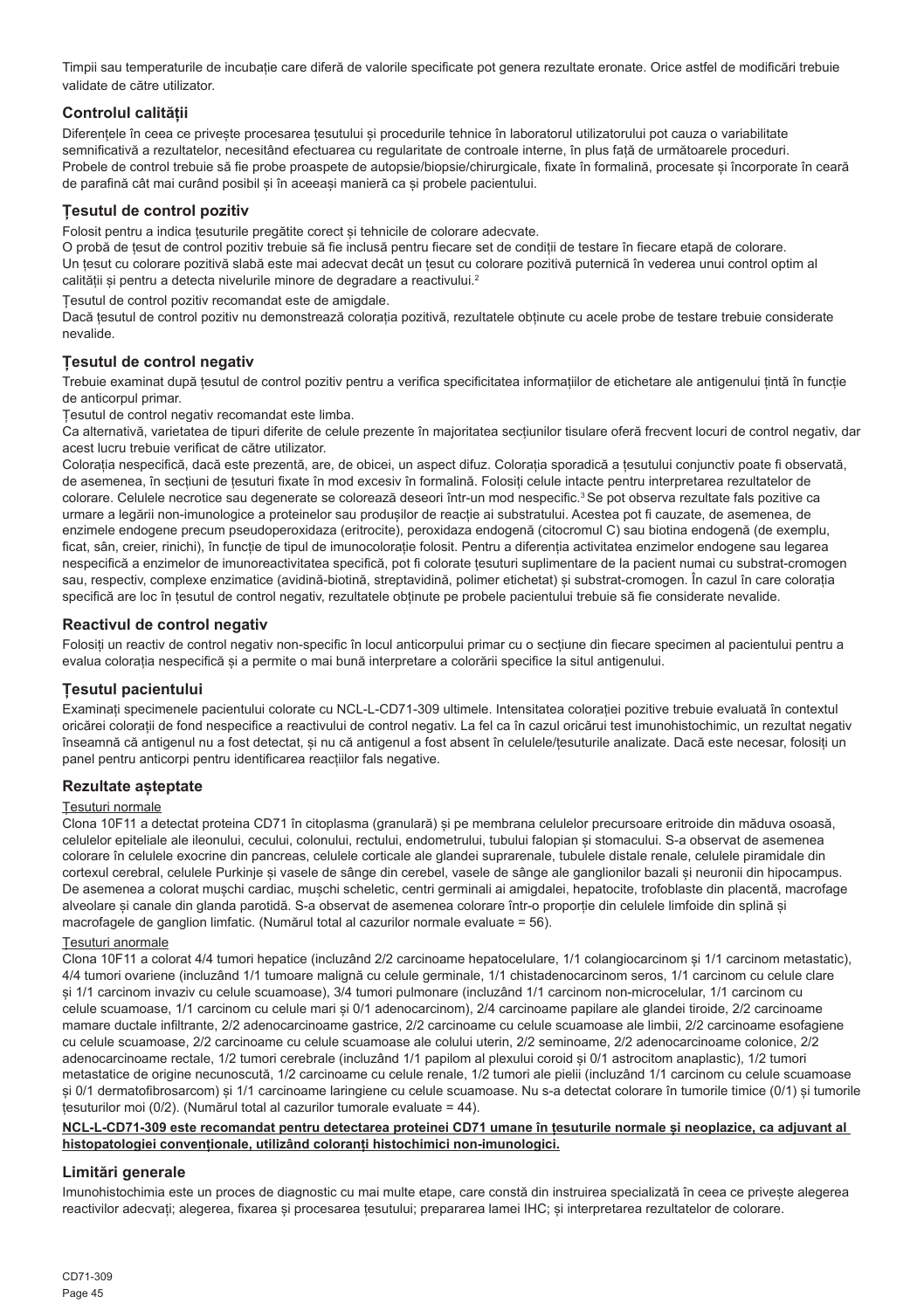Timpii sau temperaturile de incubație care diferă de valorile specificate pot genera rezultate eronate. Orice astfel de modificări trebuie validate de către utilizator.

## Controlul calității

Diferențele în ceea ce privește procesarea țesutului și procedurile tehnice în laboratorul utilizatorului pot cauza o variabilitate semnificativă a rezultatelor, necesitând efectuarea cu regularitate de controale interne, în plus față de următoarele proceduri. Probele de control trebuie să fie probe proaspete de autopsie/biopsie/chirurgicale, fixate în formalină, procesate și încorporate în ceară de parafină cât mai curând posibil și în aceeași manieră ca și probele pacientului.

## Țesutul de control pozitiv

Folosit pentru a indica țesuturile pregătite corect și tehnicile de colorare adecvate.

O probă de țesut de control pozitiv trebuie să fie inclusă pentru fiecare set de condiții de testare în fiecare etapă de colorare.

Un țesut cu colorare pozitivă slabă este mai adecvat decât un țesut cu colorare pozitivă puternică în vederea unui control optim al calității și pentru a detecta nivelurile minore de degradare a reactivului.[2]

Țesutul de control pozitiv recomandat este de amigdale.

Dacă țesutul de control pozitiv nu demonstrează colorația pozitivă, rezultatele obținute cu acele probe de testare trebuie considerate nevalide.

## Țesutul de control negativ

Trebuie examinat după țesutul de control pozitiv pentru a verifica specificitatea informațiilor de etichetare ale antigenului țintă în funcție de anticorpul primar.

Țesutul de control negativ recomandat este limba.

Ca alternativă, varietatea de tipuri diferite de celule prezente în majoritatea secțiunilor tisulare oferă frecvent locuri de control negativ, dar acest lucru trebuie verificat de către utilizator.

Colorația nespecifică, dacă este prezentă, are, de obicei, un aspect difuz. Colorația sporadică a țesutului conjunctiv poate fi observată, de asemenea, în secțiuni de țesuturi fixate în mod excesiv în formalină. Folosiți celule intacte pentru interpretarea rezultatelor de colorare. Celulele necrotice sau degenerate se colorează deseori într-un mod nespecific.[3] Se pot observa rezultate fals pozitive ca urmare a legării non-imunologice a proteinelor sau produșilor de reacție ai substratului. Acestea pot fi cauzate, de asemenea, de enzimele endogene precum pseudoperoxidaza (eritrocite), peroxidaza endogenă (citocromul C) sau biotina endogenă (de exemplu, ficat, sân, creier, rinichi), în funcție de tipul de imunocolorație folosit. Pentru a diferenția activitatea enzimelor endogene sau legarea nespecifică a enzimelor de imunoreactivitatea specifică, pot fi colorate țesuturi suplimentare de la pacient numai cu substrat-cromogen sau, respectiv, complexe enzimatice (avidină-biotină, streptavidină, polimer etichetat) și substrat-cromogen. În cazul în care colorația specifică are loc în țesutul de control negativ, rezultatele obținute pe probele pacientului trebuie să fie considerate nevalide.

## Reactivul de control negativ

Folosiți un reactiv de control negativ non-specific în locul anticorpului primar cu o secțiune din fiecare specimen al pacientului pentru a evalua colorația nespecifică și a permite o mai bună interpretare a colorării specifice la situl antigenului.

## Țesutul pacientului

Examinați specimenele pacientului colorate cu NCL-L-CD71-309 ultimele. Intensitatea colorației pozitive trebuie evaluată în contextul oricărei colorații de fond nespecifice a reactivului de control negativ. La fel ca în cazul oricărui test imunohistochimic, un rezultat negativ înseamnă că antigenul nu a fost detectat, și nu că antigenul a fost absent în celulele/țesuturile analizate. Dacă este necesar, folosiți un panel pentru anticorpi pentru identificarea reacțiilor fals negative.

## Rezultate așteptate

Țesuturi normale

Clona 10F11 a detectat proteina CD71 în citoplasma (granulară) și pe membrana celulelor precursoare eritroide din măduva osoasă, celulelor epiteliale ale ileonului, cecului, colonului, rectului, endometrului, tubului falopian și stomacului. S-a observat de asemenea colorare în celulele exocrine din pancreas, celulele corticale ale glandei suprarenale, tubulele distale renale, celulele piramidale din cortexul cerebral, celulele Purkinje și vasele de sânge din cerebel, vasele de sânge ale ganglionilor bazali și neuronii din hipocampus. De asemenea a colorat mușchi cardiac, mușchi scheletic, centri germinali ai amigdalei, hepatocite, trofoblaste din placentă, macrofage alveolare și canale din glanda parotidă. S-a observat de asemenea colorare într-o proporție din celulele limfoide din splină și macrofagele de ganglion limfatic. (Numărul total al cazurilor normale evaluate = 56).

Țesuturi anormale

Clona 10F11 a colorat 4/4 tumori hepatice (incluzând 2/2 carcinoame hepatocelulare, 1/1 colangiocarcinom și 1/1 carcinom metastatic), 4/4 tumori ovariene (incluzând 1/1 tumoare malignă cu celule germinale, 1/1 chistadenocarcinom seros, 1/1 carcinom cu celule clare și 1/1 carcinom invaziv cu celule scuamoase), 3/4 tumori pulmonare (incluzând 1/1 carcinom non-microcelular, 1/1 carcinom cu celule scuamoase, 1/1 carcinom cu celule mari și 0/1 adenocarcinom), 2/4 carcinoame papilare ale glandei tiroide, 2/2 carcinoame mamare ductale infiltrante, 2/2 adenocarcinoame gastrice, 2/2 carcinoame cu celule scuamoase ale limbii, 2/2 carcinoame esofagiene cu celule scuamoase, 2/2 carcinoame cu celule scuamoase ale colului uterin, 2/2 seminoame, 2/2 adenocarcinoame colonice, 2/2 adenocarcinoame rectale, 1/2 tumori cerebrale (incluzând 1/1 papilom al plexului coroid și 0/1 astrocitom anaplastic), 1/2 tumori metastatice de origine necunoscută, 1/2 carcinoame cu celule renale, 1/2 tumori ale pielii (incluzând 1/1 carcinom cu celule scuamoase și 0/1 dermatofibrosarcom) și 1/1 carcinoame laringiene cu celule scuamoase. Nu s-a detectat colorare în tumorile timice (0/1) și tumorile țesuturilor moi (0/2). (Numărul total al cazurilor tumorale evaluate = 44).

**NCL-L-CD71-309 este recomandat pentru detectarea proteinei CD71 umane în țesuturile normale și neoplazice, ca adjuvant al histopatologiei convenționale, utilizând coloranți histochimici non-imunologici.**

## Limitări generale

Imunohistochimia este un proces de diagnostic cu mai multe etape, care constă din instruirea specializată în ceea ce privește alegerea reactivilor adecvați; alegerea, fixarea și procesarea țesutului; prepararea lamei IHC; și interpretarea rezultatelor de colorare.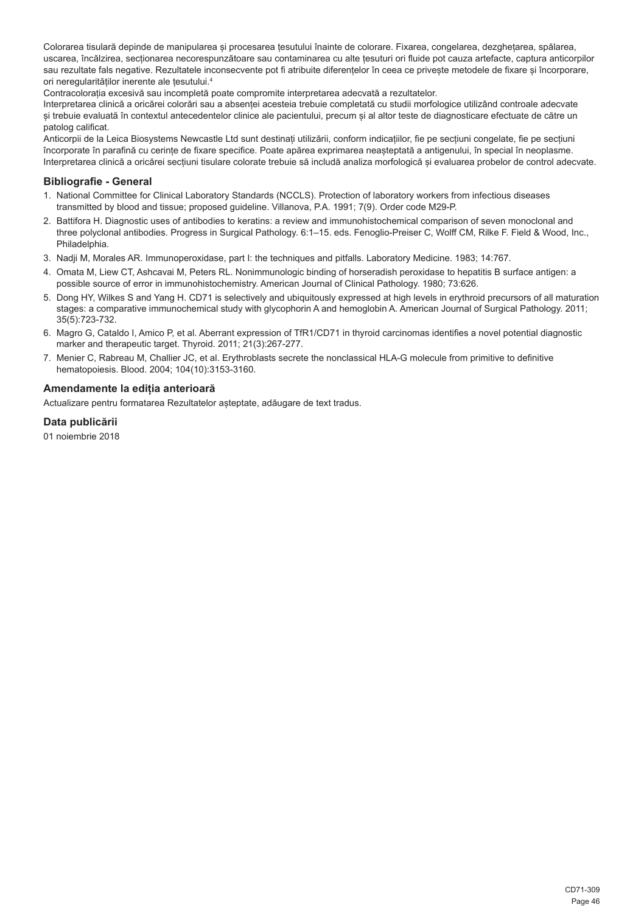Colorarea tisulară depinde de manipularea și procesarea țesutului înainte de colorare. Fixarea, congelarea, dezghețarea, spălarea, uscarea, încălzirea, secționarea necorespunzătoare sau contaminarea cu alte țesuturi ori fluide pot cauza artefacte, captura anticorpilor sau rezultate fals negative. Rezultatele inconsecvente pot fi atribuite diferențelor în ceea ce privește metodele de fixare și încorporare, ori neregularităților inerente ale țesutului.[4]

Contracolorația excesivă sau incompletă poate compromite interpretarea adecvată a rezultatelor.

Interpretarea clinică a oricărei colorări sau a absenței acesteia trebuie completată cu studii morfologice utilizând controale adecvate și trebuie evaluată în contextul antecedentelor clinice ale pacientului, precum și al altor teste de diagnosticare efectuate de către un patolog calificat.

Anticorpii de la Leica Biosystems Newcastle Ltd sunt destinați utilizării, conform indicațiilor, fie pe secțiuni congelate, fie pe secțiuni încorporate în parafină cu cerințe de fixare specifice. Poate apărea exprimarea neașteptată a antigenului, în special în neoplasme. Interpretarea clinică a oricărei secțiuni tisulare colorate trebuie să includă analiza morfologică și evaluarea probelor de control adecvate.

### Bibliografie - General

1. National Committee for Clinical Laboratory Standards (NCCLS). Protection of laboratory workers from infectious diseases transmitted by blood and tissue; proposed guideline. Villanova, P.A. 1991; 7(9). Order code M29-P.
2. Battifora H. Diagnostic uses of antibodies to keratins: a review and immunohistochemical comparison of seven monoclonal and three polyclonal antibodies. Progress in Surgical Pathology. 6:1–15. eds. Fenoglio-Preiser C, Wolff CM, Rilke F. Field & Wood, Inc., Philadelphia.
3. Nadji M, Morales AR. Immunoperoxidase, part I: the techniques and pitfalls. Laboratory Medicine. 1983; 14:767.
4. Omata M, Liew CT, Ashcavai M, Peters RL. Nonimmunologic binding of horseradish peroxidase to hepatitis B surface antigen: a possible source of error in immunohistochemistry. American Journal of Clinical Pathology. 1980; 73:626.
5. Dong HY, Wilkes S and Yang H. CD71 is selectively and ubiquitously expressed at high levels in erythroid precursors of all maturation stages: a comparative immunochemical study with glycophorin A and hemoglobin A. American Journal of Surgical Pathology. 2011; 35(5):723-732.
6. Magro G, Cataldo I, Amico P, et al. Aberrant expression of TfR1/CD71 in thyroid carcinomas identifies a novel potential diagnostic marker and therapeutic target. Thyroid. 2011; 21(3):267-277.
7. Menier C, Rabreau M, Challier JC, et al. Erythroblasts secrete the nonclassical HLA-G molecule from primitive to definitive hematopoiesis. Blood. 2004; 104(10):3153-3160.

### Amendamente la ediția anterioară

Actualizare pentru formatarea Rezultatelor așteptate, adăugare de text tradus.

### Data publicării

01 noiembrie 2018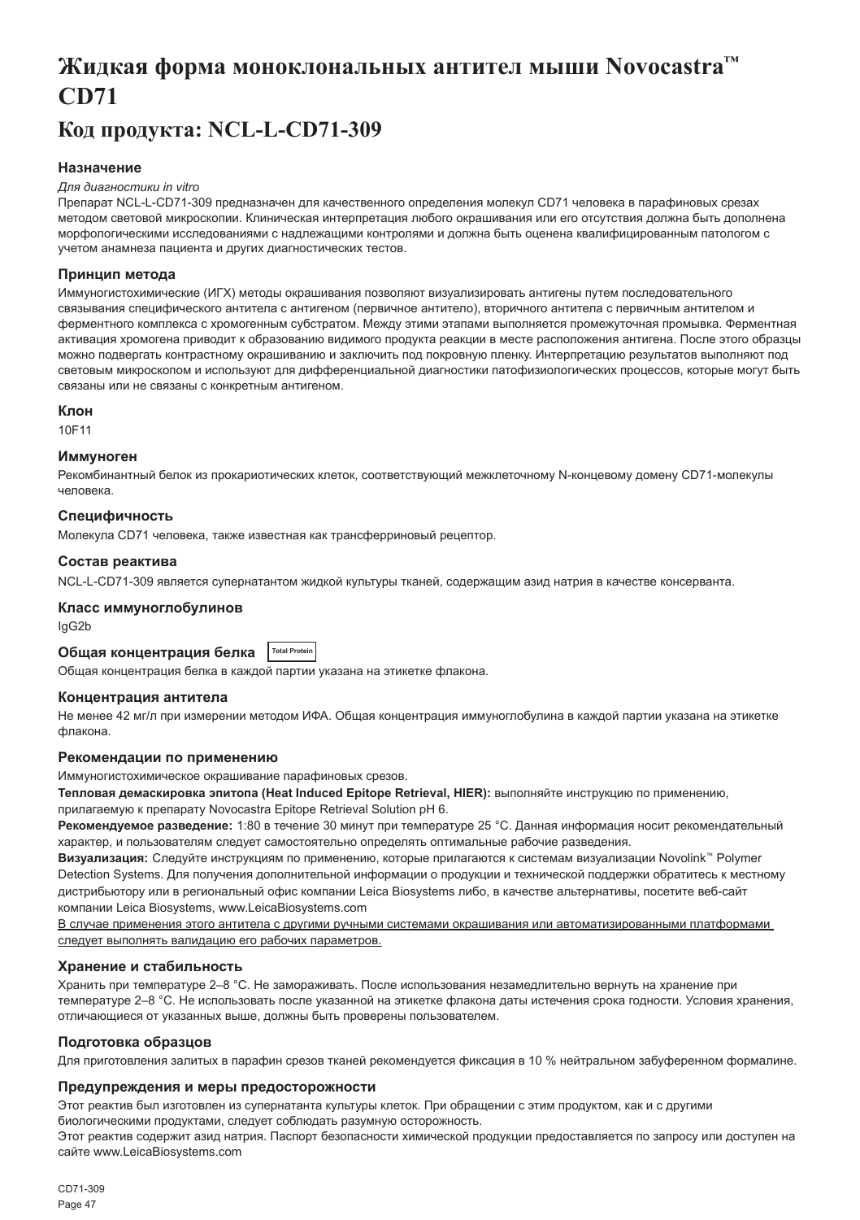# Жидкая форма моноклональных антител мыши Novocastra™ CD71

## Код продукта: NCL-L-CD71-309

### Назначение

*Для диагностики in vitro*

Препарат NCL-L-CD71-309 предназначен для качественного определения молекул CD71 человека в парафиновых срезах методом световой микроскопии. Клиническая интерпретация любого окрашивания или его отсутствия должна быть дополнена морфологическими исследованиями с надлежащими контролями и должна быть оценена квалифицированным патологом с учетом анамнеза пациента и других диагностических тестов.

### Принцип метода

Иммуногистохимические (ИГХ) методы окрашивания позволяют визуализировать антигены путем последовательного связывания специфического антитела с антигеном (первичное антитело), вторичного антитела с первичным антителом и ферментного комплекса с хромогенным субстратом. Между этими этапами выполняется промежуточная промывка. Ферментная активация хромогена приводит к образованию видимого продукта реакции в месте расположения антигена. После этого образцы можно подвергать контрастному окрашиванию и заключить под покровную пленку. Интерпретацию результатов выполняют под световым микроскопом и используют для дифференциальной диагностики патофизиологических процессов, которые могут быть связаны или не связаны с конкретным антигеном.

### Клон

10F11

### Иммуноген

Рекомбинантный белок из прокариотических клеток, соответствующий межклеточному N-концевому домену CD71-молекулы человека.

### Специфичность

Молекула CD71 человека, также известная как трансферриновый рецептор.

### Состав реактива

NCL-L-CD71-309 является супернатантом жидкой культуры тканей, содержащим азид натрия в качестве консерванта.

### Класс иммуноглобулинов

IgG2b

### Общая концентрация белка Total Protein

Общая концентрация белка в каждой партии указана на этикетке флакона.

### Концентрация антитела

Не менее 42 мг/л при измерении методом ИФА. Общая концентрация иммуноглобулина в каждой партии указана на этикетке флакона.

### Рекомендации по применению

Иммуногистохимическое окрашивание парафиновых срезов.

**Тепловая демаскировка эпитопа (Heat Induced Epitope Retrieval, HIER):** выполняйте инструкцию по применению, прилагаемую к препарату Novocastra Epitope Retrieval Solution pH 6.

**Рекомендуемое разведение:** 1:80 в течение 30 минут при температуре 25 °C. Данная информация носит рекомендательный характер, и пользователям следует самостоятельно определять оптимальные рабочие разведения.

**Визуализация:** Следуйте инструкциям по применению, которые прилагаются к системам визуализации Novolink™ Polymer Detection Systems. Для получения дополнительной информации о продукции и технической поддержки обратитесь к местному дистрибьютору или в региональный офис компании Leica Biosystems либо, в качестве альтернативы, посетите веб-сайт компании Leica Biosystems, www.LeicaBiosystems.com

<u>В случае применения этого антитела с другими ручными системами окрашивания или автоматизированными платформами следует выполнять валидацию его рабочих параметров.</u>

### Хранение и стабильность

Хранить при температуре 2–8 °C. Не замораживать. После использования незамедлительно вернуть на хранение при температуре 2–8 °C. Не использовать после указанной на этикетке флакона даты истечения срока годности. Условия хранения, отличающиеся от указанных выше, должны быть проверены пользователем.

### Подготовка образцов

Для приготовления залитых в парафин срезов тканей рекомендуется фиксация в 10 % нейтральном забуференном формалине.

### Предупреждения и меры предосторожности

Этот реактив был изготовлен из супернатанта культуры клеток. При обращении с этим продуктом, как и с другими биологическими продуктами, следует соблюдать разумную осторожность.

Этот реактив содержит азид натрия. Паспорт безопасности химической продукции предоставляется по запросу или доступен на сайте www.LeicaBiosystems.com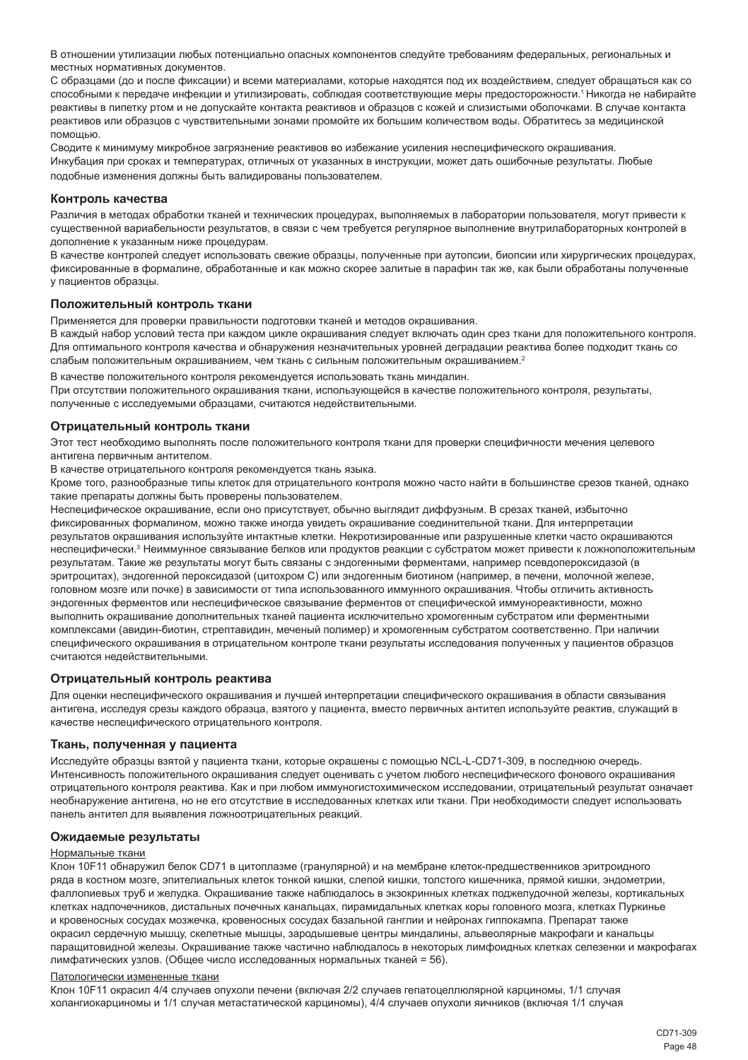В отношении утилизации любых потенциально опасных компонентов следуйте требованиям федеральных, региональных и местных нормативных документов.

С образцами (до и после фиксации) и всеми материалами, которые находятся под их воздействием, следует обращаться как со способными к передаче инфекции и утилизировать, соблюдая соответствующие меры предосторожности.[1] Никогда не набирайте реактивы в пипетку ртом и не допускайте контакта реактивов и образцов с кожей и слизистыми оболочками. В случае контакта реактивов или образцов с чувствительными зонами промойте их большим количеством воды. Обратитесь за медицинской помощью.

Сводите к минимуму микробное загрязнение реактивов во избежание усиления неспецифического окрашивания.

Инкубация при сроках и температурах, отличных от указанных в инструкции, может дать ошибочные результаты. Любые подобные изменения должны быть валидированы пользователем.

### Контроль качества

Различия в методах обработки тканей и технических процедурах, выполняемых в лаборатории пользователя, могут привести к существенной вариабельности результатов, в связи с чем требуется регулярное выполнение внутрилабораторных контролей в дополнение к указанным ниже процедурам.

В качестве контролей следует использовать свежие образцы, полученные при аутопсии, биопсии или хирургических процедурах, фиксированные в формалине, обработанные и как можно скорее залитые в парафин так же, как были обработаны полученные у пациентов образцы.

### Положительный контроль ткани

Применяется для проверки правильности подготовки тканей и методов окрашивания.

В каждый набор условий теста при каждом цикле окрашивания следует включать один срез ткани для положительного контроля. Для оптимального контроля качества и обнаружения незначительных уровней деградации реактива более подходит ткань со слабым положительным окрашиванием, чем ткань с сильным положительным окрашиванием.[2]

В качестве положительного контроля рекомендуется использовать ткань миндалин.

При отсутствии положительного окрашивания ткани, использующейся в качестве положительного контроля, результаты, полученные с исследуемыми образцами, считаются недействительными.

### Отрицательный контроль ткани

Этот тест необходимо выполнять после положительного контроля ткани для проверки специфичности мечения целевого антигена первичным антителом.

В качестве отрицательного контроля рекомендуется ткань языка.

Кроме того, разнообразные типы клеток для отрицательного контроля можно часто найти в большинстве срезов тканей, однако такие препараты должны быть проверены пользователем.

Неспецифическое окрашивание, если оно присутствует, обычно выглядит диффузным. В срезах тканей, избыточно фиксированных формалином, можно также иногда увидеть окрашивание соединительной ткани. Для интерпретации результатов окрашивания используйте интактные клетки. Некротизированные или разрушенные клетки часто окрашиваются неспецифически.[3] Неиммунное связывание белков или продуктов реакции с субстратом может привести к ложноположительным результатам. Такие же результаты могут быть связаны с эндогенными ферментами, например псевдопероксидазой (в эритроцитах), эндогенной пероксидазой (цитохром C) или эндогенным биотином (например, в печени, молочной железе, головном мозге или почке) в зависимости от типа использованного иммунного окрашивания. Чтобы отличить активность эндогенных ферментов или неспецифическое связывание ферментов от специфической иммунореактивности, можно выполнить окрашивание дополнительных тканей пациента исключительно хромогенным субстратом или ферментными комплексами (авидин-биотин, стрептавидин, меченый полимер) и хромогенным субстратом соответственно. При наличии специфического окрашивания в отрицательном контроле ткани результаты исследования полученных у пациентов образцов считаются недействительными.

### Отрицательный контроль реактива

Для оценки неспецифического окрашивания и лучшей интерпретации специфического окрашивания в области связывания антигена, исследуя срезы каждого образца, взятого у пациента, вместо первичных антител используйте реактив, служащий в качестве неспецифического отрицательного контроля.

### Ткань, полученная у пациента

Исследуйте образцы взятой у пациента ткани, которые окрашены с помощью NCL-L-CD71-309, в последнюю очередь. Интенсивность положительного окрашивания следует оценивать с учетом любого неспецифического фонового окрашивания отрицательного контроля реактива. Как и при любом иммуногистохимическом исследовании, отрицательный результат означает необнаружение антигена, но не его отсутствие в исследованных клетках или ткани. При необходимости следует использовать панель антител для выявления ложноотрицательных реакций.

### Ожидаемые результаты

Нормальные ткани

Клон 10F11 обнаружил белок CD71 в цитоплазме (гранулярной) и на мембране клеток-предшественников эритроидного ряда в костном мозге, эпителиальных клеток тонкой кишки, слепой кишки, толстого кишечника, прямой кишки, эндометрии, фаллопиевых труб и желудка. Окрашивание также наблюдалось в экзокринных клетках поджелудочной железы, кортикальных клетках надпочечников, дистальных почечных канальцах, пирамидальных клетках коры головного мозга, клетках Пуркинье и кровеносных сосудах мозжечка, кровеносных сосудах базальной ганглии и нейронах гиппокампа. Препарат также окрасил сердечную мышцу, скелетные мышцы, зародышевые центры миндалины, альвеолярные макрофаги и канальцы паращитовидной железы. Окрашивание также частично наблюдалось в некоторых лимфоидных клетках селезенки и макрофагах лимфатических узлов. (Общее число исследованных нормальных тканей = 56).

Патологически измененные ткани

Клон 10F11 окрасил 4/4 случаев опухоли печени (включая 2/2 случаев гепатоцеллюлярной карциномы, 1/1 случая холангиокарциномы и 1/1 случая метастатической карциномы), 4/4 случаев опухоли яичников (включая 1/1 случая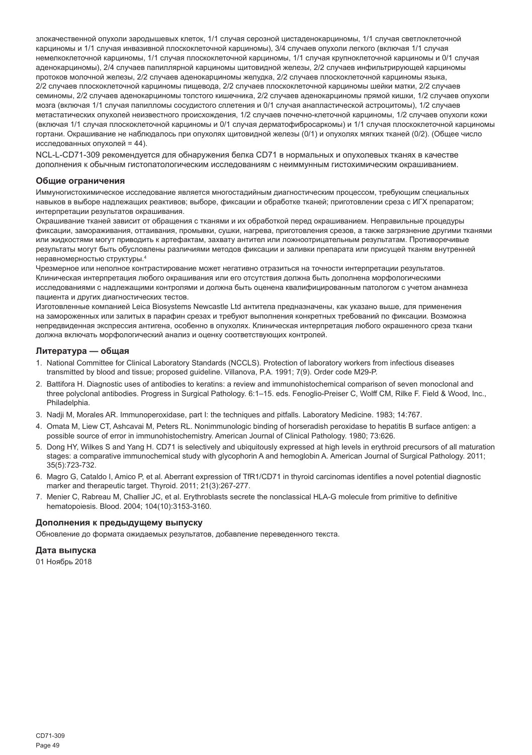злокачественной опухоли зародышевых клеток, 1/1 случая серозной цистаденокарциномы, 1/1 случая светлоклеточной карциномы и 1/1 случая инвазивной плоскоклеточной карциномы), 3/4 случаев опухоли легкого (включая 1/1 случая немелкоклеточной карциномы, 1/1 случая плоскоклеточной карциномы, 1/1 случая крупноклеточной карциномы и 0/1 случая аденокарциномы), 2/4 случаев папиллярной карциномы щитовидной железы, 2/2 случаев инфильтрирующей карциномы протоков молочной железы, 2/2 случаев аденокарциномы желудка, 2/2 случаев плоскоклеточной карциномы языка, 2/2 случаев плоскоклеточной карциномы пищевода, 2/2 случаев плоскоклеточной карциномы шейки матки, 2/2 случаев семиномы, 2/2 случаев аденокарциномы толстого кишечника, 2/2 случаев аденокарциномы прямой кишки, 1/2 случаев опухоли мозга (включая 1/1 случая папилломы сосудистого сплетения и 0/1 случая анапластической астроцитомы), 1/2 случаев метастатических опухолей неизвестного происхождения, 1/2 случаев почечно-клеточной карциномы, 1/2 случаев опухоли кожи (включая 1/1 случая плоскоклеточной карциномы и 0/1 случая дерматофибросаркомы) и 1/1 случая плоскоклеточной карциномы гортани. Окрашивание не наблюдалось при опухолях щитовидной железы (0/1) и опухолях мягких тканей (0/2). (Общее число исследованных опухолей = 44).

NCL-L-CD71-309 рекомендуется для обнаружения белка CD71 в нормальных и опухолевых тканях в качестве дополнения к обычным гистопатологическим исследованиям с неиммунным гистохимическим окрашиванием.

## Общие ограничения

Иммуногистохимическое исследование является многостадийным диагностическим процессом, требующим специальных навыков в выборе надлежащих реактивов; выборе, фиксации и обработке тканей; приготовлении среза с ИГХ препаратом; интерпретации результатов окрашивания.

Окрашивание тканей зависит от обращения с тканями и их обработкой перед окрашиванием. Неправильные процедуры фиксации, замораживания, оттаивания, промывки, сушки, нагрева, приготовления срезов, а также загрязнение другими тканями или жидкостями могут приводить к артефактам, захвату антител или ложноотрицательным результатам. Противоречивые результаты могут быть обусловлены различиями методов фиксации и заливки препарата или присущей тканям внутренней неравномерностью структуры.[4]

Чрезмерное или неполное контрастирование может негативно отразиться на точности интерпретации результатов. Клиническая интерпретация любого окрашивания или его отсутствия должна быть дополнена морфологическими исследованиями с надлежащими контролями и должна быть оценена квалифицированным патологом с учетом анамнеза пациента и других диагностических тестов.

Изготовленные компанией Leica Biosystems Newcastle Ltd антитела предназначены, как указано выше, для применения на замороженных или залитых в парафин срезах и требуют выполнения конкретных требований по фиксации. Возможна непредвиденная экспрессия антигена, особенно в опухолях. Клиническая интерпретация любого окрашенного среза ткани должна включать морфологический анализ и оценку соответствующих контролей.

## Литература — общая

1. National Committee for Clinical Laboratory Standards (NCCLS). Protection of laboratory workers from infectious diseases transmitted by blood and tissue; proposed guideline. Villanova, P.A. 1991; 7(9). Order code M29-P.
2. Battifora H. Diagnostic uses of antibodies to keratins: a review and immunohistochemical comparison of seven monoclonal and three polyclonal antibodies. Progress in Surgical Pathology. 6:1–15. eds. Fenoglio-Preiser C, Wolff CM, Rilke F. Field & Wood, Inc., Philadelphia.
3. Nadji M, Morales AR. Immunoperoxidase, part I: the techniques and pitfalls. Laboratory Medicine. 1983; 14:767.
4. Omata M, Liew CT, Ashcavai M, Peters RL. Nonimmunologic binding of horseradish peroxidase to hepatitis B surface antigen: a possible source of error in immunohistochemistry. American Journal of Clinical Pathology. 1980; 73:626.
5. Dong HY, Wilkes S and Yang H. CD71 is selectively and ubiquitously expressed at high levels in erythroid precursors of all maturation stages: a comparative immunochemical study with glycophorin A and hemoglobin A. American Journal of Surgical Pathology. 2011; 35(5):723-732.
6. Magro G, Cataldo I, Amico P, et al. Aberrant expression of TfR1/CD71 in thyroid carcinomas identifies a novel potential diagnostic marker and therapeutic target. Thyroid. 2011; 21(3):267-277.
7. Menier C, Rabreau M, Challier JC, et al. Erythroblasts secrete the nonclassical HLA-G molecule from primitive to definitive hematopoiesis. Blood. 2004; 104(10):3153-3160.

## Дополнения к предыдущему выпуску

Обновление до формата ожидаемых результатов, добавление переведенного текста.

## Дата выпуска

01 Ноябрь 2018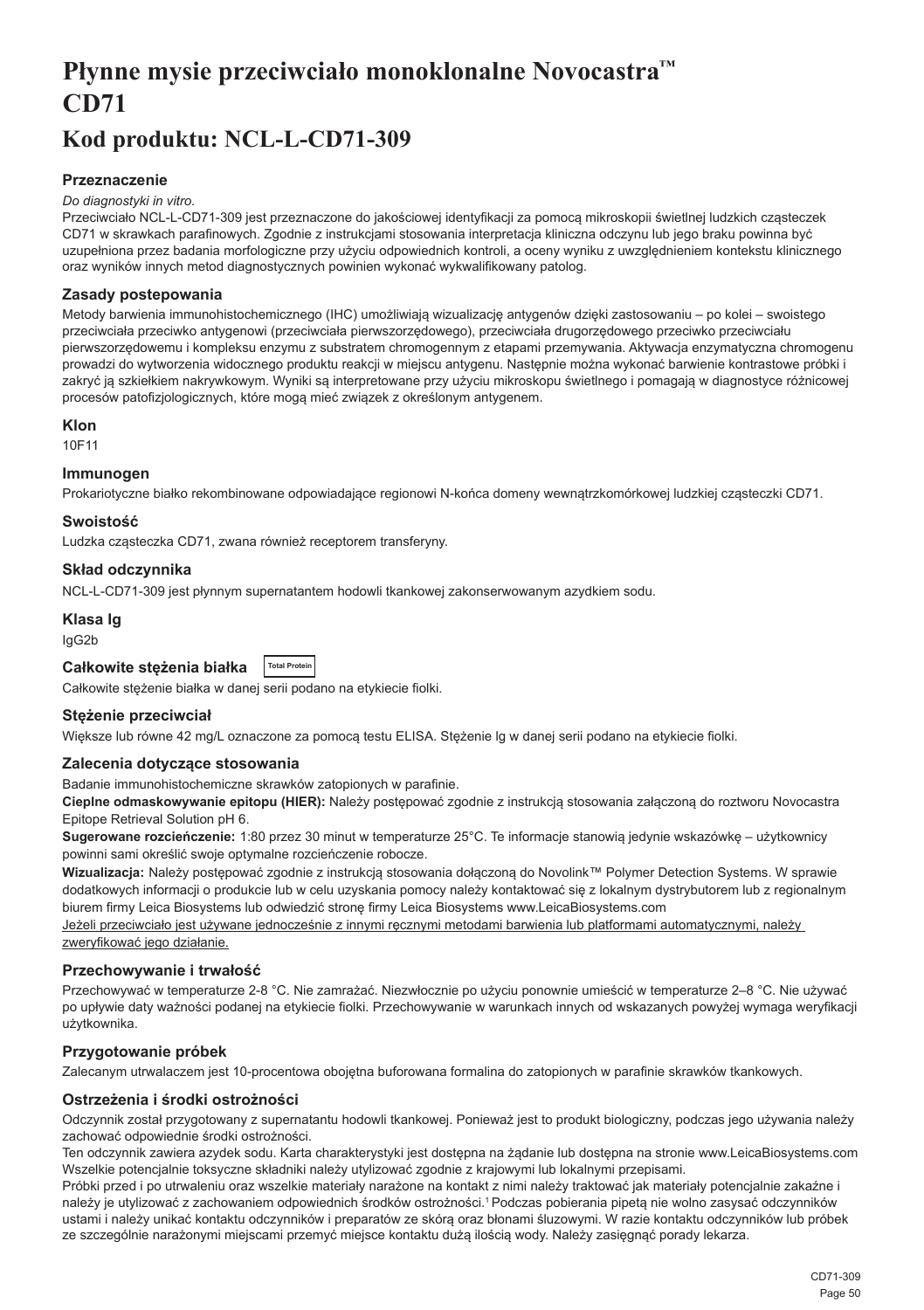# Płynne mysie przeciwciało monoklonalne Novocastra™ CD71

# Kod produktu: NCL-L-CD71-309

## Przeznaczenie

*Do diagnostyki in vitro.*

Przeciwciało NCL-L-CD71-309 jest przeznaczone do jakościowej identyfikacji za pomocą mikroskopii świetlnej ludzkich cząsteczek CD71 w skrawkach parafinowych. Zgodnie z instrukcjami stosowania interpretacja kliniczna odczynu lub jego braku powinna być uzupełniona przez badania morfologiczne przy użyciu odpowiednich kontroli, a oceny wyniku z uwzględnieniem kontekstu klinicznego oraz wyników innych metod diagnostycznych powinien wykonać wykwalifikowany patolog.

## Zasady postepowania

Metody barwienia immunohistochemicznego (IHC) umożliwiają wizualizację antygenów dzięki zastosowaniu – po kolei – swoistego przeciwciała przeciwko antygenowi (przeciwciała pierwszorzędowego), przeciwciała drugorzędowego przeciwko przeciwciału pierwszorzędowemu i kompleksu enzymu z substratem chromogennym z etapami przemywania. Aktywacja enzymatyczna chromogenu prowadzi do wytworzenia widocznego produktu reakcji w miejscu antygenu. Następnie można wykonać barwienie kontrastowe próbki i zakryć ją szkiełkiem nakrywkowym. Wyniki są interpretowane przy użyciu mikroskopu świetlnego i pomagają w diagnostyce różnicowej procesów patofizjologicznych, które mogą mieć związek z określonym antygenem.

## Klon

10F11

## Immunogen

Prokariotyczne białko rekombinowane odpowiadające regionowi N-końca domeny wewnątrzkomórkowej ludzkiej cząsteczki CD71.

## Swoistość

Ludzka cząsteczka CD71, zwana również receptorem transferyny.

## Skład odczynnika

NCL-L-CD71-309 jest płynnym supernatantem hodowli tkankowej zakonserwowanym azydkiem sodu.

## Klasa Ig

IgG2b

## Całkowite stężenia białka

Total Protein

Całkowite stężenie białka w danej serii podano na etykiecie fiolki.

## Stężenie przeciwciał

Większe lub równe 42 mg/L oznaczone za pomocą testu ELISA. Stężenie Ig w danej serii podano na etykiecie fiolki.

## Zalecenia dotyczące stosowania

Badanie immunohistochemiczne skrawków zatopionych w parafinie.

**Cieplne odmaskowywanie epitopu (HIER):** Należy postępować zgodnie z instrukcją stosowania załączoną do roztworu Novocastra Epitope Retrieval Solution pH 6.

**Sugerowane rozcieńczenie:** 1:80 przez 30 minut w temperaturze 25°C. Te informacje stanowią jedynie wskazówkę – użytkownicy powinni sami określić swoje optymalne rozcieńczenie robocze.

**Wizualizacja:** Należy postępować zgodnie z instrukcją stosowania dołączoną do Novolink™ Polymer Detection Systems. W sprawie dodatkowych informacji o produkcie lub w celu uzyskania pomocy należy kontaktować się z lokalnym dystrybutorem lub z regionalnym biurem firmy Leica Biosystems lub odwiedzić stronę firmy Leica Biosystems www.LeicaBiosystems.com

Jeżeli przeciwciało jest używane jednocześnie z innymi ręcznymi metodami barwienia lub platformami automatycznymi, należy zweryfikować jego działanie.

## Przechowywanie i trwałość

Przechowywać w temperaturze 2-8 °C. Nie zamrażać. Niezwłocznie po użyciu ponownie umieścić w temperaturze 2–8 °C. Nie używać po upływie daty ważności podanej na etykiecie fiolki. Przechowywanie w warunkach innych od wskazanych powyżej wymaga weryfikacji użytkownika.

## Przygotowanie próbek

Zalecanym utrwalaczem jest 10-procentowa obojętna buforowana formalina do zatopionych w parafinie skrawków tkankowych.

## Ostrzeżenia i środki ostrożności

Odczynnik został przygotowany z supernatantu hodowli tkankowej. Ponieważ jest to produkt biologiczny, podczas jego używania należy zachować odpowiednie środki ostrożności.

Ten odczynnik zawiera azydek sodu. Karta charakterystyki jest dostępna na żądanie lub dostępna na stronie www.LeicaBiosystems.com

Wszelkie potencjalnie toksyczne składniki należy utylizować zgodnie z krajowymi lub lokalnymi przepisami.

Próbki przed i po utrwaleniu oraz wszelkie materiały narażone na kontakt z nimi należy traktować jak materiały potencjalnie zakaźne i należy je utylizować z zachowaniem odpowiednich środków ostrożności.[1] Podczas pobierania pipetą nie wolno zasysać odczynników ustami i należy unikać kontaktu odczynników i preparatów ze skórą oraz błonami śluzowymi. W razie kontaktu odczynników lub próbek ze szczególnie narażonymi miejscami przemyć miejsce kontaktu dużą ilością wody. Należy zasięgnąć porady lekarza.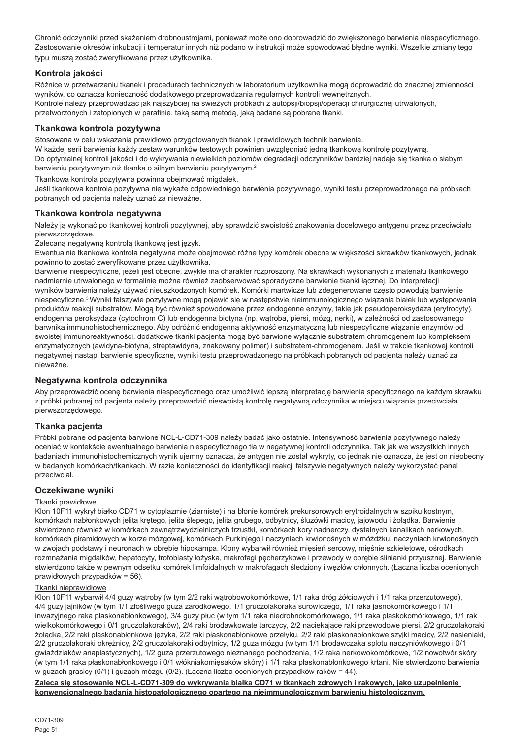Chronić odczynniki przed skażeniem drobnoustrojami, ponieważ może ono doprowadzić do zwiększonego barwienia niespecyficznego. Zastosowanie okresów inkubacji i temperatur innych niż podano w instrukcji może spowodować błędne wyniki. Wszelkie zmiany tego typu muszą zostać zweryfikowane przez użytkownika.

## Kontrola jakości

Różnice w przetwarzaniu tkanek i procedurach technicznych w laboratorium użytkownika mogą doprowadzić do znacznej zmienności wyników, co oznacza konieczność dodatkowego przeprowadzania regularnych kontroli wewnętrznych.
Kontrole należy przeprowadzać jak najszybciej na świeżych próbkach z autopsji/biopsji/operacji chirurgicznej utrwalonych, przetworzonych i zatopionych w parafinie, taką samą metodą, jaką badane są pobrane tkanki.

## Tkankowa kontrola pozytywna

Stosowana w celu wskazania prawidłowo przygotowanych tkanek i prawidłowych technik barwienia.
W każdej serii barwienia każdy zestaw warunków testowych powinien uwzględniać jedną tkankową kontrolę pozytywną.
Do optymalnej kontroli jakości i do wykrywania niewielkich poziomów degradacji odczynników bardziej nadaje się tkanka o słabym barwieniu pozytywnym niż tkanka o silnym barwieniu pozytywnym.[2]

Tkankowa kontrola pozytywna powinna obejmować migdałek.
Jeśli tkankowa kontrola pozytywna nie wykaże odpowiedniego barwienia pozytywnego, wyniki testu przeprowadzonego na próbkach pobranych od pacjenta należy uznać za nieważne.

## Tkankowa kontrola negatywna

Należy ją wykonać po tkankowej kontroli pozytywnej, aby sprawdzić swoistość znakowania docelowego antygenu przez przeciwciało pierwszorzędowe.
Zalecaną negatywną kontrolą tkankową jest język.
Ewentualnie tkankowa kontrola negatywna może obejmować różne typy komórek obecne w większości skrawków tkankowych, jednak powinno to zostać zweryfikowane przez użytkownika.
Barwienie niespecyficzne, jeżeli jest obecne, zwykle ma charakter rozproszony. Na skrawkach wykonanych z materiału tkankowego nadmiernie utrwalonego w formalinie można również zaobserwować sporadyczne barwienie tkanki łącznej. Do interpretacji wyników barwienia należy używać nieuszkodzonych komórek. Komórki martwicze lub zdegenerowane często powodują barwienie niespecyficzne.[3] Wyniki fałszywie pozytywne mogą pojawić się w następstwie nieimmunologicznego wiązania białek lub występowania produktów reakcji substratów. Mogą być również spowodowane przez endogenne enzymy, takie jak pseudoperoksydaza (erytrocyty), endogenna peroksydaza (cytochrom C) lub endogenna biotyna (np. wątroba, piersi, mózg, nerki), w zależności od zastosowanego barwnika immunohistochemicznego. Aby odróżnić endogenną aktywność enzymatyczną lub niespecyficzne wiązanie enzymów od swoistej immunoreaktywności, dodatkowe tkanki pacjenta mogą być barwione wyłącznie substratem chromogenem lub kompleksem enzymatycznych (awidyna-biotyna, streptawidyna, znakowany polimer) i substratem-chromogenem. Jeśli w trakcie tkankowej kontroli negatywnej nastąpi barwienie specyficzne, wyniki testu przeprowadzonego na próbkach pobranych od pacjenta należy uznać za nieważne.

## Negatywna kontrola odczynnika

Aby przeprowadzić ocenę barwienia niespecyficznego oraz umożliwić lepszą interpretację barwienia specyficznego na każdym skrawku z próbki pobranej od pacjenta należy przeprowadzić nieswoistą kontrolę negatywną odczynnika w miejscu wiązania przeciwciała pierwszorzędowego.

## Tkanka pacjenta

Próbki pobrane od pacjenta barwione NCL-L-CD71-309 należy badać jako ostatnie. Intensywność barwienia pozytywnego należy oceniać w kontekście ewentualnego barwienia niespecyficznego tła w negatywnej kontroli odczynnika. Tak jak we wszystkich innych badaniach immunohistochemicznych wynik ujemny oznacza, że antygen nie został wykryty, co jednak nie oznacza, że jest on nieobecny w badanych komórkach/tkankach. W razie konieczności do identyfikacji reakcji fałszywie negatywnych należy wykorzystać panel przeciwciał.

## Oczekiwane wyniki

Tkanki prawidłowe

Klon 10F11 wykrył białko CD71 w cytoplazmie (ziarniste) i na błonie komórek prekursorowych erytroidalnych w szpiku kostnym, komórkach nabłonkowych jelita krętego, jelita ślepego, jelita grubego, odbytnicy, śluzówki macicy, jajowodu i żołądka. Barwienie stwierdzono również w komórkach zewnątrzwydzielniczych trzustki, komórkach kory nadnerczy, dystalnych kanalikach nerkowych, komórkach piramidowych w korze mózgowej, komórkach Purkinjego i naczyniach krwionośnych w móżdżku, naczyniach krwionośnych w zwojach podstawy i neuronach w obrębie hipokampa. Klony wybarwił również mięsień sercowy, mięśnie szkieletowe, ośrodkach rozmnażania migdałków, hepatocyty, trofoblasty łożyska, makrofagi pęcherzykowe i przewody w obrębie ślinianki przyusznej. Barwienie stwierdzono także w pewnym odsetku komórek limfoidalnych w makrofagach śledziony i węzłów chłonnych. (Łączna liczba ocenionych prawidłowych przypadków = 56).

Tkanki nieprawidłowe

Klon 10F11 wybarwił 4/4 guzy wątroby (w tym 2/2 raki wątrobowokomórkowe, 1/1 raka dróg żółciowych i 1/1 raka przerzutowego), 4/4 guzy jajników (w tym 1/1 złośliwego guza zarodkowego, 1/1 gruczolakoraka surowiczego, 1/1 raka jasnokomórkowego i 1/1 inwazyjnego raka płaskonabłonkowego), 3/4 guzy płuc (w tym 1/1 raka niedrobnokomórkowego, 1/1 raka płaskokomórkowego, 1/1 rak wielkokomórkowy i 0/1 gruczolakoraków), 2/4 raki brodawkowate tarczycy, 2/2 naciekające raki przewodowe piersi, 2/2 gruczolakoraki żołądka, 2/2 raki płaskonabłonkowe języka, 2/2 raki płaskonabłonkowe przełyku, 2/2 raki płaskonabłonkowe szyjki macicy, 2/2 nasieniaki, 2/2 gruczolakoraki okrężnicy, 2/2 gruczolakoraki odbytnicy, 1/2 guza mózgu (w tym 1/1 brodawczaka splotu naczyniówkowego i 0/1 gwiaździaków anaplastycznych), 1/2 guza przerzutowego nieznanego pochodzenia, 1/2 raka nerkowokomórkowe, 1/2 nowotwór skóry (w tym 1/1 raka płaskonabłonkowego i 0/1 włókniakomięsaków skóry) i 1/1 raka płaskonabłonkowego krtani. Nie stwierdzono barwienia w guzach grasicy (0/1) i guzach mózgu (0/2). (Łączna liczba ocenionych przypadków raków = 44).

**Zaleca się stosowanie NCL-L-CD71-309 do wykrywania białka CD71 w tkankach zdrowych i rakowych, jako uzupełnienie konwencjonalnego badania histopatologicznego opartego na nieimmunologicznym barwieniu histologicznym.**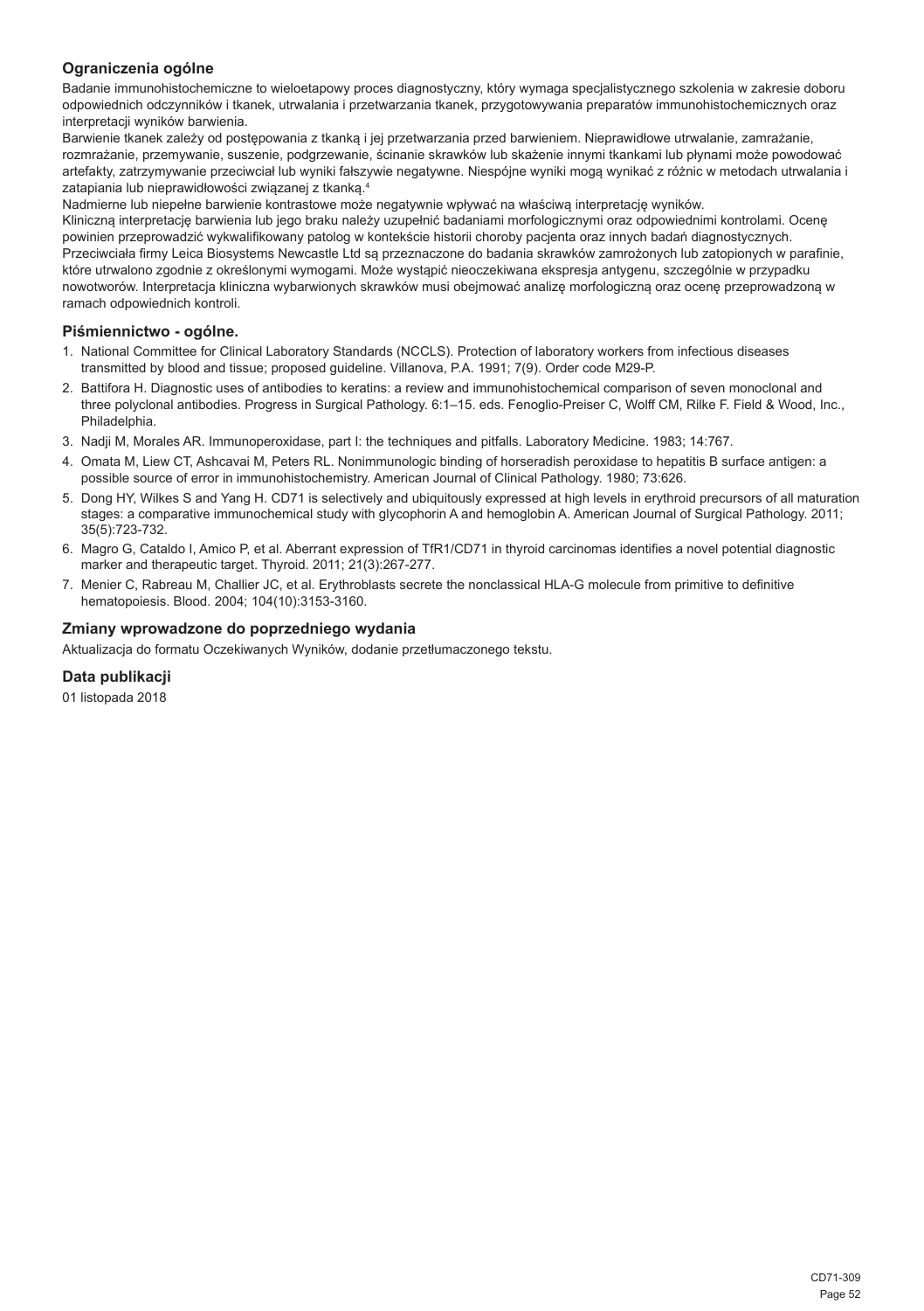### Ograniczenia ogólne

Badanie immunohistochemiczne to wieloetapowy proces diagnostyczny, który wymaga specjalistycznego szkolenia w zakresie doboru odpowiednich odczynników i tkanek, utrwalania i przetwarzania tkanek, przygotowywania preparatów immunohistochemicznych oraz interpretacji wyników barwienia.

Barwienie tkanek zależy od postępowania z tkanką i jej przetwarzania przed barwieniem. Nieprawidłowe utrwalanie, zamrażanie, rozmrażanie, przemywanie, suszenie, podgrzewanie, ścinanie skrawków lub skażenie innymi tkankami lub płynami może powodować artefakty, zatrzymywanie przeciwciał lub wyniki fałszywie negatywne. Niespójne wyniki mogą wynikać z różnic w metodach utrwalania i zatapiania lub nieprawidłowości związanej z tkanką.[4]

Nadmierne lub niepełne barwienie kontrastowe może negatywnie wpływać na właściwą interpretację wyników.

Kliniczną interpretację barwienia lub jego braku należy uzupełnić badaniami morfologicznymi oraz odpowiednimi kontrolami. Ocenę powinien przeprowadzić wykwalifikowany patolog w kontekście historii choroby pacjenta oraz innych badań diagnostycznych.

Przeciwciała firmy Leica Biosystems Newcastle Ltd są przeznaczone do badania skrawków zamrożonych lub zatopionych w parafinie, które utrwalono zgodnie z określonymi wymogami. Może wystąpić nieoczekiwana ekspresja antygenu, szczególnie w przypadku nowotworów. Interpretacja kliniczna wybarwionych skrawków musi obejmować analizę morfologiczną oraz ocenę przeprowadzoną w ramach odpowiednich kontroli.

### Piśmiennictwo - ogólne.

1. National Committee for Clinical Laboratory Standards (NCCLS). Protection of laboratory workers from infectious diseases transmitted by blood and tissue; proposed guideline. Villanova, P.A. 1991; 7(9). Order code M29-P.
2. Battifora H. Diagnostic uses of antibodies to keratins: a review and immunohistochemical comparison of seven monoclonal and three polyclonal antibodies. Progress in Surgical Pathology. 6:1–15. eds. Fenoglio-Preiser C, Wolff CM, Rilke F. Field & Wood, Inc., Philadelphia.
3. Nadji M, Morales AR. Immunoperoxidase, part I: the techniques and pitfalls. Laboratory Medicine. 1983; 14:767.
4. Omata M, Liew CT, Ashcavai M, Peters RL. Nonimmunologic binding of horseradish peroxidase to hepatitis B surface antigen: a possible source of error in immunohistochemistry. American Journal of Clinical Pathology. 1980; 73:626.
5. Dong HY, Wilkes S and Yang H. CD71 is selectively and ubiquitously expressed at high levels in erythroid precursors of all maturation stages: a comparative immunochemical study with glycophorin A and hemoglobin A. American Journal of Surgical Pathology. 2011; 35(5):723-732.
6. Magro G, Cataldo I, Amico P, et al. Aberrant expression of TfR1/CD71 in thyroid carcinomas identifies a novel potential diagnostic marker and therapeutic target. Thyroid. 2011; 21(3):267-277.
7. Menier C, Rabreau M, Challier JC, et al. Erythroblasts secrete the nonclassical HLA-G molecule from primitive to definitive hematopoiesis. Blood. 2004; 104(10):3153-3160.

### Zmiany wprowadzone do poprzedniego wydania

Aktualizacja do formatu Oczekiwanych Wyników, dodanie przetłumaczonego tekstu.

### Data publikacji

01 listopada 2018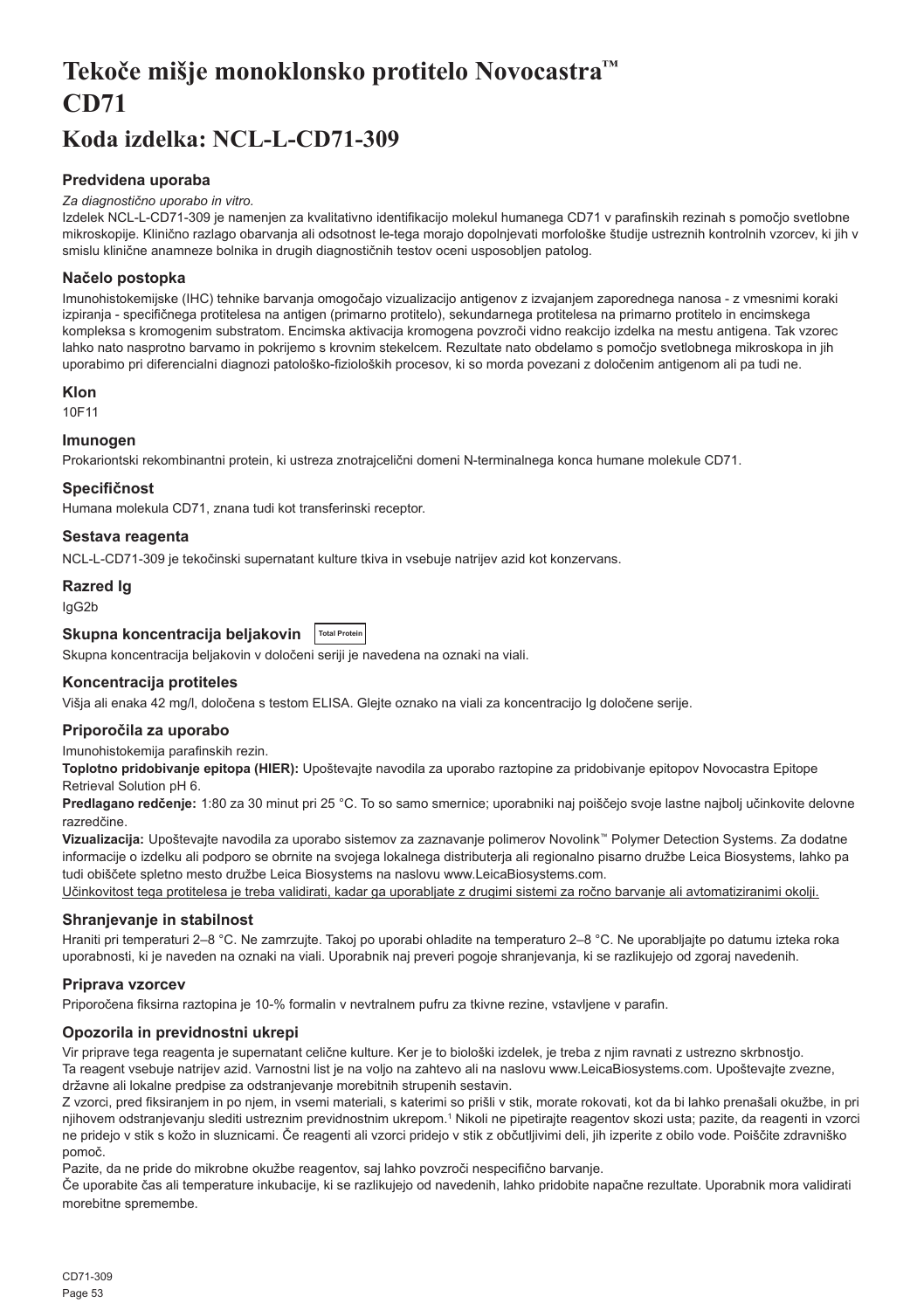# Tekoče mišje monoklonsko protitelo Novocastra™ CD71

# Koda izdelka: NCL-L-CD71-309

### Predvidena uporaba

*Za diagnostično uporabo in vitro.*

Izdelek NCL-L-CD71-309 je namenjen za kvalitativno identifikacijo molekul humanega CD71 v parafinskih rezinah s pomočjo svetlobne mikroskopije. Klinično razlago obarvanja ali odsotnost le-tega morajo dopolnjevati morfološke študije ustreznih kontrolnih vzorcev, ki jih v smislu klinične anamneze bolnika in drugih diagnostičnih testov oceni usposobljen patolog.

### Načelo postopka

Imunohistokemijske (IHC) tehnike barvanja omogočajo vizualizacijo antigenov z izvajanjem zaporednega nanosa - z vmesnimi koraki izpiranja - specifičnega protitelesa na antigen (primarno protitelo), sekundarnega protitelesa na primarno protitelo in encimskega kompleksa s kromogenim substratom. Encimska aktivacija kromogena povzroči vidno reakcijo izdelka na mestu antigena. Tak vzorec lahko nato nasprotno barvamo in pokrijemo s krovnim stekelcem. Rezultate nato obdelamo s pomočjo svetlobnega mikroskopa in jih uporabimo pri diferencialni diagnozi patološko-fizioloških procesov, ki so morda povezani z določenim antigenom ali pa tudi ne.

### Klon

10F11

### Imunogen

Prokariontski rekombinantni protein, ki ustreza znotrajcelični domeni N-terminalnega konca humane molekule CD71.

### Specifičnost

Humana molekula CD71, znana tudi kot transferinski receptor.

### Sestava reagenta

NCL-L-CD71-309 je tekočinski supernatant kulture tkiva in vsebuje natrijev azid kot konzervans.

### Razred Ig

IgG2b

### Skupna koncentracija beljakovin

Skupna koncentracija beljakovin v določeni seriji je navedena na oznaki na viali.

### Koncentracija protiteles

Višja ali enaka 42 mg/l, določena s testom ELISA. Glejte oznako na viali za koncentracijo Ig določene serije.

### Priporočila za uporabo

Imunohistokemija parafinskih rezin.

**Toplotno pridobivanje epitopa (HIER):** Upoštevajte navodila za uporabo raztopine za pridobivanje epitopov Novocastra Epitope Retrieval Solution pH 6.

**Predlagano redčenje:** 1:80 za 30 minut pri 25 °C. To so samo smernice; uporabniki naj poiščejo svoje lastne najbolj učinkovite delovne razredčine.

**Vizualizacija:** Upoštevajte navodila za uporabo sistemov za zaznavanje polimerov Novolink™ Polymer Detection Systems. Za dodatne informacije o izdelku ali podporo se obrnite na svojega lokalnega distributerja ali regionalno pisarno družbe Leica Biosystems, lahko pa tudi obiščete spletno mesto družbe Leica Biosystems na naslovu www.LeicaBiosystems.com.

Učinkovitost tega protitelesa je treba validirati, kadar ga uporabljate z drugimi sistemi za ročno barvanje ali avtomatiziranimi okolji.

### Shranjevanje in stabilnost

Hraniti pri temperaturi 2–8 °C. Ne zamrzujte. Takoj po uporabi ohladite na temperaturo 2–8 °C. Ne uporabljajte po datumu izteka roka uporabnosti, ki je naveden na oznaki na viali. Uporabnik naj preveri pogoje shranjevanja, ki se razlikujejo od zgoraj navedenih.

### Priprava vzorcev

Priporočena fiksirna raztopina je 10-% formalin v nevtralnem pufru za tkivne rezine, vstavljene v parafin.

### Opozorila in previdnostni ukrepi

Vir priprave tega reagenta je supernatant celične kulture. Ker je to biološki izdelek, je treba z njim ravnati z ustrezno skrbnostjo.

Ta reagent vsebuje natrijev azid. Varnostni list je na voljo na zahtevo ali na naslovu www.LeicaBiosystems.com. Upoštevajte zvezne, državne ali lokalne predpise za odstranjevanje morebitnih strupenih sestavin.

Z vzorci, pred fiksiranjem in po njem, in vsemi materiali, s katerimi so prišli v stik, morate rokovati, kot da bi lahko prenašali okužbe, in pri njihovem odstranjevanju slediti ustreznim previdnostnim ukrepom.[1] Nikoli ne pipetirajte reagentov skozi usta; pazite, da reagenti in vzorci ne pridejo v stik s kožo in sluznicami. Če reagenti ali vzorci pridejo v stik z občutljivimi deli, jih izperite z obilo vode. Poiščite zdravniško pomoč.

Pazite, da ne pride do mikrobne okužbe reagentov, saj lahko povzroči nespecifično barvanje.

Če uporabite čas ali temperature inkubacije, ki se razlikujejo od navedenih, lahko pridobite napačne rezultate. Uporabnik mora validirati morebitne spremembe.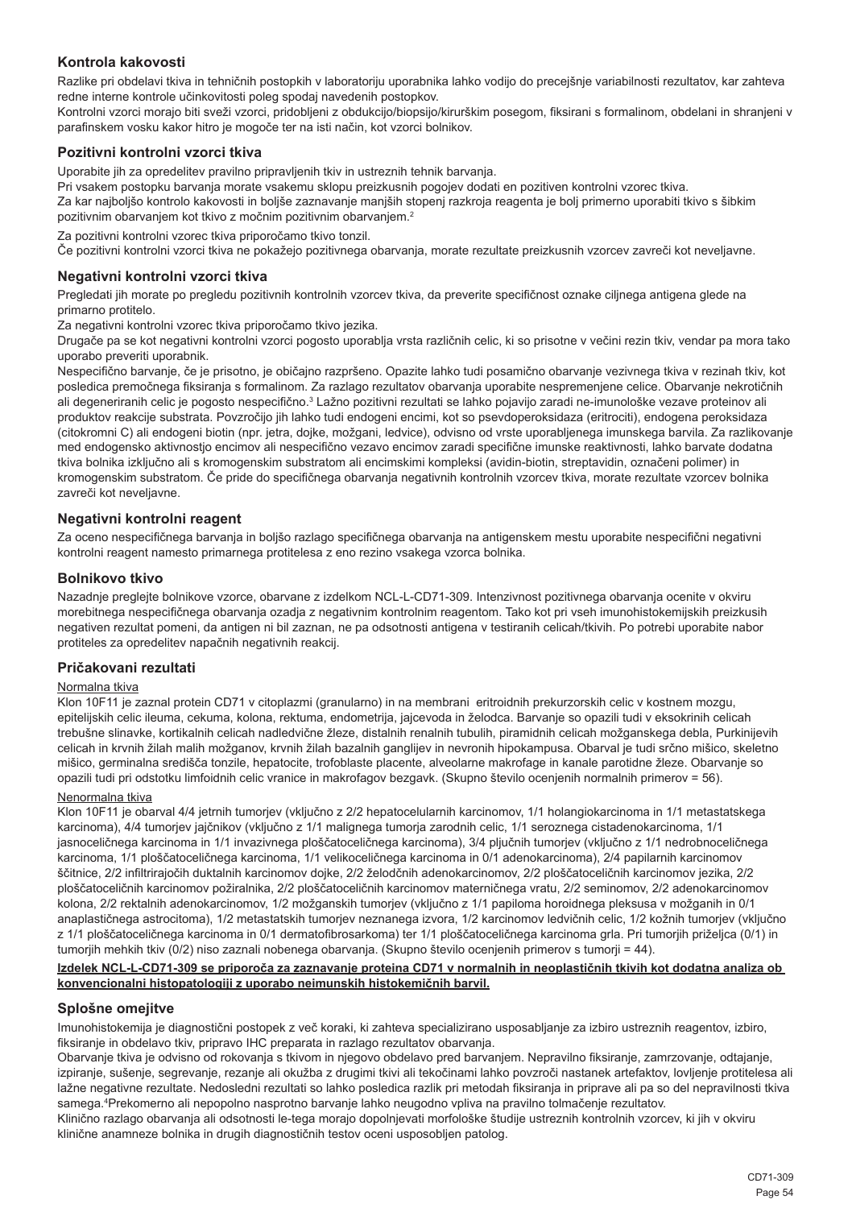## Kontrola kakovosti

Razlike pri obdelavi tkiva in tehničnih postopkih v laboratoriju uporabnika lahko vodijo do precejšnje variabilnosti rezultatov, kar zahteva redne interne kontrole učinkovitosti poleg spodaj navedenih postopkov.

Kontrolni vzorci morajo biti sveži vzorci, pridobljeni z obdukcijo/biopsijo/kirurškim posegom, fiksirani s formalinom, obdelani in shranjeni v parafinskem vosku kakor hitro je mogoče ter na isti način, kot vzorci bolnikov.

### Pozitivni kontrolni vzorci tkiva

Uporabite jih za opredelitev pravilno pripravljenih tkiv in ustreznih tehnik barvanja.

Pri vsakem postopku barvanja morate vsakemu sklopu preizkusnih pogojev dodati en pozitiven kontrolni vzorec tkiva.

Za kar najboljšo kontrolo kakovosti in boljše zaznavanje manjših stopenj razkroja reagenta je bolj primerno uporabiti tkivo s šibkim pozitivnim obarvanjem kot tkivo z močnim pozitivnim obarvanjem.[2]

Za pozitivni kontrolni vzorec tkiva priporočamo tkivo tonzil.

Če pozitivni kontrolni vzorci tkiva ne pokažejo pozitivnega obarvanja, morate rezultate preizkusnih vzorcev zavreči kot neveljavne.

### Negativni kontrolni vzorci tkiva

Pregledati jih morate po pregledu pozitivnih kontrolnih vzorcev tkiva, da preverite specifičnost oznake ciljnega antigena glede na primarno protitelo.

Za negativni kontrolni vzorec tkiva priporočamo tkivo jezika.

Drugače pa se kot negativni kontrolni vzorci pogosto uporablja vrsta različnih celic, ki so prisotne v večini rezin tkiv, vendar pa mora tako uporabo preveriti uporabnik.

Nespecifično barvanje, če je prisotno, je običajno razpršeno. Opazite lahko tudi posamično obarvanje vezivnega tkiva v rezinah tkiv, kot posledica premočnega fiksiranja s formalinom. Za razlago rezultatov obarvanja uporabite nespremenjene celice. Obarvanje nekrotičnih ali degeneriranih celic je pogosto nespecifično.[3] Lažno pozitivni rezultati se lahko pojavijo zaradi ne-imunološke vezave proteinov ali produktov reakcije substrata. Povzročijo jih lahko tudi endogeni encimi, kot so psevdoperoksidaza (eritrociti), endogena peroksidaza (citokromni C) ali endogeni biotin (npr. jetra, dojke, možgani, ledvice), odvisno od vrste uporabljenega imunskega barvila. Za razlikovanje med endogensko aktivnostjo encimov ali nespecifično vezavo encimov zaradi specifične imunske reaktivnosti, lahko barvate dodatna tkiva bolnika izključno ali s kromogenskim substratom ali encimskimi kompleksi (avidin-biotin, streptavidin, označeni polimer) in kromogenskim substratom. Če pride do specifičnega obarvanja negativnih kontrolnih vzorcev tkiva, morate rezultate vzorcev bolnika zavreči kot neveljavne.

### Negativni kontrolni reagent

Za oceno nespecifičnega barvanja in boljšo razlago specifičnega obarvanja na antigenskem mestu uporabite nespecifični negativni kontrolni reagent namesto primarnega protitelesa z eno rezino vsakega vzorca bolnika.

### Bolnikovo tkivo

Nazadnje preglejte bolnikove vzorce, obarvane z izdelkom NCL-L-CD71-309. Intenzivnost pozitivnega obarvanja ocenite v okviru morebitnega nespecifičnega obarvanja ozadja z negativnim kontrolnim reagentom. Tako kot pri vseh imunohistokemijskih preizkusih negativen rezultat pomeni, da antigen ni bil zaznan, ne pa odsotnosti antigena v testiranih celicah/tkivih. Po potrebi uporabite nabor protiteles za opredelitev napačnih negativnih reakcij.

### Pričakovani rezultati

Normalna tkiva

Klon 10F11 je zaznal protein CD71 v citoplazmi (granularno) in na membrani eritroidnih prekurzorskih celic v kostnem mozgu, epitelijskih celic ileuma, cekuma, kolona, rektuma, endometrija, jajcevoda in želodca. Barvanje so opazili tudi v eksokrinih celicah trebušne slinavke, kortikalnih celicah nadledvične žleze, distalnih renalnih tubulih, piramidnih celicah možganskega debla, Purkinjevih celicah in krvnih žilah malih možganov, krvnih žilah bazalnih ganglijev in nevronih hipokampusa. Obarval je tudi srčno mišico, skeletno mišico, germinalna središča tonzile, hepatocite, trofoblaste placente, alveolarne makrofage in kanale parotidne žleze. Obarvanje so opazili tudi pri odstotku limfoidnih celic vranice in makrofagov bezgavk. (Skupno število ocenjenih normalnih primerov = 56).

Nenormalna tkiva

Klon 10F11 je obarval 4/4 jetrnih tumorjev (vključno z 2/2 hepatocelularnih karcinomov, 1/1 holangiokarcinoma in 1/1 metastatskega karcinoma), 4/4 tumorjev jajčnikov (vključno z 1/1 malignega tumorja zarodnih celic, 1/1 seroznega cistadenokarcinoma, 1/1 jasnoceličnega karcinoma in 1/1 invazivnega ploščatoceličnega karcinoma), 3/4 pljučnih tumorjev (vključno z 1/1 nedrobnoceličnega karcinoma, 1/1 ploščatoceličnega karcinoma, 1/1 velikoceličnega karcinoma in 0/1 adenokarcinoma), 2/4 papilarnih karcinomov ščitnice, 2/2 infiltrirajočih duktalnih karcinomov dojke, 2/2 želodčnih adenokarcinomov, 2/2 ploščatoceličnih karcinomov jezika, 2/2 ploščatoceličnih karcinomov požiralnika, 2/2 ploščatoceličnih karcinomov materničnega vratu, 2/2 seminomov, 2/2 adenokarcinomov kolona, 2/2 rektalnih adenokarcinomov, 1/2 možganskih tumorjev (vključno z 1/1 papiloma horoidnega pleksusa v možganih in 0/1 anaplastičnega astrocitoma), 1/2 metastatskih tumorjev neznanega izvora, 1/2 karcinomov ledvičnih celic, 1/2 kožnih tumorjev (vključno z 1/1 ploščatoceličnega karcinoma in 0/1 dermatofibrosarkoma) ter 1/1 ploščatoceličnega karcinoma grla. Pri tumorjih priželjca (0/1) in tumorjih mehkih tkiv (0/2) niso zaznali nobenega obarvanja. (Skupno število ocenjenih primerov s tumorji = 44).

**Izdelek NCL-L-CD71-309 se priporoča za zaznavanje proteina CD71 v normalnih in neoplastičnih tkivih kot dodatna analiza ob konvencionalni histopatologiji z uporabo neimunskih histokemičnih barvil.**

### Splošne omejitve

Imunohistokemija je diagnostični postopek z več koraki, ki zahteva specializirano usposabljanje za izbiro ustreznih reagentov, izbiro, fiksiranje in obdelavo tkiv, pripravo IHC preparata in razlago rezultatov obarvanja.

Obarvanje tkiva je odvisno od rokovanja s tkivom in njegovo obdelavo pred barvanjem. Nepravilno fiksiranje, zamrzovanje, odtajanje, izpiranje, sušenje, segrevanje, rezanje ali okužba z drugimi tkivi ali tekočinami lahko povzroči nastanek artefaktov, lovljenje protitelesa ali lažne negativne rezultate. Nedosledni rezultati so lahko posledica razlik pri metodah fiksiranja in priprave ali pa so del nepravilnosti tkiva samega.[4] Prekomerno ali nepopolno nasprotno barvanje lahko neugodno vpliva na pravilno tolmačenje rezultatov.

Klinično razlago obarvanja ali odsotnosti le-tega morajo dopolnjevati morfološke študije ustreznih kontrolnih vzorcev, ki jih v okviru klinične anamneze bolnika in drugih diagnostičnih testov oceni usposobljen patolog.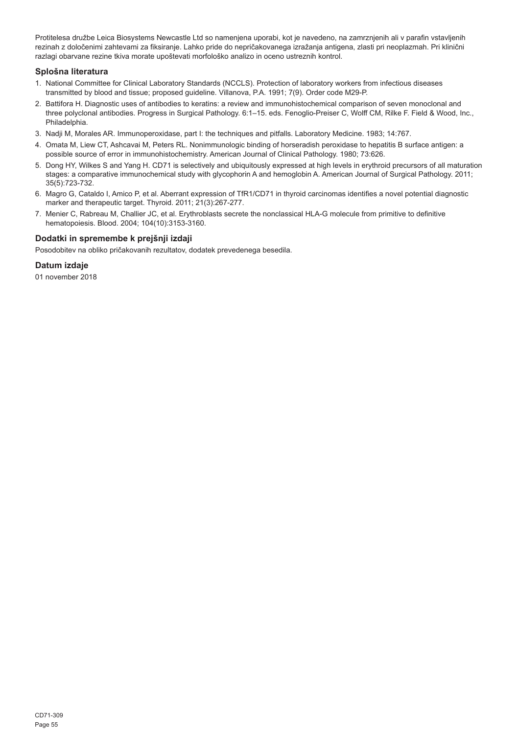Protitelesa družbe Leica Biosystems Newcastle Ltd so namenjena uporabi, kot je navedeno, na zamrznjenih ali v parafin vstavljenih rezinah z določenimi zahtevami za fiksiranje. Lahko pride do nepričakovanega izražanja antigena, zlasti pri neoplazmah. Pri klinični razlagi obarvane rezine tkiva morate upoštevati morfološko analizo in oceno ustreznih kontrol.

## Splošna literatura

1. National Committee for Clinical Laboratory Standards (NCCLS). Protection of laboratory workers from infectious diseases transmitted by blood and tissue; proposed guideline. Villanova, P.A. 1991; 7(9). Order code M29-P.
2. Battifora H. Diagnostic uses of antibodies to keratins: a review and immunohistochemical comparison of seven monoclonal and three polyclonal antibodies. Progress in Surgical Pathology. 6:1–15. eds. Fenoglio-Preiser C, Wolff CM, Rilke F. Field & Wood, Inc., Philadelphia.
3. Nadji M, Morales AR. Immunoperoxidase, part I: the techniques and pitfalls. Laboratory Medicine. 1983; 14:767.
4. Omata M, Liew CT, Ashcavai M, Peters RL. Nonimmunologic binding of horseradish peroxidase to hepatitis B surface antigen: a possible source of error in immunohistochemistry. American Journal of Clinical Pathology. 1980; 73:626.
5. Dong HY, Wilkes S and Yang H. CD71 is selectively and ubiquitously expressed at high levels in erythroid precursors of all maturation stages: a comparative immunochemical study with glycophorin A and hemoglobin A. American Journal of Surgical Pathology. 2011; 35(5):723-732.
6. Magro G, Cataldo I, Amico P, et al. Aberrant expression of TfR1/CD71 in thyroid carcinomas identifies a novel potential diagnostic marker and therapeutic target. Thyroid. 2011; 21(3):267-277.
7. Menier C, Rabreau M, Challier JC, et al. Erythroblasts secrete the nonclassical HLA-G molecule from primitive to definitive hematopoiesis. Blood. 2004; 104(10):3153-3160.

## Dodatki in spremembe k prejšnji izdaji

Posodobitev na obliko pričakovanih rezultatov, dodatek prevedenega besedila.

## Datum izdaje

01 november 2018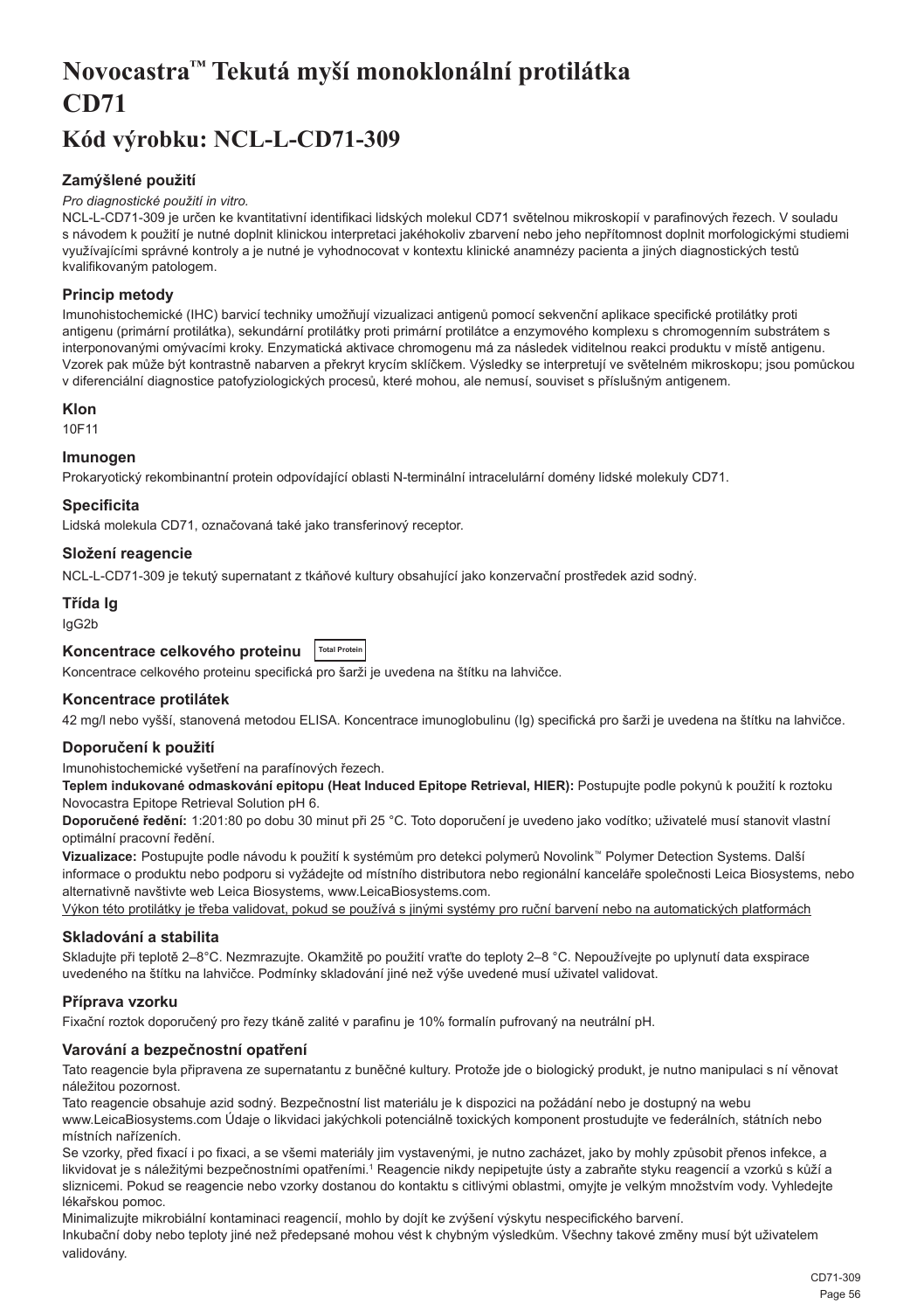# Novocastra™ Tekutá myší monoklonální protilátka CD71

## Kód výrobku: NCL-L-CD71-309

### Zamýšlené použití

*Pro diagnostické použití in vitro.*

NCL-L-CD71-309 je určen ke kvantitativní identifikaci lidských molekul CD71 světelnou mikroskopií v parafinových řezech. V souladu s návodem k použití je nutné doplnit klinickou interpretaci jakéhokoliv zbarvení nebo jeho nepřítomnost doplnit morfologickými studiemi využívajícími správné kontroly a je nutné je vyhodnocovat v kontextu klinické anamnézy pacienta a jiných diagnostických testů kvalifikovaným patologem.

### Princip metody

Imunohistochemické (IHC) barvicí techniky umožňují vizualizaci antigenů pomocí sekvenční aplikace specifické protilátky proti antigenu (primární protilátka), sekundární protilátky proti primární protilátce a enzymového komplexu s chromogenním substrátem s interponovanými omývacími kroky. Enzymatická aktivace chromogenu má za následek viditelnou reakci produktu v místě antigenu. Vzorek pak může být kontrastně nabarven a překryt krycím sklíčkem. Výsledky se interpretují ve světelném mikroskopu; jsou pomůckou v diferenciální diagnostice patofyziologických procesů, které mohou, ale nemusí, souviset s příslušným antigenem.

### Klon

10F11

### Imunogen

Prokaryotický rekombinantní protein odpovídající oblasti N-terminální intracelulární domény lidské molekuly CD71.

### Specificita

Lidská molekula CD71, označovaná také jako transferinový receptor.

### Složení reagencie

NCL-L-CD71-309 je tekutý supernatant z tkáňové kultury obsahující jako konzervační prostředek azid sodný.

### Třída Ig

IgG2b

### Koncentrace celkového proteinu

Total Protein

Koncentrace celkového proteinu specifická pro šarži je uvedena na štítku na lahvičce.

### Koncentrace protilátek

42 mg/l nebo vyšší, stanovená metodou ELISA. Koncentrace imunoglobulinu (Ig) specifická pro šarži je uvedena na štítku na lahvičce.

### Doporučení k použití

Imunohistochemické vyšetření na parafínových řezech.

**Teplem indukované odmaskování epitopu (Heat Induced Epitope Retrieval, HIER):** Postupujte podle pokynů k použití k roztoku Novocastra Epitope Retrieval Solution pH 6.

**Doporučené ředění:** 1:201:80 po dobu 30 minut při 25 °C. Toto doporučení je uvedeno jako vodítko; uživatelé musí stanovit vlastní optimální pracovní ředění.

**Vizualizace:** Postupujte podle návodu k použití k systémům pro detekci polymerů Novolink™ Polymer Detection Systems. Další informace o produktu nebo podporu si vyžádejte od místního distributora nebo regionální kanceláře společnosti Leica Biosystems, nebo alternativně navštivte web Leica Biosystems, www.LeicaBiosystems.com.

Výkon této protilátky je třeba validovat, pokud se používá s jinými systémy pro ruční barvení nebo na automatických platformách

### Skladování a stabilita

Skladujte při teplotě 2–8°C. Nezmrazujte. Okamžitě po použití vraťte do teploty 2–8 °C. Nepoužívejte po uplynutí data exspirace uvedeného na štítku na lahvičce. Podmínky skladování jiné než výše uvedené musí uživatel validovat.

### Příprava vzorku

Fixační roztok doporučený pro řezy tkáně zalité v parafinu je 10% formalín pufrovaný na neutrální pH.

### Varování a bezpečnostní opatření

Tato reagencie byla připravena ze supernatantu z buněčné kultury. Protože jde o biologický produkt, je nutno manipulaci s ní věnovat náležitou pozornost.

Tato reagencie obsahuje azid sodný. Bezpečnostní list materiálu je k dispozici na požádání nebo je dostupný na webu www.LeicaBiosystems.com Údaje o likvidaci jakýchkoli potenciálně toxických komponent prostudujte ve federálních, státních nebo místních nařízeních.

Se vzorky, před fixací i po fixaci, a se všemi materiály jim vystavenými, je nutno zacházet, jako by mohly způsobit přenos infekce, a likvidovat je s náležitými bezpečnostními opatřeními.[1] Reagencie nikdy nepipetujte ústy a zabraňte styku reagencií a vzorků s kůží a sliznicemi. Pokud se reagencie nebo vzorky dostanou do kontaktu s citlivými oblastmi, omyjte je velkým množstvím vody. Vyhledejte lékařskou pomoc.

Minimalizujte mikrobiální kontaminaci reagencií, mohlo by dojít ke zvýšení výskytu nespecifického barvení.

Inkubační doby nebo teploty jiné než předepsané mohou vést k chybným výsledkům. Všechny takové změny musí být uživatelem validovány.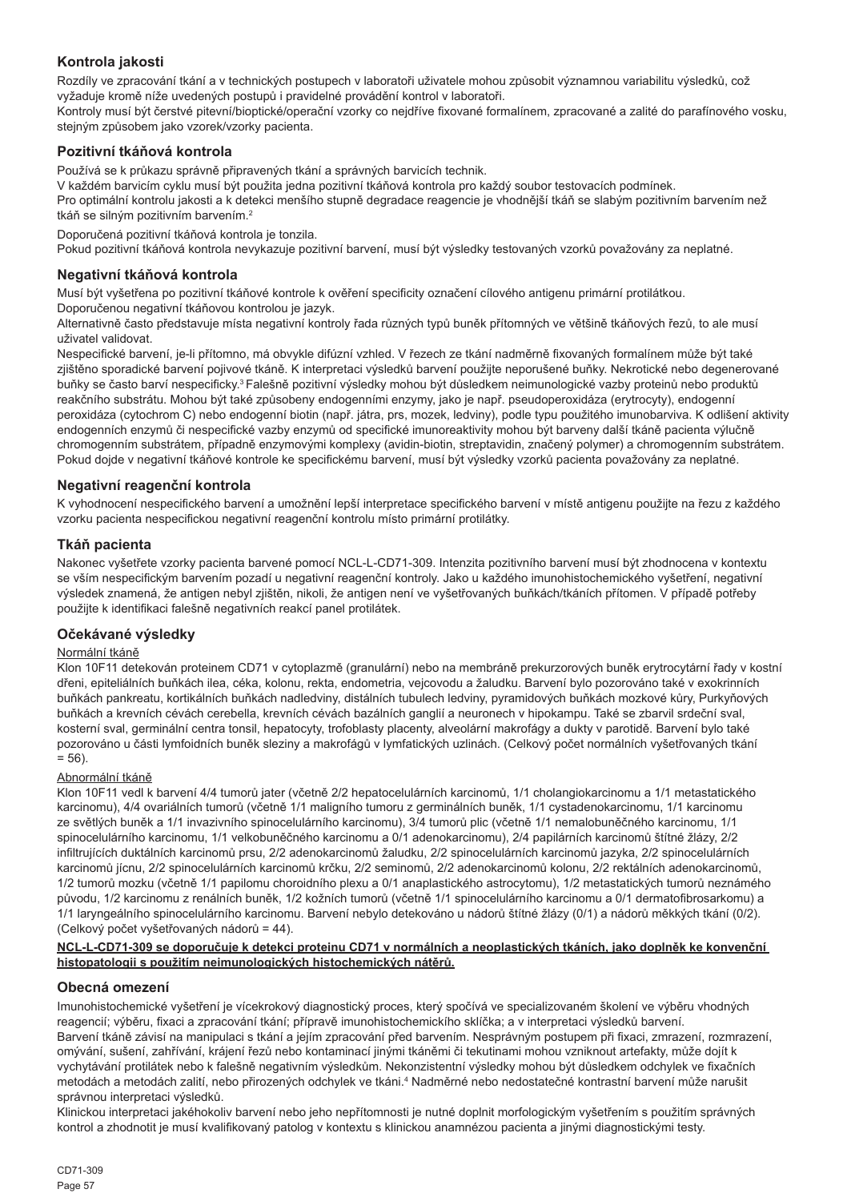## Kontrola jakosti

Rozdíly ve zpracování tkání a v technických postupech v laboratoři uživatele mohou způsobit významnou variabilitu výsledků, což vyžaduje kromě níže uvedených postupů i pravidelné provádění kontrol v laboratoři.

Kontroly musí být čerstvé pitevní/bioptické/operační vzorky co nejdříve fixované formalínem, zpracované a zalité do parafínového vosku, stejným způsobem jako vzorek/vzorky pacienta.

### Pozitivní tkáňová kontrola

Používá se k průkazu správně připravených tkání a správných barvicích technik.

V každém barvicím cyklu musí být použita jedna pozitivní tkáňová kontrola pro každý soubor testovacích podmínek.

Pro optimální kontrolu jakosti a k detekci menšího stupně degradace reagencie je vhodnější tkáň se slabým pozitivním barvením než tkáň se silným pozitivním barvením.[2]

Doporučená pozitivní tkáňová kontrola je tonzila.

Pokud pozitivní tkáňová kontrola nevykazuje pozitivní barvení, musí být výsledky testovaných vzorků považovány za neplatné.

### Negativní tkáňová kontrola

Musí být vyšetřena po pozitivní tkáňové kontrole k ověření specificity označení cílového antigenu primární protilátkou.

Doporučenou negativní tkáňovou kontrolou je jazyk.

Alternativně často představuje místa negativní kontroly řada různých typů buněk přítomných ve většině tkáňových řezů, to ale musí uživatel validovat.

Nespecifické barvení, je-li přítomno, má obvykle difúzní vzhled. V řezech ze tkání nadměrně fixovaných formalínem může být také zjištěno sporadické barvení pojivové tkáně. K interpretaci výsledků barvení použijte neporušené buňky. Nekrotické nebo degenerované buňky se často barví nespecificky.[3] Falešně pozitivní výsledky mohou být důsledkem neimunologické vazby proteinů nebo produktů reakčního substrátu. Mohou být také způsobeny endogenními enzymy, jako je např. pseudoperoxidáza (erytrocyty), endogenní peroxidáza (cytochrom C) nebo endogenní biotin (např. játra, prs, mozek, ledviny), podle typu použitého imunobarviva. K odlišení aktivity endogenních enzymů či nespecifické vazby enzymů od specifické imunoreaktivity mohou být barveny další tkáně pacienta výlučně chromogenním substrátem, případně enzymovými komplexy (avidin-biotin, streptavidin, značený polymer) a chromogenním substrátem. Pokud dojde v negativní tkáňové kontrole ke specifickému barvení, musí být výsledky vzorků pacienta považovány za neplatné.

### Negativní reagenční kontrola

K vyhodnocení nespecifického barvení a umožnění lepší interpretace specifického barvení v místě antigenu použijte na řezu z každého vzorku pacienta nespecifickou negativní reagenční kontrolu místo primární protilátky.

### Tkáň pacienta

Nakonec vyšetřete vzorky pacienta barvené pomocí NCL-L-CD71-309. Intenzita pozitivního barvení musí být zhodnocena v kontextu se vším nespecifickým barvením pozadí u negativní reagenční kontroly. Jako u každého imunohistochemického vyšetření, negativní výsledek znamená, že antigen nebyl zjištěn, nikoli, že antigen není ve vyšetřovaných buňkách/tkáních přítomen. V případě potřeby použijte k identifikaci falešně negativních reakcí panel protilátek.

## Očekávané výsledky

Normální tkáně

Klon 10F11 detekován proteinem CD71 v cytoplazmě (granulární) nebo na membráně prekurzorových buněk erytrocytární řady v kostní dřeni, epiteliálních buňkách ilea, céka, kolonu, rekta, endometria, vejcovodu a žaludku. Barvení bylo pozorováno také v exokrinních buňkách pankreatu, kortikálních buňkách nadledviny, distálních tubulech ledviny, pyramidových buňkách mozkové kůry, Purkyňových buňkách a krevních cévách cerebella, krevních cévách bazálních ganglií a neuronech v hipokampu. Také se zbarvil srdeční sval, kosterní sval, germinální centra tonsil, hepatocyty, trofoblasty placenty, alveolární makrofágy a dukty v parotidě. Barvení bylo také pozorováno u části lymfoidních buněk sleziny a makrofágů v lymfatických uzlinách. (Celkový počet normálních vyšetřovaných tkání = 56).

Abnormální tkáně

Klon 10F11 vedl k barvení 4/4 tumorů jater (včetně 2/2 hepatocelulárních karcinomů, 1/1 cholangiokarcinomu a 1/1 metastatického karcinomu), 4/4 ovariálních tumorů (včetně 1/1 maligního tumoru z germinálních buněk, 1/1 cystadenokarcinomu, 1/1 karcinomu ze světlých buněk a 1/1 invazivního spinocelulárního karcinomu), 3/4 tumorů plic (včetně 1/1 nemalobuněčného karcinomu, 1/1 spinocelulárního karcinomu, 1/1 velkobuněčného karcinomu a 0/1 adenokarcinomu), 2/4 papilárních karcinomů štítné žlázy, 2/2 infiltrujících duktálních karcinomů prsu, 2/2 adenokarcinomů žaludku, 2/2 spinocelulárních karcinomů jazyka, 2/2 spinocelulárních karcinomů jícnu, 2/2 spinocelulárních karcinomů krčku, 2/2 seminomů, 2/2 adenokarcinomů kolonu, 2/2 rektálních adenokarcinomů, 1/2 tumorů mozku (včetně 1/1 papilomu choroidního plexu a 0/1 anaplastického astrocytomu), 1/2 metastatických tumorů neznámého původu, 1/2 karcinomu z renálních buněk, 1/2 kožních tumorů (včetně 1/1 spinocelulárního karcinomu a 0/1 dermatofibrosarkomu) a 1/1 laryngeálního spinocelulárního karcinomu. Barvení nebylo detekováno u nádorů štítné žlázy (0/1) a nádorů měkkých tkání (0/2). (Celkový počet vyšetřovaných nádorů = 44).

**NCL-L-CD71-309 se doporučuje k detekci proteinu CD71 v normálních a neoplastických tkáních, jako doplněk ke konvenční histopatologii s použitím neimunologických histochemických nátěrů.**

## Obecná omezení

Imunohistochemické vyšetření je vícekrokový diagnostický proces, který spočívá ve specializovaném školení ve výběru vhodných reagencií; výběru, fixaci a zpracování tkání; přípravě imunohistochemického sklíčka; a v interpretaci výsledků barvení.

Barvení tkáně závisí na manipulaci s tkání a jejím zpracování před barvením. Nesprávným postupem při fixaci, zmrazení, rozmrazení, omývání, sušení, zahřívání, krájení řezů nebo kontaminací jinými tkáněmi či tekutinami mohou vzniknout artefakty, může dojít k vychytávání protilátek nebo k falešně negativním výsledkům. Nekonzistentní výsledky mohou být důsledkem odchylek ve fixačních metodách a metodách zalití, nebo přirozených odchylek ve tkáni.[4] Nadměrné nebo nedostatečné kontrastní barvení může narušit správnou interpretaci výsledků.

Klinickou interpretaci jakéhokoliv barvení nebo jeho nepřítomnosti je nutné doplnit morfologickým vyšetřením s použitím správných kontrol a zhodnotit je musí kvalifikovaný patolog v kontextu s klinickou anamnézou pacienta a jinými diagnostickými testy.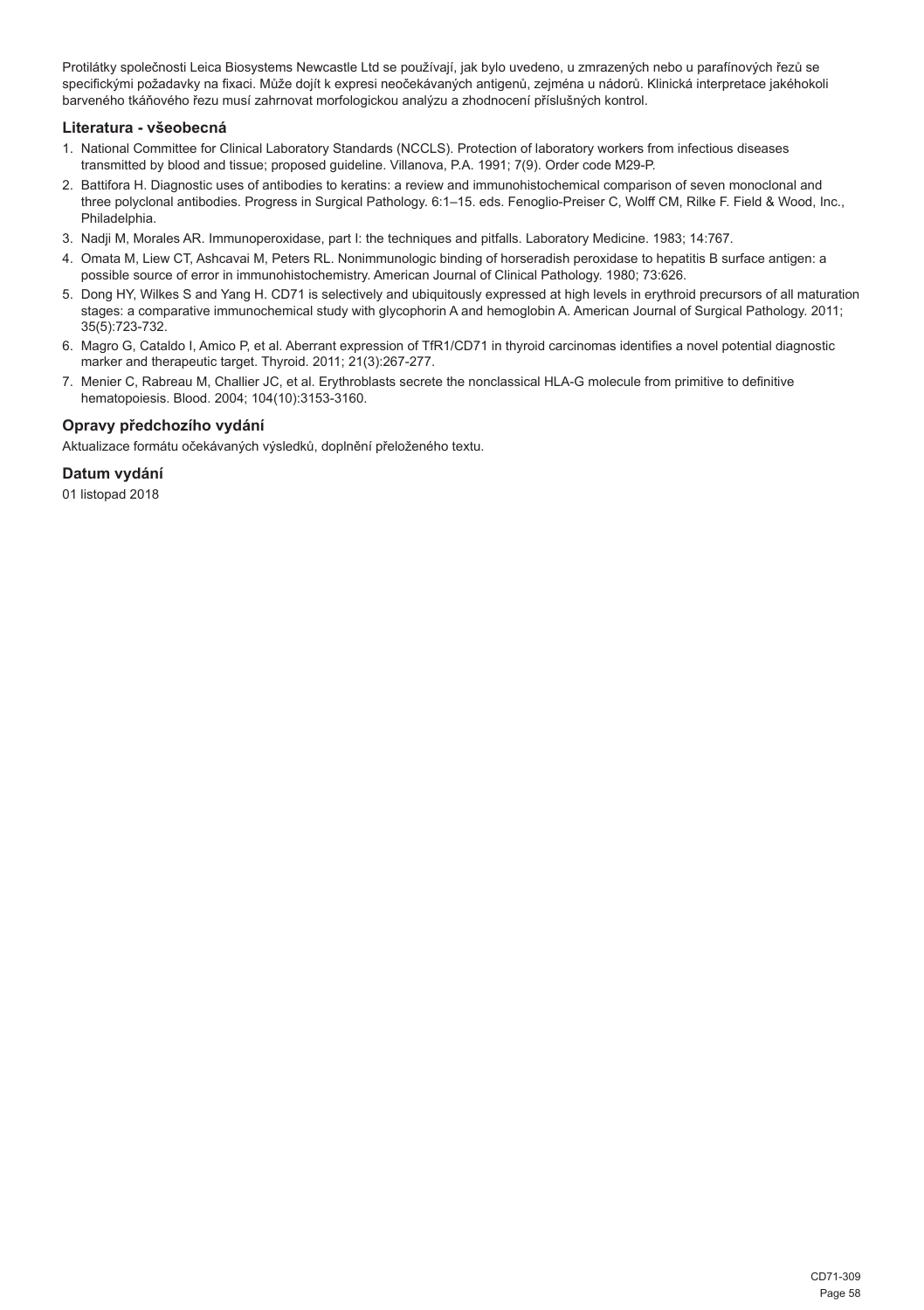Protilátky společnosti Leica Biosystems Newcastle Ltd se používají, jak bylo uvedeno, u zmrazených nebo u parafínových řezů se specifickými požadavky na fixaci. Může dojít k expresi neočekávaných antigenů, zejména u nádorů. Klinická interpretace jakéhokoli barveného tkáňového řezu musí zahrnovat morfologickou analýzu a zhodnocení příslušných kontrol.

## Literatura - všeobecná

1. National Committee for Clinical Laboratory Standards (NCCLS). Protection of laboratory workers from infectious diseases transmitted by blood and tissue; proposed guideline. Villanova, P.A. 1991; 7(9). Order code M29-P.
2. Battifora H. Diagnostic uses of antibodies to keratins: a review and immunohistochemical comparison of seven monoclonal and three polyclonal antibodies. Progress in Surgical Pathology. 6:1–15. eds. Fenoglio-Preiser C, Wolff CM, Rilke F. Field & Wood, Inc., Philadelphia.
3. Nadji M, Morales AR. Immunoperoxidase, part I: the techniques and pitfalls. Laboratory Medicine. 1983; 14:767.
4. Omata M, Liew CT, Ashcavai M, Peters RL. Nonimmunologic binding of horseradish peroxidase to hepatitis B surface antigen: a possible source of error in immunohistochemistry. American Journal of Clinical Pathology. 1980; 73:626.
5. Dong HY, Wilkes S and Yang H. CD71 is selectively and ubiquitously expressed at high levels in erythroid precursors of all maturation stages: a comparative immunochemical study with glycophorin A and hemoglobin A. American Journal of Surgical Pathology. 2011; 35(5):723-732.
6. Magro G, Cataldo I, Amico P, et al. Aberrant expression of TfR1/CD71 in thyroid carcinomas identifies a novel potential diagnostic marker and therapeutic target. Thyroid. 2011; 21(3):267-277.
7. Menier C, Rabreau M, Challier JC, et al. Erythroblasts secrete the nonclassical HLA-G molecule from primitive to definitive hematopoiesis. Blood. 2004; 104(10):3153-3160.

## Opravy předchozího vydání

Aktualizace formátu očekávaných výsledků, doplnění přeloženého textu.

## Datum vydání

01 listopad 2018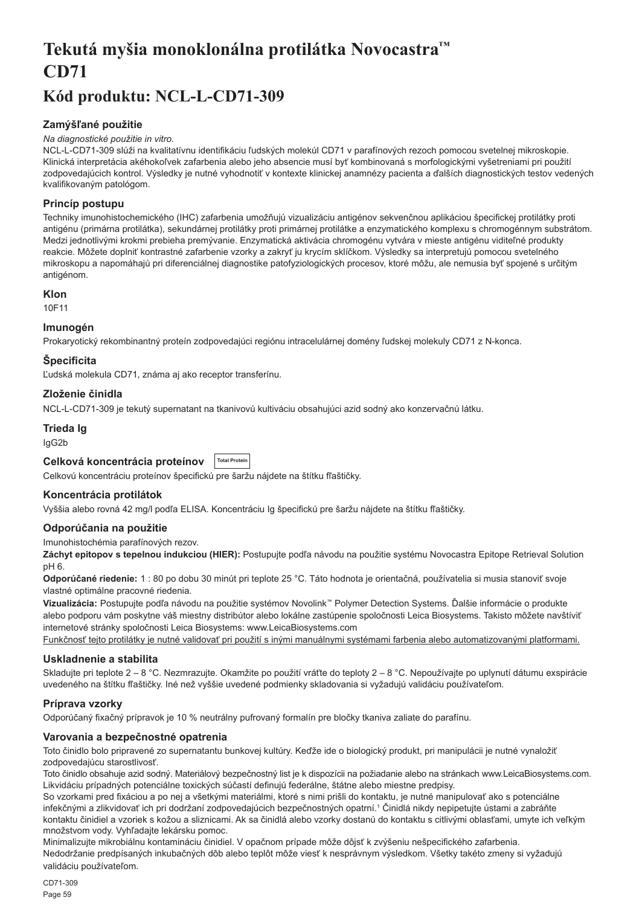# Tekutá myšia monoklonálna protilátka Novocastra™ CD71

## Kód produktu: NCL-L-CD71-309

### Zamýšľané použitie

*Na diagnostické použitie in vitro.*

NCL-L-CD71-309 slúži na kvalitatívnu identifikáciu ľudských molekúl CD71 v parafínových rezoch pomocou svetelnej mikroskopie. Klinická interpretácia akéhokoľvek zafarbenia alebo jeho absencie musí byť kombinovaná s morfologickými vyšetreniami pri použití zodpovedajúcich kontrol. Výsledky je nutné vyhodnotiť v kontexte klinickej anamnézy pacienta a ďalších diagnostických testov vedených kvalifikovaným patológom.

### Princíp postupu

Techniky imunohistochemického (IHC) zafarbenia umožňujú vizualizáciu antigénov sekvenčnou aplikáciou špecifickej protilátky proti antigénu (primárna protilátka), sekundárnej protilátky proti primárnej protilátke a enzymatického komplexu s chromogénnym substrátom. Medzi jednotlivými krokmi prebieha premývanie. Enzymatická aktivácia chromogénu vytvára v mieste antigénu viditeľné produkty reakcie. Môžete doplniť kontrastné zafarbenie vzorky a zakryť ju krycím sklíčkom. Výsledky sa interpretujú pomocou svetelného mikroskopu a napomáhajú pri diferenciálnej diagnostike patofyziologických procesov, ktoré môžu, ale nemusia byť spojené s určitým antigénom.

### Klon

10F11

### Imunogén

Prokaryotický rekombinantný proteín zodpovedajúci regiónu intracelulárnej domény ľudskej molekuly CD71 z N-konca.

### Špecificita

Ľudská molekula CD71, známa aj ako receptor transferínu.

### Zloženie činidla

NCL-L-CD71-309 je tekutý supernatant na tkanivovú kultiváciu obsahujúci azid sodný ako konzervačnú látku.

### Trieda Ig

IgG2b

### Celková koncentrácia proteínov Total Protein

Celkovú koncentráciu proteínov špecifickú pre šaržu nájdete na štítku fľaštičky.

### Koncentrácia protilátok

Vyššia alebo rovná 42 mg/l podľa ELISA. Koncentráciu Ig špecifickú pre šaržu nájdete na štítku fľaštičky.

### Odporúčania na použitie

Imunohistochémia parafínových rezov.

**Záchyt epitopov s tepelnou indukciou (HIER):** Postupujte podľa návodu na použitie systému Novocastra Epitope Retrieval Solution pH 6.

**Odporúčané riedenie:** 1 : 80 po dobu 30 minút pri teplote 25 °C. Táto hodnota je orientačná, používatelia si musia stanoviť svoje vlastné optimálne pracovné riedenia.

**Vizualizácia:** Postupujte podľa návodu na použitie systémov Novolink™ Polymer Detection Systems. Ďalšie informácie o produkte alebo podporu vám poskytne váš miestny distribútor alebo lokálne zastúpenie spoločnosti Leica Biosystems. Takisto môžete navštíviť internetové stránky spoločnosti Leica Biosystems: www.LeicaBiosystems.com

Funkčnosť tejto protilátky je nutné validovať pri použití s inými manuálnymi systémami farbenia alebo automatizovanými platformami.

### Uskladnenie a stabilita

Skladujte pri teplote 2 – 8 °C. Nezmrazujte. Okamžite po použití vráťte do teploty 2 – 8 °C. Nepoužívajte po uplynutí dátumu exspirácie uvedeného na štítku fľaštičky. Iné než vyššie uvedené podmienky skladovania si vyžadujú validáciu používateľom.

### Príprava vzorky

Odporúčaný fixačný prípravok je 10 % neutrálny pufrovaný formalín pre bločky tkaniva zaliate do parafínu.

### Varovania a bezpečnostné opatrenia

Toto činidlo bolo pripravené zo supernatantu bunkovej kultúry. Keďže ide o biologický produkt, pri manipulácii je nutné vynaložiť zodpovedajúcu starostlivosť.

Toto činidlo obsahuje azid sodný. Materiálový bezpečnostný list je k dispozícii na požiadanie alebo na stránkach www.LeicaBiosystems.com

Likvidáciu prípadných potenciálne toxických súčastí definujú federálne, štátne alebo miestne predpisy.

So vzorkami pred fixáciou a po nej a všetkými materiálmi, ktoré s nimi prišli do kontaktu, je nutné manipulovať ako s potenciálne infekčnými a zlikvidovať ich pri dodržaní zodpovedajúcich bezpečnostných opatrení.[1] Činidlá nikdy nepipetujte ústami a zabráňte kontaktu činidiel a vzoriek s kožou a sliznicami. Ak sa činidlá alebo vzorky dostanú do kontaktu s citlivými oblasťami, umyte ich veľkým množstvom vody. Vyhľadajte lekársku pomoc.

Minimalizujte mikrobiálnu kontamináciu činidiel. V opačnom prípade môže dôjsť k zvýšeniu nešpecifického zafarbenia.

Nedodržanie predpísaných inkubačných dôb alebo teplôt môže viesť k nesprávnym výsledkom. Všetky takéto zmeny si vyžadujú validáciu používateľom.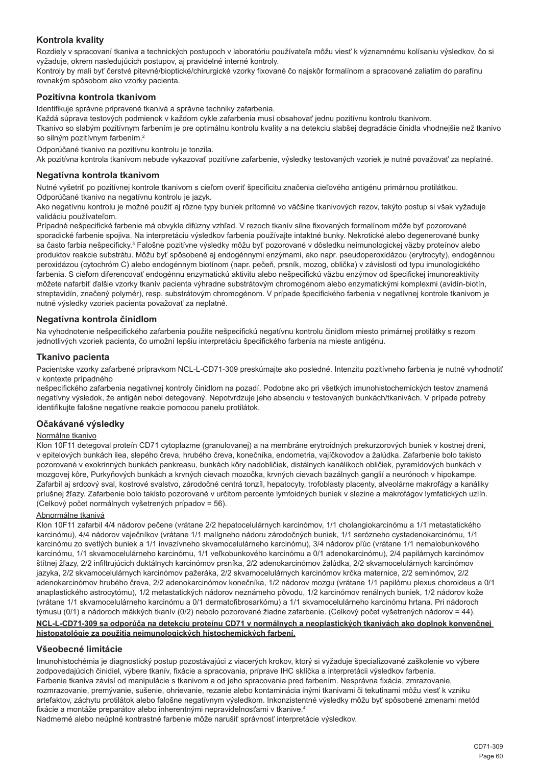## Kontrola kvality

Rozdiely v spracovaní tkaniva a technických postupoch v laboratóriu používateľa môžu viesť k významnému kolísaniu výsledkov, čo si vyžaduje, okrem nasledujúcich postupov, aj pravidelné interné kontroly.

Kontroly by mali byť čerstvé pitevné/bioptické/chirurgické vzorky fixované čo najskôr formalínom a spracované zaliatím do parafínu rovnakým spôsobom ako vzorky pacienta.

## Pozitívna kontrola tkanivom

Identifikuje správne pripravené tkanivá a správne techniky zafarbenia.

Každá súprava testových podmienok v každom cykle zafarbenia musí obsahovať jednu pozitívnu kontrolu tkanivom.

Tkanivo so slabým pozitívnym farbením je pre optimálnu kontrolu kvality a na detekciu slabšej degradácie činidla vhodnejšie než tkanivo so silným pozitívnym farbením.[2]

Odporúčané tkanivo na pozitívnu kontrolu je tonzila.

Ak pozitívna kontrola tkanivom nebude vykazovať pozitívne zafarbenie, výsledky testovaných vzoriek je nutné považovať za neplatné.

## Negatívna kontrola tkanivom

Nutné vyšetriť po pozitívnej kontrole tkanivom s cieľom overiť špecificitu značenia cieľového antigénu primárnou protilátkou.

Odporúčané tkanivo na negatívnu kontrolu je jazyk.

Ako negatívnu kontrolu je možné použiť aj rôzne typy buniek prítomné vo väčšine tkanivových rezov, takýto postup si však vyžaduje validáciu používateľom.

Prípadné nešpecifické farbenie má obvykle difúzny vzhľad. V rezoch tkanív silne fixovaných formalínom môže byť pozorované sporadické farbenie spojiva. Na interpretáciu výsledkov farbenia používajte intaktné bunky. Nekrotické alebo degenerované bunky sa často farbia nešpecificky.[3] Falošne pozitívne výsledky môžu byť pozorované v dôsledku neimunologickej väzby proteínov alebo produktov reakcie substrátu. Môžu byť spôsobené aj endogénnymi enzýmami, ako napr. pseudoperoxidázou (erytrocyty), endogénnou peroxidázou (cytochróm C) alebo endogénnym biotínom (napr. pečeň, prsník, mozog, oblička) v závislosti od typu imunologického farbenia. S cieľom diferencovať endogénnu enzymatickú aktivitu alebo nešpecifickú väzbu enzýmov od špecifickej imunoreaktivity môžete nafarbiť ďalšie vzorky tkanív pacienta výhradne substrátovým chromogénom alebo enzymatickými komplexmi (avidín-biotín, streptavidín, značený polymér), resp. substrátovým chromogénom. V prípade špecifického farbenia v negatívnej kontrole tkanivom je nutné výsledky vzoriek pacienta považovať za neplatné.

## Negatívna kontrola činidlom

Na vyhodnotenie nešpecifického zafarbenia použite nešpecifickú negatívnu kontrolu činidlom miesto primárnej protilátky s rezom jednotlivých vzoriek pacienta, čo umožní lepšiu interpretáciu špecifického farbenia na mieste antigénu.

## Tkanivo pacienta

Pacientske vzorky zafarbené prípravkom NCL-L-CD71-309 preskúmajte ako posledné. Intenzitu pozitívneho farbenia je nutné vyhodnotiť v kontexte prípadného

nešpecifického zafarbenia negatívnej kontroly činidlom na pozadí. Podobne ako pri všetkých imunohistochemických testov znamená negatívny výsledok, že antigén nebol detegovaný. Nepotvrdzuje jeho absenciu v testovaných bunkách/tkanivách. V prípade potreby identifikujte falošne negatívne reakcie pomocou panelu protilátok.

## Očakávané výsledky

Normálne tkanivo

Klon 10F11 detegoval proteín CD71 cytoplazme (granulovanej) a na membráne erytroidných prekurzorových buniek v kostnej dreni, v epitelových bunkách ilea, slepého čreva, hrubého čreva, konečníka, endometria, vajíčkovodov a žalúdka. Zafarbenie bolo takisto pozorované v exokrinných bunkách pankreasu, bunkách kôry nadobličiek, distálnych kanálikoch obličiek, pyramídových bunkách v mozgovej kôre, Purkyňových bunkách a krvných cievach mozočka, krvných cievach bazálnych ganglií a neurónoch v hipokampe. Zafarbil aj srdcový sval, kostrové svalstvo, zárodočné centrá tonzíl, hepatocyty, trofoblasty placenty, alveolárne makrofágy a kanáliky príušnej žľazy. Zafarbenie bolo takisto pozorované v určitom percente lymfoidných buniek v slezine a makrofágov lymfatických uzlín. (Celkový počet normálnych vyšetrených prípadov = 56).

Abnormálne tkanivá

Klon 10F11 zafarbil 4/4 nádorov pečene (vrátane 2/2 hepatocelulárnych karcinómov, 1/1 cholangiokarcinómu a 1/1 metastatického karcinómu), 4/4 nádorov vaječníkov (vrátane 1/1 malígneho nádoru zárodočných buniek, 1/1 serózneho cystadenokarcinómu, 1/1 karcinómu zo svetlých buniek a 1/1 invazívneho skvamocelulárneho karcinómu), 3/4 nádorov pľúc (vrátane 1/1 nemalobunkového karcinómu, 1/1 skvamocelulárneho karcinómu, 1/1 veľkobunkového karcinómu a 0/1 adenokarcinómu), 2/4 papilárnych karcinómov štítnej žľazy, 2/2 infiltrujúcich duktálnych karcinómov prsníka, 2/2 adenokarcinómov žalúdka, 2/2 skvamocelulárnych karcinómov jazyka, 2/2 skvamocelulárnych karcinómov pažeráka, 2/2 skvamocelulárnych karcinómov krčka maternice, 2/2 seminómov, 2/2 adenokarcinómov hrubého čreva, 2/2 adenokarcinómov konečníka, 1/2 nádorov mozgu (vrátane 1/1 papilómu plexus choroideus a 0/1 anaplastického astrocytómu), 1/2 metastatických nádorov neznámeho pôvodu, 1/2 karcinómov renálnych buniek, 1/2 nádorov kože (vrátane 1/1 skvamocelulárneho karcinómu a 0/1 dermatofibrosarkómu) a 1/1 skvamocelulárneho karcinómu hrtana. Pri nádoroch týmusu (0/1) a nádoroch mäkkých tkanív (0/2) nebolo pozorované žiadne zafarbenie. (Celkový počet vyšetrených nádorov = 44).

**NCL-L-CD71-309 sa odporúča na detekciu proteínu CD71 v normálnych a neoplastických tkanivách ako doplnok konvenčnej histopatológie za použitia neimunologických histochemických farbení.**

## Všeobecné limitácie

Imunohistochémia je diagnostický postup pozostávajúci z viacerých krokov, ktorý si vyžaduje špecializované zaškolenie vo výbere zodpovedajúcich činidiel, výbere tkanív, fixácie a spracovania, príprave IHC sklíčka a interpretácii výsledkov farbenia.

Farbenie tkaniva závisí od manipulácie s tkanivom a od jeho spracovania pred farbením. Nesprávna fixácia, zmrazovanie, rozmrazovanie, premývanie, sušenie, ohrievanie, rezanie alebo kontaminácia inými tkanivami či tekutinami môžu viesť k vzniku artefaktov, záchytu protilátok alebo falošne negatívnym výsledkom. Inkonzistentné výsledky môžu byť spôsobené zmenami metód fixácie a montáže preparátov alebo inherentnými nepravidelnosťami v tkanive.[4]

Nadmerné alebo neúplné kontrastné farbenie môže narušiť správnosť interpretácie výsledkov.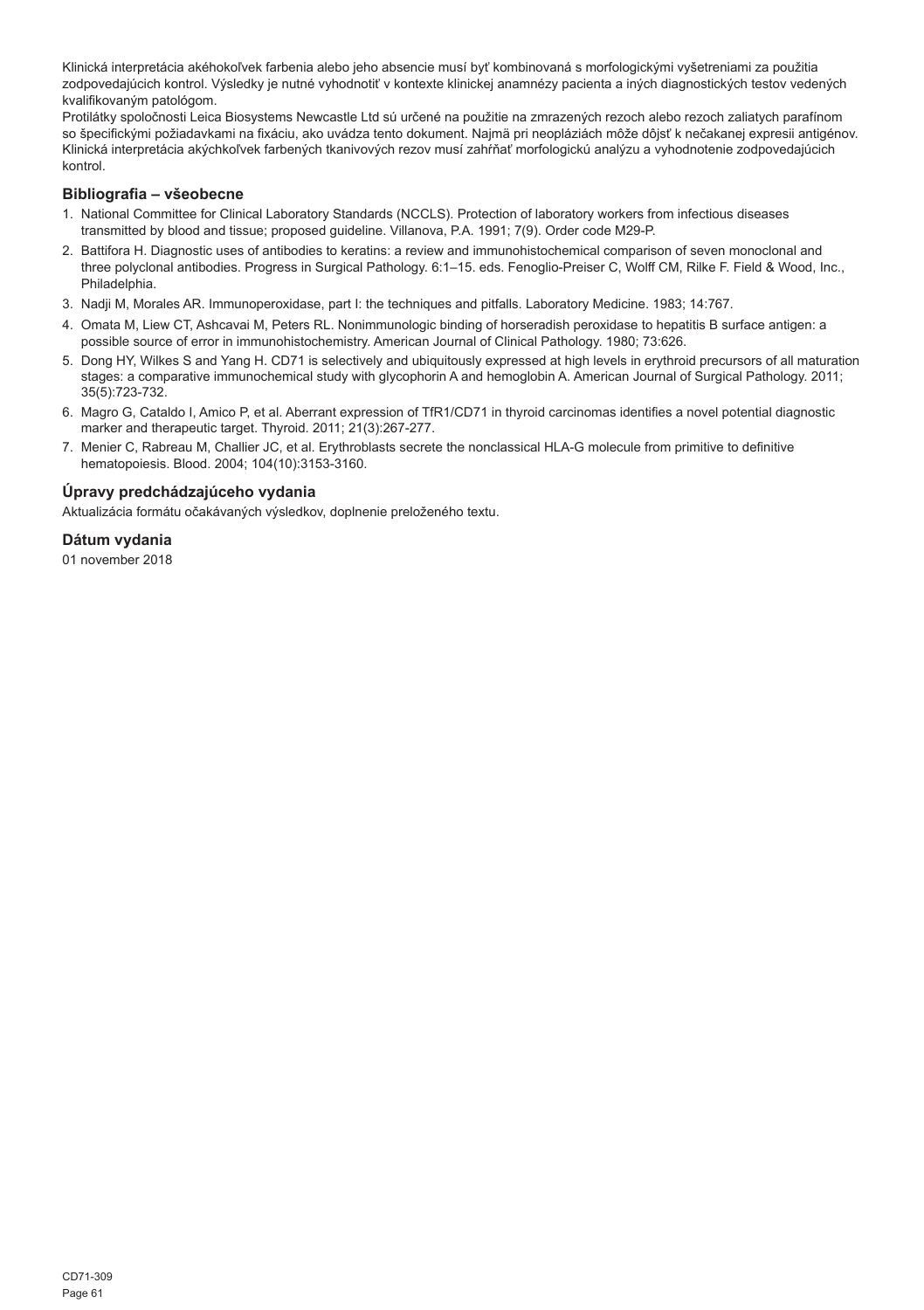Klinická interpretácia akéhokoľvek farbenia alebo jeho absencie musí byť kombinovaná s morfologickými vyšetreniami za použitia zodpovedajúcich kontrol. Výsledky je nutné vyhodnotiť v kontexte klinickej anamnézy pacienta a iných diagnostických testov vedených kvalifikovaným patológom.

Protilátky spoločnosti Leica Biosystems Newcastle Ltd sú určené na použitie na zmrazených rezoch alebo rezoch zaliatych parafínom so špecifickými požiadavkami na fixáciu, ako uvádza tento dokument. Najmä pri neopláziách môže dôjsť k nečakanej expresii antigénov. Klinická interpretácia akýchkoľvek farbených tkanivových rezov musí zahŕňať morfologickú analýzu a vyhodnotenie zodpovedajúcich kontrol.

## Bibliografia – všeobecne

1. National Committee for Clinical Laboratory Standards (NCCLS). Protection of laboratory workers from infectious diseases transmitted by blood and tissue; proposed guideline. Villanova, P.A. 1991; 7(9). Order code M29-P.
2. Battifora H. Diagnostic uses of antibodies to keratins: a review and immunohistochemical comparison of seven monoclonal and three polyclonal antibodies. Progress in Surgical Pathology. 6:1–15. eds. Fenoglio-Preiser C, Wolff CM, Rilke F. Field & Wood, Inc., Philadelphia.
3. Nadji M, Morales AR. Immunoperoxidase, part I: the techniques and pitfalls. Laboratory Medicine. 1983; 14:767.
4. Omata M, Liew CT, Ashcavai M, Peters RL. Nonimmunologic binding of horseradish peroxidase to hepatitis B surface antigen: a possible source of error in immunohistochemistry. American Journal of Clinical Pathology. 1980; 73:626.
5. Dong HY, Wilkes S and Yang H. CD71 is selectively and ubiquitously expressed at high levels in erythroid precursors of all maturation stages: a comparative immunochemical study with glycophorin A and hemoglobin A. American Journal of Surgical Pathology. 2011; 35(5):723-732.
6. Magro G, Cataldo I, Amico P, et al. Aberrant expression of TfR1/CD71 in thyroid carcinomas identifies a novel potential diagnostic marker and therapeutic target. Thyroid. 2011; 21(3):267-277.
7. Menier C, Rabreau M, Challier JC, et al. Erythroblasts secrete the nonclassical HLA-G molecule from primitive to definitive hematopoiesis. Blood. 2004; 104(10):3153-3160.

## Úpravy predchádzajúceho vydania

Aktualizácia formátu očakávaných výsledkov, doplnenie preloženého textu.

## Dátum vydania

01 november 2018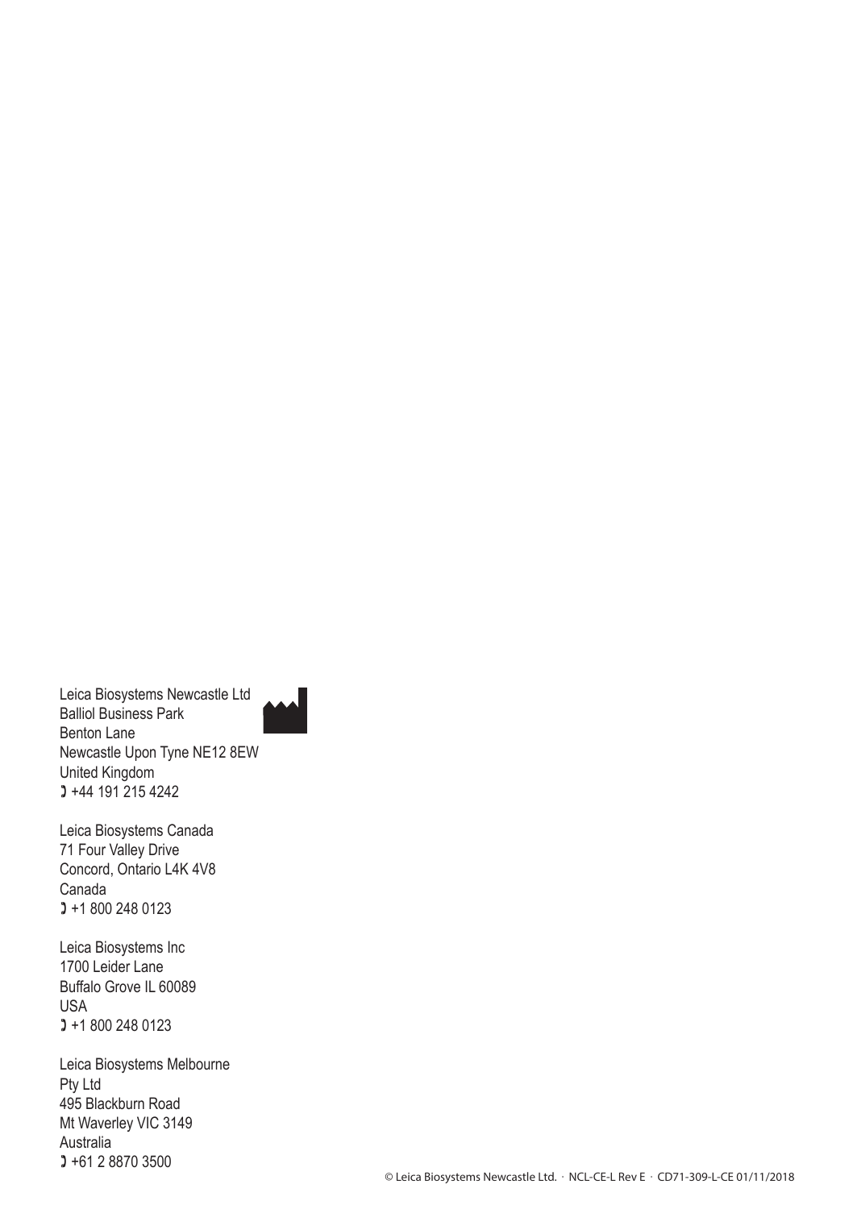Leica Biosystems Newcastle Ltd
Balliol Business Park
Benton Lane
Newcastle Upon Tyne NE12 8EW
United Kingdom
+44 191 215 4242

Leica Biosystems Canada
71 Four Valley Drive
Concord, Ontario L4K 4V8
Canada
+1 800 248 0123

Leica Biosystems Inc
1700 Leider Lane
Buffalo Grove IL 60089
USA
+1 800 248 0123

Leica Biosystems Melbourne
Pty Ltd
495 Blackburn Road
Mt Waverley VIC 3149
Australia
+61 2 8870 3500

© Leica Biosystems Newcastle Ltd. · NCL-CE-L Rev E · CD71-309-L-CE 01/11/2018